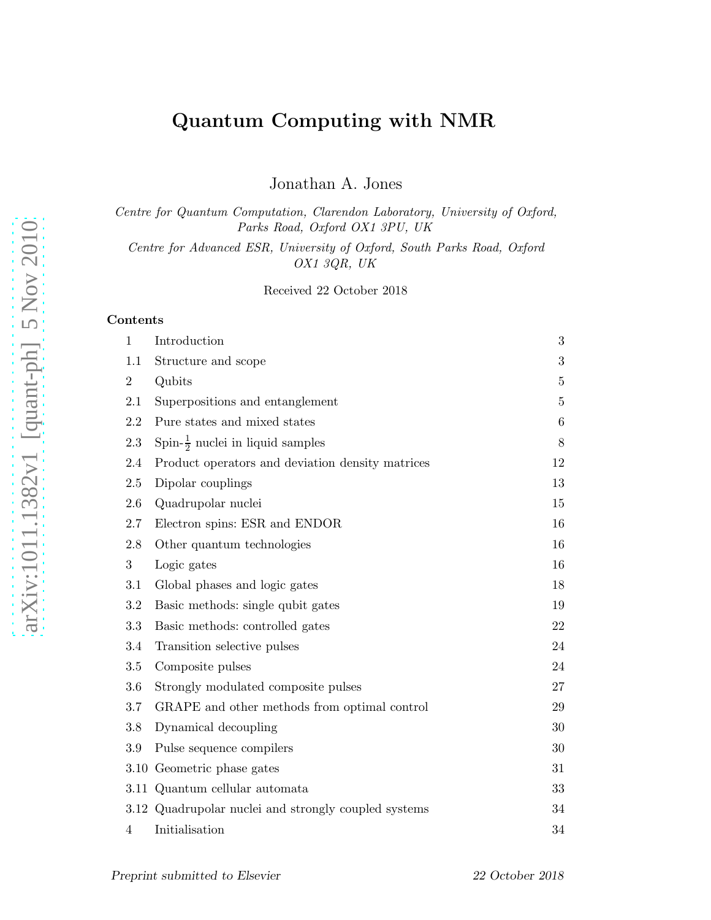# Quantum Computing with NMR

Jonathan A. Jones

*Centre for Quantum Computation, Clarendon Laboratory, University of Oxford, Parks Road, Oxford OX1 3PU, UK*

*Centre for Advanced ESR, University of Oxford, South Parks Road, Oxford OX1 3QR, UK*

Received 22 October 2018

## Contents

| | | |
|---|---|---|
| 1 | Introduction | 3 |
| 1.1 | Structure and scope | 3 |
| 2 | Qubits | 5 |
| 2.1 | Superpositions and entanglement | 5 |
| 2.2 | Pure states and mixed states | 6 |
| 2.3 | Spin-$\frac{1}{2}$ nuclei in liquid samples | 8 |
| 2.4 | Product operators and deviation density matrices | 12 |
| 2.5 | Dipolar couplings | 13 |
| 2.6 | Quadrupolar nuclei | 15 |
| 2.7 | Electron spins: ESR and ENDOR | 16 |
| 2.8 | Other quantum technologies | 16 |
| 3 | Logic gates | 16 |
| 3.1 | Global phases and logic gates | 18 |
| 3.2 | Basic methods: single qubit gates | 19 |
| 3.3 | Basic methods: controlled gates | 22 |
| 3.4 | Transition selective pulses | 24 |
| 3.5 | Composite pulses | 24 |
| 3.6 | Strongly modulated composite pulses | 27 |
| 3.7 | GRAPE and other methods from optimal control | 29 |
| 3.8 | Dynamical decoupling | 30 |
| 3.9 | Pulse sequence compilers | 30 |
| 3.10 | Geometric phase gates | 31 |
| 3.11 | Quantum cellular automata | 33 |
| 3.12 | Quadrupolar nuclei and strongly coupled systems | 34 |
| 4 | Initialisation | 34 |

*Preprint submitted to Elsevier* 22 October 2018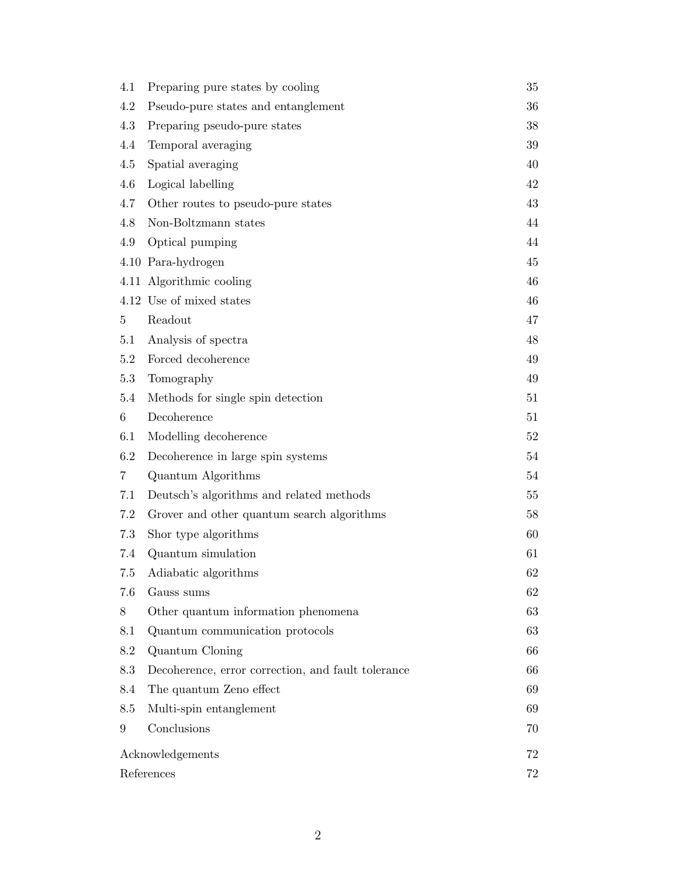| | | |
|---|---|---|
| 4.1 | Preparing pure states by cooling | 35 |
| 4.2 | Pseudo-pure states and entanglement | 36 |
| 4.3 | Preparing pseudo-pure states | 38 |
| 4.4 | Temporal averaging | 39 |
| 4.5 | Spatial averaging | 40 |
| 4.6 | Logical labelling | 42 |
| 4.7 | Other routes to pseudo-pure states | 43 |
| 4.8 | Non-Boltzmann states | 44 |
| 4.9 | Optical pumping | 44 |
| 4.10 | Para-hydrogen | 45 |
| 4.11 | Algorithmic cooling | 46 |
| 4.12 | Use of mixed states | 46 |
| 5 | Readout | 47 |
| 5.1 | Analysis of spectra | 48 |
| 5.2 | Forced decoherence | 49 |
| 5.3 | Tomography | 49 |
| 5.4 | Methods for single spin detection | 51 |
| 6 | Decoherence | 51 |
| 6.1 | Modelling decoherence | 52 |
| 6.2 | Decoherence in large spin systems | 54 |
| 7 | Quantum Algorithms | 54 |
| 7.1 | Deutsch's algorithms and related methods | 55 |
| 7.2 | Grover and other quantum search algorithms | 58 |
| 7.3 | Shor type algorithms | 60 |
| 7.4 | Quantum simulation | 61 |
| 7.5 | Adiabatic algorithms | 62 |
| 7.6 | Gauss sums | 62 |
| 8 | Other quantum information phenomena | 63 |
| 8.1 | Quantum communication protocols | 63 |
| 8.2 | Quantum Cloning | 66 |
| 8.3 | Decoherence, error correction, and fault tolerance | 66 |
| 8.4 | The quantum Zeno effect | 69 |
| 8.5 | Multi-spin entanglement | 69 |
| 9 | Conclusions | 70 |
| | Acknowledgements | 72 |
| | References | 72 |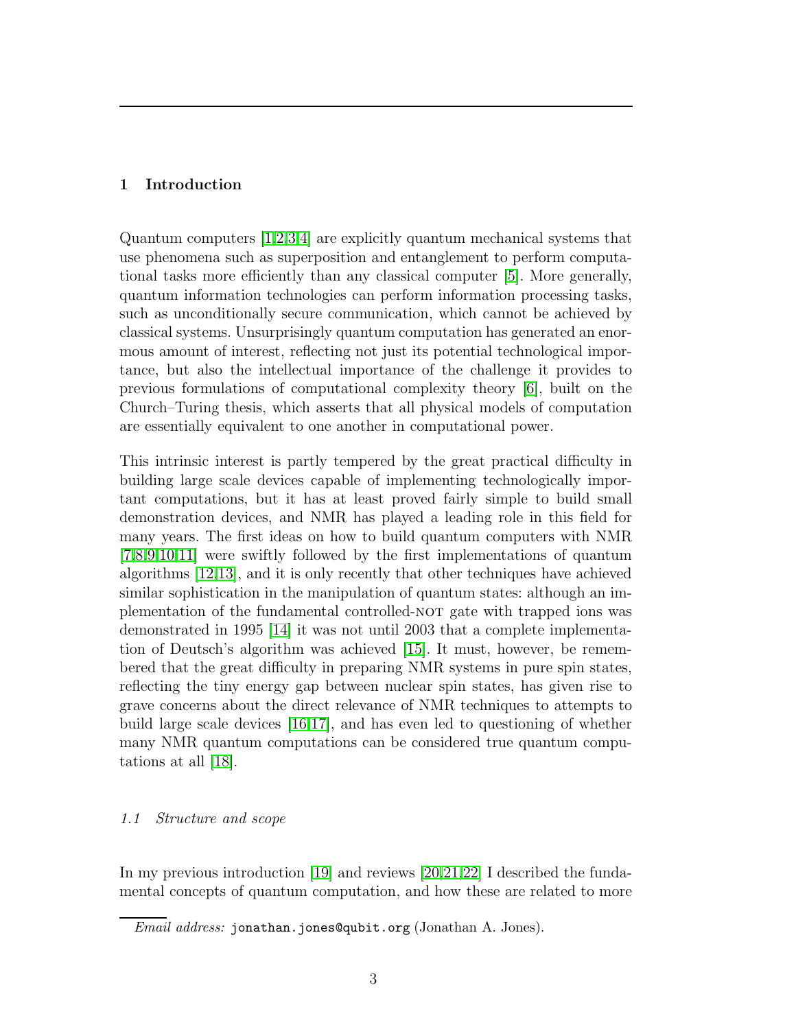## 1 Introduction

Quantum computers [1,2,3,4] are explicitly quantum mechanical systems that use phenomena such as superposition and entanglement to perform computational tasks more efficiently than any classical computer [5]. More generally, quantum information technologies can perform information processing tasks, such as unconditionally secure communication, which cannot be achieved by classical systems. Unsurprisingly quantum computation has generated an enormous amount of interest, reflecting not just its potential technological importance, but also the intellectual importance of the challenge it provides to previous formulations of computational complexity theory [6], built on the Church–Turing thesis, which asserts that all physical models of computation are essentially equivalent to one another in computational power.

This intrinsic interest is partly tempered by the great practical difficulty in building large scale devices capable of implementing technologically important computations, but it has at least proved fairly simple to build small demonstration devices, and NMR has played a leading role in this field for many years. The first ideas on how to build quantum computers with NMR [7,8,9,10,11] were swiftly followed by the first implementations of quantum algorithms [12,13], and it is only recently that other techniques have achieved similar sophistication in the manipulation of quantum states: although an implementation of the fundamental controlled-NOT gate with trapped ions was demonstrated in 1995 [14] it was not until 2003 that a complete implementation of Deutsch's algorithm was achieved [15]. It must, however, be remembered that the great difficulty in preparing NMR systems in pure spin states, reflecting the tiny energy gap between nuclear spin states, has given rise to grave concerns about the direct relevance of NMR techniques to attempts to build large scale devices [16,17], and has even led to questioning of whether many NMR quantum computations can be considered true quantum computations at all [18].

### 1.1 Structure and scope

In my previous introduction [19] and reviews [20,21,22] I described the fundamental concepts of quantum computation, and how these are related to more

*Email address:* `jonathan.jones@qubit.org` (Jonathan A. Jones).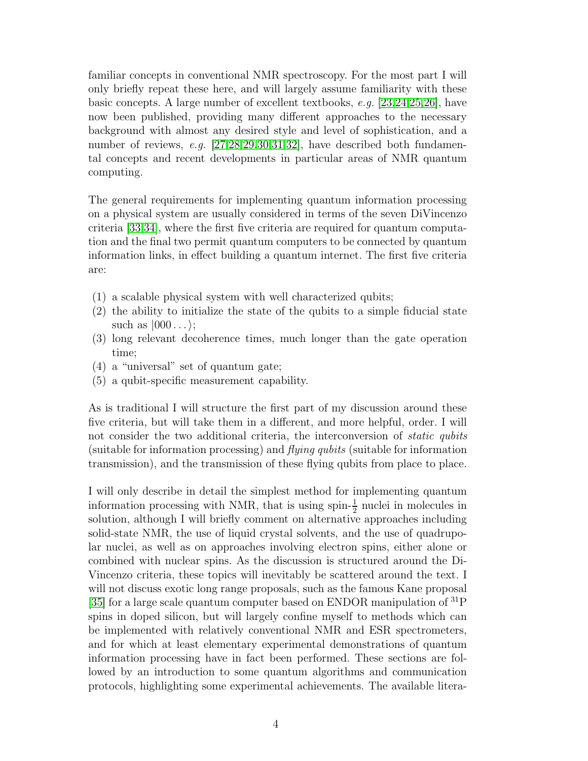familiar concepts in conventional NMR spectroscopy. For the most part I will only briefly repeat these here, and will largely assume familiarity with these basic concepts. A large number of excellent textbooks, *e.g.* [23,24,25,26], have now been published, providing many different approaches to the necessary background with almost any desired style and level of sophistication, and a number of reviews, *e.g.* [27,28,29,30,31,32], have described both fundamental concepts and recent developments in particular areas of NMR quantum computing.

The general requirements for implementing quantum information processing on a physical system are usually considered in terms of the seven DiVincenzo criteria [33,34], where the first five criteria are required for quantum computation and the final two permit quantum computers to be connected by quantum information links, in effect building a quantum internet. The first five criteria are:

(1) a scalable physical system with well characterized qubits;
(2) the ability to initialize the state of the qubits to a simple fiducial state such as $|000\ldots\rangle$;
(3) long relevant decoherence times, much longer than the gate operation time;
(4) a "universal" set of quantum gate;
(5) a qubit-specific measurement capability.

As is traditional I will structure the first part of my discussion around these five criteria, but will take them in a different, and more helpful, order. I will not consider the two additional criteria, the interconversion of *static qubits* (suitable for information processing) and *flying qubits* (suitable for information transmission), and the transmission of these flying qubits from place to place.

I will only describe in detail the simplest method for implementing quantum information processing with NMR, that is using spin-$\frac{1}{2}$ nuclei in molecules in solution, although I will briefly comment on alternative approaches including solid-state NMR, the use of liquid crystal solvents, and the use of quadrupolar nuclei, as well as on approaches involving electron spins, either alone or combined with nuclear spins. As the discussion is structured around the DiVincenzo criteria, these topics will inevitably be scattered around the text. I will not discuss exotic long range proposals, such as the famous Kane proposal [35] for a large scale quantum computer based on ENDOR manipulation of $^{31}$P spins in doped silicon, but will largely confine myself to methods which can be implemented with relatively conventional NMR and ESR spectrometers, and for which at least elementary experimental demonstrations of quantum information processing have in fact been performed. These sections are followed by an introduction to some quantum algorithms and communication protocols, highlighting some experimental achievements. The available litera-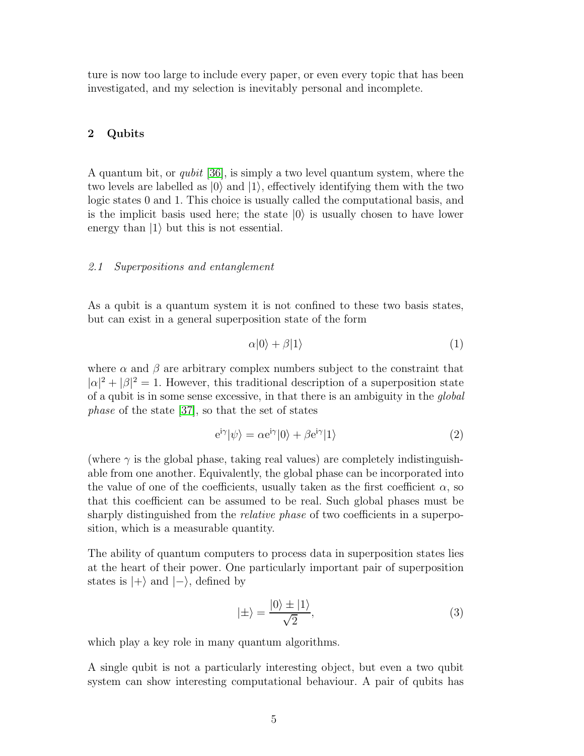ture is now too large to include every paper, or even every topic that has been investigated, and my selection is inevitably personal and incomplete.

## 2 Qubits

A quantum bit, or *qubit* [36], is simply a two level quantum system, where the two levels are labelled as $|0\rangle$ and $|1\rangle$, effectively identifying them with the two logic states 0 and 1. This choice is usually called the computational basis, and is the implicit basis used here; the state $|0\rangle$ is usually chosen to have lower energy than $|1\rangle$ but this is not essential.

### *2.1 Superpositions and entanglement*

As a qubit is a quantum system it is not confined to these two basis states, but can exist in a general superposition state of the form

$$\alpha|0\rangle + \beta|1\rangle \tag{1}$$

where $\alpha$ and $\beta$ are arbitrary complex numbers subject to the constraint that $|\alpha|^2 + |\beta|^2 = 1$. However, this traditional description of a superposition state of a qubit is in some sense excessive, in that there is an ambiguity in the *global phase* of the state [37], so that the set of states

$$\mathrm{e}^{\mathrm{i}\gamma}|\psi\rangle = \alpha\mathrm{e}^{\mathrm{i}\gamma}|0\rangle + \beta\mathrm{e}^{\mathrm{i}\gamma}|1\rangle \tag{2}$$

(where $\gamma$ is the global phase, taking real values) are completely indistinguishable from one another. Equivalently, the global phase can be incorporated into the value of one of the coefficients, usually taken as the first coefficient $\alpha$, so that this coefficient can be assumed to be real. Such global phases must be sharply distinguished from the *relative phase* of two coefficients in a superposition, which is a measurable quantity.

The ability of quantum computers to process data in superposition states lies at the heart of their power. One particularly important pair of superposition states is $|+\rangle$ and $|-\rangle$, defined by

$$|\pm\rangle = \frac{|0\rangle \pm |1\rangle}{\sqrt{2}}, \tag{3}$$

which play a key role in many quantum algorithms.

A single qubit is not a particularly interesting object, but even a two qubit system can show interesting computational behaviour. A pair of qubits has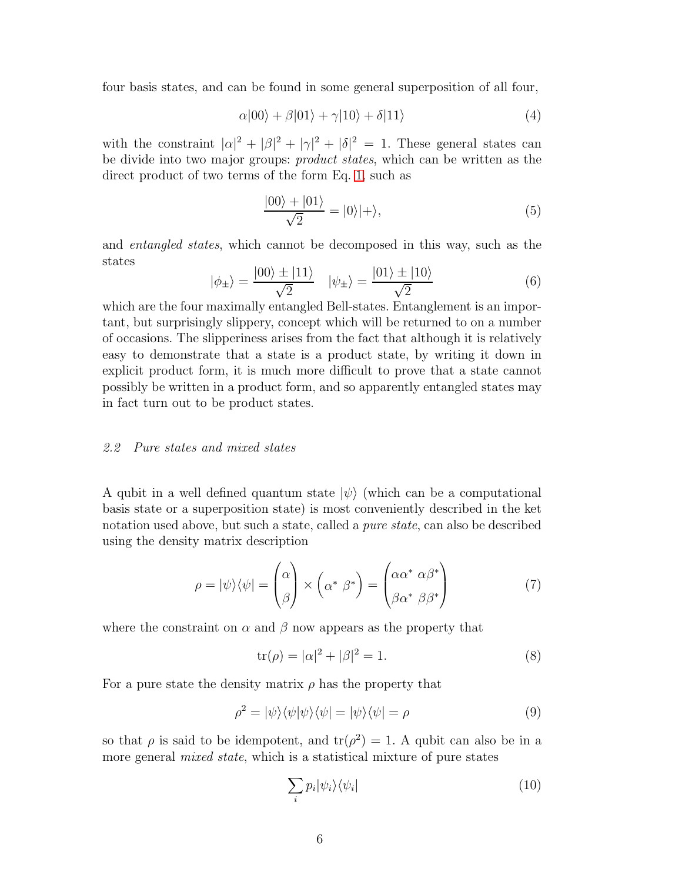four basis states, and can be found in some general superposition of all four,

$$\alpha|00\rangle + \beta|01\rangle + \gamma|10\rangle + \delta|11\rangle \tag{4}$$

with the constraint $|\alpha|^2 + |\beta|^2 + |\gamma|^2 + |\delta|^2 = 1$. These general states can be divide into two major groups: *product states*, which can be written as the direct product of two terms of the form Eq. 1, such as

$$\frac{|00\rangle + |01\rangle}{\sqrt{2}} = |0\rangle|+\rangle, \tag{5}$$

and *entangled states*, which cannot be decomposed in this way, such as the states

$$|\phi_{\pm}\rangle = \frac{|00\rangle \pm |11\rangle}{\sqrt{2}} \quad |\psi_{\pm}\rangle = \frac{|01\rangle \pm |10\rangle}{\sqrt{2}} \tag{6}$$

which are the four maximally entangled Bell-states. Entanglement is an important, but surprisingly slippery, concept which will be returned to on a number of occasions. The slipperiness arises from the fact that although it is relatively easy to demonstrate that a state is a product state, by writing it down in explicit product form, it is much more difficult to prove that a state cannot possibly be written in a product form, and so apparently entangled states may in fact turn out to be product states.

### 2.2 Pure states and mixed states

A qubit in a well defined quantum state $|\psi\rangle$ (which can be a computational basis state or a superposition state) is most conveniently described in the ket notation used above, but such a state, called a *pure state*, can also be described using the density matrix description

$$\rho = |\psi\rangle\langle\psi| = \begin{pmatrix} \alpha \\ \beta \end{pmatrix} \times \begin{pmatrix} \alpha^* & \beta^* \end{pmatrix} = \begin{pmatrix} \alpha\alpha^* & \alpha\beta^* \\ \beta\alpha^* & \beta\beta^* \end{pmatrix} \tag{7}$$

where the constraint on $\alpha$ and $\beta$ now appears as the property that

$$\mathrm{tr}(\rho) = |\alpha|^2 + |\beta|^2 = 1. \tag{8}$$

For a pure state the density matrix $\rho$ has the property that

$$\rho^2 = |\psi\rangle\langle\psi|\psi\rangle\langle\psi| = |\psi\rangle\langle\psi| = \rho \tag{9}$$

so that $\rho$ is said to be idempotent, and $\mathrm{tr}(\rho^2) = 1$. A qubit can also be in a more general *mixed state*, which is a statistical mixture of pure states

$$\sum_i p_i |\psi_i\rangle\langle\psi_i| \tag{10}$$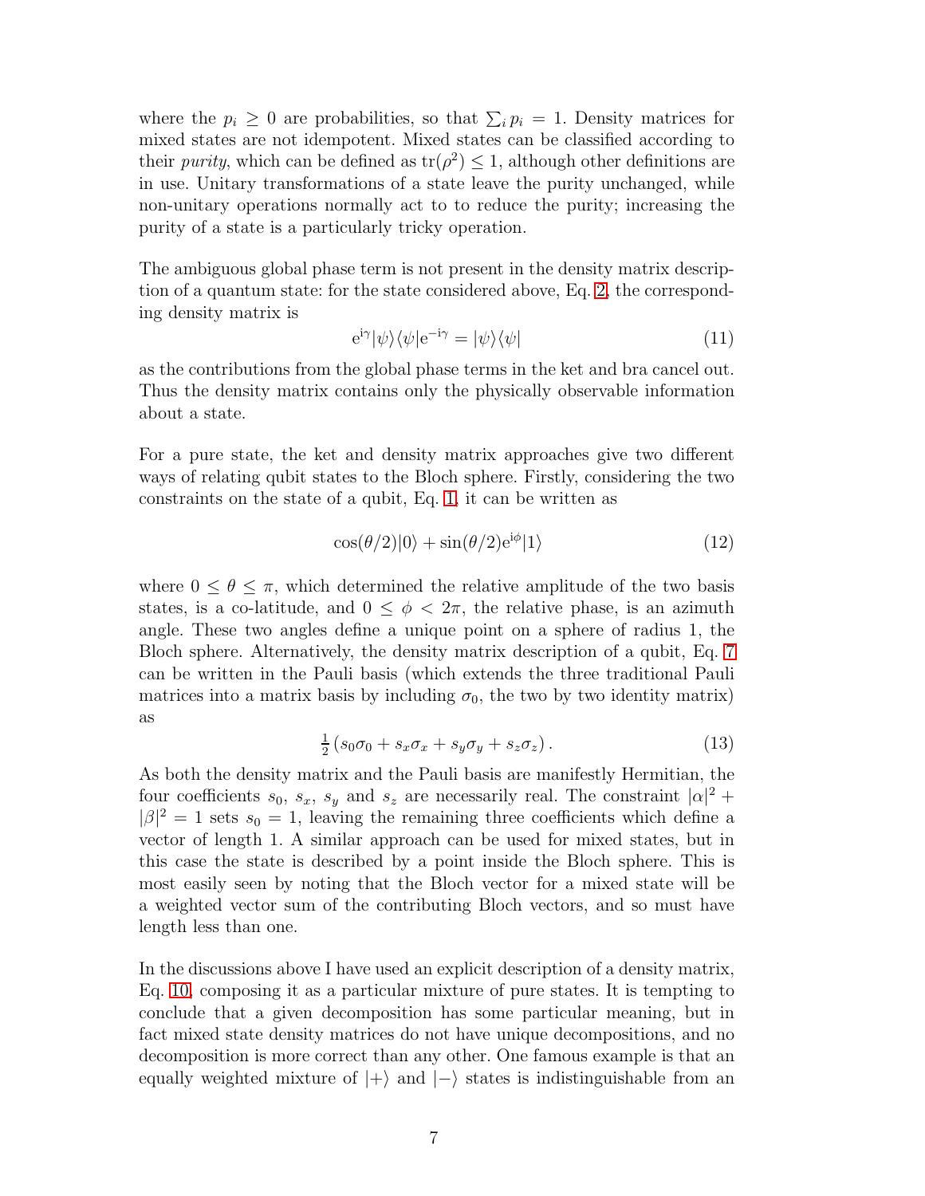where the $p_i \geq 0$ are probabilities, so that $\sum_i p_i = 1$. Density matrices for mixed states are not idempotent. Mixed states can be classified according to their *purity*, which can be defined as $\mathrm{tr}(\rho^2) \leq 1$, although other definitions are in use. Unitary transformations of a state leave the purity unchanged, while non-unitary operations normally act to to reduce the purity; increasing the purity of a state is a particularly tricky operation.

The ambiguous global phase term is not present in the density matrix description of a quantum state: for the state considered above, Eq. 2, the corresponding density matrix is

$$\mathrm{e}^{\mathrm{i}\gamma}|\psi\rangle\langle\psi|\mathrm{e}^{-\mathrm{i}\gamma} = |\psi\rangle\langle\psi| \tag{11}$$

as the contributions from the global phase terms in the ket and bra cancel out. Thus the density matrix contains only the physically observable information about a state.

For a pure state, the ket and density matrix approaches give two different ways of relating qubit states to the Bloch sphere. Firstly, considering the two constraints on the state of a qubit, Eq. 1, it can be written as

$$\cos(\theta/2)|0\rangle + \sin(\theta/2)\mathrm{e}^{\mathrm{i}\phi}|1\rangle \tag{12}$$

where $0 \leq \theta \leq \pi$, which determined the relative amplitude of the two basis states, is a co-latitude, and $0 \leq \phi < 2\pi$, the relative phase, is an azimuth angle. These two angles define a unique point on a sphere of radius 1, the Bloch sphere. Alternatively, the density matrix description of a qubit, Eq. 7 can be written in the Pauli basis (which extends the three traditional Pauli matrices into a matrix basis by including $\sigma_0$, the two by two identity matrix) as

$$\tfrac{1}{2}\left(s_0\sigma_0 + s_x\sigma_x + s_y\sigma_y + s_z\sigma_z\right). \tag{13}$$

As both the density matrix and the Pauli basis are manifestly Hermitian, the four coefficients $s_0$, $s_x$, $s_y$ and $s_z$ are necessarily real. The constraint $|\alpha|^2 + |\beta|^2 = 1$ sets $s_0 = 1$, leaving the remaining three coefficients which define a vector of length 1. A similar approach can be used for mixed states, but in this case the state is described by a point inside the Bloch sphere. This is most easily seen by noting that the Bloch vector for a mixed state will be a weighted vector sum of the contributing Bloch vectors, and so must have length less than one.

In the discussions above I have used an explicit description of a density matrix, Eq. 10, composing it as a particular mixture of pure states. It is tempting to conclude that a given decomposition has some particular meaning, but in fact mixed state density matrices do not have unique decompositions, and no decomposition is more correct than any other. One famous example is that an equally weighted mixture of $|+\rangle$ and $|-\rangle$ states is indistinguishable from an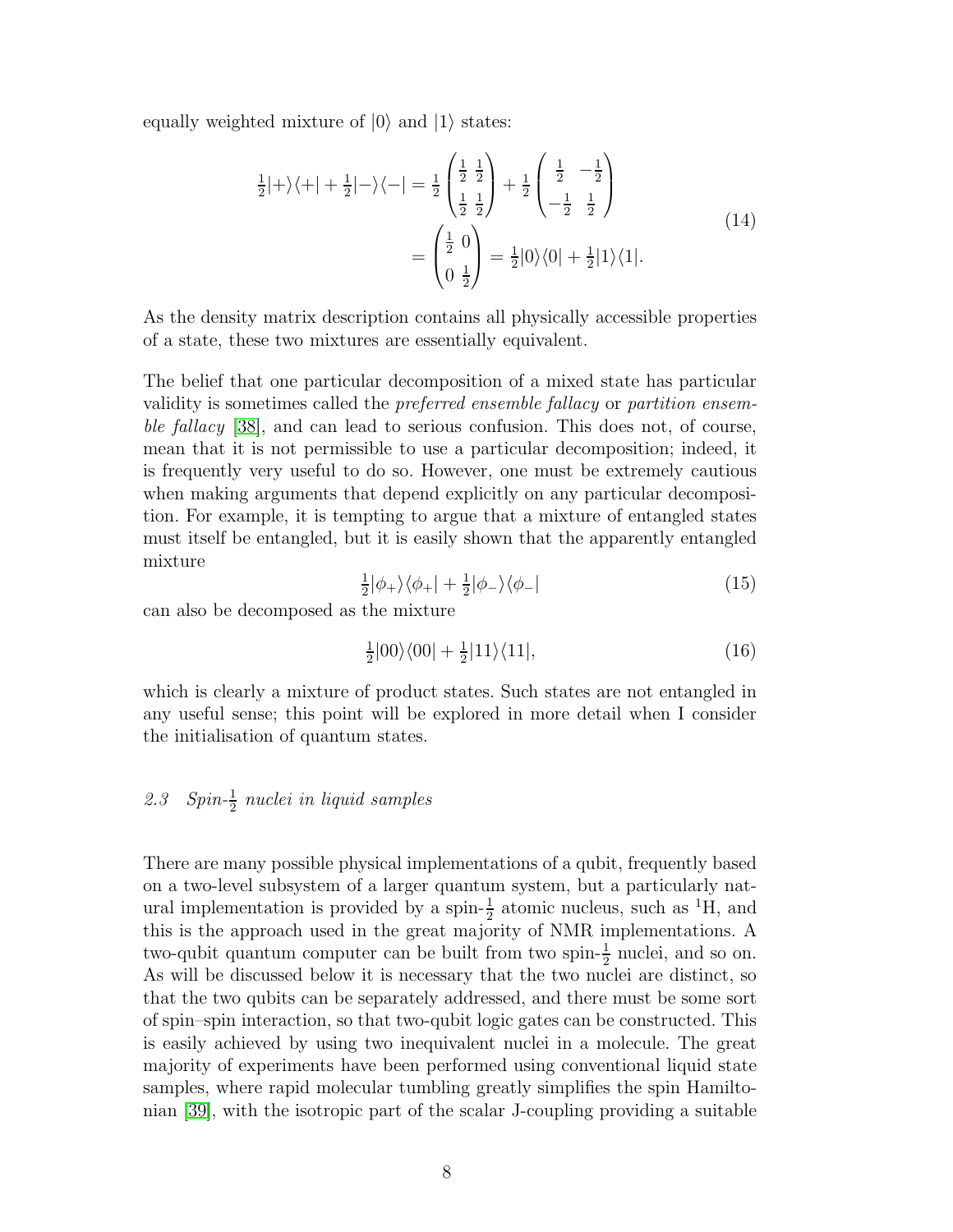equally weighted mixture of $|0\rangle$ and $|1\rangle$ states:

$$
\begin{aligned}
\tfrac{1}{2}|+\rangle\langle+| + \tfrac{1}{2}|-\rangle\langle-| &= \tfrac{1}{2}\begin{pmatrix} \frac{1}{2} & \frac{1}{2} \\ \frac{1}{2} & \frac{1}{2} \end{pmatrix} + \tfrac{1}{2}\begin{pmatrix} \frac{1}{2} & -\frac{1}{2} \\ -\frac{1}{2} & \frac{1}{2} \end{pmatrix} \\
&= \begin{pmatrix} \frac{1}{2} & 0 \\ 0 & \frac{1}{2} \end{pmatrix} = \tfrac{1}{2}|0\rangle\langle 0| + \tfrac{1}{2}|1\rangle\langle 1|.
\end{aligned}
\tag{14}
$$

As the density matrix description contains all physically accessible properties of a state, these two mixtures are essentially equivalent.

The belief that one particular decomposition of a mixed state has particular validity is sometimes called the *preferred ensemble fallacy* or *partition ensemble fallacy* [38], and can lead to serious confusion. This does not, of course, mean that it is not permissible to use a particular decomposition; indeed, it is frequently very useful to do so. However, one must be extremely cautious when making arguments that depend explicitly on any particular decomposition. For example, it is tempting to argue that a mixture of entangled states must itself be entangled, but it is easily shown that the apparently entangled mixture

$$
\tfrac{1}{2}|\phi_+\rangle\langle\phi_+| + \tfrac{1}{2}|\phi_-\rangle\langle\phi_-| \tag{15}
$$

can also be decomposed as the mixture

$$
\tfrac{1}{2}|00\rangle\langle 00| + \tfrac{1}{2}|11\rangle\langle 11|, \tag{16}
$$

which is clearly a mixture of product states. Such states are not entangled in any useful sense; this point will be explored in more detail when I consider the initialisation of quantum states.

### *2.3 Spin-$\frac{1}{2}$ nuclei in liquid samples*

There are many possible physical implementations of a qubit, frequently based on a two-level subsystem of a larger quantum system, but a particularly natural implementation is provided by a spin-$\frac{1}{2}$ atomic nucleus, such as $^{1}$H, and this is the approach used in the great majority of NMR implementations. A two-qubit quantum computer can be built from two spin-$\frac{1}{2}$ nuclei, and so on. As will be discussed below it is necessary that the two nuclei are distinct, so that the two qubits can be separately addressed, and there must be some sort of spin–spin interaction, so that two-qubit logic gates can be constructed. This is easily achieved by using two inequivalent nuclei in a molecule. The great majority of experiments have been performed using conventional liquid state samples, where rapid molecular tumbling greatly simplifies the spin Hamiltonian [39], with the isotropic part of the scalar J-coupling providing a suitable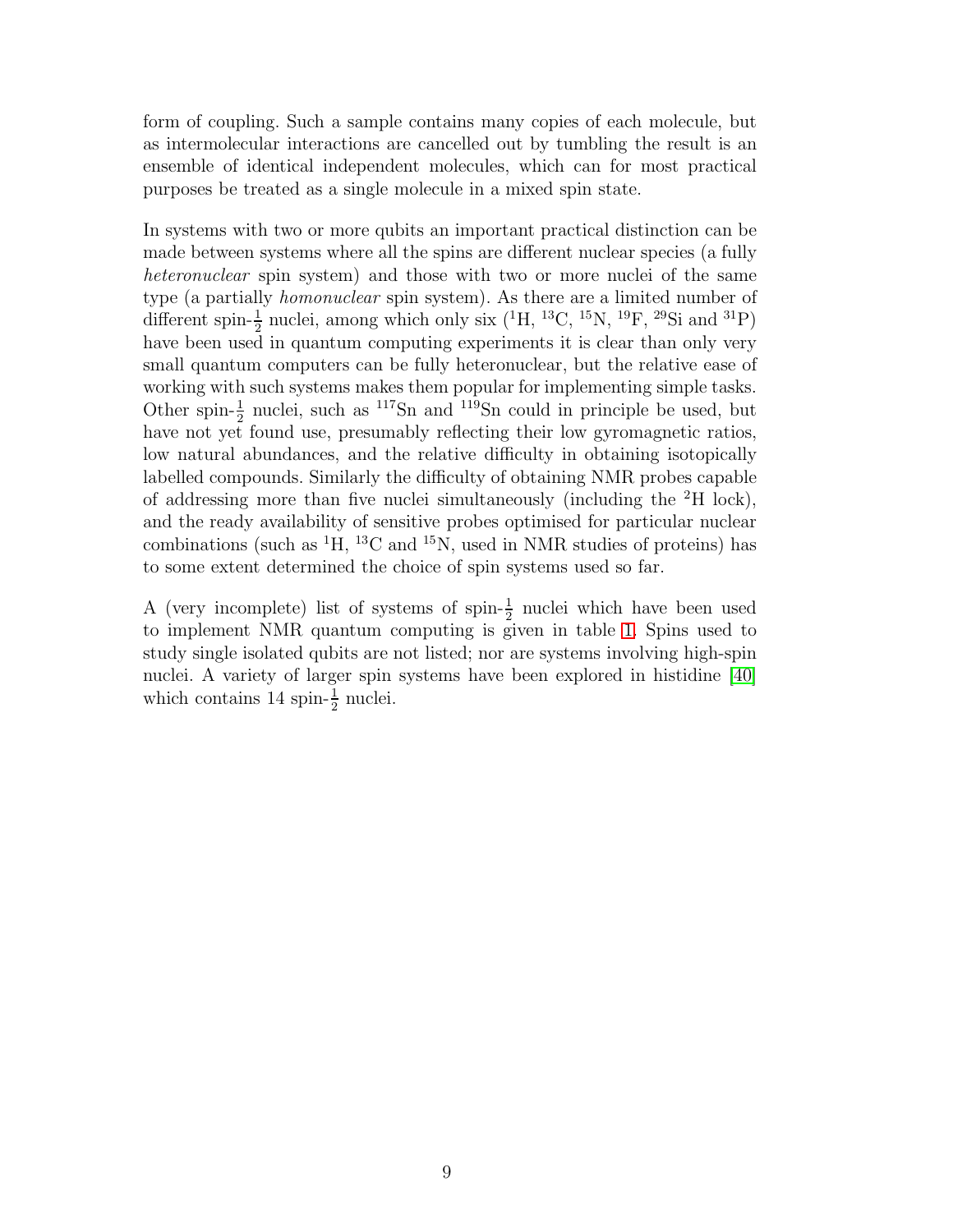form of coupling. Such a sample contains many copies of each molecule, but as intermolecular interactions are cancelled out by tumbling the result is an ensemble of identical independent molecules, which can for most practical purposes be treated as a single molecule in a mixed spin state.

In systems with two or more qubits an important practical distinction can be made between systems where all the spins are different nuclear species (a fully *heteronuclear* spin system) and those with two or more nuclei of the same type (a partially *homonuclear* spin system). As there are a limited number of different spin-$\frac{1}{2}$ nuclei, among which only six ($^{1}$H, $^{13}$C, $^{15}$N, $^{19}$F, $^{29}$Si and $^{31}$P) have been used in quantum computing experiments it is clear than only very small quantum computers can be fully heteronuclear, but the relative ease of working with such systems makes them popular for implementing simple tasks. Other spin-$\frac{1}{2}$ nuclei, such as $^{117}$Sn and $^{119}$Sn could in principle be used, but have not yet found use, presumably reflecting their low gyromagnetic ratios, low natural abundances, and the relative difficulty in obtaining isotopically labelled compounds. Similarly the difficulty of obtaining NMR probes capable of addressing more than five nuclei simultaneously (including the $^{2}$H lock), and the ready availability of sensitive probes optimised for particular nuclear combinations (such as $^{1}$H, $^{13}$C and $^{15}$N, used in NMR studies of proteins) has to some extent determined the choice of spin systems used so far.

A (very incomplete) list of systems of spin-$\frac{1}{2}$ nuclei which have been used to implement NMR quantum computing is given in table 1. Spins used to study single isolated qubits are not listed; nor are systems involving high-spin nuclei. A variety of larger spin systems have been explored in histidine [40] which contains 14 spin-$\frac{1}{2}$ nuclei.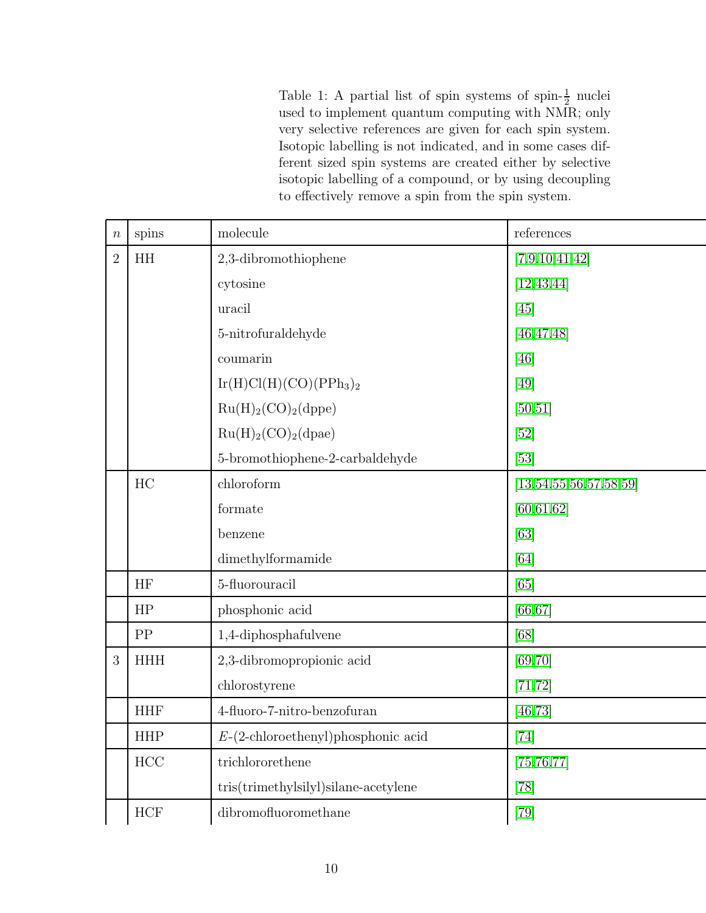Table 1: A partial list of spin systems of spin-$\frac{1}{2}$ nuclei used to implement quantum computing with NMR; only very selective references are given for each spin system. Isotopic labelling is not indicated, and in some cases different sized spin systems are created either by selective isotopic labelling of a compound, or by using decoupling to effectively remove a spin from the spin system.

| $n$ | spins | molecule | references |
|---|---|---|---|
| 2 | HH | 2,3-dibromothiophene | [7,9,10,41,42] |
| | | cytosine | [12,43,44] |
| | | uracil | [45] |
| | | 5-nitrofuraldehyde | [46,47,48] |
| | | coumarin | [46] |
| | | $Ir(H)Cl(H)(CO)(PPh_3)_2$ | [49] |
| | | $Ru(H)_2(CO)_2(dppe)$ | [50,51] |
| | | $Ru(H)_2(CO)_2(dpae)$ | [52] |
| | | 5-bromothiophene-2-carbaldehyde | [53] |
| | HC | chloroform | [13,54,55,56,57,58,59] |
| | | formate | [60,61,62] |
| | | benzene | [63] |
| | | dimethylformamide | [64] |
| | HF | 5-fluorouracil | [65] |
| | HP | phosphonic acid | [66,67] |
| | PP | 1,4-diphosphafulvene | [68] |
| 3 | HHH | 2,3-dibromopropionic acid | [69,70] |
| | | chlorostyrene | [71,72] |
| | HHF | 4-fluoro-7-nitro-benzofuran | [46,73] |
| | HHP | *E*-(2-chloroethenyl)phosphonic acid | [74] |
| | HCC | trichlororethene | [75,76,77] |
| | | tris(trimethylsilyl)silane-acetylene | [78] |
| | HCF | dibromofluoromethane | [79] |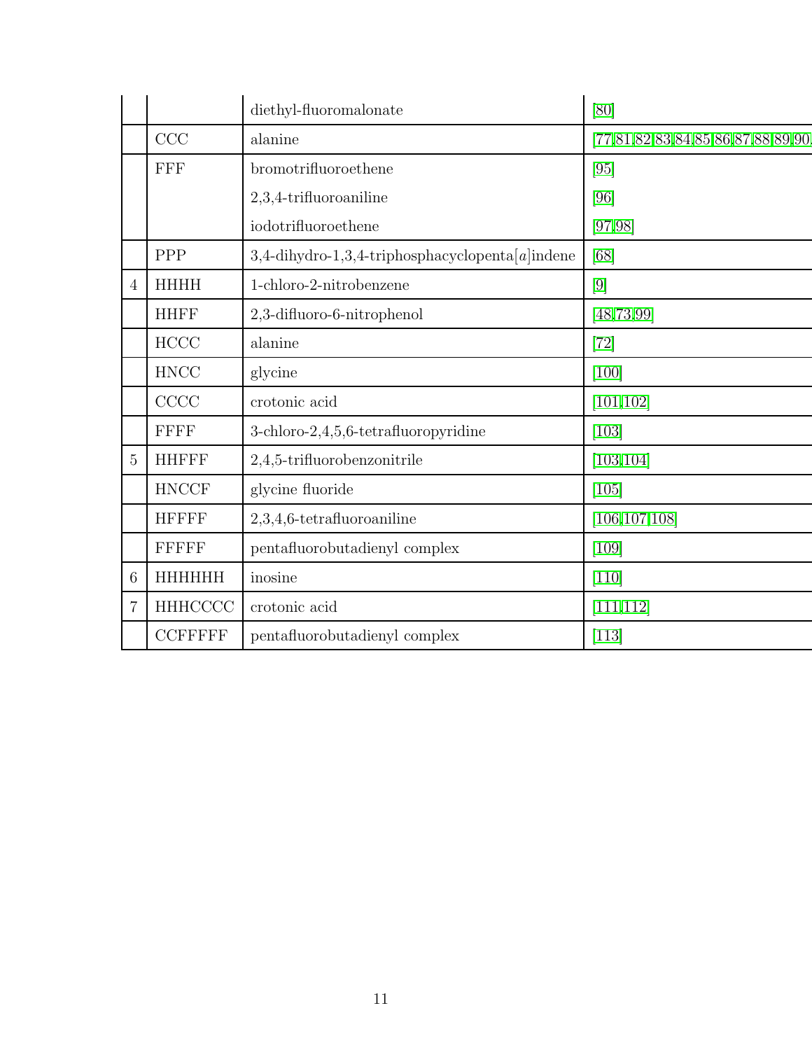| | | diethyl-fluoromalonate | [80] |
|---|---|---|---|
| | CCC | alanine | [77,81,82,83,84,85,86,87,88,89,90, |
| | FFF | bromotrifluoroethene | [95] |
| | | 2,3,4-trifluoroaniline | [96] |
| | | iodotrifluoroethene | [97,98] |
| | PPP | 3,4-dihydro-1,3,4-triphosphacyclopenta[*a*]indene | [68] |
| 4 | HHHH | 1-chloro-2-nitrobenzene | [9] |
| | HHFF | 2,3-difluoro-6-nitrophenol | [48,73,99] |
| | HCCC | alanine | [72] |
| | HNCC | glycine | [100] |
| | CCCC | crotonic acid | [101,102] |
| | FFFF | 3-chloro-2,4,5,6-tetrafluoropyridine | [103] |
| 5 | HHFFF | 2,4,5-trifluorobenzonitrile | [103,104] |
| | HNCCF | glycine fluoride | [105] |
| | HFFFF | 2,3,4,6-tetrafluoroaniline | [106,107,108] |
| | FFFFF | pentafluorobutadienyl complex | [109] |
| 6 | HHHHHH | inosine | [110] |
| 7 | HHHCCCC | crotonic acid | [111,112] |
| | CCFFFFF | pentafluorobutadienyl complex | [113] |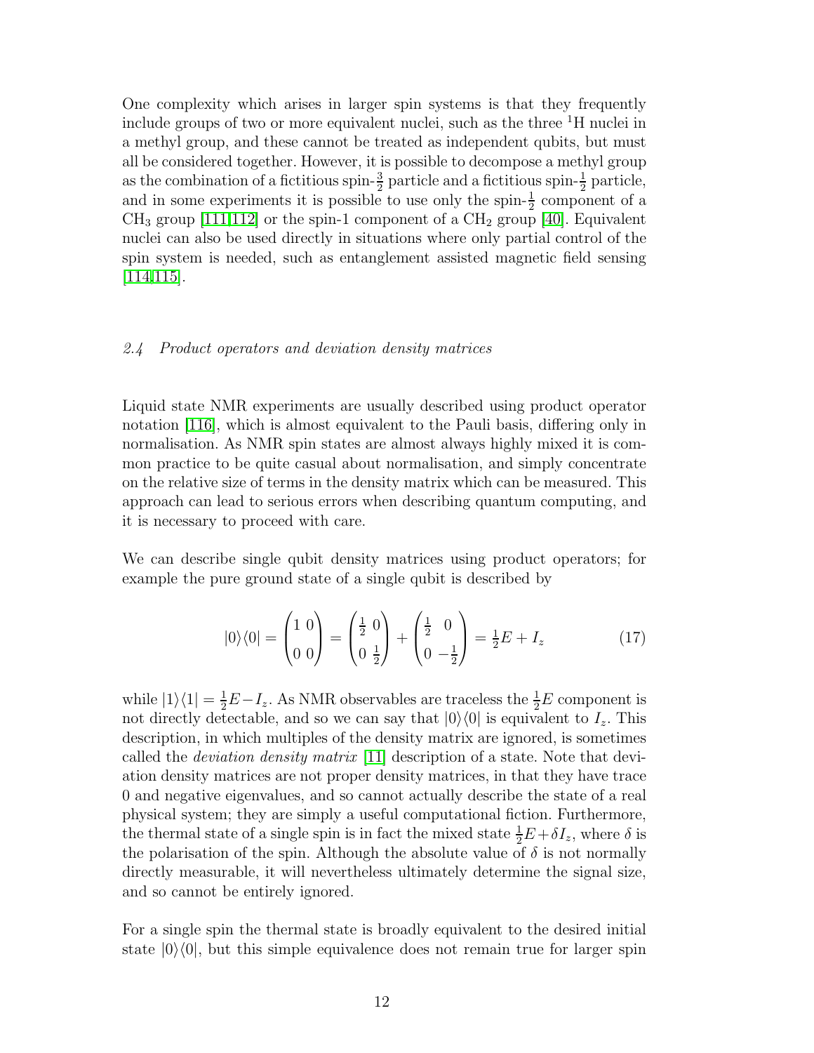One complexity which arises in larger spin systems is that they frequently include groups of two or more equivalent nuclei, such as the three $^1$H nuclei in a methyl group, and these cannot be treated as independent qubits, but must all be considered together. However, it is possible to decompose a methyl group as the combination of a fictitious spin-$\frac{3}{2}$ particle and a fictitious spin-$\frac{1}{2}$ particle, and in some experiments it is possible to use only the spin-$\frac{1}{2}$ component of a $CH_3$ group [111,112] or the spin-1 component of a $CH_2$ group [40]. Equivalent nuclei can also be used directly in situations where only partial control of the spin system is needed, such as entanglement assisted magnetic field sensing [114,115].

### *2.4 Product operators and deviation density matrices*

Liquid state NMR experiments are usually described using product operator notation [116], which is almost equivalent to the Pauli basis, differing only in normalisation. As NMR spin states are almost always highly mixed it is common practice to be quite casual about normalisation, and simply concentrate on the relative size of terms in the density matrix which can be measured. This approach can lead to serious errors when describing quantum computing, and it is necessary to proceed with care.

We can describe single qubit density matrices using product operators; for example the pure ground state of a single qubit is described by

$$|0\rangle\langle 0| = \begin{pmatrix} 1 & 0 \\ 0 & 0 \end{pmatrix} = \begin{pmatrix} \frac{1}{2} & 0 \\ 0 & \frac{1}{2} \end{pmatrix} + \begin{pmatrix} \frac{1}{2} & 0 \\ 0 & -\frac{1}{2} \end{pmatrix} = \tfrac{1}{2}E + I_z \tag{17}$$

while $|1\rangle\langle 1| = \frac{1}{2}E - I_z$. As NMR observables are traceless the $\frac{1}{2}E$ component is not directly detectable, and so we can say that $|0\rangle\langle 0|$ is equivalent to $I_z$. This description, in which multiples of the density matrix are ignored, is sometimes called the *deviation density matrix* [11] description of a state. Note that deviation density matrices are not proper density matrices, in that they have trace 0 and negative eigenvalues, and so cannot actually describe the state of a real physical system; they are simply a useful computational fiction. Furthermore, the thermal state of a single spin is in fact the mixed state $\frac{1}{2}E + \delta I_z$, where $\delta$ is the polarisation of the spin. Although the absolute value of $\delta$ is not normally directly measurable, it will nevertheless ultimately determine the signal size, and so cannot be entirely ignored.

For a single spin the thermal state is broadly equivalent to the desired initial state $|0\rangle\langle 0|$, but this simple equivalence does not remain true for larger spin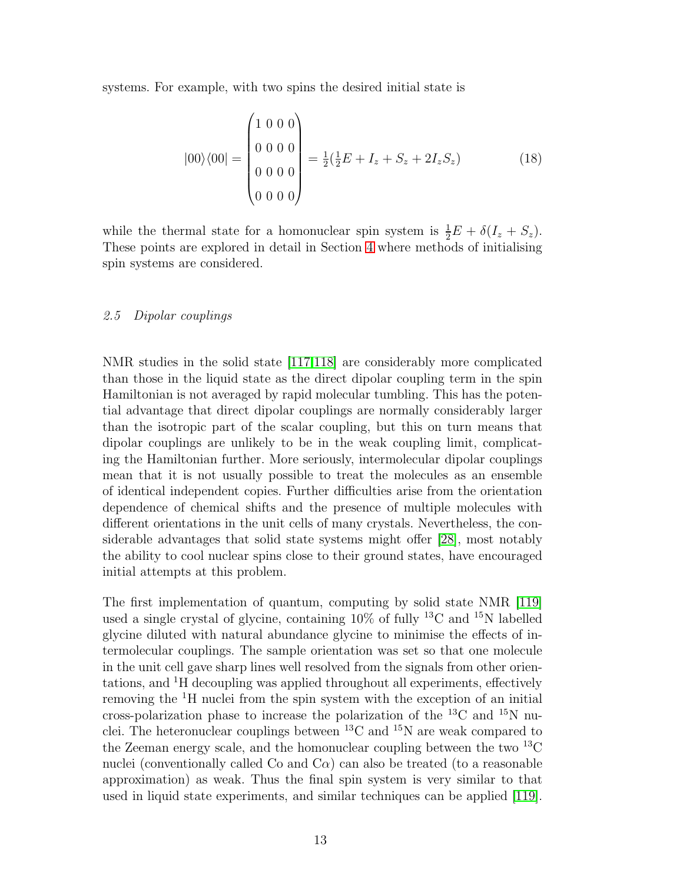systems. For example, with two spins the desired initial state is

$$|00\rangle\langle 00| = \begin{pmatrix} 1 & 0 & 0 & 0 \\ 0 & 0 & 0 & 0 \\ 0 & 0 & 0 & 0 \\ 0 & 0 & 0 & 0 \end{pmatrix} = \tfrac{1}{2}(\tfrac{1}{2}E + I_z + S_z + 2I_zS_z) \tag{18}$$

while the thermal state for a homonuclear spin system is $\frac{1}{2}E + \delta(I_z + S_z)$. These points are explored in detail in Section 4 where methods of initialising spin systems are considered.

### *2.5 Dipolar couplings*

NMR studies in the solid state [117,118] are considerably more complicated than those in the liquid state as the direct dipolar coupling term in the spin Hamiltonian is not averaged by rapid molecular tumbling. This has the potential advantage that direct dipolar couplings are normally considerably larger than the isotropic part of the scalar coupling, but this on turn means that dipolar couplings are unlikely to be in the weak coupling limit, complicating the Hamiltonian further. More seriously, intermolecular dipolar couplings mean that it is not usually possible to treat the molecules as an ensemble of identical independent copies. Further difficulties arise from the orientation dependence of chemical shifts and the presence of multiple molecules with different orientations in the unit cells of many crystals. Nevertheless, the considerable advantages that solid state systems might offer [28], most notably the ability to cool nuclear spins close to their ground states, have encouraged initial attempts at this problem.

The first implementation of quantum, computing by solid state NMR [119] used a single crystal of glycine, containing 10% of fully $^{13}$C and $^{15}$N labelled glycine diluted with natural abundance glycine to minimise the effects of intermolecular couplings. The sample orientation was set so that one molecule in the unit cell gave sharp lines well resolved from the signals from other orientations, and $^{1}$H decoupling was applied throughout all experiments, effectively removing the $^{1}$H nuclei from the spin system with the exception of an initial cross-polarization phase to increase the polarization of the $^{13}$C and $^{15}$N nuclei. The heteronuclear couplings between $^{13}$C and $^{15}$N are weak compared to the Zeeman energy scale, and the homonuclear coupling between the two $^{13}$C nuclei (conventionally called Co and C$\alpha$) can also be treated (to a reasonable approximation) as weak. Thus the final spin system is very similar to that used in liquid state experiments, and similar techniques can be applied [119].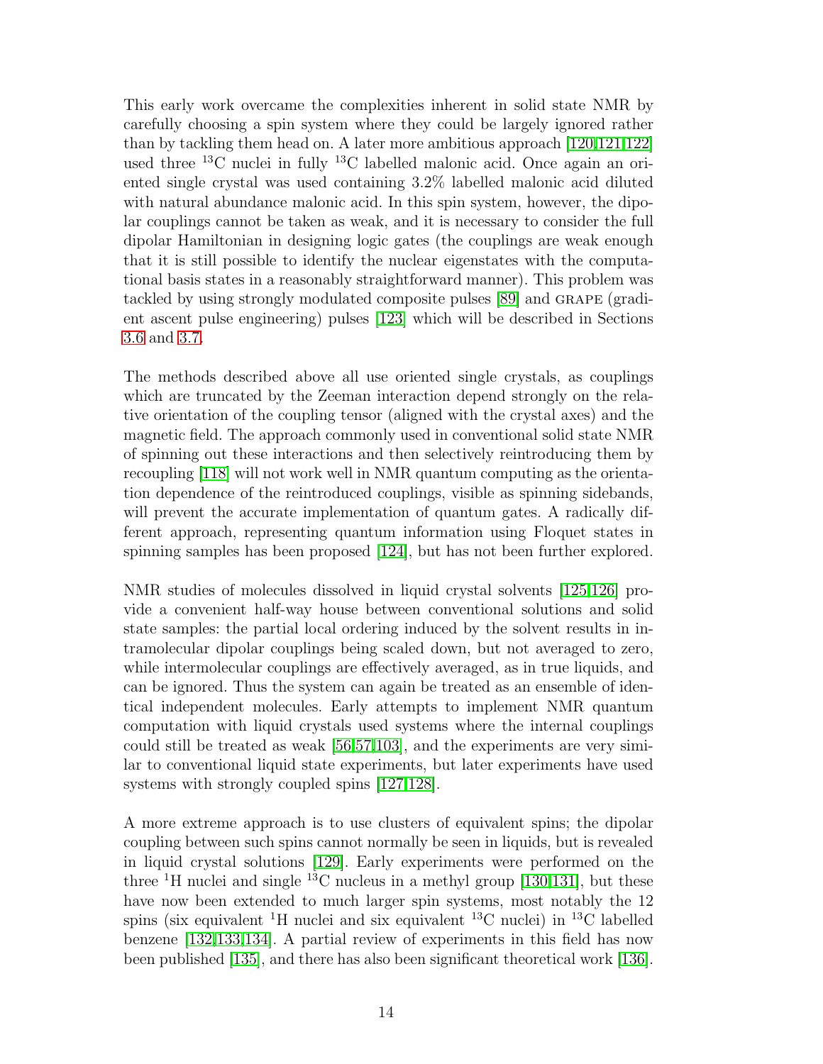This early work overcame the complexities inherent in solid state NMR by carefully choosing a spin system where they could be largely ignored rather than by tackling them head on. A later more ambitious approach [120,121,122] used three $^{13}$C nuclei in fully $^{13}$C labelled malonic acid. Once again an oriented single crystal was used containing 3.2% labelled malonic acid diluted with natural abundance malonic acid. In this spin system, however, the dipolar couplings cannot be taken as weak, and it is necessary to consider the full dipolar Hamiltonian in designing logic gates (the couplings are weak enough that it is still possible to identify the nuclear eigenstates with the computational basis states in a reasonably straightforward manner). This problem was tackled by using strongly modulated composite pulses [89] and GRAPE (gradient ascent pulse engineering) pulses [123] which will be described in Sections 3.6 and 3.7.

The methods described above all use oriented single crystals, as couplings which are truncated by the Zeeman interaction depend strongly on the relative orientation of the coupling tensor (aligned with the crystal axes) and the magnetic field. The approach commonly used in conventional solid state NMR of spinning out these interactions and then selectively reintroducing them by recoupling [118] will not work well in NMR quantum computing as the orientation dependence of the reintroduced couplings, visible as spinning sidebands, will prevent the accurate implementation of quantum gates. A radically different approach, representing quantum information using Floquet states in spinning samples has been proposed [124], but has not been further explored.

NMR studies of molecules dissolved in liquid crystal solvents [125,126] provide a convenient half-way house between conventional solutions and solid state samples: the partial local ordering induced by the solvent results in intramolecular dipolar couplings being scaled down, but not averaged to zero, while intermolecular couplings are effectively averaged, as in true liquids, and can be ignored. Thus the system can again be treated as an ensemble of identical independent molecules. Early attempts to implement NMR quantum computation with liquid crystals used systems where the internal couplings could still be treated as weak [56,57,103], and the experiments are very similar to conventional liquid state experiments, but later experiments have used systems with strongly coupled spins [127,128].

A more extreme approach is to use clusters of equivalent spins; the dipolar coupling between such spins cannot normally be seen in liquids, but is revealed in liquid crystal solutions [129]. Early experiments were performed on the three $^{1}$H nuclei and single $^{13}$C nucleus in a methyl group [130,131], but these have now been extended to much larger spin systems, most notably the 12 spins (six equivalent $^{1}$H nuclei and six equivalent $^{13}$C nuclei) in $^{13}$C labelled benzene [132,133,134]. A partial review of experiments in this field has now been published [135], and there has also been significant theoretical work [136].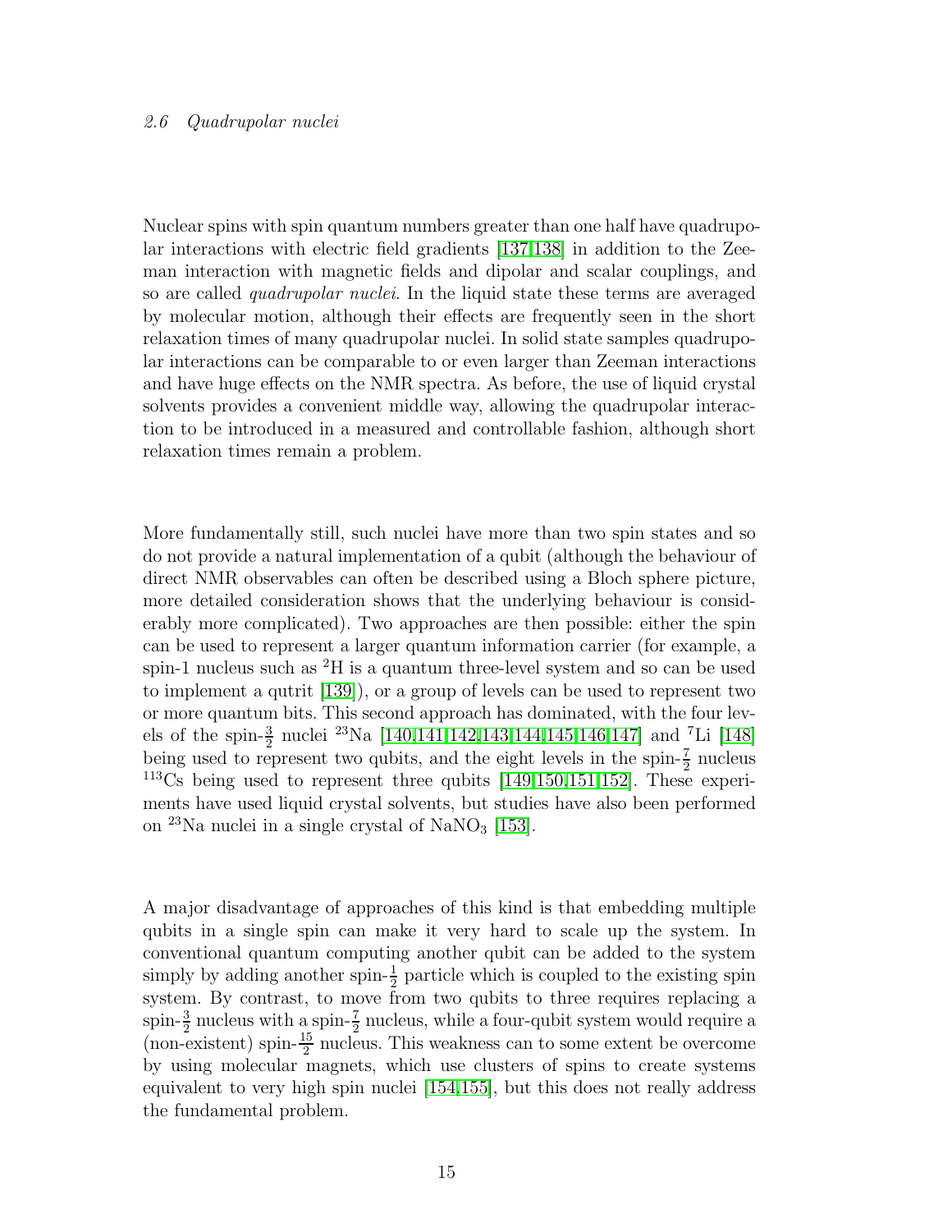## 2.6 Quadrupolar nuclei

Nuclear spins with spin quantum numbers greater than one half have quadrupolar interactions with electric field gradients [137,138] in addition to the Zeeman interaction with magnetic fields and dipolar and scalar couplings, and so are called *quadrupolar nuclei*. In the liquid state these terms are averaged by molecular motion, although their effects are frequently seen in the short relaxation times of many quadrupolar nuclei. In solid state samples quadrupolar interactions can be comparable to or even larger than Zeeman interactions and have huge effects on the NMR spectra. As before, the use of liquid crystal solvents provides a convenient middle way, allowing the quadrupolar interaction to be introduced in a measured and controllable fashion, although short relaxation times remain a problem.

More fundamentally still, such nuclei have more than two spin states and so do not provide a natural implementation of a qubit (although the behaviour of direct NMR observables can often be described using a Bloch sphere picture, more detailed consideration shows that the underlying behaviour is considerably more complicated). Two approaches are then possible: either the spin can be used to represent a larger quantum information carrier (for example, a spin-1 nucleus such as $^{2}$H is a quantum three-level system and so can be used to implement a qutrit [139]), or a group of levels can be used to represent two or more quantum bits. This second approach has dominated, with the four levels of the spin-$\frac{3}{2}$ nuclei $^{23}$Na [140,141,142,143,144,145,146,147] and $^{7}$Li [148] being used to represent two qubits, and the eight levels in the spin-$\frac{7}{2}$ nucleus $^{113}$Cs being used to represent three qubits [149,150,151,152]. These experiments have used liquid crystal solvents, but studies have also been performed on $^{23}$Na nuclei in a single crystal of $NaNO_3$ [153].

A major disadvantage of approaches of this kind is that embedding multiple qubits in a single spin can make it very hard to scale up the system. In conventional quantum computing another qubit can be added to the system simply by adding another spin-$\frac{1}{2}$ particle which is coupled to the existing spin system. By contrast, to move from two qubits to three requires replacing a spin-$\frac{3}{2}$ nucleus with a spin-$\frac{7}{2}$ nucleus, while a four-qubit system would require a (non-existent) spin-$\frac{15}{2}$ nucleus. This weakness can to some extent be overcome by using molecular magnets, which use clusters of spins to create systems equivalent to very high spin nuclei [154,155], but this does not really address the fundamental problem.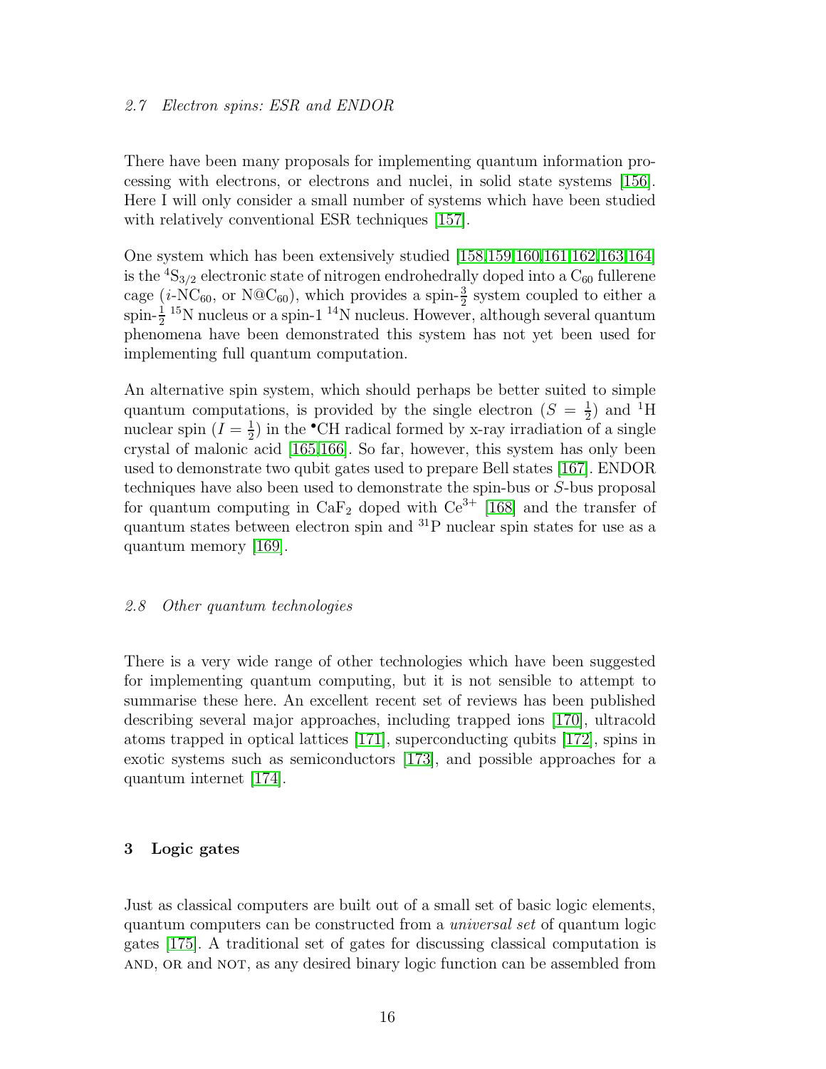### 2.7 Electron spins: ESR and ENDOR

There have been many proposals for implementing quantum information processing with electrons, or electrons and nuclei, in solid state systems [156]. Here I will only consider a small number of systems which have been studied with relatively conventional ESR techniques [157].

One system which has been extensively studied [158,159,160,161,162,163,164] is the $^4S_{3/2}$ electronic state of nitrogen endrohedrally doped into a $C_{60}$ fullerene cage ($i$-$NC_{60}$, or $N@C_{60}$), which provides a spin-$\frac{3}{2}$ system coupled to either a spin-$\frac{1}{2}$ $^{15}N$ nucleus or a spin-1 $^{14}N$ nucleus. However, although several quantum phenomena have been demonstrated this system has not yet been used for implementing full quantum computation.

An alternative spin system, which should perhaps be better suited to simple quantum computations, is provided by the single electron ($S = \frac{1}{2}$) and $^1H$ nuclear spin ($I = \frac{1}{2}$) in the $^{\bullet}CH$ radical formed by x-ray irradiation of a single crystal of malonic acid [165,166]. So far, however, this system has only been used to demonstrate two qubit gates used to prepare Bell states [167]. ENDOR techniques have also been used to demonstrate the spin-bus or $S$-bus proposal for quantum computing in $CaF_2$ doped with $Ce^{3+}$ [168] and the transfer of quantum states between electron spin and $^{31}P$ nuclear spin states for use as a quantum memory [169].

### 2.8 Other quantum technologies

There is a very wide range of other technologies which have been suggested for implementing quantum computing, but it is not sensible to attempt to summarise these here. An excellent recent set of reviews has been published describing several major approaches, including trapped ions [170], ultracold atoms trapped in optical lattices [171], superconducting qubits [172], spins in exotic systems such as semiconductors [173], and possible approaches for a quantum internet [174].

## 3 Logic gates

Just as classical computers are built out of a small set of basic logic elements, quantum computers can be constructed from a *universal set* of quantum logic gates [175]. A traditional set of gates for discussing classical computation is AND, OR and NOT, as any desired binary logic function can be assembled from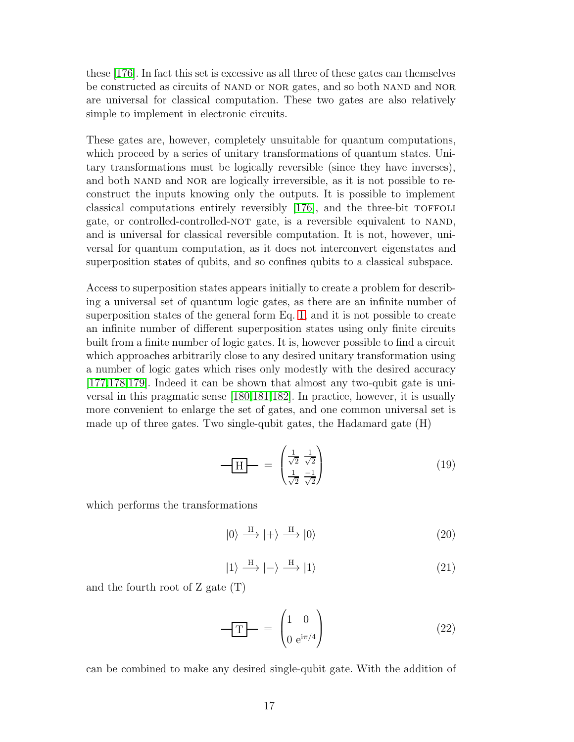these [176]. In fact this set is excessive as all three of these gates can themselves be constructed as circuits of NAND or NOR gates, and so both NAND and NOR are universal for classical computation. These two gates are also relatively simple to implement in electronic circuits.

These gates are, however, completely unsuitable for quantum computations, which proceed by a series of unitary transformations of quantum states. Unitary transformations must be logically reversible (since they have inverses), and both NAND and NOR are logically irreversible, as it is not possible to reconstruct the inputs knowing only the outputs. It is possible to implement classical computations entirely reversibly [176], and the three-bit TOFFOLI gate, or controlled-controlled-NOT gate, is a reversible equivalent to NAND, and is universal for classical reversible computation. It is not, however, universal for quantum computation, as it does not interconvert eigenstates and superposition states of qubits, and so confines qubits to a classical subspace.

Access to superposition states appears initially to create a problem for describing a universal set of quantum logic gates, as there are an infinite number of superposition states of the general form Eq. 1, and it is not possible to create an infinite number of different superposition states using only finite circuits built from a finite number of logic gates. It is, however possible to find a circuit which approaches arbitrarily close to any desired unitary transformation using a number of logic gates which rises only modestly with the desired accuracy [177,178,179]. Indeed it can be shown that almost any two-qubit gate is universal in this pragmatic sense [180,181,182]. In practice, however, it is usually more convenient to enlarge the set of gates, and one common universal set is made up of three gates. Two single-qubit gates, the Hadamard gate (H)

$$-\boxed{\mathrm{H}}- = \begin{pmatrix} \frac{1}{\sqrt{2}} & \frac{1}{\sqrt{2}} \\ \frac{1}{\sqrt{2}} & \frac{-1}{\sqrt{2}} \end{pmatrix} \tag{19}$$

which performs the transformations

$$|0\rangle \xrightarrow{\mathrm{H}} |+\rangle \xrightarrow{\mathrm{H}} |0\rangle \tag{20}$$

$$|1\rangle \xrightarrow{\mathrm{H}} |-\rangle \xrightarrow{\mathrm{H}} |1\rangle \tag{21}$$

and the fourth root of Z gate (T)

$$-\boxed{\mathrm{T}}- = \begin{pmatrix} 1 & 0 \\ 0 & \mathrm{e}^{\mathrm{i}\pi/4} \end{pmatrix} \tag{22}$$

can be combined to make any desired single-qubit gate. With the addition of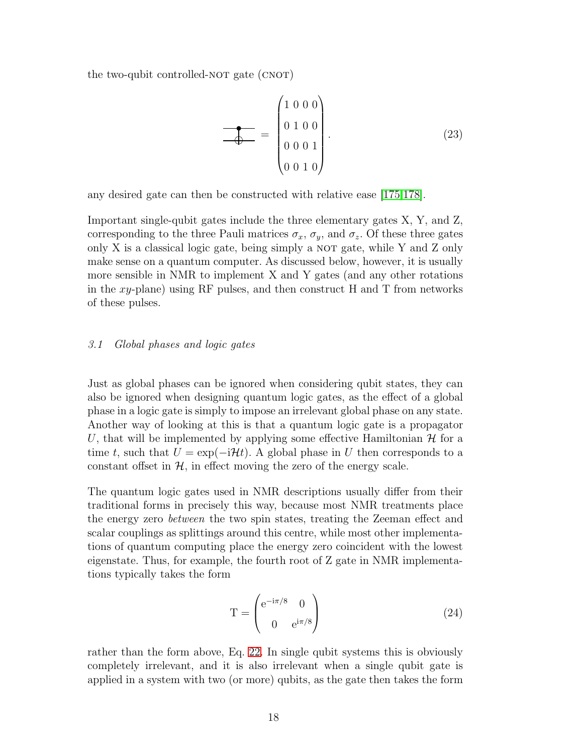the two-qubit controlled-NOT gate (CNOT)

$$\text{CNOT} = \begin{pmatrix} 1 & 0 & 0 & 0 \\ 0 & 1 & 0 & 0 \\ 0 & 0 & 0 & 1 \\ 0 & 0 & 1 & 0 \end{pmatrix}. \tag{23}$$

any desired gate can then be constructed with relative ease [175,178].

Important single-qubit gates include the three elementary gates X, Y, and Z, corresponding to the three Pauli matrices $\sigma_x$, $\sigma_y$, and $\sigma_z$. Of these three gates only X is a classical logic gate, being simply a NOT gate, while Y and Z only make sense on a quantum computer. As discussed below, however, it is usually more sensible in NMR to implement X and Y gates (and any other rotations in the $xy$-plane) using RF pulses, and then construct H and T from networks of these pulses.

### *3.1 Global phases and logic gates*

Just as global phases can be ignored when considering qubit states, they can also be ignored when designing quantum logic gates, as the effect of a global phase in a logic gate is simply to impose an irrelevant global phase on any state. Another way of looking at this is that a quantum logic gate is a propagator $U$, that will be implemented by applying some effective Hamiltonian $\mathcal{H}$ for a time $t$, such that $U = \exp(-\mathrm{i}\mathcal{H}t)$. A global phase in $U$ then corresponds to a constant offset in $\mathcal{H}$, in effect moving the zero of the energy scale.

The quantum logic gates used in NMR descriptions usually differ from their traditional forms in precisely this way, because most NMR treatments place the energy zero *between* the two spin states, treating the Zeeman effect and scalar couplings as splittings around this centre, while most other implementations of quantum computing place the energy zero coincident with the lowest eigenstate. Thus, for example, the fourth root of Z gate in NMR implementations typically takes the form

$$\mathrm{T} = \begin{pmatrix} \mathrm{e}^{-\mathrm{i}\pi/8} & 0 \\ 0 & \mathrm{e}^{\mathrm{i}\pi/8} \end{pmatrix} \tag{24}$$

rather than the form above, Eq. 22. In single qubit systems this is obviously completely irrelevant, and it is also irrelevant when a single qubit gate is applied in a system with two (or more) qubits, as the gate then takes the form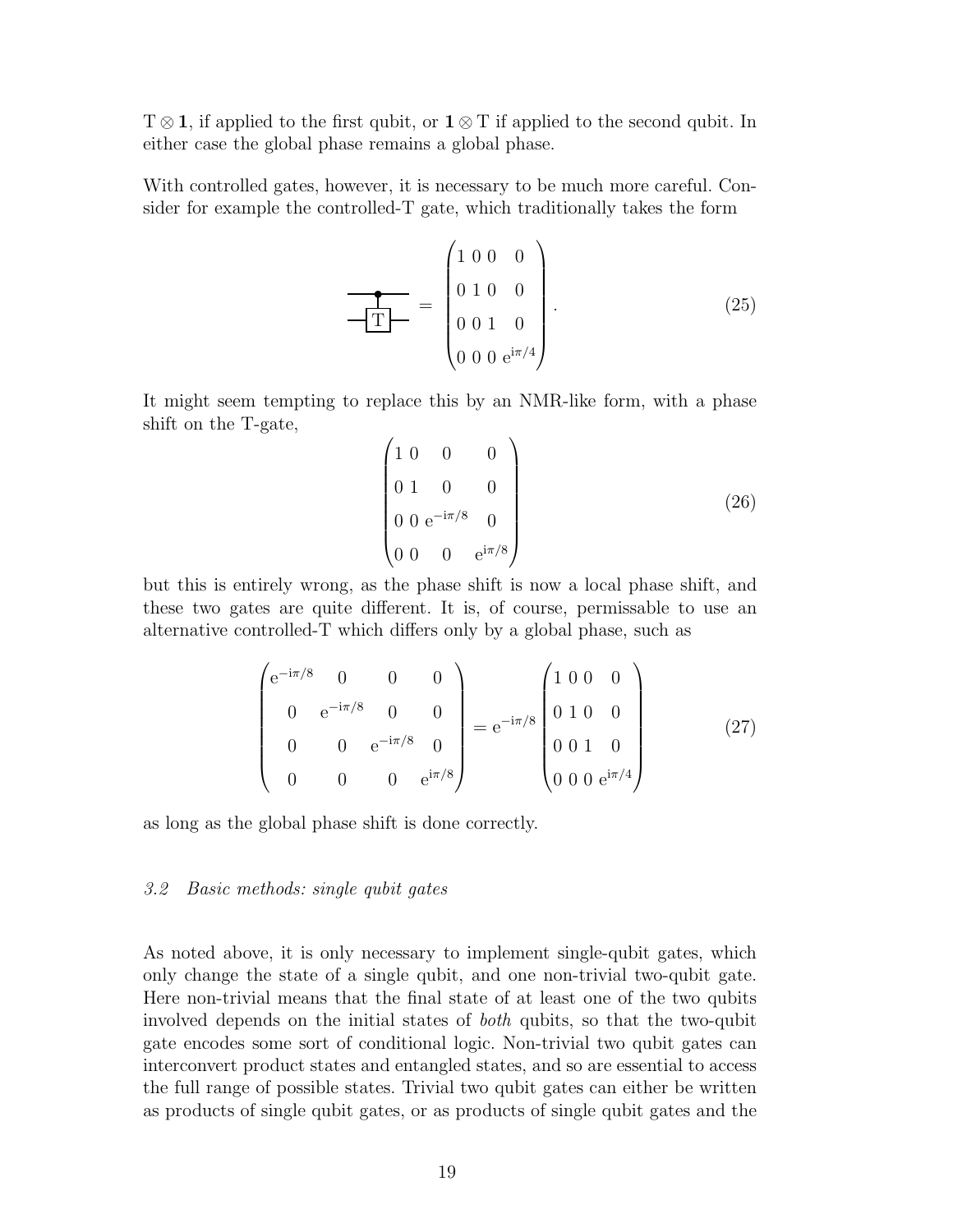$\mathrm{T}\otimes\mathbf{1}$, if applied to the first qubit, or $\mathbf{1}\otimes\mathrm{T}$ if applied to the second qubit. In either case the global phase remains a global phase.

With controlled gates, however, it is necessary to be much more careful. Consider for example the controlled-T gate, which traditionally takes the form

$$\text{controlled-T} = \begin{pmatrix} 1 & 0 & 0 & 0 \\ 0 & 1 & 0 & 0 \\ 0 & 0 & 1 & 0 \\ 0 & 0 & 0 & \mathrm{e}^{\mathrm{i}\pi/4} \end{pmatrix}. \tag{25}$$

It might seem tempting to replace this by an NMR-like form, with a phase shift on the T-gate,

$$\begin{pmatrix} 1 & 0 & 0 & 0 \\ 0 & 1 & 0 & 0 \\ 0 & 0 & \mathrm{e}^{-\mathrm{i}\pi/8} & 0 \\ 0 & 0 & 0 & \mathrm{e}^{\mathrm{i}\pi/8} \end{pmatrix} \tag{26}$$

but this is entirely wrong, as the phase shift is now a local phase shift, and these two gates are quite different. It is, of course, permissable to use an alternative controlled-T which differs only by a global phase, such as

$$\begin{pmatrix} \mathrm{e}^{-\mathrm{i}\pi/8} & 0 & 0 & 0 \\ 0 & \mathrm{e}^{-\mathrm{i}\pi/8} & 0 & 0 \\ 0 & 0 & \mathrm{e}^{-\mathrm{i}\pi/8} & 0 \\ 0 & 0 & 0 & \mathrm{e}^{\mathrm{i}\pi/8} \end{pmatrix} = \mathrm{e}^{-\mathrm{i}\pi/8} \begin{pmatrix} 1 & 0 & 0 & 0 \\ 0 & 1 & 0 & 0 \\ 0 & 0 & 1 & 0 \\ 0 & 0 & 0 & \mathrm{e}^{\mathrm{i}\pi/4} \end{pmatrix} \tag{27}$$

as long as the global phase shift is done correctly.

### *3.2 Basic methods: single qubit gates*

As noted above, it is only necessary to implement single-qubit gates, which only change the state of a single qubit, and one non-trivial two-qubit gate. Here non-trivial means that the final state of at least one of the two qubits involved depends on the initial states of *both* qubits, so that the two-qubit gate encodes some sort of conditional logic. Non-trivial two qubit gates can interconvert product states and entangled states, and so are essential to access the full range of possible states. Trivial two qubit gates can either be written as products of single qubit gates, or as products of single qubit gates and the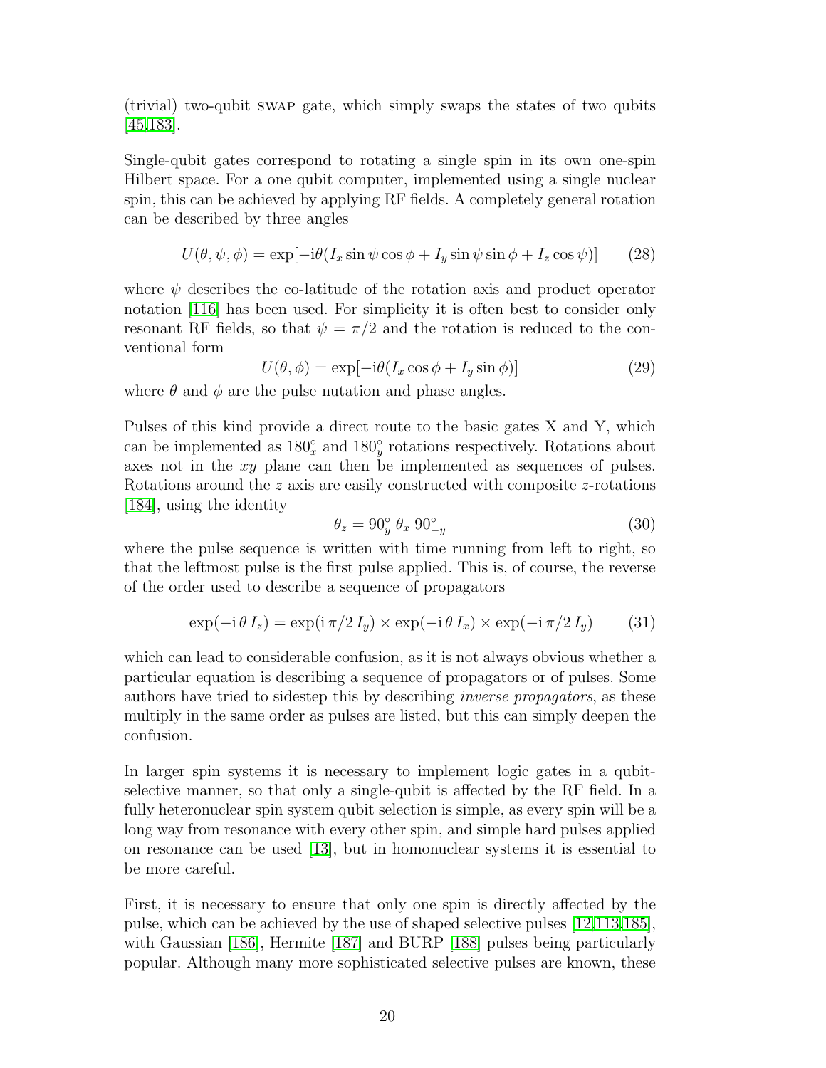(trivial) two-qubit SWAP gate, which simply swaps the states of two qubits [45,183].

Single-qubit gates correspond to rotating a single spin in its own one-spin Hilbert space. For a one qubit computer, implemented using a single nuclear spin, this can be achieved by applying RF fields. A completely general rotation can be described by three angles

$$U(\theta, \psi, \phi) = \exp[-\mathrm{i}\theta(I_x \sin\psi \cos\phi + I_y \sin\psi \sin\phi + I_z \cos\psi)] \tag{28}$$

where $\psi$ describes the co-latitude of the rotation axis and product operator notation [116] has been used. For simplicity it is often best to consider only resonant RF fields, so that $\psi = \pi/2$ and the rotation is reduced to the conventional form

$$U(\theta, \phi) = \exp[-\mathrm{i}\theta(I_x \cos\phi + I_y \sin\phi)] \tag{29}$$

where $\theta$ and $\phi$ are the pulse nutation and phase angles.

Pulses of this kind provide a direct route to the basic gates X and Y, which can be implemented as $180^\circ_x$ and $180^\circ_y$ rotations respectively. Rotations about axes not in the $xy$ plane can then be implemented as sequences of pulses. Rotations around the $z$ axis are easily constructed with composite $z$-rotations [184], using the identity

$$\theta_z = 90^\circ_y \, \theta_x \, 90^\circ_{-y} \tag{30}$$

where the pulse sequence is written with time running from left to right, so that the leftmost pulse is the first pulse applied. This is, of course, the reverse of the order used to describe a sequence of propagators

$$\exp(-\mathrm{i}\,\theta\, I_z) = \exp(\mathrm{i}\,\pi/2\, I_y) \times \exp(-\mathrm{i}\,\theta\, I_x) \times \exp(-\mathrm{i}\,\pi/2\, I_y) \tag{31}$$

which can lead to considerable confusion, as it is not always obvious whether a particular equation is describing a sequence of propagators or of pulses. Some authors have tried to sidestep this by describing *inverse propagators*, as these multiply in the same order as pulses are listed, but this can simply deepen the confusion.

In larger spin systems it is necessary to implement logic gates in a qubit-selective manner, so that only a single-qubit is affected by the RF field. In a fully heteronuclear spin system qubit selection is simple, as every spin will be a long way from resonance with every other spin, and simple hard pulses applied on resonance can be used [13], but in homonuclear systems it is essential to be more careful.

First, it is necessary to ensure that only one spin is directly affected by the pulse, which can be achieved by the use of shaped selective pulses [12,113,185], with Gaussian [186], Hermite [187] and BURP [188] pulses being particularly popular. Although many more sophisticated selective pulses are known, these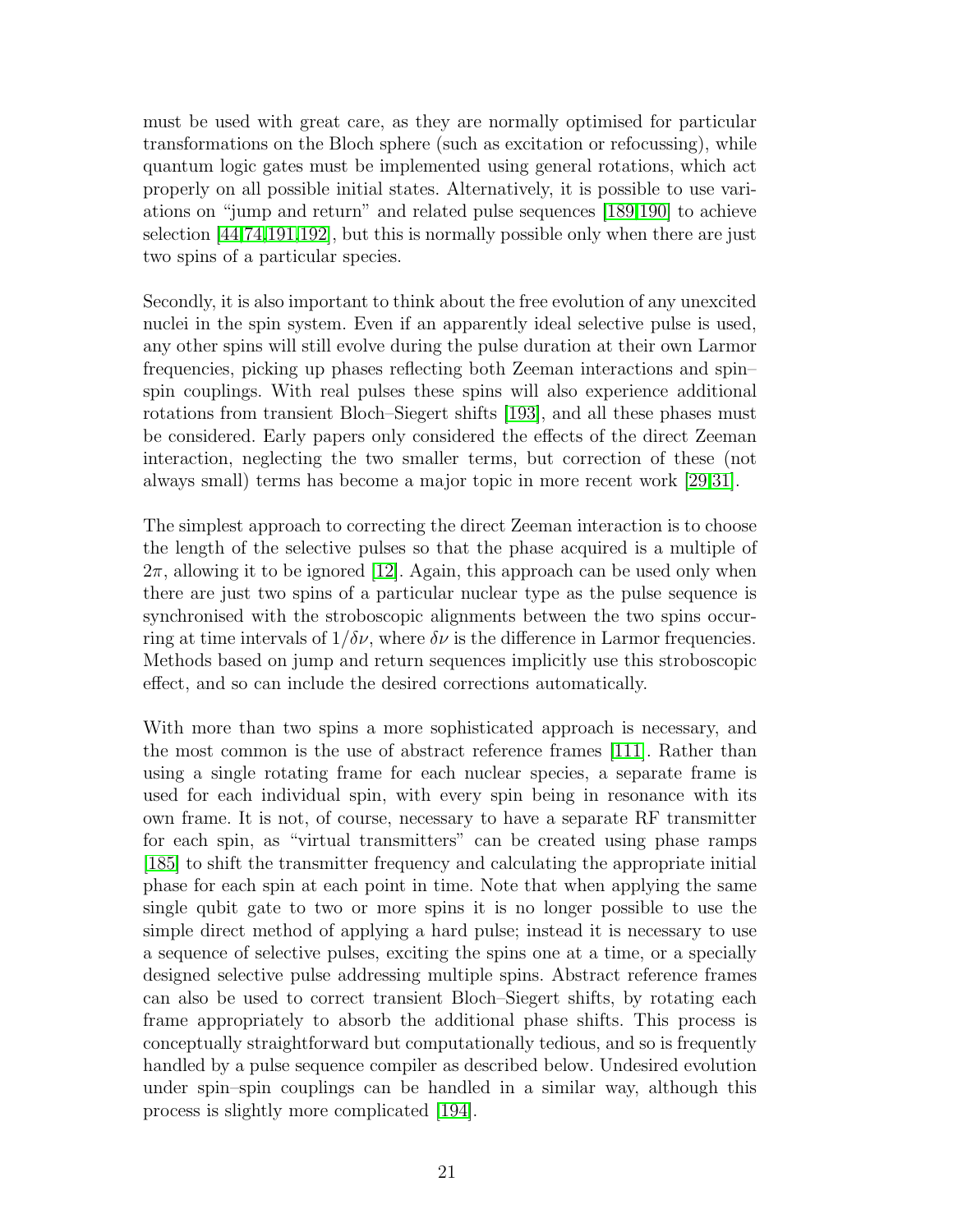must be used with great care, as they are normally optimised for particular transformations on the Bloch sphere (such as excitation or refocussing), while quantum logic gates must be implemented using general rotations, which act properly on all possible initial states. Alternatively, it is possible to use variations on "jump and return" and related pulse sequences [189,190] to achieve selection [44,74,191,192], but this is normally possible only when there are just two spins of a particular species.

Secondly, it is also important to think about the free evolution of any unexcited nuclei in the spin system. Even if an apparently ideal selective pulse is used, any other spins will still evolve during the pulse duration at their own Larmor frequencies, picking up phases reflecting both Zeeman interactions and spin–spin couplings. With real pulses these spins will also experience additional rotations from transient Bloch–Siegert shifts [193], and all these phases must be considered. Early papers only considered the effects of the direct Zeeman interaction, neglecting the two smaller terms, but correction of these (not always small) terms has become a major topic in more recent work [29,31].

The simplest approach to correcting the direct Zeeman interaction is to choose the length of the selective pulses so that the phase acquired is a multiple of $2\pi$, allowing it to be ignored [12]. Again, this approach can be used only when there are just two spins of a particular nuclear type as the pulse sequence is synchronised with the stroboscopic alignments between the two spins occurring at time intervals of $1/\delta\nu$, where $\delta\nu$ is the difference in Larmor frequencies. Methods based on jump and return sequences implicitly use this stroboscopic effect, and so can include the desired corrections automatically.

With more than two spins a more sophisticated approach is necessary, and the most common is the use of abstract reference frames [111]. Rather than using a single rotating frame for each nuclear species, a separate frame is used for each individual spin, with every spin being in resonance with its own frame. It is not, of course, necessary to have a separate RF transmitter for each spin, as "virtual transmitters" can be created using phase ramps [185] to shift the transmitter frequency and calculating the appropriate initial phase for each spin at each point in time. Note that when applying the same single qubit gate to two or more spins it is no longer possible to use the simple direct method of applying a hard pulse; instead it is necessary to use a sequence of selective pulses, exciting the spins one at a time, or a specially designed selective pulse addressing multiple spins. Abstract reference frames can also be used to correct transient Bloch–Siegert shifts, by rotating each frame appropriately to absorb the additional phase shifts. This process is conceptually straightforward but computationally tedious, and so is frequently handled by a pulse sequence compiler as described below. Undesired evolution under spin–spin couplings can be handled in a similar way, although this process is slightly more complicated [194].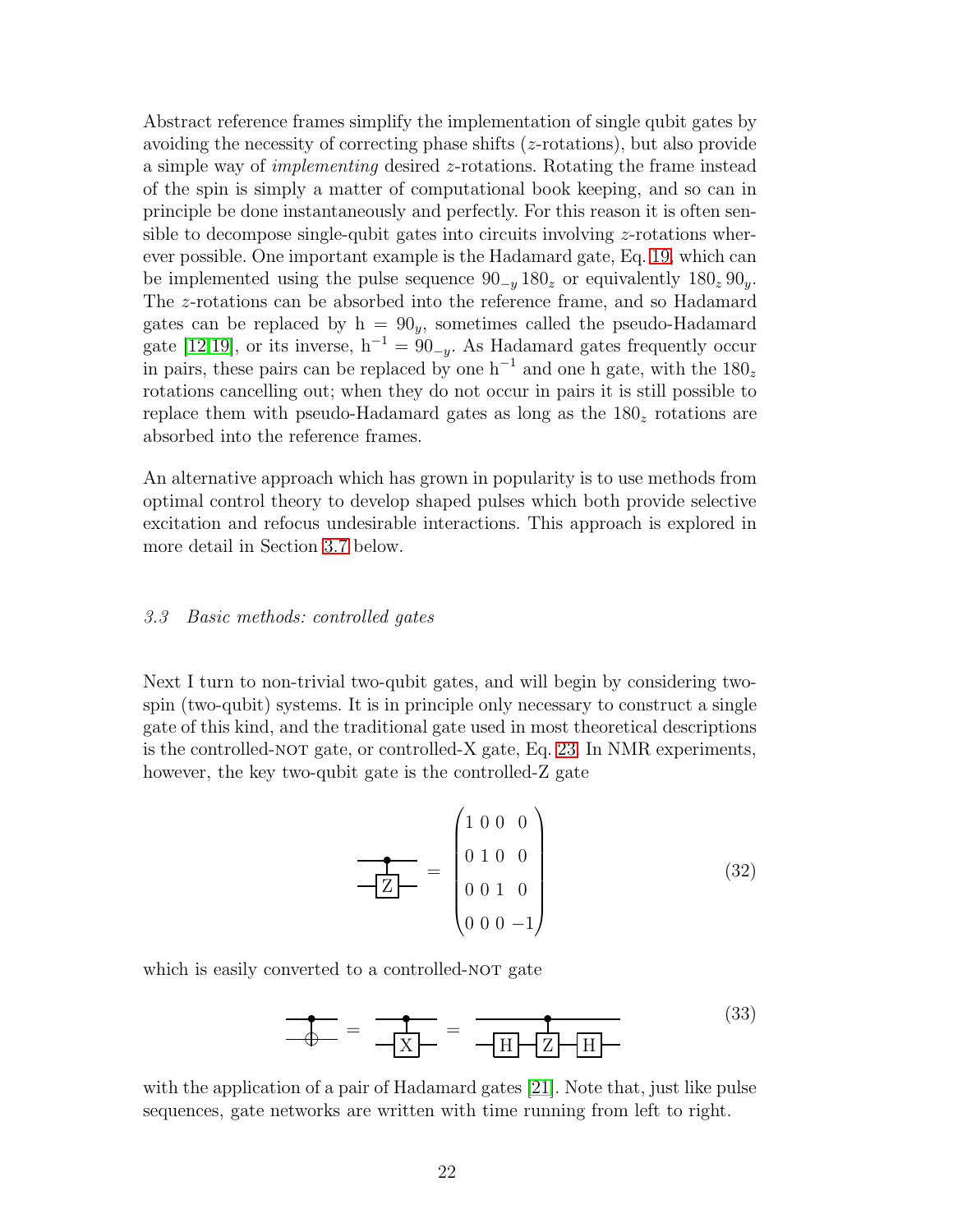Abstract reference frames simplify the implementation of single qubit gates by avoiding the necessity of correcting phase shifts ($z$-rotations), but also provide a simple way of *implementing* desired $z$-rotations. Rotating the frame instead of the spin is simply a matter of computational book keeping, and so can in principle be done instantaneously and perfectly. For this reason it is often sensible to decompose single-qubit gates into circuits involving $z$-rotations wherever possible. One important example is the Hadamard gate, Eq. 19, which can be implemented using the pulse sequence $90_{-y}\,180_z$ or equivalently $180_z\,90_y$. The $z$-rotations can be absorbed into the reference frame, and so Hadamard gates can be replaced by $\mathrm{h} = 90_y$, sometimes called the pseudo-Hadamard gate [12,19], or its inverse, $\mathrm{h}^{-1} = 90_{-y}$. As Hadamard gates frequently occur in pairs, these pairs can be replaced by one $\mathrm{h}^{-1}$ and one h gate, with the $180_z$ rotations cancelling out; when they do not occur in pairs it is still possible to replace them with pseudo-Hadamard gates as long as the $180_z$ rotations are absorbed into the reference frames.

An alternative approach which has grown in popularity is to use methods from optimal control theory to develop shaped pulses which both provide selective excitation and refocus undesirable interactions. This approach is explored in more detail in Section 3.7 below.

### *3.3 Basic methods: controlled gates*

Next I turn to non-trivial two-qubit gates, and will begin by considering two-spin (two-qubit) systems. It is in principle only necessary to construct a single gate of this kind, and the traditional gate used in most theoretical descriptions is the controlled-NOT gate, or controlled-X gate, Eq. 23. In NMR experiments, however, the key two-qubit gate is the controlled-Z gate

$$\text{C-Z} = \begin{pmatrix} 1 & 0 & 0 & 0 \\ 0 & 1 & 0 & 0 \\ 0 & 0 & 1 & 0 \\ 0 & 0 & 0 & -1 \end{pmatrix} \tag{32}$$

which is easily converted to a controlled-NOT gate

$$\text{CNOT} = \text{C-X} = (I \otimes H)\,\text{C-Z}\,(I \otimes H) \tag{33}$$

with the application of a pair of Hadamard gates [21]. Note that, just like pulse sequences, gate networks are written with time running from left to right.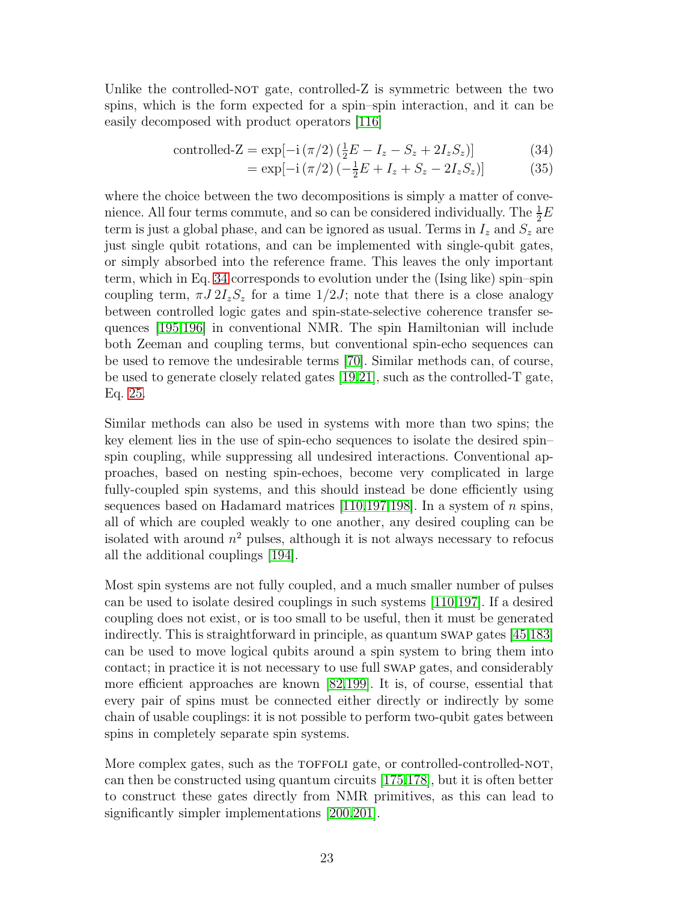Unlike the controlled-NOT gate, controlled-Z is symmetric between the two spins, which is the form expected for a spin–spin interaction, and it can be easily decomposed with product operators [116]

$$\text{controlled-Z} = \exp[-\mathrm{i}\,(\pi/2)\,(\tfrac{1}{2}E - I_z - S_z + 2I_zS_z)] \tag{34}$$

$$= \exp[-\mathrm{i}\,(\pi/2)\,(-\tfrac{1}{2}E + I_z + S_z - 2I_zS_z)] \tag{35}$$

where the choice between the two decompositions is simply a matter of convenience. All four terms commute, and so can be considered individually. The $\frac{1}{2}E$ term is just a global phase, and can be ignored as usual. Terms in $I_z$ and $S_z$ are just single qubit rotations, and can be implemented with single-qubit gates, or simply absorbed into the reference frame. This leaves the only important term, which in Eq. 34 corresponds to evolution under the (Ising like) spin–spin coupling term, $\pi J\, 2I_zS_z$ for a time $1/2J$; note that there is a close analogy between controlled logic gates and spin-state-selective coherence transfer sequences [195,196] in conventional NMR. The spin Hamiltonian will include both Zeeman and coupling terms, but conventional spin-echo sequences can be used to remove the undesirable terms [70]. Similar methods can, of course, be used to generate closely related gates [19,21], such as the controlled-T gate, Eq. 25.

Similar methods can also be used in systems with more than two spins; the key element lies in the use of spin-echo sequences to isolate the desired spin–spin coupling, while suppressing all undesired interactions. Conventional approaches, based on nesting spin-echoes, become very complicated in large fully-coupled spin systems, and this should instead be done efficiently using sequences based on Hadamard matrices [110,197,198]. In a system of $n$ spins, all of which are coupled weakly to one another, any desired coupling can be isolated with around $n^2$ pulses, although it is not always necessary to refocus all the additional couplings [194].

Most spin systems are not fully coupled, and a much smaller number of pulses can be used to isolate desired couplings in such systems [110,197]. If a desired coupling does not exist, or is too small to be useful, then it must be generated indirectly. This is straightforward in principle, as quantum SWAP gates [45,183] can be used to move logical qubits around a spin system to bring them into contact; in practice it is not necessary to use full SWAP gates, and considerably more efficient approaches are known [82,199]. It is, of course, essential that every pair of spins must be connected either directly or indirectly by some chain of usable couplings: it is not possible to perform two-qubit gates between spins in completely separate spin systems.

More complex gates, such as the TOFFOLI gate, or controlled-controlled-NOT, can then be constructed using quantum circuits [175,178], but it is often better to construct these gates directly from NMR primitives, as this can lead to significantly simpler implementations [200,201].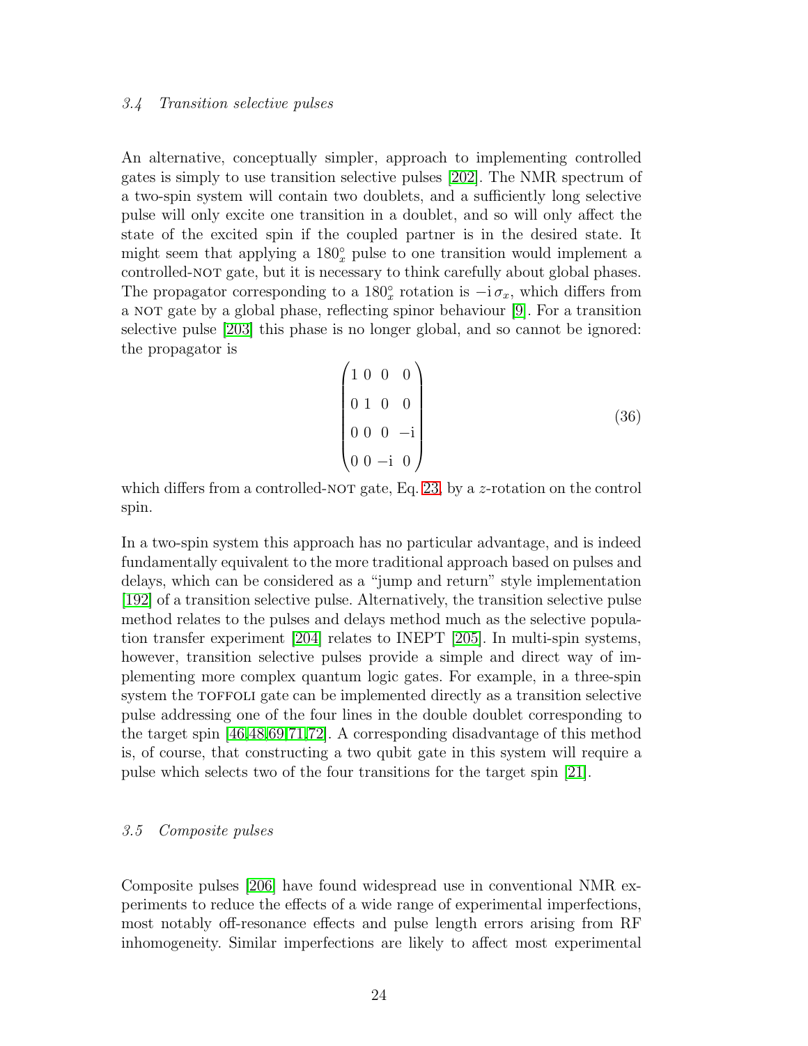### *3.4 Transition selective pulses*

An alternative, conceptually simpler, approach to implementing controlled gates is simply to use transition selective pulses [202]. The NMR spectrum of a two-spin system will contain two doublets, and a sufficiently long selective pulse will only excite one transition in a doublet, and so will only affect the state of the excited spin if the coupled partner is in the desired state. It might seem that applying a $180^\circ_x$ pulse to one transition would implement a controlled-NOT gate, but it is necessary to think carefully about global phases. The propagator corresponding to a $180^\circ_x$ rotation is $-\mathrm{i}\,\sigma_x$, which differs from a NOT gate by a global phase, reflecting spinor behaviour [9]. For a transition selective pulse [203] this phase is no longer global, and so cannot be ignored: the propagator is

$$\begin{pmatrix} 1 & 0 & 0 & 0 \\ 0 & 1 & 0 & 0 \\ 0 & 0 & 0 & -\mathrm{i} \\ 0 & 0 & -\mathrm{i} & 0 \end{pmatrix} \tag{36}$$

which differs from a controlled-NOT gate, Eq. 23, by a $z$-rotation on the control spin.

In a two-spin system this approach has no particular advantage, and is indeed fundamentally equivalent to the more traditional approach based on pulses and delays, which can be considered as a "jump and return" style implementation [192] of a transition selective pulse. Alternatively, the transition selective pulse method relates to the pulses and delays method much as the selective population transfer experiment [204] relates to INEPT [205]. In multi-spin systems, however, transition selective pulses provide a simple and direct way of implementing more complex quantum logic gates. For example, in a three-spin system the TOFFOLI gate can be implemented directly as a transition selective pulse addressing one of the four lines in the double doublet corresponding to the target spin [46,48,69,71,72]. A corresponding disadvantage of this method is, of course, that constructing a two qubit gate in this system will require a pulse which selects two of the four transitions for the target spin [21].

### *3.5 Composite pulses*

Composite pulses [206] have found widespread use in conventional NMR experiments to reduce the effects of a wide range of experimental imperfections, most notably off-resonance effects and pulse length errors arising from RF inhomogeneity. Similar imperfections are likely to affect most experimental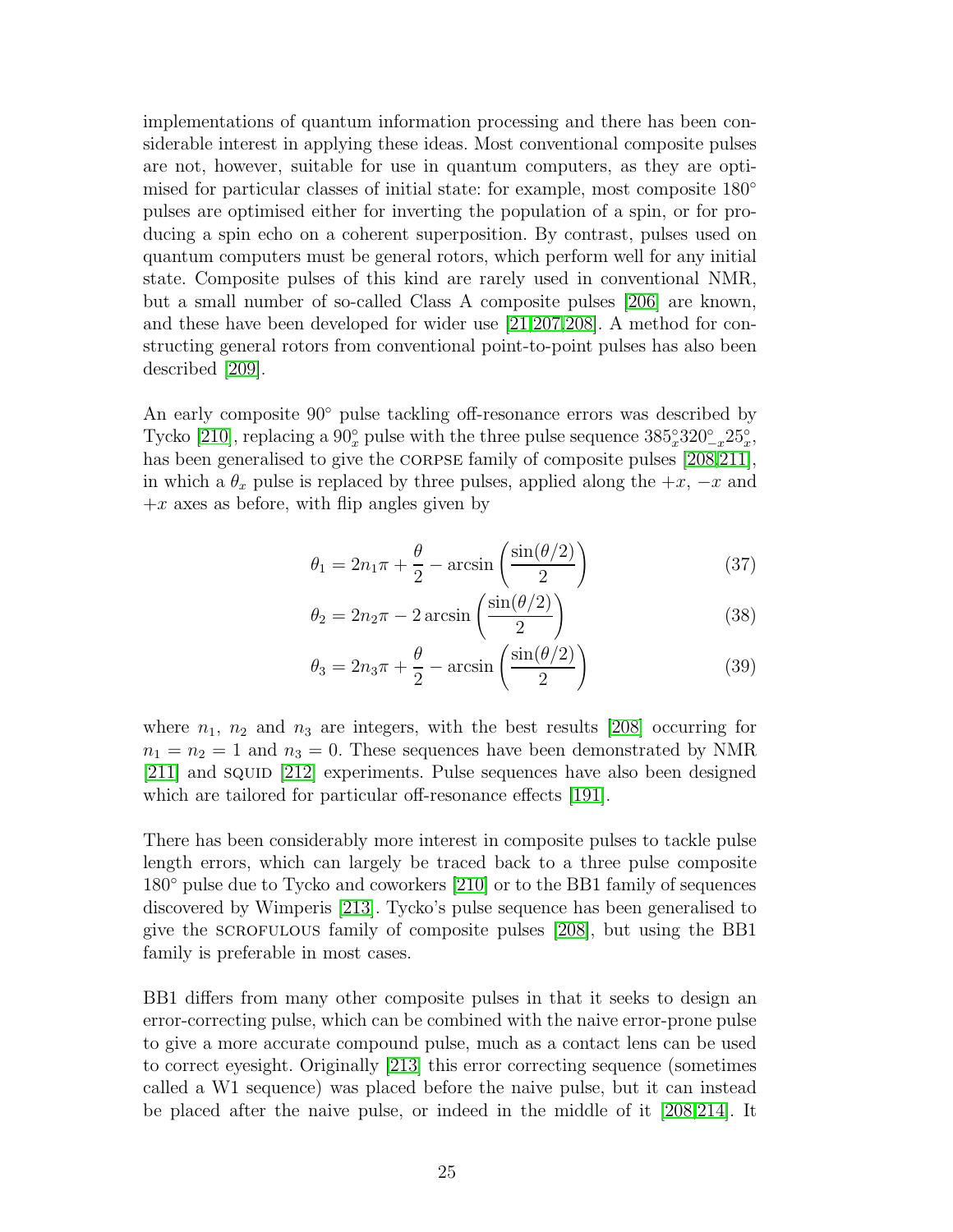implementations of quantum information processing and there has been considerable interest in applying these ideas. Most conventional composite pulses are not, however, suitable for use in quantum computers, as they are optimised for particular classes of initial state: for example, most composite $180^\circ$ pulses are optimised either for inverting the population of a spin, or for producing a spin echo on a coherent superposition. By contrast, pulses used on quantum computers must be general rotors, which perform well for any initial state. Composite pulses of this kind are rarely used in conventional NMR, but a small number of so-called Class A composite pulses [206] are known, and these have been developed for wider use [21,207,208]. A method for constructing general rotors from conventional point-to-point pulses has also been described [209].

An early composite $90^\circ$ pulse tackling off-resonance errors was described by Tycko [210], replacing a $90^\circ_x$ pulse with the three pulse sequence $385^\circ_x 320^\circ_{-x} 25^\circ_x$, has been generalised to give the CORPSE family of composite pulses [208,211], in which a $\theta_x$ pulse is replaced by three pulses, applied along the $+x$, $-x$ and $+x$ axes as before, with flip angles given by

$$\theta_1 = 2n_1\pi + \frac{\theta}{2} - \arcsin\left(\frac{\sin(\theta/2)}{2}\right) \tag{37}$$

$$\theta_2 = 2n_2\pi - 2\arcsin\left(\frac{\sin(\theta/2)}{2}\right) \tag{38}$$

$$\theta_3 = 2n_3\pi + \frac{\theta}{2} - \arcsin\left(\frac{\sin(\theta/2)}{2}\right) \tag{39}$$

where $n_1$, $n_2$ and $n_3$ are integers, with the best results [208] occurring for $n_1 = n_2 = 1$ and $n_3 = 0$. These sequences have been demonstrated by NMR [211] and SQUID [212] experiments. Pulse sequences have also been designed which are tailored for particular off-resonance effects [191].

There has been considerably more interest in composite pulses to tackle pulse length errors, which can largely be traced back to a three pulse composite $180^\circ$ pulse due to Tycko and coworkers [210] or to the BB1 family of sequences discovered by Wimperis [213]. Tycko's pulse sequence has been generalised to give the SCROFULOUS family of composite pulses [208], but using the BB1 family is preferable in most cases.

BB1 differs from many other composite pulses in that it seeks to design an error-correcting pulse, which can be combined with the naive error-prone pulse to give a more accurate compound pulse, much as a contact lens can be used to correct eyesight. Originally [213] this error correcting sequence (sometimes called a W1 sequence) was placed before the naive pulse, but it can instead be placed after the naive pulse, or indeed in the middle of it [208,214]. It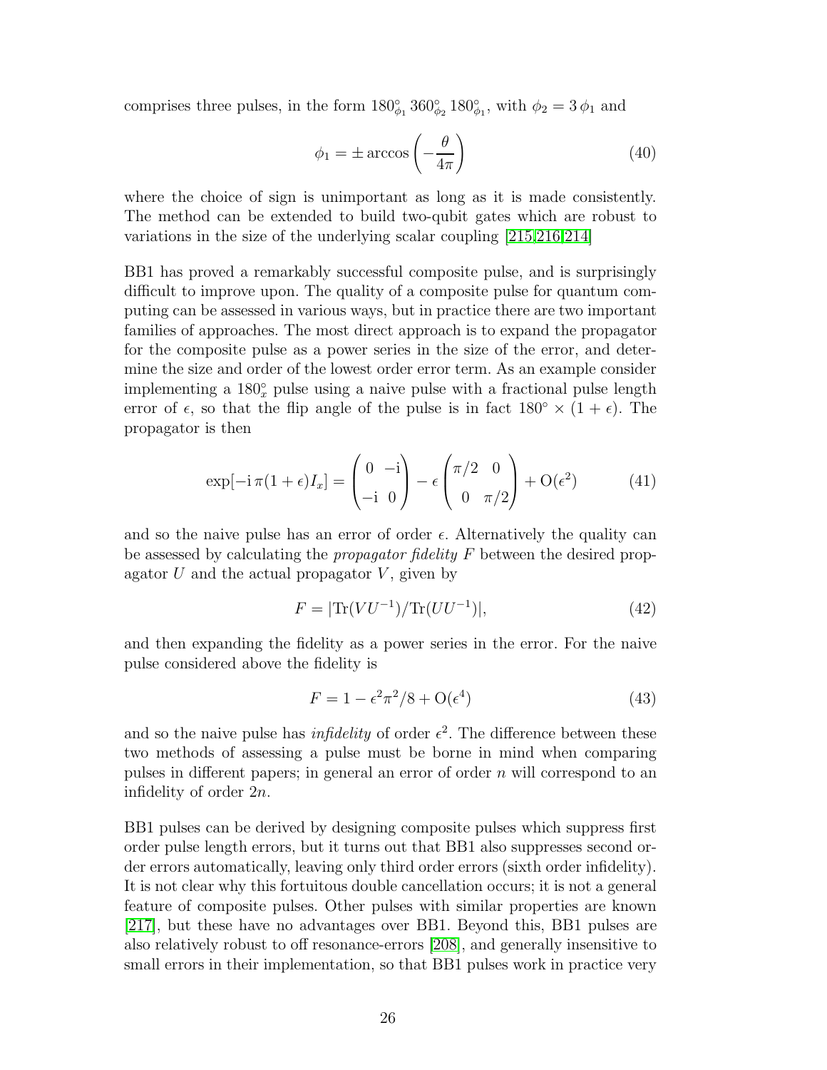comprises three pulses, in the form $180^\circ_{\phi_1}\,360^\circ_{\phi_2}\,180^\circ_{\phi_1}$, with $\phi_2 = 3\,\phi_1$ and

$$\phi_1 = \pm\arccos\left(-\frac{\theta}{4\pi}\right) \tag{40}$$

where the choice of sign is unimportant as long as it is made consistently. The method can be extended to build two-qubit gates which are robust to variations in the size of the underlying scalar coupling [215,216,214]

BB1 has proved a remarkably successful composite pulse, and is surprisingly difficult to improve upon. The quality of a composite pulse for quantum computing can be assessed in various ways, but in practice there are two important families of approaches. The most direct approach is to expand the propagator for the composite pulse as a power series in the size of the error, and determine the size and order of the lowest order error term. As an example consider implementing a $180^\circ_x$ pulse using a naive pulse with a fractional pulse length error of $\epsilon$, so that the flip angle of the pulse is in fact $180^\circ \times (1+\epsilon)$. The propagator is then

$$\exp[-\mathrm{i}\,\pi(1+\epsilon)I_x] = \begin{pmatrix} 0 & -\mathrm{i} \\ -\mathrm{i} & 0 \end{pmatrix} - \epsilon\begin{pmatrix} \pi/2 & 0 \\ 0 & \pi/2 \end{pmatrix} + \mathrm{O}(\epsilon^2) \tag{41}$$

and so the naive pulse has an error of order $\epsilon$. Alternatively the quality can be assessed by calculating the *propagator fidelity* $F$ between the desired propagator $U$ and the actual propagator $V$, given by

$$F = |\mathrm{Tr}(VU^{-1})/\mathrm{Tr}(UU^{-1})|, \tag{42}$$

and then expanding the fidelity as a power series in the error. For the naive pulse considered above the fidelity is

$$F = 1 - \epsilon^2\pi^2/8 + \mathrm{O}(\epsilon^4) \tag{43}$$

and so the naive pulse has *infidelity* of order $\epsilon^2$. The difference between these two methods of assessing a pulse must be borne in mind when comparing pulses in different papers; in general an error of order $n$ will correspond to an infidelity of order $2n$.

BB1 pulses can be derived by designing composite pulses which suppress first order pulse length errors, but it turns out that BB1 also suppresses second order errors automatically, leaving only third order errors (sixth order infidelity). It is not clear why this fortuitous double cancellation occurs; it is not a general feature of composite pulses. Other pulses with similar properties are known [217], but these have no advantages over BB1. Beyond this, BB1 pulses are also relatively robust to off resonance-errors [208], and generally insensitive to small errors in their implementation, so that BB1 pulses work in practice very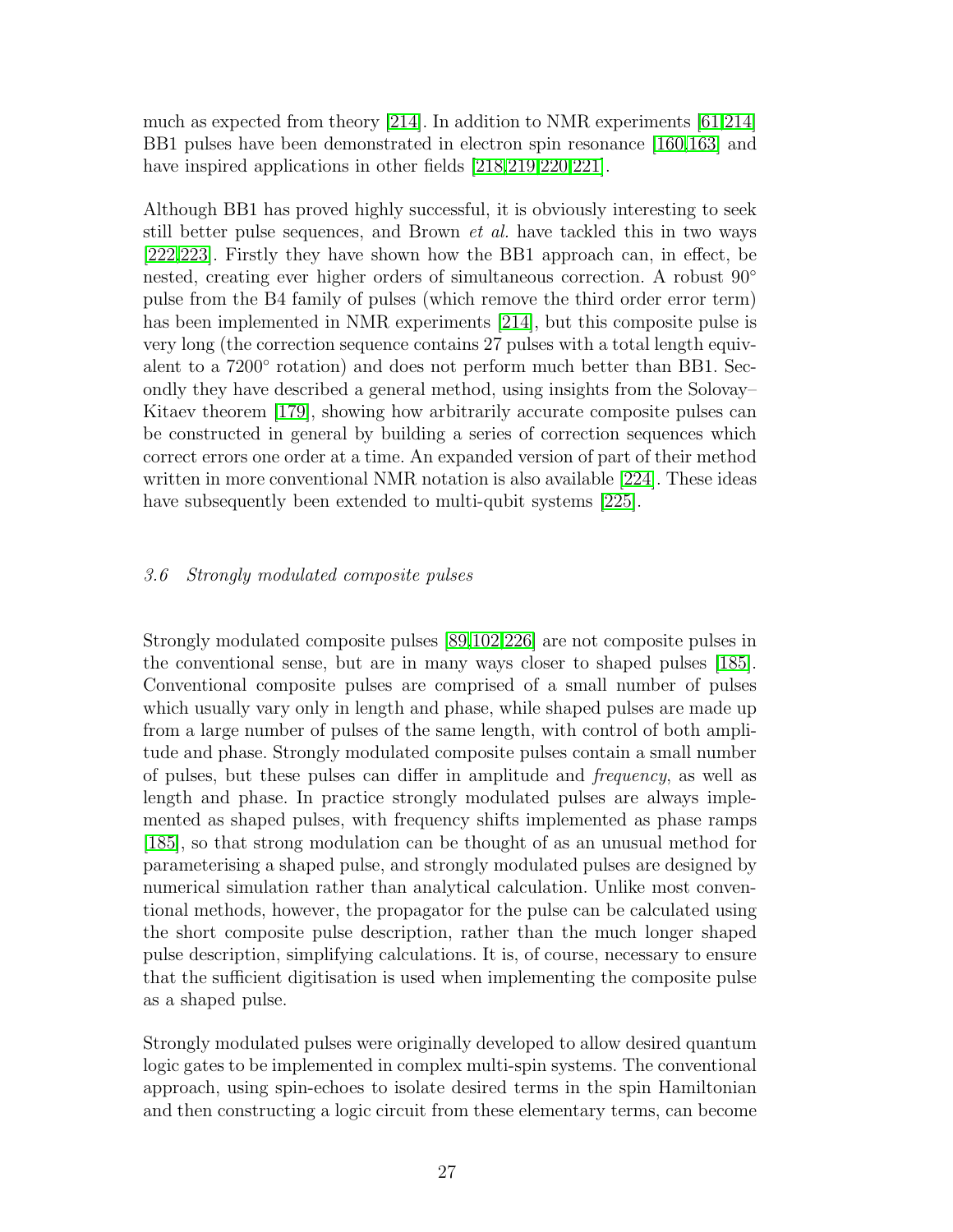much as expected from theory [214]. In addition to NMR experiments [61,214] BB1 pulses have been demonstrated in electron spin resonance [160,163] and have inspired applications in other fields [218,219,220,221].

Although BB1 has proved highly successful, it is obviously interesting to seek still better pulse sequences, and Brown *et al.* have tackled this in two ways [222,223]. Firstly they have shown how the BB1 approach can, in effect, be nested, creating ever higher orders of simultaneous correction. A robust 90° pulse from the B4 family of pulses (which remove the third order error term) has been implemented in NMR experiments [214], but this composite pulse is very long (the correction sequence contains 27 pulses with a total length equivalent to a 7200° rotation) and does not perform much better than BB1. Secondly they have described a general method, using insights from the Solovay–Kitaev theorem [179], showing how arbitrarily accurate composite pulses can be constructed in general by building a series of correction sequences which correct errors one order at a time. An expanded version of part of their method written in more conventional NMR notation is also available [224]. These ideas have subsequently been extended to multi-qubit systems [225].

### *3.6 Strongly modulated composite pulses*

Strongly modulated composite pulses [89,102,226] are not composite pulses in the conventional sense, but are in many ways closer to shaped pulses [185]. Conventional composite pulses are comprised of a small number of pulses which usually vary only in length and phase, while shaped pulses are made up from a large number of pulses of the same length, with control of both amplitude and phase. Strongly modulated composite pulses contain a small number of pulses, but these pulses can differ in amplitude and *frequency*, as well as length and phase. In practice strongly modulated pulses are always implemented as shaped pulses, with frequency shifts implemented as phase ramps [185], so that strong modulation can be thought of as an unusual method for parameterising a shaped pulse, and strongly modulated pulses are designed by numerical simulation rather than analytical calculation. Unlike most conventional methods, however, the propagator for the pulse can be calculated using the short composite pulse description, rather than the much longer shaped pulse description, simplifying calculations. It is, of course, necessary to ensure that the sufficient digitisation is used when implementing the composite pulse as a shaped pulse.

Strongly modulated pulses were originally developed to allow desired quantum logic gates to be implemented in complex multi-spin systems. The conventional approach, using spin-echoes to isolate desired terms in the spin Hamiltonian and then constructing a logic circuit from these elementary terms, can become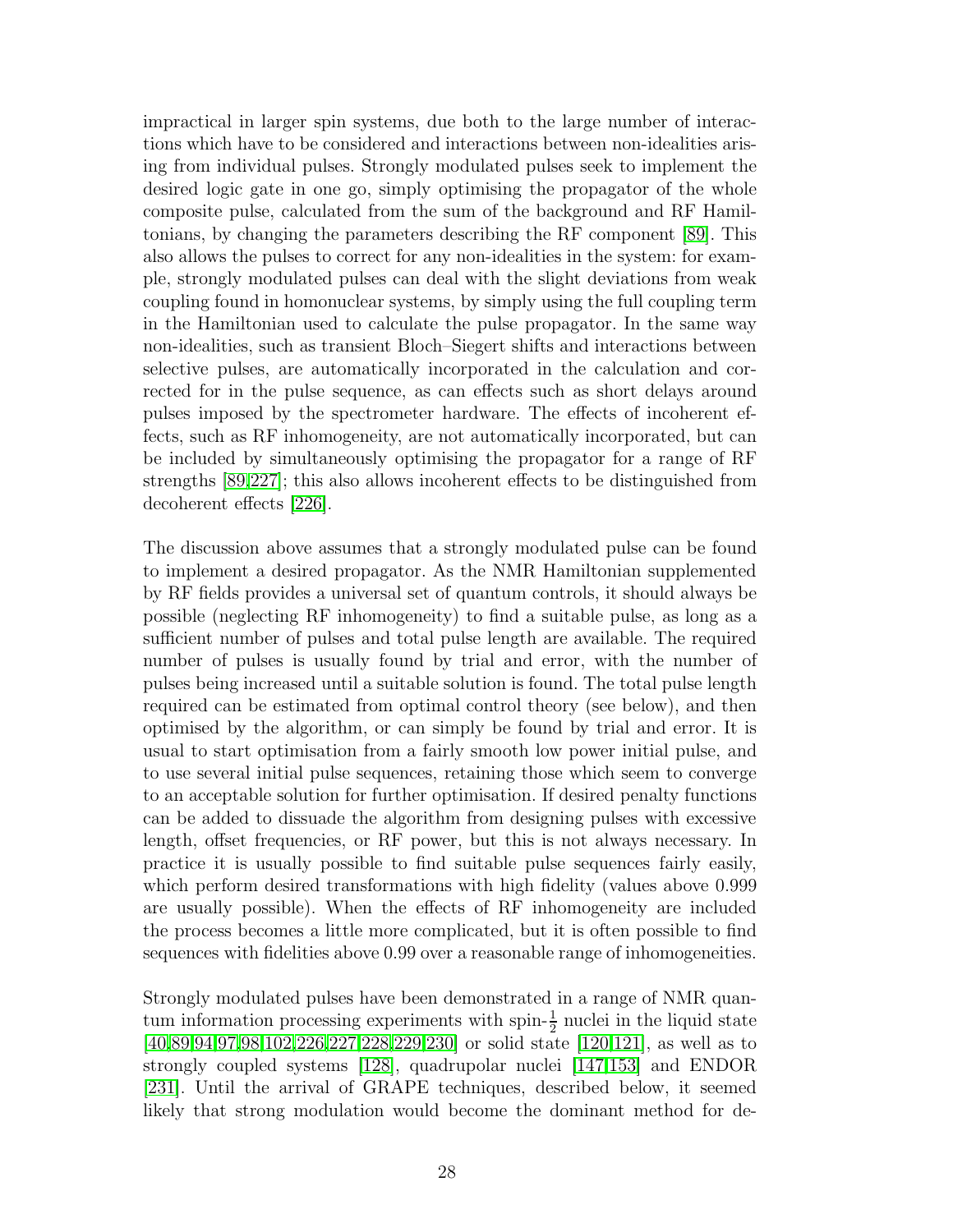impractical in larger spin systems, due both to the large number of interactions which have to be considered and interactions between non-idealities arising from individual pulses. Strongly modulated pulses seek to implement the desired logic gate in one go, simply optimising the propagator of the whole composite pulse, calculated from the sum of the background and RF Hamiltonians, by changing the parameters describing the RF component [89]. This also allows the pulses to correct for any non-idealities in the system: for example, strongly modulated pulses can deal with the slight deviations from weak coupling found in homonuclear systems, by simply using the full coupling term in the Hamiltonian used to calculate the pulse propagator. In the same way non-idealities, such as transient Bloch–Siegert shifts and interactions between selective pulses, are automatically incorporated in the calculation and corrected for in the pulse sequence, as can effects such as short delays around pulses imposed by the spectrometer hardware. The effects of incoherent effects, such as RF inhomogeneity, are not automatically incorporated, but can be included by simultaneously optimising the propagator for a range of RF strengths [89,227]; this also allows incoherent effects to be distinguished from decoherent effects [226].

The discussion above assumes that a strongly modulated pulse can be found to implement a desired propagator. As the NMR Hamiltonian supplemented by RF fields provides a universal set of quantum controls, it should always be possible (neglecting RF inhomogeneity) to find a suitable pulse, as long as a sufficient number of pulses and total pulse length are available. The required number of pulses is usually found by trial and error, with the number of pulses being increased until a suitable solution is found. The total pulse length required can be estimated from optimal control theory (see below), and then optimised by the algorithm, or can simply be found by trial and error. It is usual to start optimisation from a fairly smooth low power initial pulse, and to use several initial pulse sequences, retaining those which seem to converge to an acceptable solution for further optimisation. If desired penalty functions can be added to dissuade the algorithm from designing pulses with excessive length, offset frequencies, or RF power, but this is not always necessary. In practice it is usually possible to find suitable pulse sequences fairly easily, which perform desired transformations with high fidelity (values above 0.999 are usually possible). When the effects of RF inhomogeneity are included the process becomes a little more complicated, but it is often possible to find sequences with fidelities above 0.99 over a reasonable range of inhomogeneities.

Strongly modulated pulses have been demonstrated in a range of NMR quantum information processing experiments with spin-$\frac{1}{2}$ nuclei in the liquid state [40,89,94,97,98,102,226,227,228,229,230] or solid state [120,121], as well as to strongly coupled systems [128], quadrupolar nuclei [147,153] and ENDOR [231]. Until the arrival of GRAPE techniques, described below, it seemed likely that strong modulation would become the dominant method for de-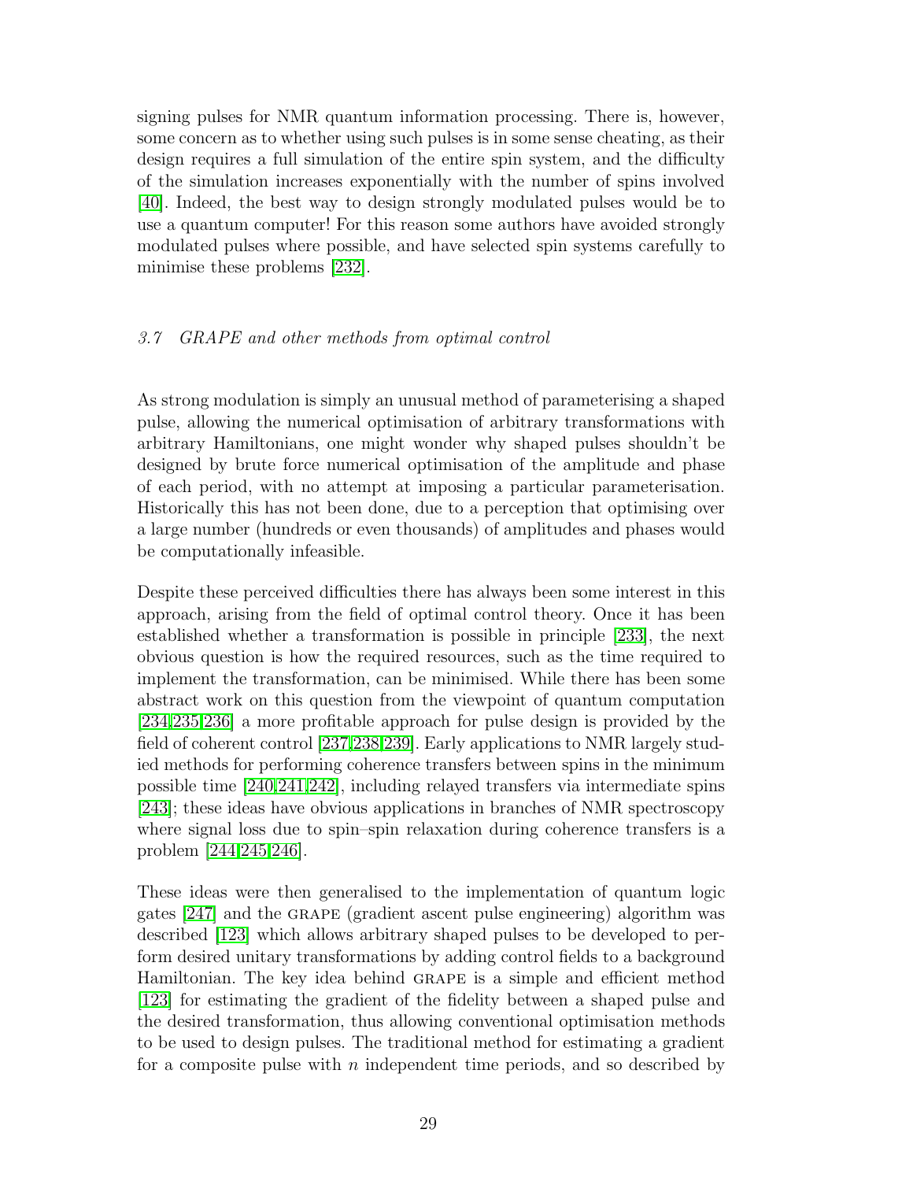signing pulses for NMR quantum information processing. There is, however, some concern as to whether using such pulses is in some sense cheating, as their design requires a full simulation of the entire spin system, and the difficulty of the simulation increases exponentially with the number of spins involved [40]. Indeed, the best way to design strongly modulated pulses would be to use a quantum computer! For this reason some authors have avoided strongly modulated pulses where possible, and have selected spin systems carefully to minimise these problems [232].

### *3.7 GRAPE and other methods from optimal control*

As strong modulation is simply an unusual method of parameterising a shaped pulse, allowing the numerical optimisation of arbitrary transformations with arbitrary Hamiltonians, one might wonder why shaped pulses shouldn't be designed by brute force numerical optimisation of the amplitude and phase of each period, with no attempt at imposing a particular parameterisation. Historically this has not been done, due to a perception that optimising over a large number (hundreds or even thousands) of amplitudes and phases would be computationally infeasible.

Despite these perceived difficulties there has always been some interest in this approach, arising from the field of optimal control theory. Once it has been established whether a transformation is possible in principle [233], the next obvious question is how the required resources, such as the time required to implement the transformation, can be minimised. While there has been some abstract work on this question from the viewpoint of quantum computation [234,235,236] a more profitable approach for pulse design is provided by the field of coherent control [237,238,239]. Early applications to NMR largely studied methods for performing coherence transfers between spins in the minimum possible time [240,241,242], including relayed transfers via intermediate spins [243]; these ideas have obvious applications in branches of NMR spectroscopy where signal loss due to spin–spin relaxation during coherence transfers is a problem [244,245,246].

These ideas were then generalised to the implementation of quantum logic gates [247] and the GRAPE (gradient ascent pulse engineering) algorithm was described [123] which allows arbitrary shaped pulses to be developed to perform desired unitary transformations by adding control fields to a background Hamiltonian. The key idea behind GRAPE is a simple and efficient method [123] for estimating the gradient of the fidelity between a shaped pulse and the desired transformation, thus allowing conventional optimisation methods to be used to design pulses. The traditional method for estimating a gradient for a composite pulse with $n$ independent time periods, and so described by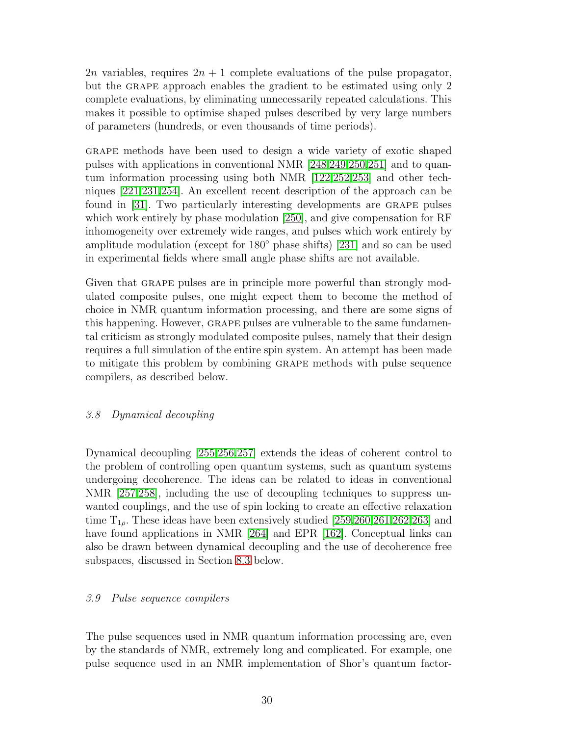$2n$ variables, requires $2n+1$ complete evaluations of the pulse propagator, but the GRAPE approach enables the gradient to be estimated using only 2 complete evaluations, by eliminating unnecessarily repeated calculations. This makes it possible to optimise shaped pulses described by very large numbers of parameters (hundreds, or even thousands of time periods).

GRAPE methods have been used to design a wide variety of exotic shaped pulses with applications in conventional NMR [248,249,250,251] and to quantum information processing using both NMR [122,252,253] and other techniques [221,231,254]. An excellent recent description of the approach can be found in [31]. Two particularly interesting developments are GRAPE pulses which work entirely by phase modulation [250], and give compensation for RF inhomogeneity over extremely wide ranges, and pulses which work entirely by amplitude modulation (except for 180° phase shifts) [231] and so can be used in experimental fields where small angle phase shifts are not available.

Given that GRAPE pulses are in principle more powerful than strongly modulated composite pulses, one might expect them to become the method of choice in NMR quantum information processing, and there are some signs of this happening. However, GRAPE pulses are vulnerable to the same fundamental criticism as strongly modulated composite pulses, namely that their design requires a full simulation of the entire spin system. An attempt has been made to mitigate this problem by combining GRAPE methods with pulse sequence compilers, as described below.

### *3.8 Dynamical decoupling*

Dynamical decoupling [255,256,257] extends the ideas of coherent control to the problem of controlling open quantum systems, such as quantum systems undergoing decoherence. The ideas can be related to ideas in conventional NMR [257,258], including the use of decoupling techniques to suppress unwanted couplings, and the use of spin locking to create an effective relaxation time $T_{1\rho}$. These ideas have been extensively studied [259,260,261,262,263] and have found applications in NMR [264] and EPR [162]. Conceptual links can also be drawn between dynamical decoupling and the use of decoherence free subspaces, discussed in Section 8.3 below.

### *3.9 Pulse sequence compilers*

The pulse sequences used in NMR quantum information processing are, even by the standards of NMR, extremely long and complicated. For example, one pulse sequence used in an NMR implementation of Shor's quantum factor-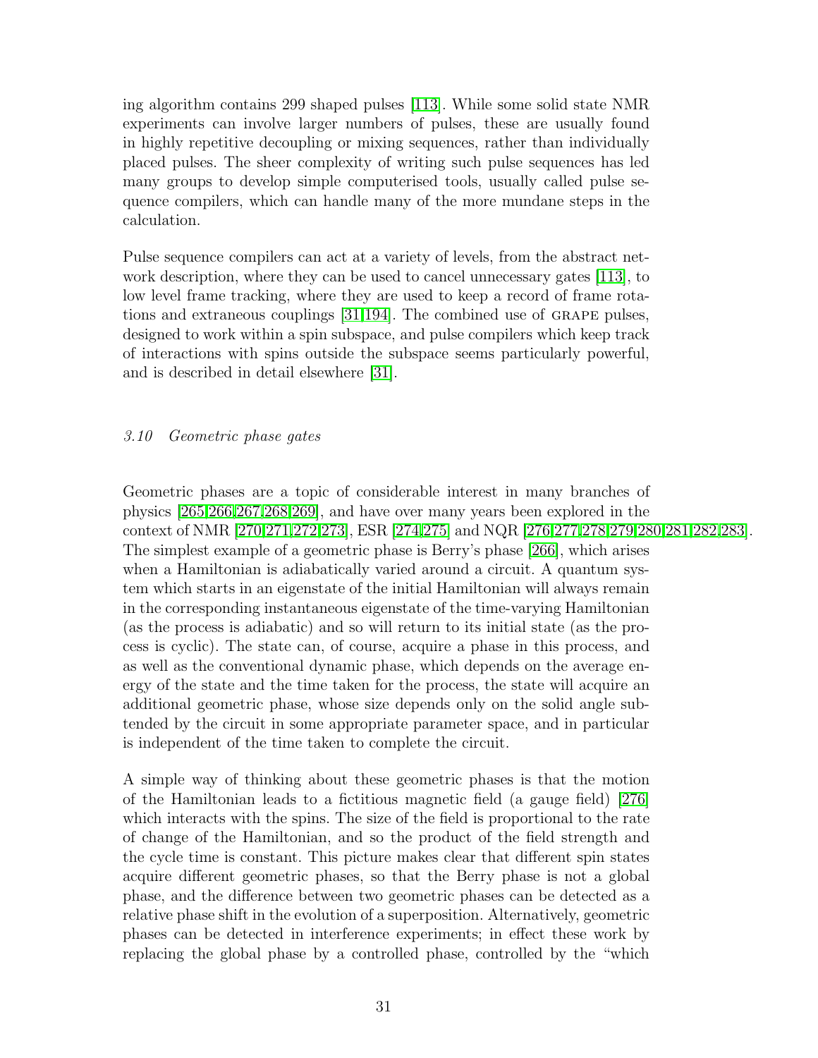ing algorithm contains 299 shaped pulses [113]. While some solid state NMR experiments can involve larger numbers of pulses, these are usually found in highly repetitive decoupling or mixing sequences, rather than individually placed pulses. The sheer complexity of writing such pulse sequences has led many groups to develop simple computerised tools, usually called pulse sequence compilers, which can handle many of the more mundane steps in the calculation.

Pulse sequence compilers can act at a variety of levels, from the abstract network description, where they can be used to cancel unnecessary gates [113], to low level frame tracking, where they are used to keep a record of frame rotations and extraneous couplings [31,194]. The combined use of GRAPE pulses, designed to work within a spin subspace, and pulse compilers which keep track of interactions with spins outside the subspace seems particularly powerful, and is described in detail elsewhere [31].

### *3.10 Geometric phase gates*

Geometric phases are a topic of considerable interest in many branches of physics [265,266,267,268,269], and have over many years been explored in the context of NMR [270,271,272,273], ESR [274,275] and NQR [276,277,278,279,280,281,282,283]. The simplest example of a geometric phase is Berry's phase [266], which arises when a Hamiltonian is adiabatically varied around a circuit. A quantum system which starts in an eigenstate of the initial Hamiltonian will always remain in the corresponding instantaneous eigenstate of the time-varying Hamiltonian (as the process is adiabatic) and so will return to its initial state (as the process is cyclic). The state can, of course, acquire a phase in this process, and as well as the conventional dynamic phase, which depends on the average energy of the state and the time taken for the process, the state will acquire an additional geometric phase, whose size depends only on the solid angle subtended by the circuit in some appropriate parameter space, and in particular is independent of the time taken to complete the circuit.

A simple way of thinking about these geometric phases is that the motion of the Hamiltonian leads to a fictitious magnetic field (a gauge field) [276] which interacts with the spins. The size of the field is proportional to the rate of change of the Hamiltonian, and so the product of the field strength and the cycle time is constant. This picture makes clear that different spin states acquire different geometric phases, so that the Berry phase is not a global phase, and the difference between two geometric phases can be detected as a relative phase shift in the evolution of a superposition. Alternatively, geometric phases can be detected in interference experiments; in effect these work by replacing the global phase by a controlled phase, controlled by the "which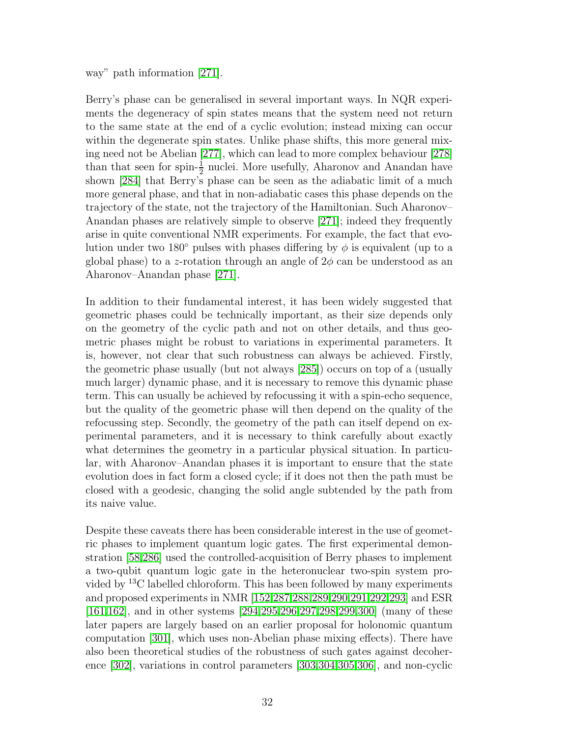way" path information [271].

Berry's phase can be generalised in several important ways. In NQR experiments the degeneracy of spin states means that the system need not return to the same state at the end of a cyclic evolution; instead mixing can occur within the degenerate spin states. Unlike phase shifts, this more general mixing need not be Abelian [277], which can lead to more complex behaviour [278] than that seen for spin-$\frac{1}{2}$ nuclei. More usefully, Aharonov and Anandan have shown [284] that Berry's phase can be seen as the adiabatic limit of a much more general phase, and that in non-adiabatic cases this phase depends on the trajectory of the state, not the trajectory of the Hamiltonian. Such Aharonov–Anandan phases are relatively simple to observe [271]; indeed they frequently arise in quite conventional NMR experiments. For example, the fact that evolution under two 180° pulses with phases differing by $\phi$ is equivalent (up to a global phase) to a $z$-rotation through an angle of $2\phi$ can be understood as an Aharonov–Anandan phase [271].

In addition to their fundamental interest, it has been widely suggested that geometric phases could be technically important, as their size depends only on the geometry of the cyclic path and not on other details, and thus geometric phases might be robust to variations in experimental parameters. It is, however, not clear that such robustness can always be achieved. Firstly, the geometric phase usually (but not always [285]) occurs on top of a (usually much larger) dynamic phase, and it is necessary to remove this dynamic phase term. This can usually be achieved by refocussing it with a spin-echo sequence, but the quality of the geometric phase will then depend on the quality of the refocussing step. Secondly, the geometry of the path can itself depend on experimental parameters, and it is necessary to think carefully about exactly what determines the geometry in a particular physical situation. In particular, with Aharonov–Anandan phases it is important to ensure that the state evolution does in fact form a closed cycle; if it does not then the path must be closed with a geodesic, changing the solid angle subtended by the path from its naive value.

Despite these caveats there has been considerable interest in the use of geometric phases to implement quantum logic gates. The first experimental demonstration [58,286] used the controlled-acquisition of Berry phases to implement a two-qubit quantum logic gate in the heteronuclear two-spin system provided by $^{13}$C labelled chloroform. This has been followed by many experiments and proposed experiments in NMR [152,287,288,289,290,291,292,293] and ESR [161,162], and in other systems [294,295,296,297,298,299,300] (many of these later papers are largely based on an earlier proposal for holonomic quantum computation [301], which uses non-Abelian phase mixing effects). There have also been theoretical studies of the robustness of such gates against decoherence [302], variations in control parameters [303,304,305,306], and non-cyclic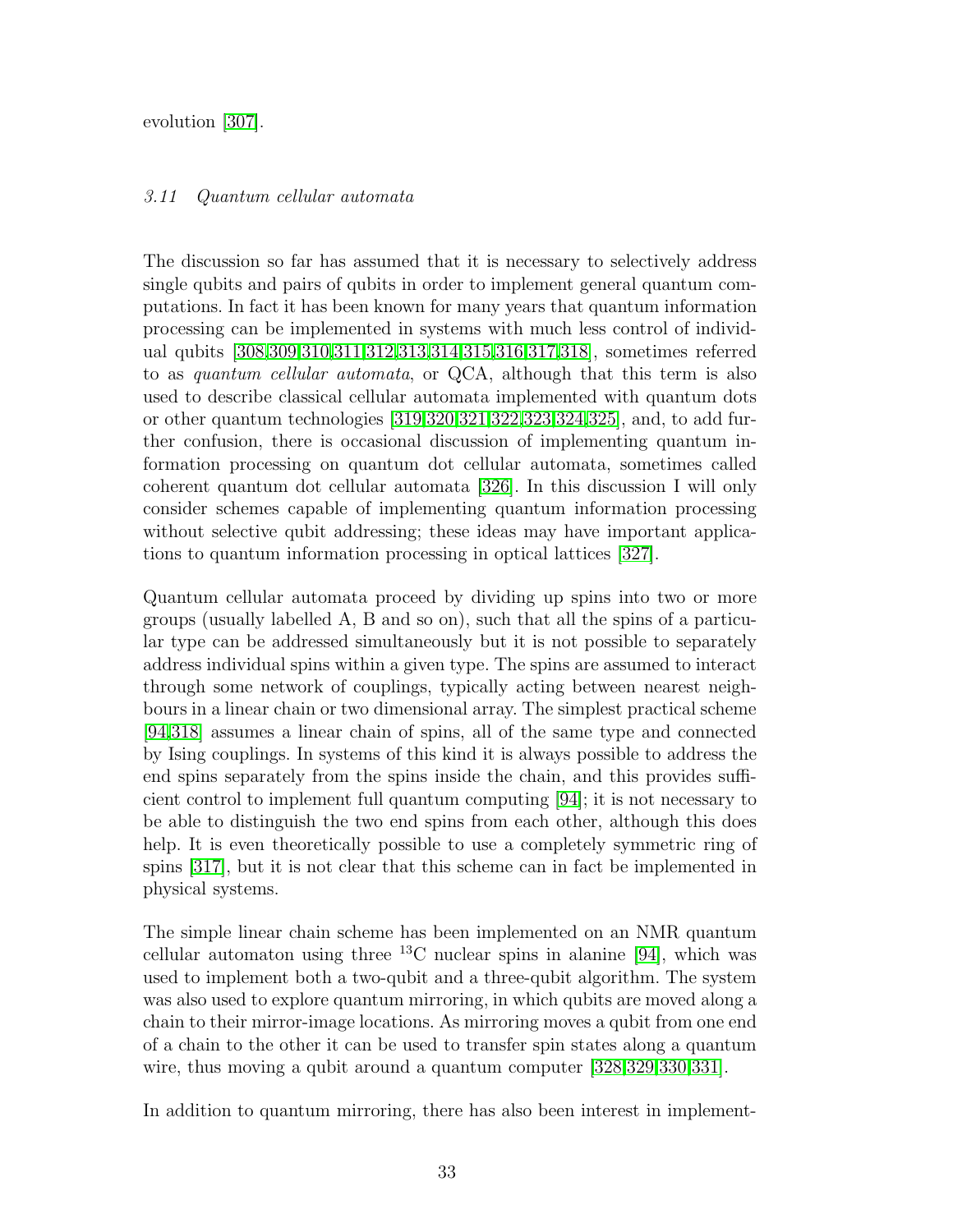evolution [307].

### 3.11 Quantum cellular automata

The discussion so far has assumed that it is necessary to selectively address single qubits and pairs of qubits in order to implement general quantum computations. In fact it has been known for many years that quantum information processing can be implemented in systems with much less control of individual qubits [308,309,310,311,312,313,314,315,316,317,318], sometimes referred to as *quantum cellular automata*, or QCA, although that this term is also used to describe classical cellular automata implemented with quantum dots or other quantum technologies [319,320,321,322,323,324,325], and, to add further confusion, there is occasional discussion of implementing quantum information processing on quantum dot cellular automata, sometimes called coherent quantum dot cellular automata [326]. In this discussion I will only consider schemes capable of implementing quantum information processing without selective qubit addressing; these ideas may have important applications to quantum information processing in optical lattices [327].

Quantum cellular automata proceed by dividing up spins into two or more groups (usually labelled A, B and so on), such that all the spins of a particular type can be addressed simultaneously but it is not possible to separately address individual spins within a given type. The spins are assumed to interact through some network of couplings, typically acting between nearest neighbours in a linear chain or two dimensional array. The simplest practical scheme [94,318] assumes a linear chain of spins, all of the same type and connected by Ising couplings. In systems of this kind it is always possible to address the end spins separately from the spins inside the chain, and this provides sufficient control to implement full quantum computing [94]; it is not necessary to be able to distinguish the two end spins from each other, although this does help. It is even theoretically possible to use a completely symmetric ring of spins [317], but it is not clear that this scheme can in fact be implemented in physical systems.

The simple linear chain scheme has been implemented on an NMR quantum cellular automaton using three $^{13}$C nuclear spins in alanine [94], which was used to implement both a two-qubit and a three-qubit algorithm. The system was also used to explore quantum mirroring, in which qubits are moved along a chain to their mirror-image locations. As mirroring moves a qubit from one end of a chain to the other it can be used to transfer spin states along a quantum wire, thus moving a qubit around a quantum computer [328,329,330,331].

In addition to quantum mirroring, there has also been interest in implement-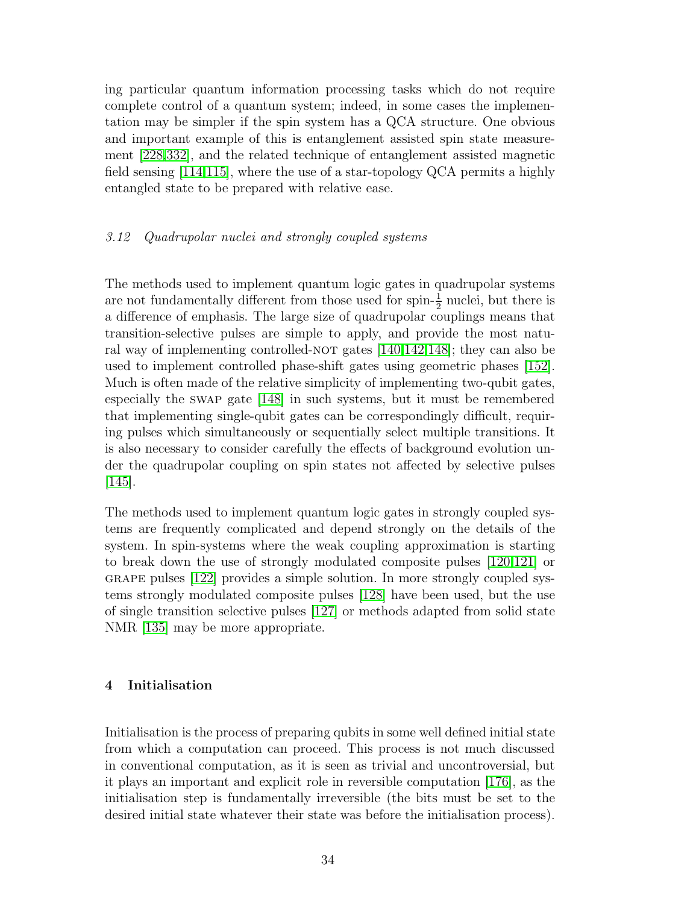ing particular quantum information processing tasks which do not require complete control of a quantum system; indeed, in some cases the implementation may be simpler if the spin system has a QCA structure. One obvious and important example of this is entanglement assisted spin state measurement [228,332], and the related technique of entanglement assisted magnetic field sensing [114,115], where the use of a star-topology QCA permits a highly entangled state to be prepared with relative ease.

### *3.12 Quadrupolar nuclei and strongly coupled systems*

The methods used to implement quantum logic gates in quadrupolar systems are not fundamentally different from those used for spin-$\frac{1}{2}$ nuclei, but there is a difference of emphasis. The large size of quadrupolar couplings means that transition-selective pulses are simple to apply, and provide the most natural way of implementing controlled-NOT gates [140,142,148]; they can also be used to implement controlled phase-shift gates using geometric phases [152]. Much is often made of the relative simplicity of implementing two-qubit gates, especially the SWAP gate [148] in such systems, but it must be remembered that implementing single-qubit gates can be correspondingly difficult, requiring pulses which simultaneously or sequentially select multiple transitions. It is also necessary to consider carefully the effects of background evolution under the quadrupolar coupling on spin states not affected by selective pulses [145].

The methods used to implement quantum logic gates in strongly coupled systems are frequently complicated and depend strongly on the details of the system. In spin-systems where the weak coupling approximation is starting to break down the use of strongly modulated composite pulses [120,121] or GRAPE pulses [122] provides a simple solution. In more strongly coupled systems strongly modulated composite pulses [128] have been used, but the use of single transition selective pulses [127] or methods adapted from solid state NMR [135] may be more appropriate.

## 4 Initialisation

Initialisation is the process of preparing qubits in some well defined initial state from which a computation can proceed. This process is not much discussed in conventional computation, as it is seen as trivial and uncontroversial, but it plays an important and explicit role in reversible computation [176], as the initialisation step is fundamentally irreversible (the bits must be set to the desired initial state whatever their state was before the initialisation process).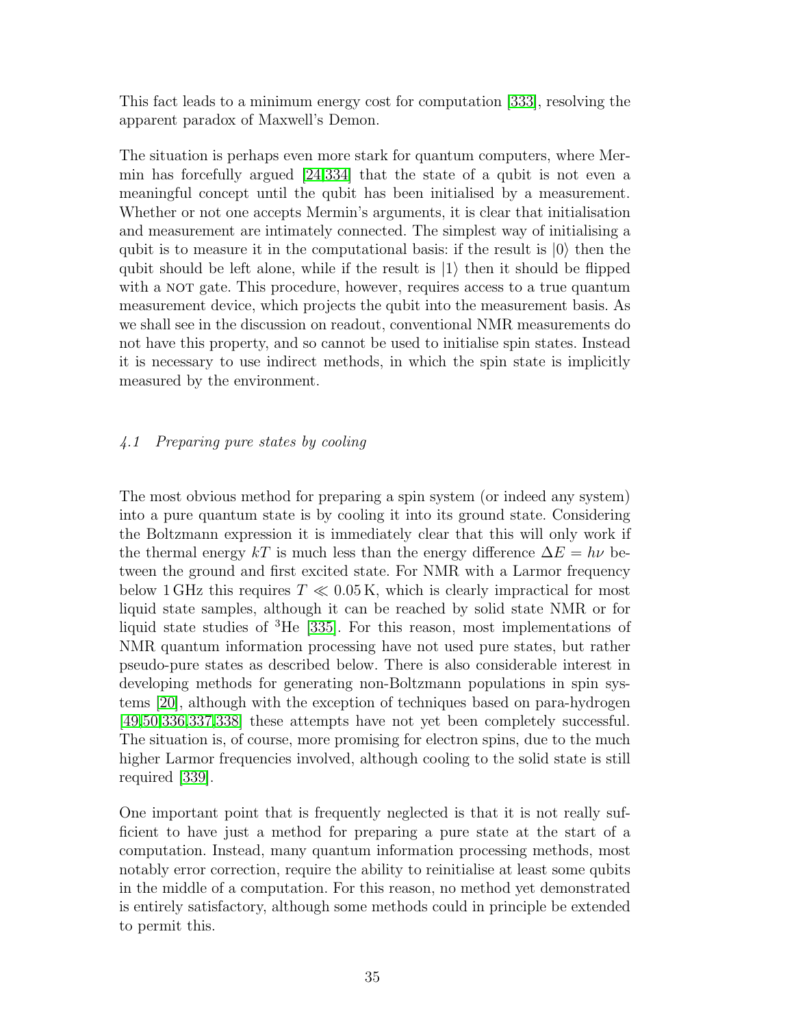This fact leads to a minimum energy cost for computation [333], resolving the apparent paradox of Maxwell's Demon.

The situation is perhaps even more stark for quantum computers, where Mermin has forcefully argued [24,334] that the state of a qubit is not even a meaningful concept until the qubit has been initialised by a measurement. Whether or not one accepts Mermin's arguments, it is clear that initialisation and measurement are intimately connected. The simplest way of initialising a qubit is to measure it in the computational basis: if the result is $|0\rangle$ then the qubit should be left alone, while if the result is $|1\rangle$ then it should be flipped with a NOT gate. This procedure, however, requires access to a true quantum measurement device, which projects the qubit into the measurement basis. As we shall see in the discussion on readout, conventional NMR measurements do not have this property, and so cannot be used to initialise spin states. Instead it is necessary to use indirect methods, in which the spin state is implicitly measured by the environment.

### *4.1 Preparing pure states by cooling*

The most obvious method for preparing a spin system (or indeed any system) into a pure quantum state is by cooling it into its ground state. Considering the Boltzmann expression it is immediately clear that this will only work if the thermal energy $kT$ is much less than the energy difference $\Delta E = h\nu$ between the ground and first excited state. For NMR with a Larmor frequency below 1 GHz this requires $T \ll 0.05\,\mathrm{K}$, which is clearly impractical for most liquid state samples, although it can be reached by solid state NMR or for liquid state studies of $^3$He [335]. For this reason, most implementations of NMR quantum information processing have not used pure states, but rather pseudo-pure states as described below. There is also considerable interest in developing methods for generating non-Boltzmann populations in spin systems [20], although with the exception of techniques based on para-hydrogen [49,50,336,337,338] these attempts have not yet been completely successful. The situation is, of course, more promising for electron spins, due to the much higher Larmor frequencies involved, although cooling to the solid state is still required [339].

One important point that is frequently neglected is that it is not really sufficient to have just a method for preparing a pure state at the start of a computation. Instead, many quantum information processing methods, most notably error correction, require the ability to reinitialise at least some qubits in the middle of a computation. For this reason, no method yet demonstrated is entirely satisfactory, although some methods could in principle be extended to permit this.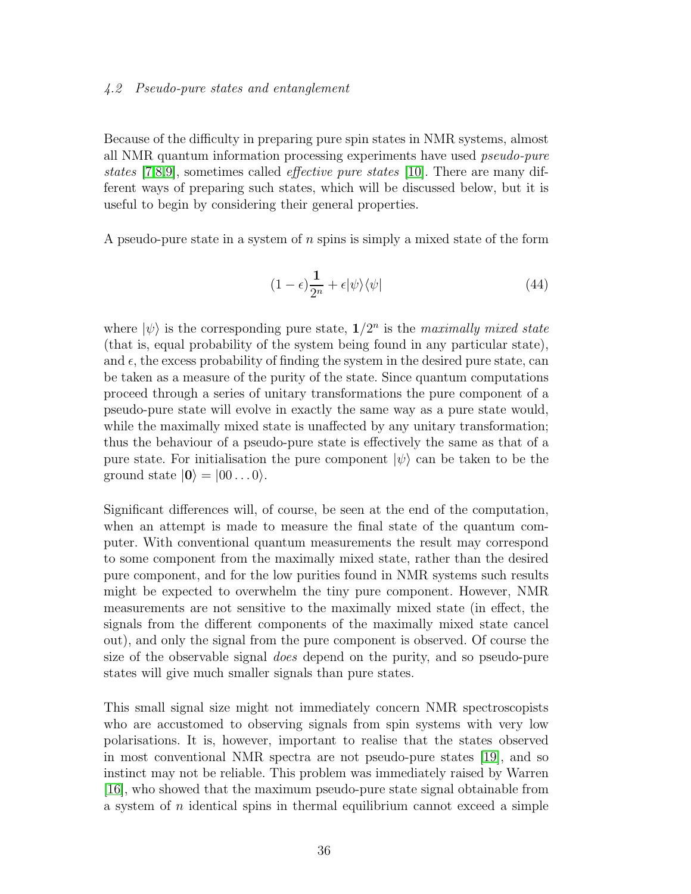### 4.2 Pseudo-pure states and entanglement

Because of the difficulty in preparing pure spin states in NMR systems, almost all NMR quantum information processing experiments have used *pseudo-pure states* [7,8,9], sometimes called *effective pure states* [10]. There are many different ways of preparing such states, which will be discussed below, but it is useful to begin by considering their general properties.

A pseudo-pure state in a system of $n$ spins is simply a mixed state of the form

$$(1-\epsilon)\frac{\mathbf{1}}{2^n} + \epsilon|\psi\rangle\langle\psi| \tag{44}$$

where $|\psi\rangle$ is the corresponding pure state, $\mathbf{1}/2^n$ is the *maximally mixed state* (that is, equal probability of the system being found in any particular state), and $\epsilon$, the excess probability of finding the system in the desired pure state, can be taken as a measure of the purity of the state. Since quantum computations proceed through a series of unitary transformations the pure component of a pseudo-pure state will evolve in exactly the same way as a pure state would, while the maximally mixed state is unaffected by any unitary transformation; thus the behaviour of a pseudo-pure state is effectively the same as that of a pure state. For initialisation the pure component $|\psi\rangle$ can be taken to be the ground state $|\mathbf{0}\rangle = |00\ldots0\rangle$.

Significant differences will, of course, be seen at the end of the computation, when an attempt is made to measure the final state of the quantum computer. With conventional quantum measurements the result may correspond to some component from the maximally mixed state, rather than the desired pure component, and for the low purities found in NMR systems such results might be expected to overwhelm the tiny pure component. However, NMR measurements are not sensitive to the maximally mixed state (in effect, the signals from the different components of the maximally mixed state cancel out), and only the signal from the pure component is observed. Of course the size of the observable signal *does* depend on the purity, and so pseudo-pure states will give much smaller signals than pure states.

This small signal size might not immediately concern NMR spectroscopists who are accustomed to observing signals from spin systems with very low polarisations. It is, however, important to realise that the states observed in most conventional NMR spectra are not pseudo-pure states [19], and so instinct may not be reliable. This problem was immediately raised by Warren [16], who showed that the maximum pseudo-pure state signal obtainable from a system of $n$ identical spins in thermal equilibrium cannot exceed a simple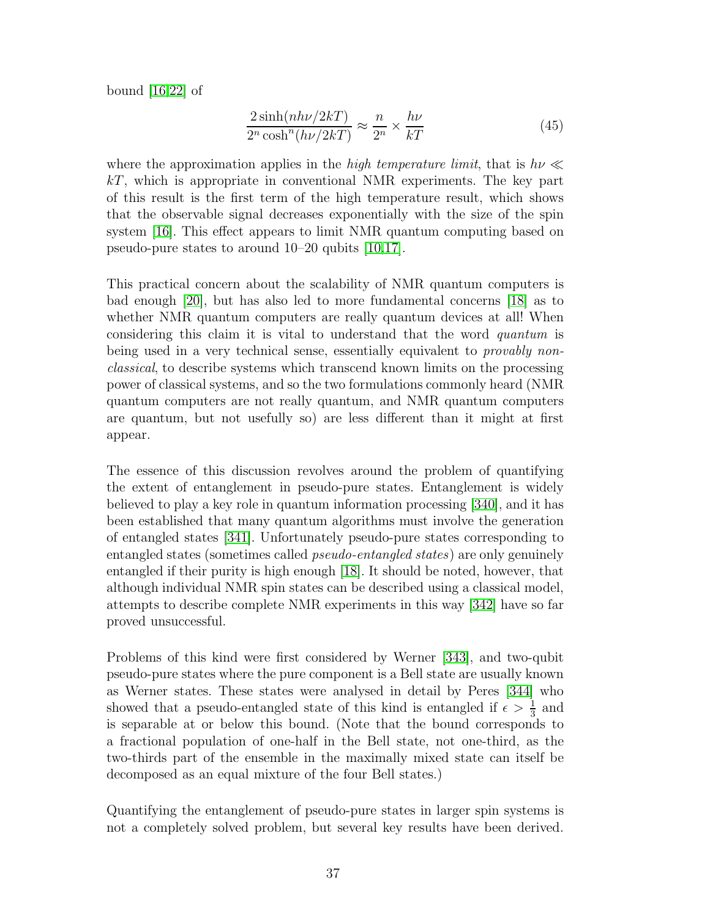bound [16,22] of

$$\frac{2\sinh(nh\nu/2kT)}{2^n\cosh^n(h\nu/2kT)} \approx \frac{n}{2^n} \times \frac{h\nu}{kT} \tag{45}$$

where the approximation applies in the *high temperature limit*, that is $h\nu \ll kT$, which is appropriate in conventional NMR experiments. The key part of this result is the first term of the high temperature result, which shows that the observable signal decreases exponentially with the size of the spin system [16]. This effect appears to limit NMR quantum computing based on pseudo-pure states to around 10–20 qubits [10,17].

This practical concern about the scalability of NMR quantum computers is bad enough [20], but has also led to more fundamental concerns [18] as to whether NMR quantum computers are really quantum devices at all! When considering this claim it is vital to understand that the word *quantum* is being used in a very technical sense, essentially equivalent to *provably non-classical*, to describe systems which transcend known limits on the processing power of classical systems, and so the two formulations commonly heard (NMR quantum computers are not really quantum, and NMR quantum computers are quantum, but not usefully so) are less different than it might at first appear.

The essence of this discussion revolves around the problem of quantifying the extent of entanglement in pseudo-pure states. Entanglement is widely believed to play a key role in quantum information processing [340], and it has been established that many quantum algorithms must involve the generation of entangled states [341]. Unfortunately pseudo-pure states corresponding to entangled states (sometimes called *pseudo-entangled states*) are only genuinely entangled if their purity is high enough [18]. It should be noted, however, that although individual NMR spin states can be described using a classical model, attempts to describe complete NMR experiments in this way [342] have so far proved unsuccessful.

Problems of this kind were first considered by Werner [343], and two-qubit pseudo-pure states where the pure component is a Bell state are usually known as Werner states. These states were analysed in detail by Peres [344] who showed that a pseudo-entangled state of this kind is entangled if $\epsilon > \frac{1}{3}$ and is separable at or below this bound. (Note that the bound corresponds to a fractional population of one-half in the Bell state, not one-third, as the two-thirds part of the ensemble in the maximally mixed state can itself be decomposed as an equal mixture of the four Bell states.)

Quantifying the entanglement of pseudo-pure states in larger spin systems is not a completely solved problem, but several key results have been derived.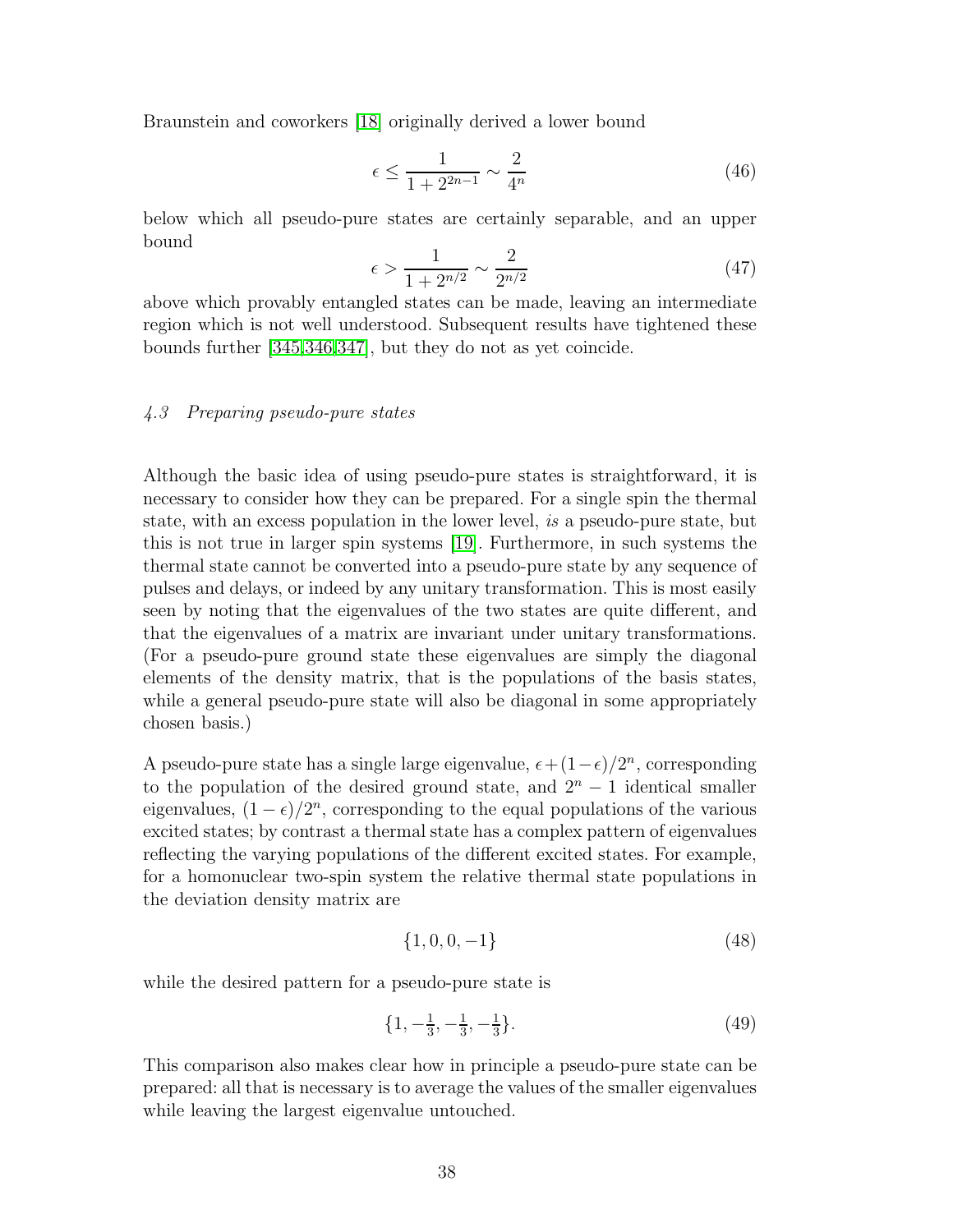Braunstein and coworkers [18] originally derived a lower bound

$$\epsilon \leq \frac{1}{1+2^{2n-1}} \sim \frac{2}{4^n} \tag{46}$$

below which all pseudo-pure states are certainly separable, and an upper bound

$$\epsilon > \frac{1}{1+2^{n/2}} \sim \frac{2}{2^{n/2}} \tag{47}$$

above which provably entangled states can be made, leaving an intermediate region which is not well understood. Subsequent results have tightened these bounds further [345,346,347], but they do not as yet coincide.

### *4.3 Preparing pseudo-pure states*

Although the basic idea of using pseudo-pure states is straightforward, it is necessary to consider how they can be prepared. For a single spin the thermal state, with an excess population in the lower level, *is* a pseudo-pure state, but this is not true in larger spin systems [19]. Furthermore, in such systems the thermal state cannot be converted into a pseudo-pure state by any sequence of pulses and delays, or indeed by any unitary transformation. This is most easily seen by noting that the eigenvalues of the two states are quite different, and that the eigenvalues of a matrix are invariant under unitary transformations. (For a pseudo-pure ground state these eigenvalues are simply the diagonal elements of the density matrix, that is the populations of the basis states, while a general pseudo-pure state will also be diagonal in some appropriately chosen basis.)

A pseudo-pure state has a single large eigenvalue, $\epsilon + (1-\epsilon)/2^n$, corresponding to the population of the desired ground state, and $2^n - 1$ identical smaller eigenvalues, $(1-\epsilon)/2^n$, corresponding to the equal populations of the various excited states; by contrast a thermal state has a complex pattern of eigenvalues reflecting the varying populations of the different excited states. For example, for a homonuclear two-spin system the relative thermal state populations in the deviation density matrix are

$$\{1, 0, 0, -1\} \tag{48}$$

while the desired pattern for a pseudo-pure state is

$$\{1, -\tfrac{1}{3}, -\tfrac{1}{3}, -\tfrac{1}{3}\}. \tag{49}$$

This comparison also makes clear how in principle a pseudo-pure state can be prepared: all that is necessary is to average the values of the smaller eigenvalues while leaving the largest eigenvalue untouched.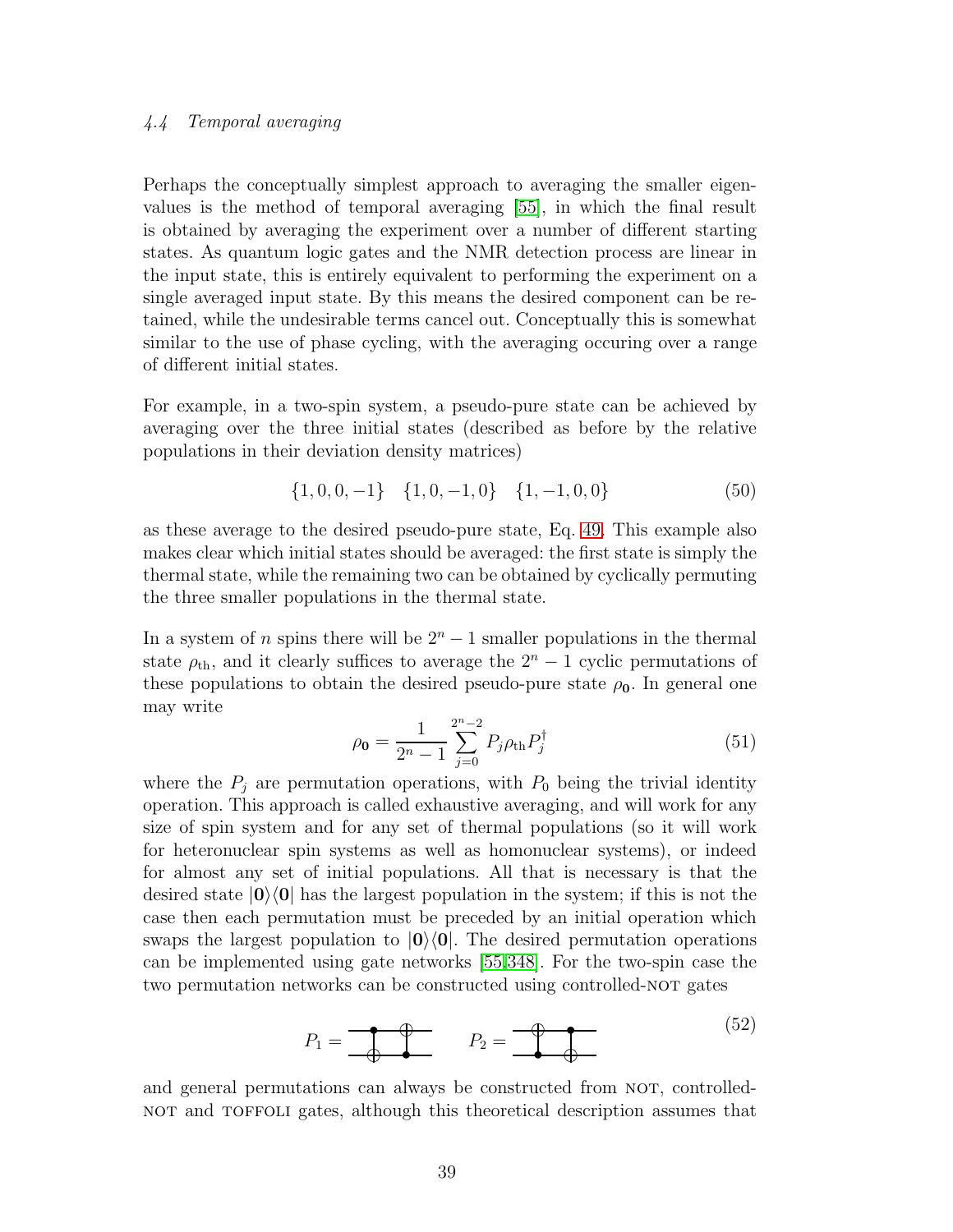### 4.4 Temporal averaging

Perhaps the conceptually simplest approach to averaging the smaller eigenvalues is the method of temporal averaging [55], in which the final result is obtained by averaging the experiment over a number of different starting states. As quantum logic gates and the NMR detection process are linear in the input state, this is entirely equivalent to performing the experiment on a single averaged input state. By this means the desired component can be retained, while the undesirable terms cancel out. Conceptually this is somewhat similar to the use of phase cycling, with the averaging occuring over a range of different initial states.

For example, in a two-spin system, a pseudo-pure state can be achieved by averaging over the three initial states (described as before by the relative populations in their deviation density matrices)

$$\{1, 0, 0, -1\} \quad \{1, 0, -1, 0\} \quad \{1, -1, 0, 0\} \tag{50}$$

as these average to the desired pseudo-pure state, Eq. 49. This example also makes clear which initial states should be averaged: the first state is simply the thermal state, while the remaining two can be obtained by cyclically permuting the three smaller populations in the thermal state.

In a system of $n$ spins there will be $2^n - 1$ smaller populations in the thermal state $\rho_{\text{th}}$, and it clearly suffices to average the $2^n - 1$ cyclic permutations of these populations to obtain the desired pseudo-pure state $\rho_{\mathbf{0}}$. In general one may write

$$\rho_{\mathbf{0}} = \frac{1}{2^n - 1} \sum_{j=0}^{2^n-2} P_j \rho_{\text{th}} P_j^{\dagger} \tag{51}$$

where the $P_j$ are permutation operations, with $P_0$ being the trivial identity operation. This approach is called exhaustive averaging, and will work for any size of spin system and for any set of thermal populations (so it will work for heteronuclear spin systems as well as homonuclear systems), or indeed for almost any set of initial populations. All that is necessary is that the desired state $|\mathbf{0}\rangle\langle\mathbf{0}|$ has the largest population in the system; if this is not the case then each permutation must be preceded by an initial operation which swaps the largest population to $|\mathbf{0}\rangle\langle\mathbf{0}|$. The desired permutation operations can be implemented using gate networks [55,348]. For the two-spin case the two permutation networks can be constructed using controlled-NOT gates

$$P_1 = \text{CNOT}_{1\to 2}\ \text{then}\ \text{CNOT}_{2\to 1} \qquad P_2 = \text{CNOT}_{2\to 1}\ \text{then}\ \text{CNOT}_{1\to 2} \tag{52}$$

and general permutations can always be constructed from NOT, controlled-NOT and TOFFOLI gates, although this theoretical description assumes that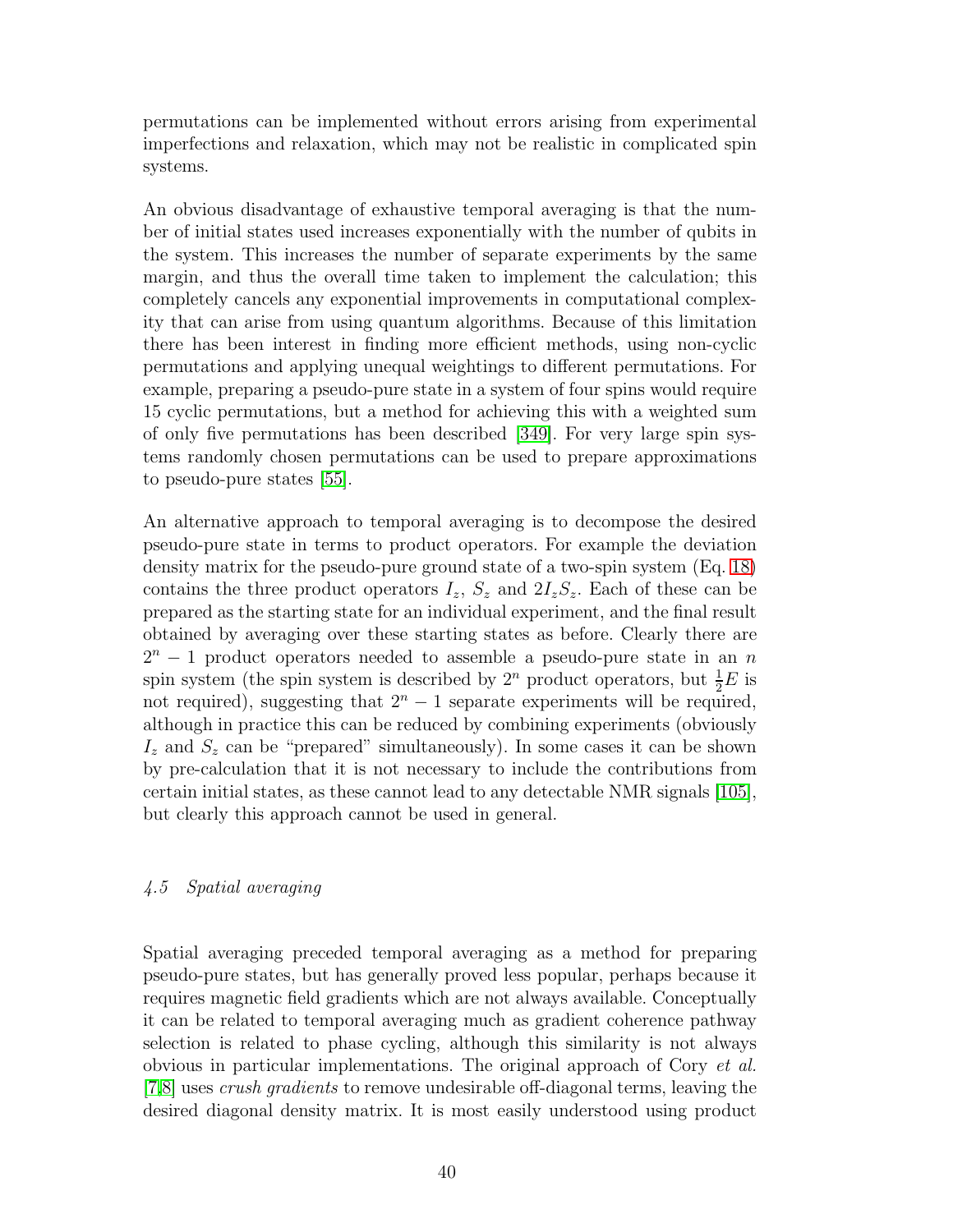permutations can be implemented without errors arising from experimental imperfections and relaxation, which may not be realistic in complicated spin systems.

An obvious disadvantage of exhaustive temporal averaging is that the number of initial states used increases exponentially with the number of qubits in the system. This increases the number of separate experiments by the same margin, and thus the overall time taken to implement the calculation; this completely cancels any exponential improvements in computational complexity that can arise from using quantum algorithms. Because of this limitation there has been interest in finding more efficient methods, using non-cyclic permutations and applying unequal weightings to different permutations. For example, preparing a pseudo-pure state in a system of four spins would require 15 cyclic permutations, but a method for achieving this with a weighted sum of only five permutations has been described [349]. For very large spin systems randomly chosen permutations can be used to prepare approximations to pseudo-pure states [55].

An alternative approach to temporal averaging is to decompose the desired pseudo-pure state in terms to product operators. For example the deviation density matrix for the pseudo-pure ground state of a two-spin system (Eq. 18) contains the three product operators $I_z$, $S_z$ and $2I_zS_z$. Each of these can be prepared as the starting state for an individual experiment, and the final result obtained by averaging over these starting states as before. Clearly there are $2^n - 1$ product operators needed to assemble a pseudo-pure state in an $n$ spin system (the spin system is described by $2^n$ product operators, but $\frac{1}{2}E$ is not required), suggesting that $2^n - 1$ separate experiments will be required, although in practice this can be reduced by combining experiments (obviously $I_z$ and $S_z$ can be "prepared" simultaneously). In some cases it can be shown by pre-calculation that it is not necessary to include the contributions from certain initial states, as these cannot lead to any detectable NMR signals [105], but clearly this approach cannot be used in general.

### *4.5 Spatial averaging*

Spatial averaging preceded temporal averaging as a method for preparing pseudo-pure states, but has generally proved less popular, perhaps because it requires magnetic field gradients which are not always available. Conceptually it can be related to temporal averaging much as gradient coherence pathway selection is related to phase cycling, although this similarity is not always obvious in particular implementations. The original approach of Cory *et al.* [7,8] uses *crush gradients* to remove undesirable off-diagonal terms, leaving the desired diagonal density matrix. It is most easily understood using product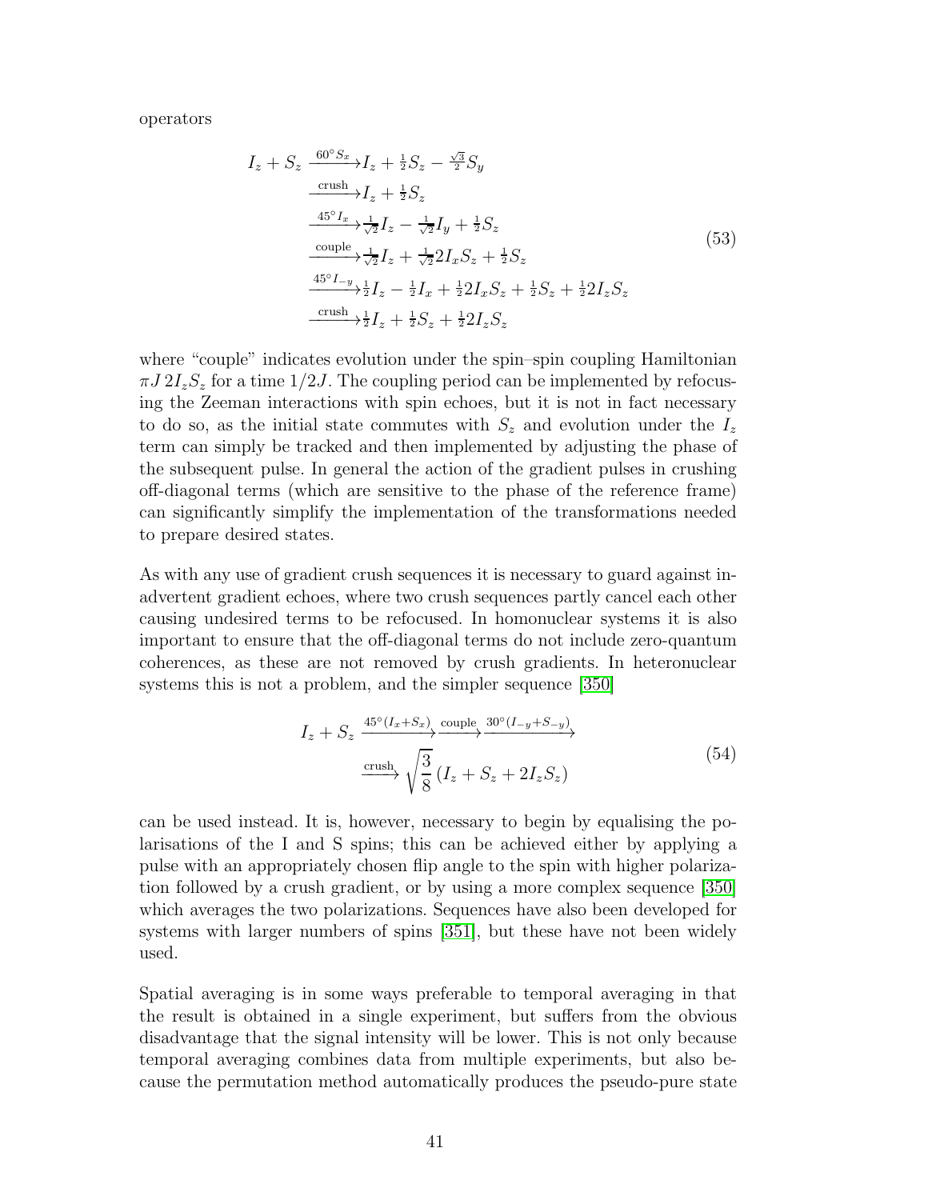operators

$$
\begin{aligned}
I_z + S_z &\xrightarrow{60^\circ S_x} I_z + \tfrac{1}{2}S_z - \tfrac{\sqrt{3}}{2}S_y \\
&\xrightarrow{\text{crush}} I_z + \tfrac{1}{2}S_z \\
&\xrightarrow{45^\circ I_x} \tfrac{1}{\sqrt{2}}I_z - \tfrac{1}{\sqrt{2}}I_y + \tfrac{1}{2}S_z \\
&\xrightarrow{\text{couple}} \tfrac{1}{\sqrt{2}}I_z + \tfrac{1}{\sqrt{2}}2I_xS_z + \tfrac{1}{2}S_z \\
&\xrightarrow{45^\circ I_{-y}} \tfrac{1}{2}I_z - \tfrac{1}{2}I_x + \tfrac{1}{2}2I_xS_z + \tfrac{1}{2}S_z + \tfrac{1}{2}2I_zS_z \\
&\xrightarrow{\text{crush}} \tfrac{1}{2}I_z + \tfrac{1}{2}S_z + \tfrac{1}{2}2I_zS_z
\end{aligned}
\tag{53}
$$

where "couple" indicates evolution under the spin–spin coupling Hamiltonian $\pi J\, 2I_zS_z$ for a time $1/2J$. The coupling period can be implemented by refocusing the Zeeman interactions with spin echoes, but it is not in fact necessary to do so, as the initial state commutes with $S_z$ and evolution under the $I_z$ term can simply be tracked and then implemented by adjusting the phase of the subsequent pulse. In general the action of the gradient pulses in crushing off-diagonal terms (which are sensitive to the phase of the reference frame) can significantly simplify the implementation of the transformations needed to prepare desired states.

As with any use of gradient crush sequences it is necessary to guard against inadvertent gradient echoes, where two crush sequences partly cancel each other causing undesired terms to be refocused. In homonuclear systems it is also important to ensure that the off-diagonal terms do not include zero-quantum coherences, as these are not removed by crush gradients. In heteronuclear systems this is not a problem, and the simpler sequence [350]

$$
\begin{aligned}
I_z + S_z &\xrightarrow{45^\circ (I_x + S_x)} \xrightarrow{\text{couple}} \xrightarrow{30^\circ (I_{-y} + S_{-y})} \\
&\xrightarrow{\text{crush}} \sqrt{\frac{3}{8}}\,(I_z + S_z + 2I_zS_z)
\end{aligned}
\tag{54}
$$

can be used instead. It is, however, necessary to begin by equalising the polarisations of the I and S spins; this can be achieved either by applying a pulse with an appropriately chosen flip angle to the spin with higher polarization followed by a crush gradient, or by using a more complex sequence [350] which averages the two polarizations. Sequences have also been developed for systems with larger numbers of spins [351], but these have not been widely used.

Spatial averaging is in some ways preferable to temporal averaging in that the result is obtained in a single experiment, but suffers from the obvious disadvantage that the signal intensity will be lower. This is not only because temporal averaging combines data from multiple experiments, but also because the permutation method automatically produces the pseudo-pure state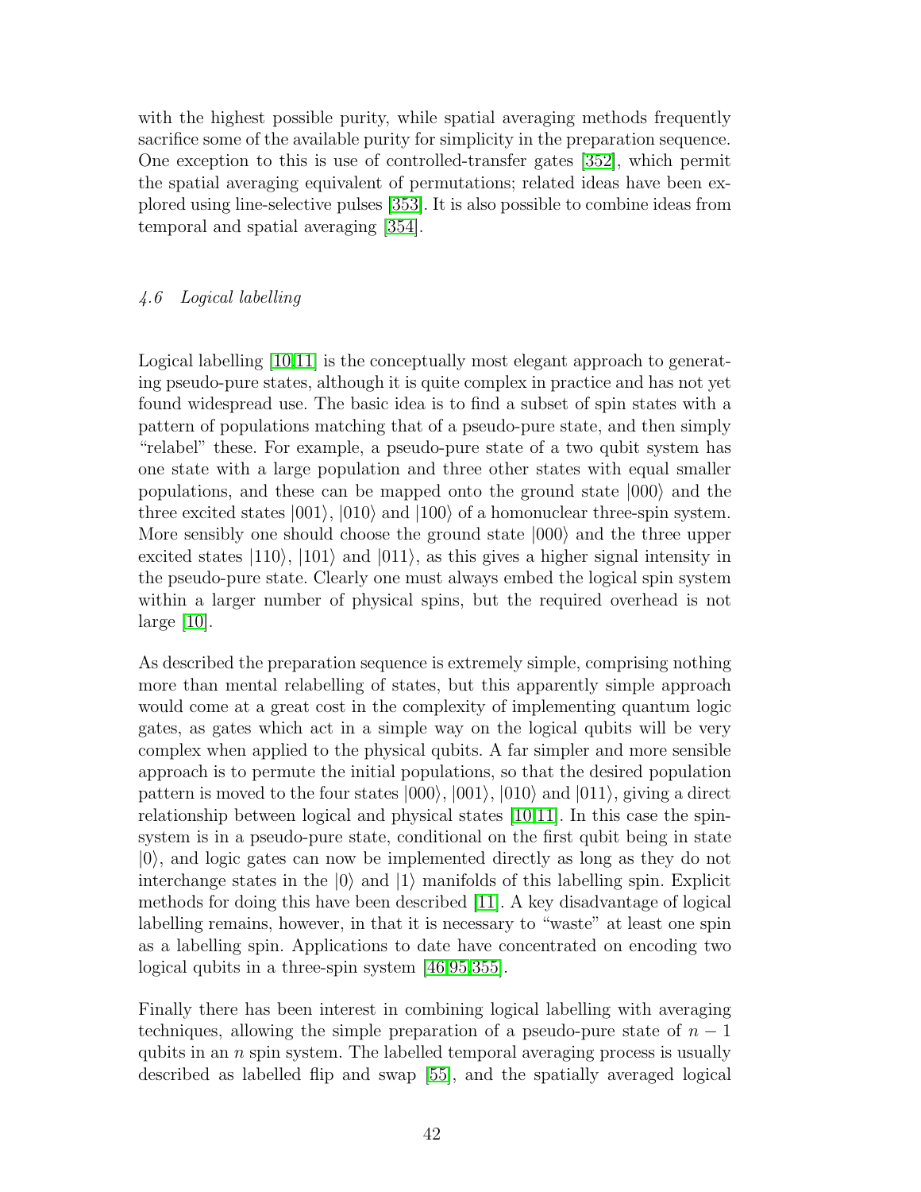with the highest possible purity, while spatial averaging methods frequently sacrifice some of the available purity for simplicity in the preparation sequence. One exception to this is use of controlled-transfer gates [352], which permit the spatial averaging equivalent of permutations; related ideas have been explored using line-selective pulses [353]. It is also possible to combine ideas from temporal and spatial averaging [354].

### *4.6 Logical labelling*

Logical labelling [10,11] is the conceptually most elegant approach to generating pseudo-pure states, although it is quite complex in practice and has not yet found widespread use. The basic idea is to find a subset of spin states with a pattern of populations matching that of a pseudo-pure state, and then simply "relabel" these. For example, a pseudo-pure state of a two qubit system has one state with a large population and three other states with equal smaller populations, and these can be mapped onto the ground state $|000\rangle$ and the three excited states $|001\rangle$, $|010\rangle$ and $|100\rangle$ of a homonuclear three-spin system. More sensibly one should choose the ground state $|000\rangle$ and the three upper excited states $|110\rangle$, $|101\rangle$ and $|011\rangle$, as this gives a higher signal intensity in the pseudo-pure state. Clearly one must always embed the logical spin system within a larger number of physical spins, but the required overhead is not large [10].

As described the preparation sequence is extremely simple, comprising nothing more than mental relabelling of states, but this apparently simple approach would come at a great cost in the complexity of implementing quantum logic gates, as gates which act in a simple way on the logical qubits will be very complex when applied to the physical qubits. A far simpler and more sensible approach is to permute the initial populations, so that the desired population pattern is moved to the four states $|000\rangle$, $|001\rangle$, $|010\rangle$ and $|011\rangle$, giving a direct relationship between logical and physical states [10,11]. In this case the spin-system is in a pseudo-pure state, conditional on the first qubit being in state $|0\rangle$, and logic gates can now be implemented directly as long as they do not interchange states in the $|0\rangle$ and $|1\rangle$ manifolds of this labelling spin. Explicit methods for doing this have been described [11]. A key disadvantage of logical labelling remains, however, in that it is necessary to "waste" at least one spin as a labelling spin. Applications to date have concentrated on encoding two logical qubits in a three-spin system [46,95,355].

Finally there has been interest in combining logical labelling with averaging techniques, allowing the simple preparation of a pseudo-pure state of $n-1$ qubits in an $n$ spin system. The labelled temporal averaging process is usually described as labelled flip and swap [55], and the spatially averaged logical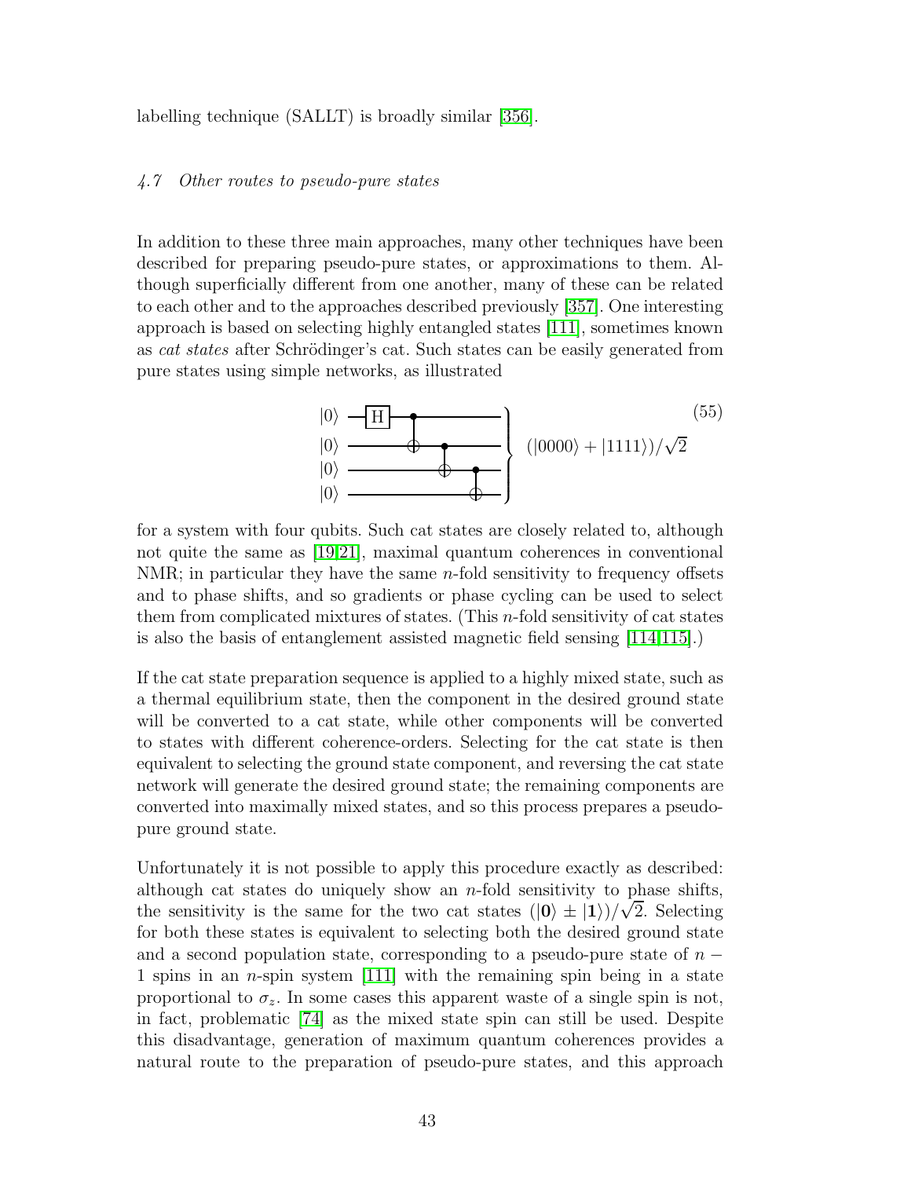labelling technique (SALLT) is broadly similar [356].

### 4.7 Other routes to pseudo-pure states

In addition to these three main approaches, many other techniques have been described for preparing pseudo-pure states, or approximations to them. Although superficially different from one another, many of these can be related to each other and to the approaches described previously [357]. One interesting approach is based on selecting highly entangled states [111], sometimes known as *cat states* after Schrödinger's cat. Such states can be easily generated from pure states using simple networks, as illustrated

$$
\begin{array}{l}
|0\rangle \; \text{—[H]—}\bullet\text{—————————} \\
|0\rangle \; \text{—————}\oplus\text{—}\bullet\text{—————} \\
|0\rangle \; \text{———————————}\oplus\text{—}\bullet\text{—} \\
|0\rangle \; \text{—————————————}\oplus\text{—}
\end{array}
\left.\vphantom{\begin{array}{l}a\\a\\a\\a\end{array}}\right\} \; (|0000\rangle + |1111\rangle)/\sqrt{2} \qquad (55)
$$

for a system with four qubits. Such cat states are closely related to, although not quite the same as [19,21], maximal quantum coherences in conventional NMR; in particular they have the same $n$-fold sensitivity to frequency offsets and to phase shifts, and so gradients or phase cycling can be used to select them from complicated mixtures of states. (This $n$-fold sensitivity of cat states is also the basis of entanglement assisted magnetic field sensing [114,115].)

If the cat state preparation sequence is applied to a highly mixed state, such as a thermal equilibrium state, then the component in the desired ground state will be converted to a cat state, while other components will be converted to states with different coherence-orders. Selecting for the cat state is then equivalent to selecting the ground state component, and reversing the cat state network will generate the desired ground state; the remaining components are converted into maximally mixed states, and so this process prepares a pseudo-pure ground state.

Unfortunately it is not possible to apply this procedure exactly as described: although cat states do uniquely show an $n$-fold sensitivity to phase shifts, the sensitivity is the same for the two cat states $(|\mathbf{0}\rangle \pm |\mathbf{1}\rangle)/\sqrt{2}$. Selecting for both these states is equivalent to selecting both the desired ground state and a second population state, corresponding to a pseudo-pure state of $n-1$ spins in an $n$-spin system [111] with the remaining spin being in a state proportional to $\sigma_z$. In some cases this apparent waste of a single spin is not, in fact, problematic [74] as the mixed state spin can still be used. Despite this disadvantage, generation of maximum quantum coherences provides a natural route to the preparation of pseudo-pure states, and this approach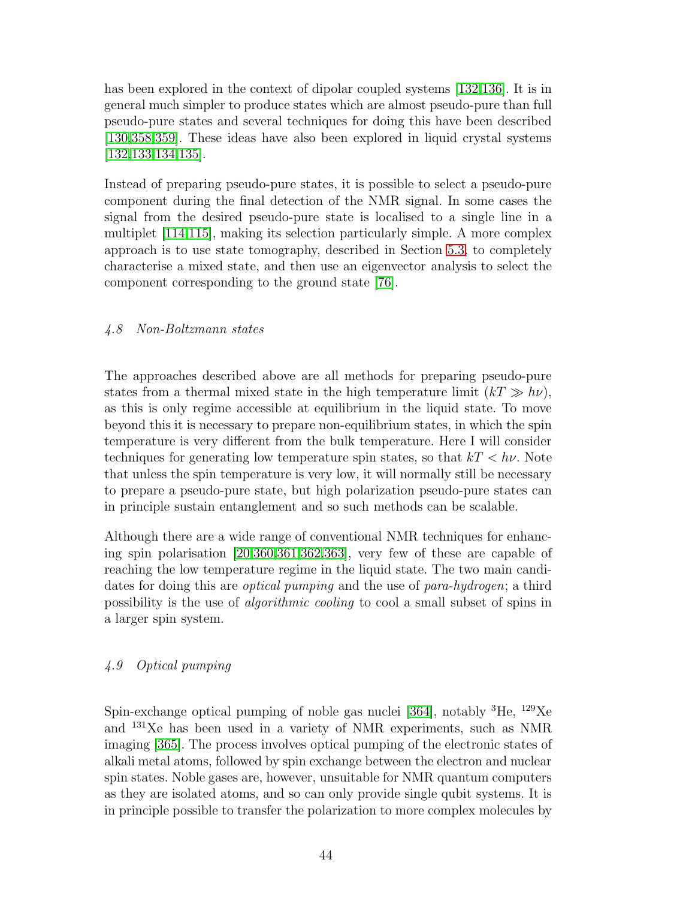has been explored in the context of dipolar coupled systems [132,136]. It is in general much simpler to produce states which are almost pseudo-pure than full pseudo-pure states and several techniques for doing this have been described [130,358,359]. These ideas have also been explored in liquid crystal systems [132,133,134,135].

Instead of preparing pseudo-pure states, it is possible to select a pseudo-pure component during the final detection of the NMR signal. In some cases the signal from the desired pseudo-pure state is localised to a single line in a multiplet [114,115], making its selection particularly simple. A more complex approach is to use state tomography, described in Section 5.3, to completely characterise a mixed state, and then use an eigenvector analysis to select the component corresponding to the ground state [76].

### *4.8 Non-Boltzmann states*

The approaches described above are all methods for preparing pseudo-pure states from a thermal mixed state in the high temperature limit ($kT \gg h\nu$), as this is only regime accessible at equilibrium in the liquid state. To move beyond this it is necessary to prepare non-equilibrium states, in which the spin temperature is very different from the bulk temperature. Here I will consider techniques for generating low temperature spin states, so that $kT < h\nu$. Note that unless the spin temperature is very low, it will normally still be necessary to prepare a pseudo-pure state, but high polarization pseudo-pure states can in principle sustain entanglement and so such methods can be scalable.

Although there are a wide range of conventional NMR techniques for enhancing spin polarisation [20,360,361,362,363], very few of these are capable of reaching the low temperature regime in the liquid state. The two main candidates for doing this are *optical pumping* and the use of *para-hydrogen*; a third possibility is the use of *algorithmic cooling* to cool a small subset of spins in a larger spin system.

### *4.9 Optical pumping*

Spin-exchange optical pumping of noble gas nuclei [364], notably $^{3}$He, $^{129}$Xe and $^{131}$Xe has been used in a variety of NMR experiments, such as NMR imaging [365]. The process involves optical pumping of the electronic states of alkali metal atoms, followed by spin exchange between the electron and nuclear spin states. Noble gases are, however, unsuitable for NMR quantum computers as they are isolated atoms, and so can only provide single qubit systems. It is in principle possible to transfer the polarization to more complex molecules by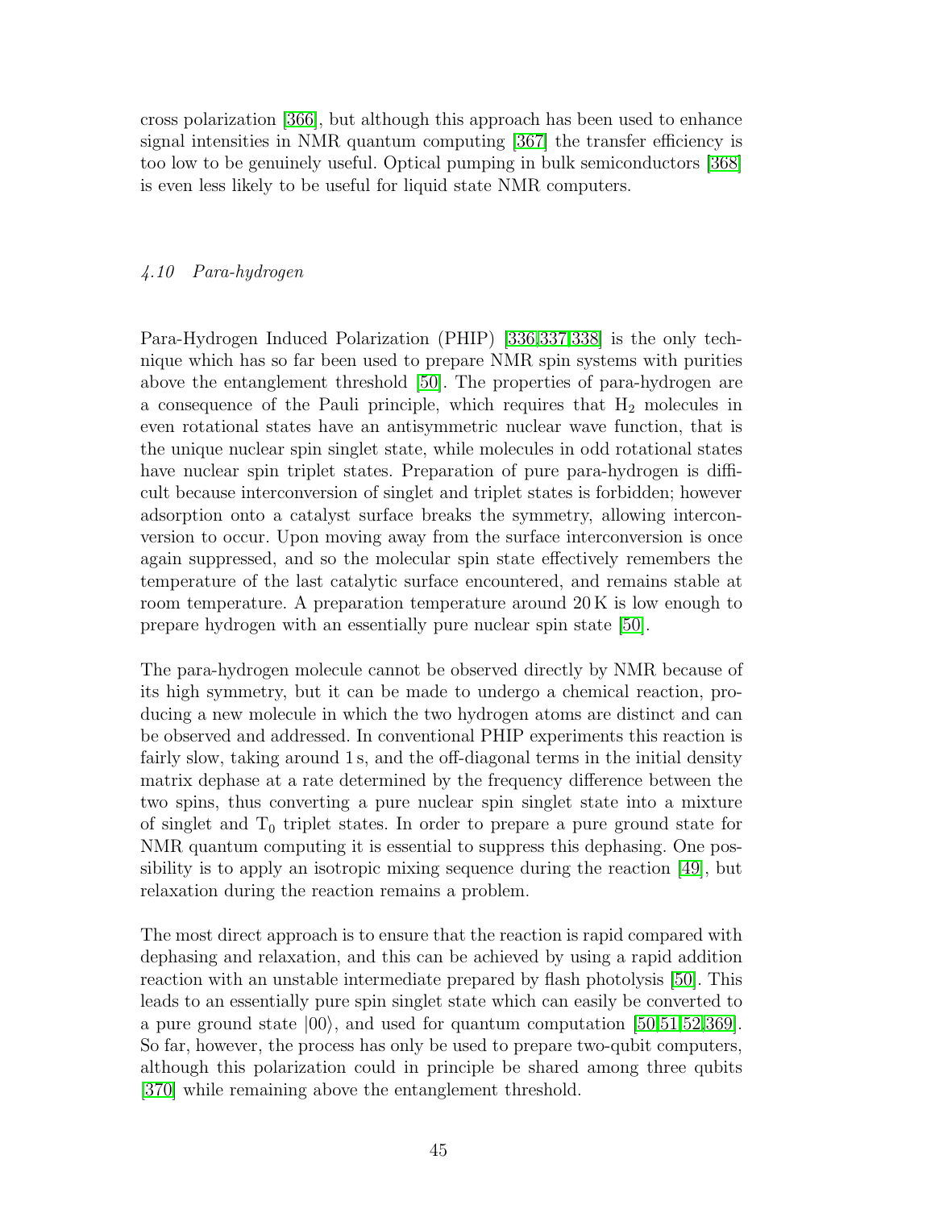cross polarization [366], but although this approach has been used to enhance signal intensities in NMR quantum computing [367] the transfer efficiency is too low to be genuinely useful. Optical pumping in bulk semiconductors [368] is even less likely to be useful for liquid state NMR computers.

### *4.10 Para-hydrogen*

Para-Hydrogen Induced Polarization (PHIP) [336,337,338] is the only technique which has so far been used to prepare NMR spin systems with purities above the entanglement threshold [50]. The properties of para-hydrogen are a consequence of the Pauli principle, which requires that $H_2$ molecules in even rotational states have an antisymmetric nuclear wave function, that is the unique nuclear spin singlet state, while molecules in odd rotational states have nuclear spin triplet states. Preparation of pure para-hydrogen is difficult because interconversion of singlet and triplet states is forbidden; however adsorption onto a catalyst surface breaks the symmetry, allowing interconversion to occur. Upon moving away from the surface interconversion is once again suppressed, and so the molecular spin state effectively remembers the temperature of the last catalytic surface encountered, and remains stable at room temperature. A preparation temperature around 20 K is low enough to prepare hydrogen with an essentially pure nuclear spin state [50].

The para-hydrogen molecule cannot be observed directly by NMR because of its high symmetry, but it can be made to undergo a chemical reaction, producing a new molecule in which the two hydrogen atoms are distinct and can be observed and addressed. In conventional PHIP experiments this reaction is fairly slow, taking around 1 s, and the off-diagonal terms in the initial density matrix dephase at a rate determined by the frequency difference between the two spins, thus converting a pure nuclear spin singlet state into a mixture of singlet and $T_0$ triplet states. In order to prepare a pure ground state for NMR quantum computing it is essential to suppress this dephasing. One possibility is to apply an isotropic mixing sequence during the reaction [49], but relaxation during the reaction remains a problem.

The most direct approach is to ensure that the reaction is rapid compared with dephasing and relaxation, and this can be achieved by using a rapid addition reaction with an unstable intermediate prepared by flash photolysis [50]. This leads to an essentially pure spin singlet state which can easily be converted to a pure ground state $|00\rangle$, and used for quantum computation [50,51,52,369]. So far, however, the process has only be used to prepare two-qubit computers, although this polarization could in principle be shared among three qubits [370] while remaining above the entanglement threshold.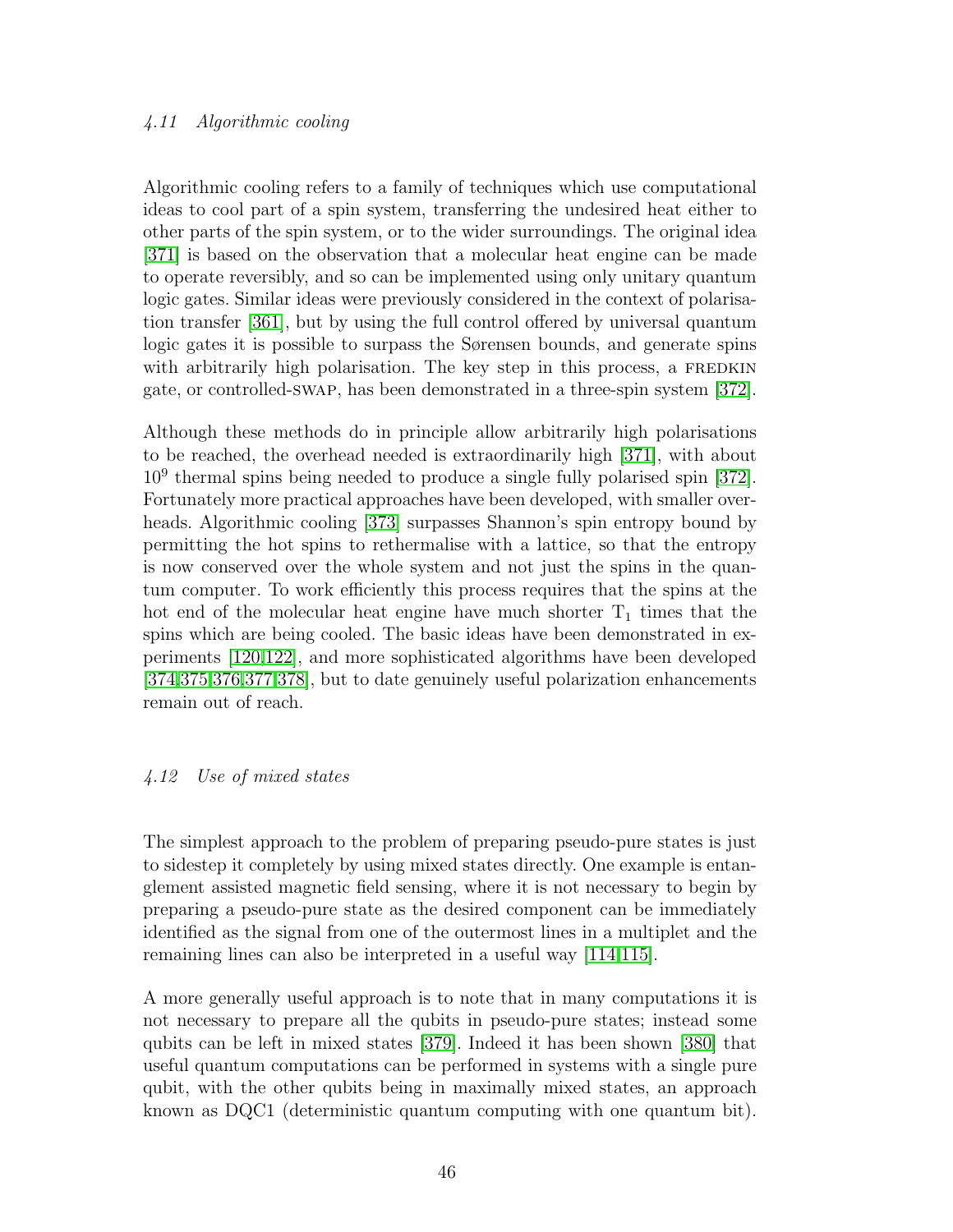### 4.11 *Algorithmic cooling*

Algorithmic cooling refers to a family of techniques which use computational ideas to cool part of a spin system, transferring the undesired heat either to other parts of the spin system, or to the wider surroundings. The original idea [371] is based on the observation that a molecular heat engine can be made to operate reversibly, and so can be implemented using only unitary quantum logic gates. Similar ideas were previously considered in the context of polarisation transfer [361], but by using the full control offered by universal quantum logic gates it is possible to surpass the Sørensen bounds, and generate spins with arbitrarily high polarisation. The key step in this process, a FREDKIN gate, or controlled-SWAP, has been demonstrated in a three-spin system [372].

Although these methods do in principle allow arbitrarily high polarisations to be reached, the overhead needed is extraordinarily high [371], with about $10^9$ thermal spins being needed to produce a single fully polarised spin [372]. Fortunately more practical approaches have been developed, with smaller overheads. Algorithmic cooling [373] surpasses Shannon's spin entropy bound by permitting the hot spins to rethermalise with a lattice, so that the entropy is now conserved over the whole system and not just the spins in the quantum computer. To work efficiently this process requires that the spins at the hot end of the molecular heat engine have much shorter $T_1$ times that the spins which are being cooled. The basic ideas have been demonstrated in experiments [120,122], and more sophisticated algorithms have been developed [374,375,376,377,378], but to date genuinely useful polarization enhancements remain out of reach.

### 4.12 *Use of mixed states*

The simplest approach to the problem of preparing pseudo-pure states is just to sidestep it completely by using mixed states directly. One example is entanglement assisted magnetic field sensing, where it is not necessary to begin by preparing a pseudo-pure state as the desired component can be immediately identified as the signal from one of the outermost lines in a multiplet and the remaining lines can also be interpreted in a useful way [114,115].

A more generally useful approach is to note that in many computations it is not necessary to prepare all the qubits in pseudo-pure states; instead some qubits can be left in mixed states [379]. Indeed it has been shown [380] that useful quantum computations can be performed in systems with a single pure qubit, with the other qubits being in maximally mixed states, an approach known as DQC1 (deterministic quantum computing with one quantum bit).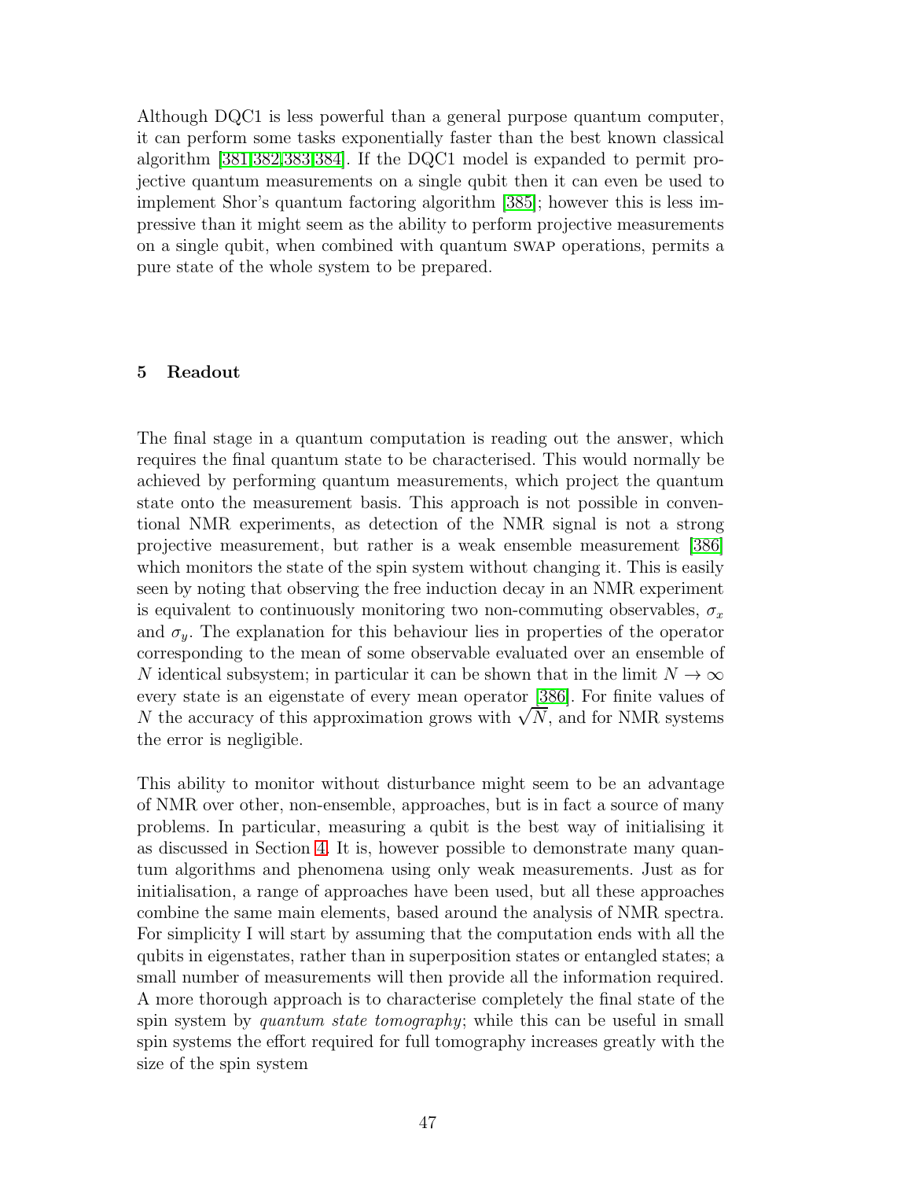Although DQC1 is less powerful than a general purpose quantum computer, it can perform some tasks exponentially faster than the best known classical algorithm [381,382,383,384]. If the DQC1 model is expanded to permit projective quantum measurements on a single qubit then it can even be used to implement Shor's quantum factoring algorithm [385]; however this is less impressive than it might seem as the ability to perform projective measurements on a single qubit, when combined with quantum SWAP operations, permits a pure state of the whole system to be prepared.

## 5 Readout

The final stage in a quantum computation is reading out the answer, which requires the final quantum state to be characterised. This would normally be achieved by performing quantum measurements, which project the quantum state onto the measurement basis. This approach is not possible in conventional NMR experiments, as detection of the NMR signal is not a strong projective measurement, but rather is a weak ensemble measurement [386] which monitors the state of the spin system without changing it. This is easily seen by noting that observing the free induction decay in an NMR experiment is equivalent to continuously monitoring two non-commuting observables, $\sigma_x$ and $\sigma_y$. The explanation for this behaviour lies in properties of the operator corresponding to the mean of some observable evaluated over an ensemble of $N$ identical subsystem; in particular it can be shown that in the limit $N \to \infty$ every state is an eigenstate of every mean operator [386]. For finite values of $N$ the accuracy of this approximation grows with $\sqrt{N}$, and for NMR systems the error is negligible.

This ability to monitor without disturbance might seem to be an advantage of NMR over other, non-ensemble, approaches, but is in fact a source of many problems. In particular, measuring a qubit is the best way of initialising it as discussed in Section 4. It is, however possible to demonstrate many quantum algorithms and phenomena using only weak measurements. Just as for initialisation, a range of approaches have been used, but all these approaches combine the same main elements, based around the analysis of NMR spectra. For simplicity I will start by assuming that the computation ends with all the qubits in eigenstates, rather than in superposition states or entangled states; a small number of measurements will then provide all the information required. A more thorough approach is to characterise completely the final state of the spin system by *quantum state tomography*; while this can be useful in small spin systems the effort required for full tomography increases greatly with the size of the spin system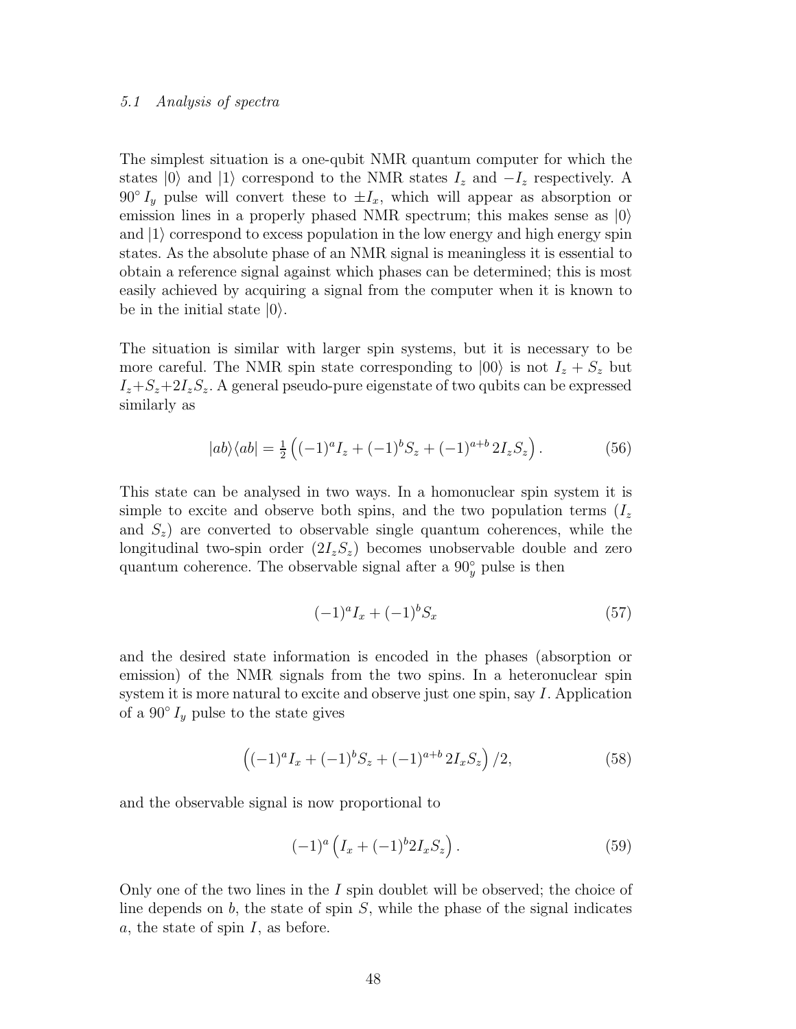### *5.1 Analysis of spectra*

The simplest situation is a one-qubit NMR quantum computer for which the states $|0\rangle$ and $|1\rangle$ correspond to the NMR states $I_z$ and $-I_z$ respectively. A $90^\circ\, I_y$ pulse will convert these to $\pm I_x$, which will appear as absorption or emission lines in a properly phased NMR spectrum; this makes sense as $|0\rangle$ and $|1\rangle$ correspond to excess population in the low energy and high energy spin states. As the absolute phase of an NMR signal is meaningless it is essential to obtain a reference signal against which phases can be determined; this is most easily achieved by acquiring a signal from the computer when it is known to be in the initial state $|0\rangle$.

The situation is similar with larger spin systems, but it is necessary to be more careful. The NMR spin state corresponding to $|00\rangle$ is not $I_z + S_z$ but $I_z + S_z + 2I_zS_z$. A general pseudo-pure eigenstate of two qubits can be expressed similarly as

$$|ab\rangle\langle ab| = \tfrac{1}{2}\left((-1)^a I_z + (-1)^b S_z + (-1)^{a+b}\, 2I_zS_z\right). \tag{56}$$

This state can be analysed in two ways. In a homonuclear spin system it is simple to excite and observe both spins, and the two population terms ($I_z$ and $S_z$) are converted to observable single quantum coherences, while the longitudinal two-spin order ($2I_zS_z$) becomes unobservable double and zero quantum coherence. The observable signal after a $90^\circ_y$ pulse is then

$$(-1)^a I_x + (-1)^b S_x \tag{57}$$

and the desired state information is encoded in the phases (absorption or emission) of the NMR signals from the two spins. In a heteronuclear spin system it is more natural to excite and observe just one spin, say $I$. Application of a $90^\circ\, I_y$ pulse to the state gives

$$\left((-1)^a I_x + (-1)^b S_z + (-1)^{a+b}\, 2I_xS_z\right)/2, \tag{58}$$

and the observable signal is now proportional to

$$(-1)^a \left(I_x + (-1)^b 2I_xS_z\right). \tag{59}$$

Only one of the two lines in the $I$ spin doublet will be observed; the choice of line depends on $b$, the state of spin $S$, while the phase of the signal indicates $a$, the state of spin $I$, as before.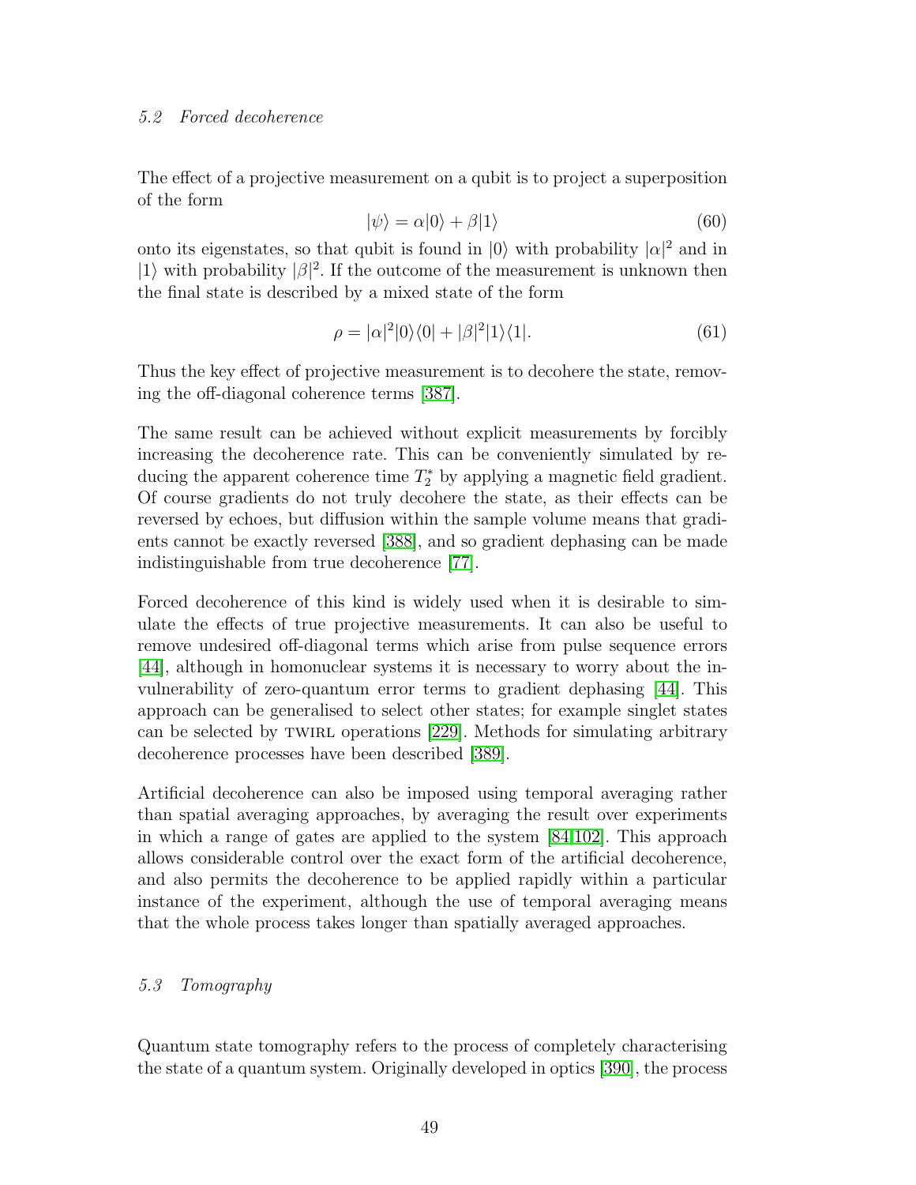### 5.2 *Forced decoherence*

The effect of a projective measurement on a qubit is to project a superposition of the form

$$|\psi\rangle = \alpha|0\rangle + \beta|1\rangle \tag{60}$$

onto its eigenstates, so that qubit is found in $|0\rangle$ with probability $|\alpha|^2$ and in $|1\rangle$ with probability $|\beta|^2$. If the outcome of the measurement is unknown then the final state is described by a mixed state of the form

$$\rho = |\alpha|^2|0\rangle\langle 0| + |\beta|^2|1\rangle\langle 1|. \tag{61}$$

Thus the key effect of projective measurement is to decohere the state, removing the off-diagonal coherence terms [387].

The same result can be achieved without explicit measurements by forcibly increasing the decoherence rate. This can be conveniently simulated by reducing the apparent coherence time $T_2^*$ by applying a magnetic field gradient. Of course gradients do not truly decohere the state, as their effects can be reversed by echoes, but diffusion within the sample volume means that gradients cannot be exactly reversed [388], and so gradient dephasing can be made indistinguishable from true decoherence [77].

Forced decoherence of this kind is widely used when it is desirable to simulate the effects of true projective measurements. It can also be useful to remove undesired off-diagonal terms which arise from pulse sequence errors [44], although in homonuclear systems it is necessary to worry about the invulnerability of zero-quantum error terms to gradient dephasing [44]. This approach can be generalised to select other states; for example singlet states can be selected by TWIRL operations [229]. Methods for simulating arbitrary decoherence processes have been described [389].

Artificial decoherence can also be imposed using temporal averaging rather than spatial averaging approaches, by averaging the result over experiments in which a range of gates are applied to the system [84,102]. This approach allows considerable control over the exact form of the artificial decoherence, and also permits the decoherence to be applied rapidly within a particular instance of the experiment, although the use of temporal averaging means that the whole process takes longer than spatially averaged approaches.

### 5.3 *Tomography*

Quantum state tomography refers to the process of completely characterising the state of a quantum system. Originally developed in optics [390], the process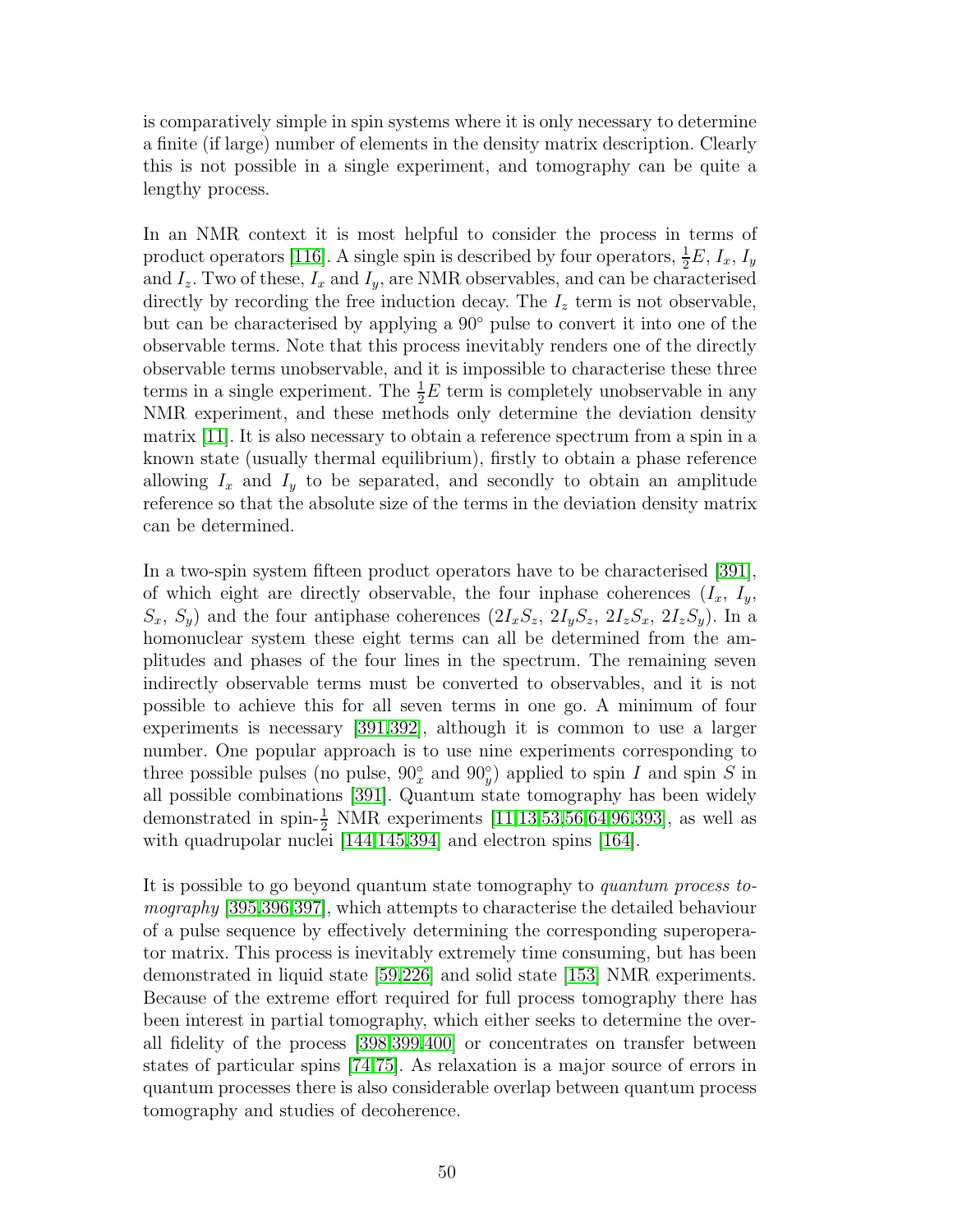is comparatively simple in spin systems where it is only necessary to determine a finite (if large) number of elements in the density matrix description. Clearly this is not possible in a single experiment, and tomography can be quite a lengthy process.

In an NMR context it is most helpful to consider the process in terms of product operators [116]. A single spin is described by four operators, $\frac{1}{2}E$, $I_x$, $I_y$ and $I_z$. Two of these, $I_x$ and $I_y$, are NMR observables, and can be characterised directly by recording the free induction decay. The $I_z$ term is not observable, but can be characterised by applying a 90° pulse to convert it into one of the observable terms. Note that this process inevitably renders one of the directly observable terms unobservable, and it is impossible to characterise these three terms in a single experiment. The $\frac{1}{2}E$ term is completely unobservable in any NMR experiment, and these methods only determine the deviation density matrix [11]. It is also necessary to obtain a reference spectrum from a spin in a known state (usually thermal equilibrium), firstly to obtain a phase reference allowing $I_x$ and $I_y$ to be separated, and secondly to obtain an amplitude reference so that the absolute size of the terms in the deviation density matrix can be determined.

In a two-spin system fifteen product operators have to be characterised [391], of which eight are directly observable, the four inphase coherences ($I_x$, $I_y$, $S_x$, $S_y$) and the four antiphase coherences ($2I_xS_z$, $2I_yS_z$, $2I_zS_x$, $2I_zS_y$). In a homonuclear system these eight terms can all be determined from the amplitudes and phases of the four lines in the spectrum. The remaining seven indirectly observable terms must be converted to observables, and it is not possible to achieve this for all seven terms in one go. A minimum of four experiments is necessary [391,392], although it is common to use a larger number. One popular approach is to use nine experiments corresponding to three possible pulses (no pulse, $90^\circ_x$ and $90^\circ_y$) applied to spin $I$ and spin $S$ in all possible combinations [391]. Quantum state tomography has been widely demonstrated in spin-$\frac{1}{2}$ NMR experiments [11,13,53,56,64,96,393], as well as with quadrupolar nuclei [144,145,394] and electron spins [164].

It is possible to go beyond quantum state tomography to *quantum process tomography* [395,396,397], which attempts to characterise the detailed behaviour of a pulse sequence by effectively determining the corresponding superoperator matrix. This process is inevitably extremely time consuming, but has been demonstrated in liquid state [59,226] and solid state [153] NMR experiments. Because of the extreme effort required for full process tomography there has been interest in partial tomography, which either seeks to determine the overall fidelity of the process [398,399,400] or concentrates on transfer between states of particular spins [74,75]. As relaxation is a major source of errors in quantum processes there is also considerable overlap between quantum process tomography and studies of decoherence.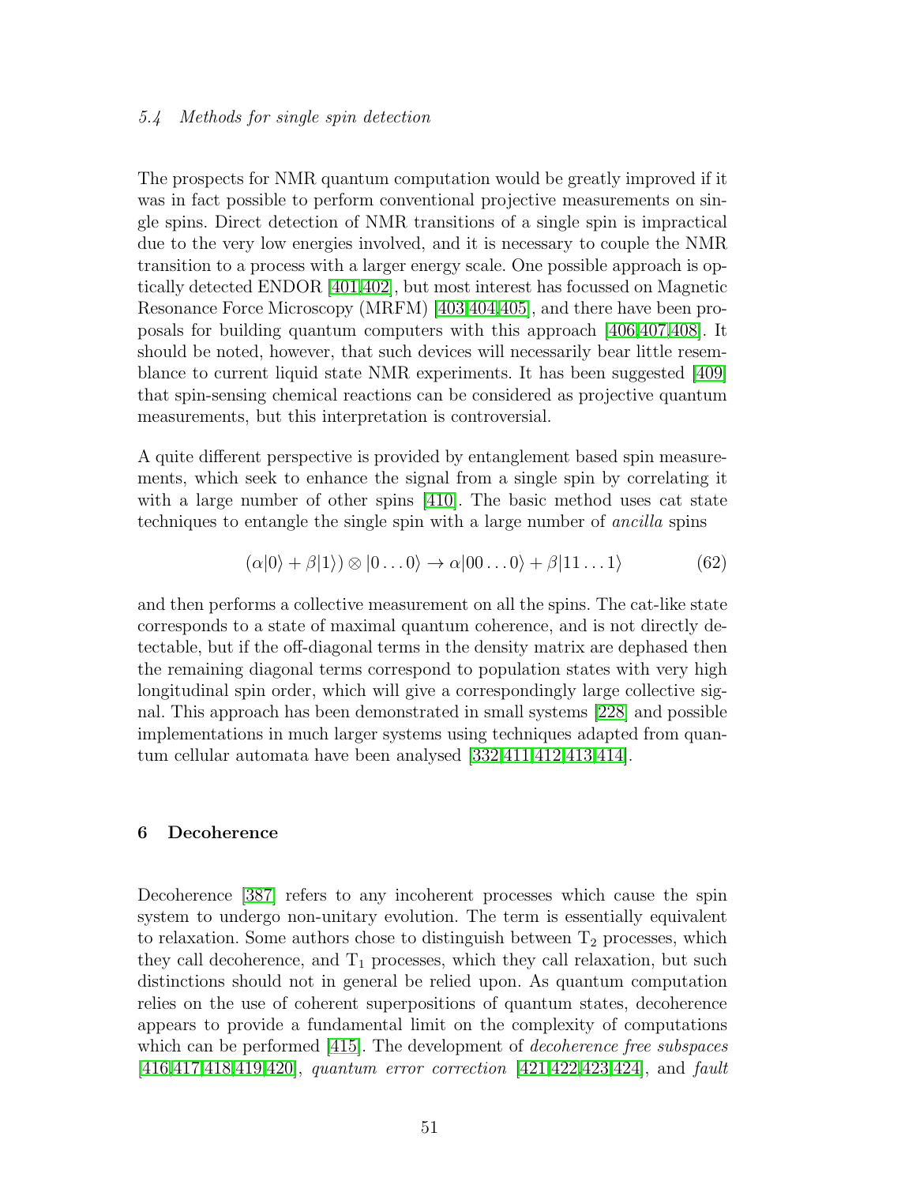### 5.4 Methods for single spin detection

The prospects for NMR quantum computation would be greatly improved if it was in fact possible to perform conventional projective measurements on single spins. Direct detection of NMR transitions of a single spin is impractical due to the very low energies involved, and it is necessary to couple the NMR transition to a process with a larger energy scale. One possible approach is optically detected ENDOR [401,402], but most interest has focussed on Magnetic Resonance Force Microscopy (MRFM) [403,404,405], and there have been proposals for building quantum computers with this approach [406,407,408]. It should be noted, however, that such devices will necessarily bear little resemblance to current liquid state NMR experiments. It has been suggested [409] that spin-sensing chemical reactions can be considered as projective quantum measurements, but this interpretation is controversial.

A quite different perspective is provided by entanglement based spin measurements, which seek to enhance the signal from a single spin by correlating it with a large number of other spins [410]. The basic method uses cat state techniques to entangle the single spin with a large number of *ancilla* spins

$$(\alpha|0\rangle + \beta|1\rangle) \otimes |0\ldots0\rangle \to \alpha|00\ldots0\rangle + \beta|11\ldots1\rangle \tag{62}$$

and then performs a collective measurement on all the spins. The cat-like state corresponds to a state of maximal quantum coherence, and is not directly detectable, but if the off-diagonal terms in the density matrix are dephased then the remaining diagonal terms correspond to population states with very high longitudinal spin order, which will give a correspondingly large collective signal. This approach has been demonstrated in small systems [228] and possible implementations in much larger systems using techniques adapted from quantum cellular automata have been analysed [332,411,412,413,414].

## 6 Decoherence

Decoherence [387] refers to any incoherent processes which cause the spin system to undergo non-unitary evolution. The term is essentially equivalent to relaxation. Some authors chose to distinguish between $T_2$ processes, which they call decoherence, and $T_1$ processes, which they call relaxation, but such distinctions should not in general be relied upon. As quantum computation relies on the use of coherent superpositions of quantum states, decoherence appears to provide a fundamental limit on the complexity of computations which can be performed [415]. The development of *decoherence free subspaces* [416,417,418,419,420], *quantum error correction* [421,422,423,424], and *fault*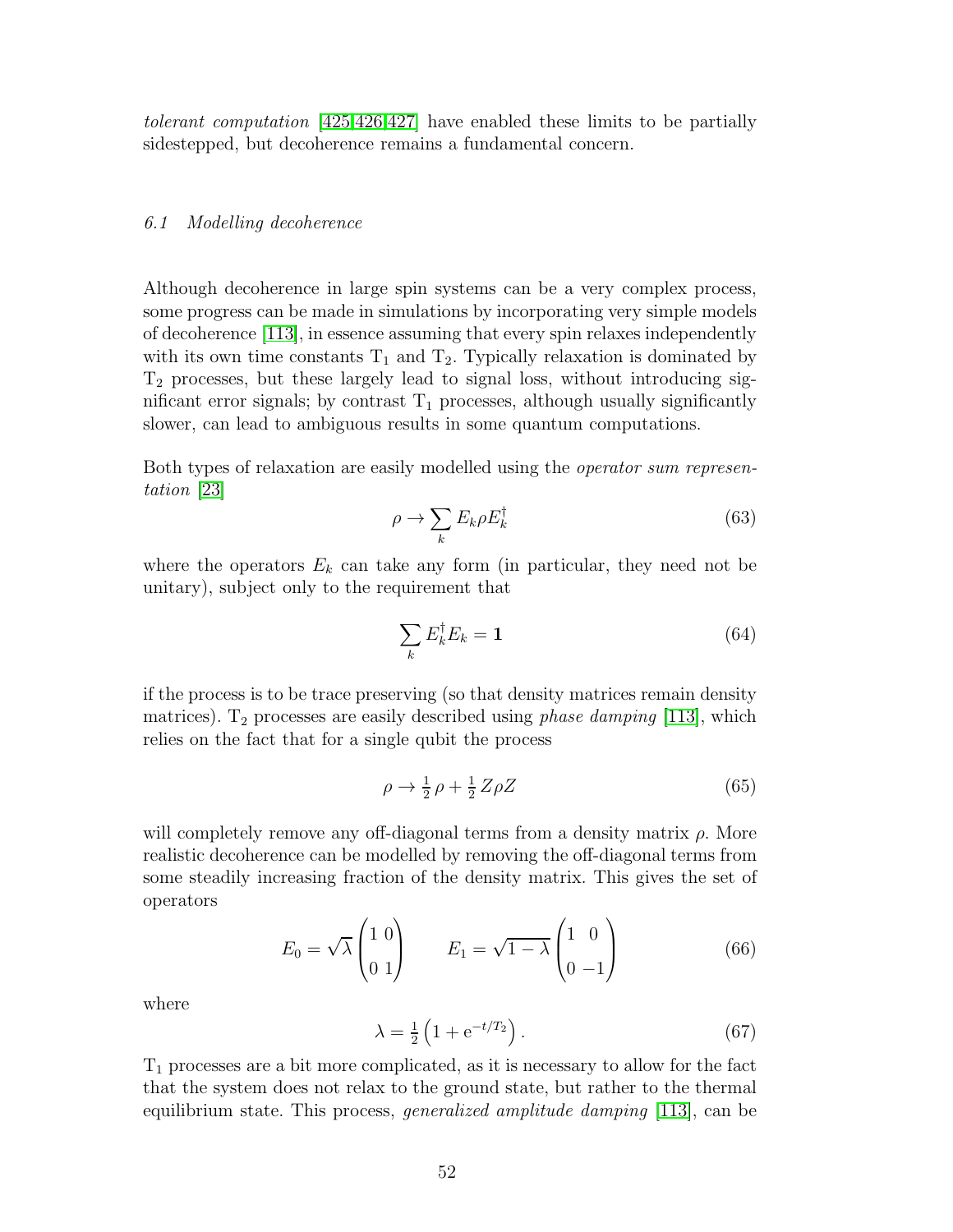*tolerant computation* [425,426,427] have enabled these limits to be partially sidestepped, but decoherence remains a fundamental concern.

### 6.1 Modelling decoherence

Although decoherence in large spin systems can be a very complex process, some progress can be made in simulations by incorporating very simple models of decoherence [113], in essence assuming that every spin relaxes independently with its own time constants $T_1$ and $T_2$. Typically relaxation is dominated by $T_2$ processes, but these largely lead to signal loss, without introducing significant error signals; by contrast $T_1$ processes, although usually significantly slower, can lead to ambiguous results in some quantum computations.

Both types of relaxation are easily modelled using the *operator sum representation* [23]

$$\rho \to \sum_k E_k \rho E_k^\dagger \tag{63}$$

where the operators $E_k$ can take any form (in particular, they need not be unitary), subject only to the requirement that

$$\sum_k E_k^\dagger E_k = \mathbf{1} \tag{64}$$

if the process is to be trace preserving (so that density matrices remain density matrices). $T_2$ processes are easily described using *phase damping* [113], which relies on the fact that for a single qubit the process

$$\rho \to \tfrac{1}{2}\,\rho + \tfrac{1}{2}\,Z\rho Z \tag{65}$$

will completely remove any off-diagonal terms from a density matrix $\rho$. More realistic decoherence can be modelled by removing the off-diagonal terms from some steadily increasing fraction of the density matrix. This gives the set of operators

$$E_0 = \sqrt{\lambda}\begin{pmatrix}1 & 0\\ 0 & 1\end{pmatrix} \qquad E_1 = \sqrt{1-\lambda}\begin{pmatrix}1 & 0\\ 0 & -1\end{pmatrix} \tag{66}$$

where

$$\lambda = \tfrac{1}{2}\left(1 + \mathrm{e}^{-t/T_2}\right). \tag{67}$$

$T_1$ processes are a bit more complicated, as it is necessary to allow for the fact that the system does not relax to the ground state, but rather to the thermal equilibrium state. This process, *generalized amplitude damping* [113], can be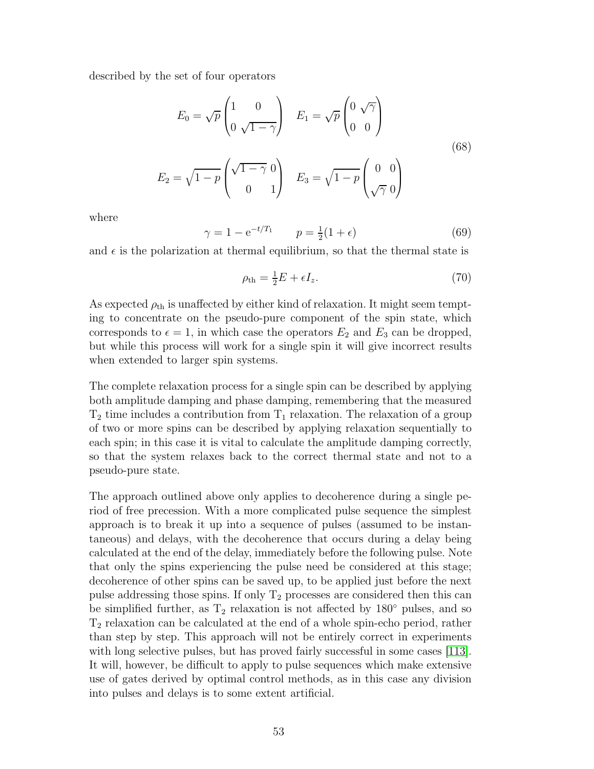described by the set of four operators

$$
E_0 = \sqrt{p}\begin{pmatrix}1 & 0\\ 0 & \sqrt{1-\gamma}\end{pmatrix} \quad E_1 = \sqrt{p}\begin{pmatrix}0 & \sqrt{\gamma}\\ 0 & 0\end{pmatrix}
$$

$$
E_2 = \sqrt{1-p}\begin{pmatrix}\sqrt{1-\gamma} & 0\\ 0 & 1\end{pmatrix} \quad E_3 = \sqrt{1-p}\begin{pmatrix}0 & 0\\ \sqrt{\gamma} & 0\end{pmatrix} \tag{68}
$$

where

$$
\gamma = 1 - \mathrm{e}^{-t/T_1} \qquad p = \tfrac{1}{2}(1+\epsilon) \tag{69}
$$

and $\epsilon$ is the polarization at thermal equilibrium, so that the thermal state is

$$
\rho_{\mathrm{th}} = \tfrac{1}{2}E + \epsilon I_z. \tag{70}
$$

As expected $\rho_{\mathrm{th}}$ is unaffected by either kind of relaxation. It might seem tempting to concentrate on the pseudo-pure component of the spin state, which corresponds to $\epsilon = 1$, in which case the operators $E_2$ and $E_3$ can be dropped, but while this process will work for a single spin it will give incorrect results when extended to larger spin systems.

The complete relaxation process for a single spin can be described by applying both amplitude damping and phase damping, remembering that the measured $\mathrm{T}_2$ time includes a contribution from $\mathrm{T}_1$ relaxation. The relaxation of a group of two or more spins can be described by applying relaxation sequentially to each spin; in this case it is vital to calculate the amplitude damping correctly, so that the system relaxes back to the correct thermal state and not to a pseudo-pure state.

The approach outlined above only applies to decoherence during a single period of free precession. With a more complicated pulse sequence the simplest approach is to break it up into a sequence of pulses (assumed to be instantaneous) and delays, with the decoherence that occurs during a delay being calculated at the end of the delay, immediately before the following pulse. Note that only the spins experiencing the pulse need be considered at this stage; decoherence of other spins can be saved up, to be applied just before the next pulse addressing those spins. If only $\mathrm{T}_2$ processes are considered then this can be simplified further, as $\mathrm{T}_2$ relaxation is not affected by 180° pulses, and so $\mathrm{T}_2$ relaxation can be calculated at the end of a whole spin-echo period, rather than step by step. This approach will not be entirely correct in experiments with long selective pulses, but has proved fairly successful in some cases [113]. It will, however, be difficult to apply to pulse sequences which make extensive use of gates derived by optimal control methods, as in this case any division into pulses and delays is to some extent artificial.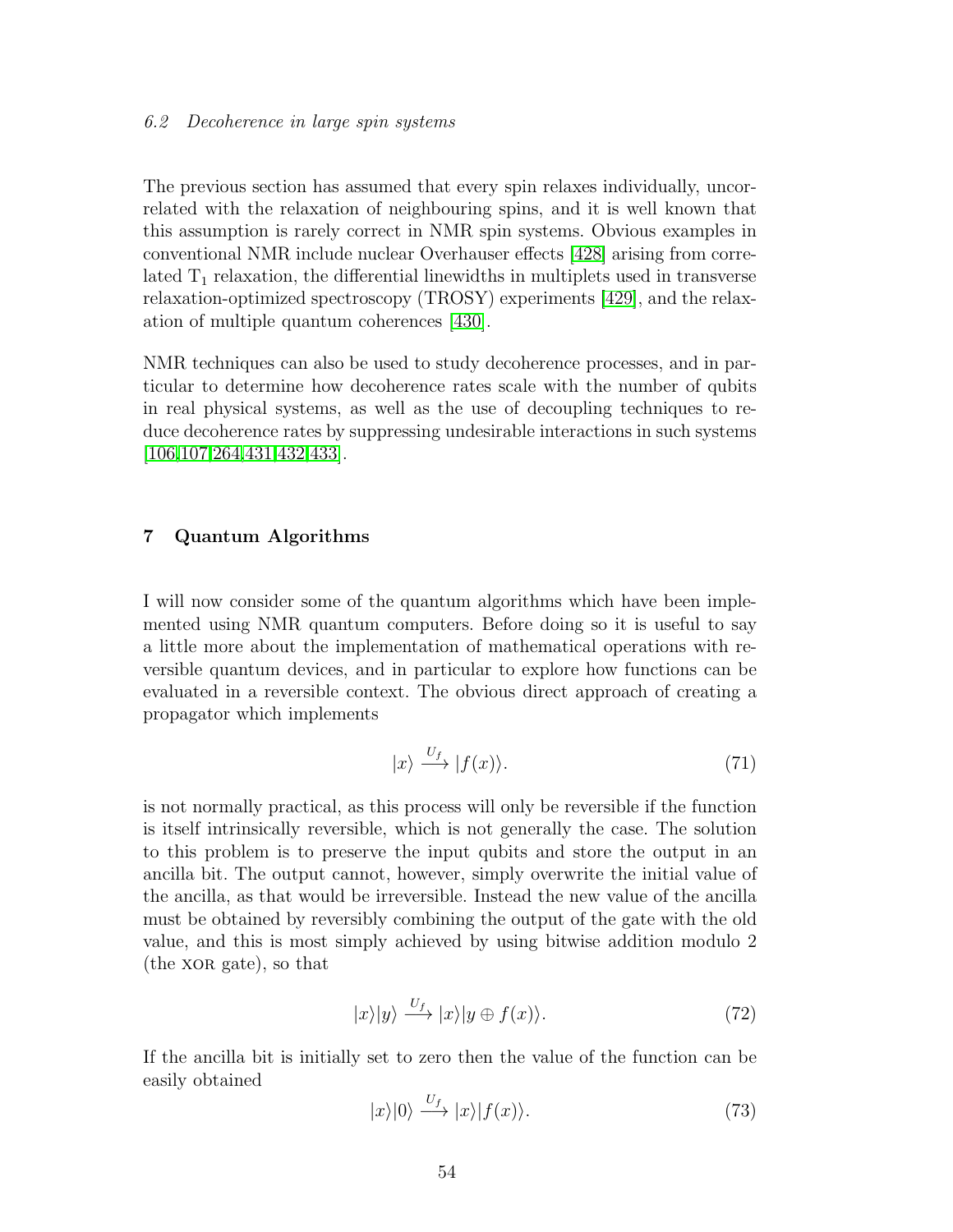## 6.2 Decoherence in large spin systems

The previous section has assumed that every spin relaxes individually, uncorrelated with the relaxation of neighbouring spins, and it is well known that this assumption is rarely correct in NMR spin systems. Obvious examples in conventional NMR include nuclear Overhauser effects [428] arising from correlated $T_1$ relaxation, the differential linewidths in multiplets used in transverse relaxation-optimized spectroscopy (TROSY) experiments [429], and the relaxation of multiple quantum coherences [430].

NMR techniques can also be used to study decoherence processes, and in particular to determine how decoherence rates scale with the number of qubits in real physical systems, as well as the use of decoupling techniques to reduce decoherence rates by suppressing undesirable interactions in such systems [106,107,264,431,432,433].

# 7 Quantum Algorithms

I will now consider some of the quantum algorithms which have been implemented using NMR quantum computers. Before doing so it is useful to say a little more about the implementation of mathematical operations with reversible quantum devices, and in particular to explore how functions can be evaluated in a reversible context. The obvious direct approach of creating a propagator which implements

$$|x\rangle \xrightarrow{U_f} |f(x)\rangle. \tag{71}$$

is not normally practical, as this process will only be reversible if the function is itself intrinsically reversible, which is not generally the case. The solution to this problem is to preserve the input qubits and store the output in an ancilla bit. The output cannot, however, simply overwrite the initial value of the ancilla, as that would be irreversible. Instead the new value of the ancilla must be obtained by reversibly combining the output of the gate with the old value, and this is most simply achieved by using bitwise addition modulo 2 (the XOR gate), so that

$$|x\rangle|y\rangle \xrightarrow{U_f} |x\rangle|y \oplus f(x)\rangle. \tag{72}$$

If the ancilla bit is initially set to zero then the value of the function can be easily obtained

$$|x\rangle|0\rangle \xrightarrow{U_f} |x\rangle|f(x)\rangle. \tag{73}$$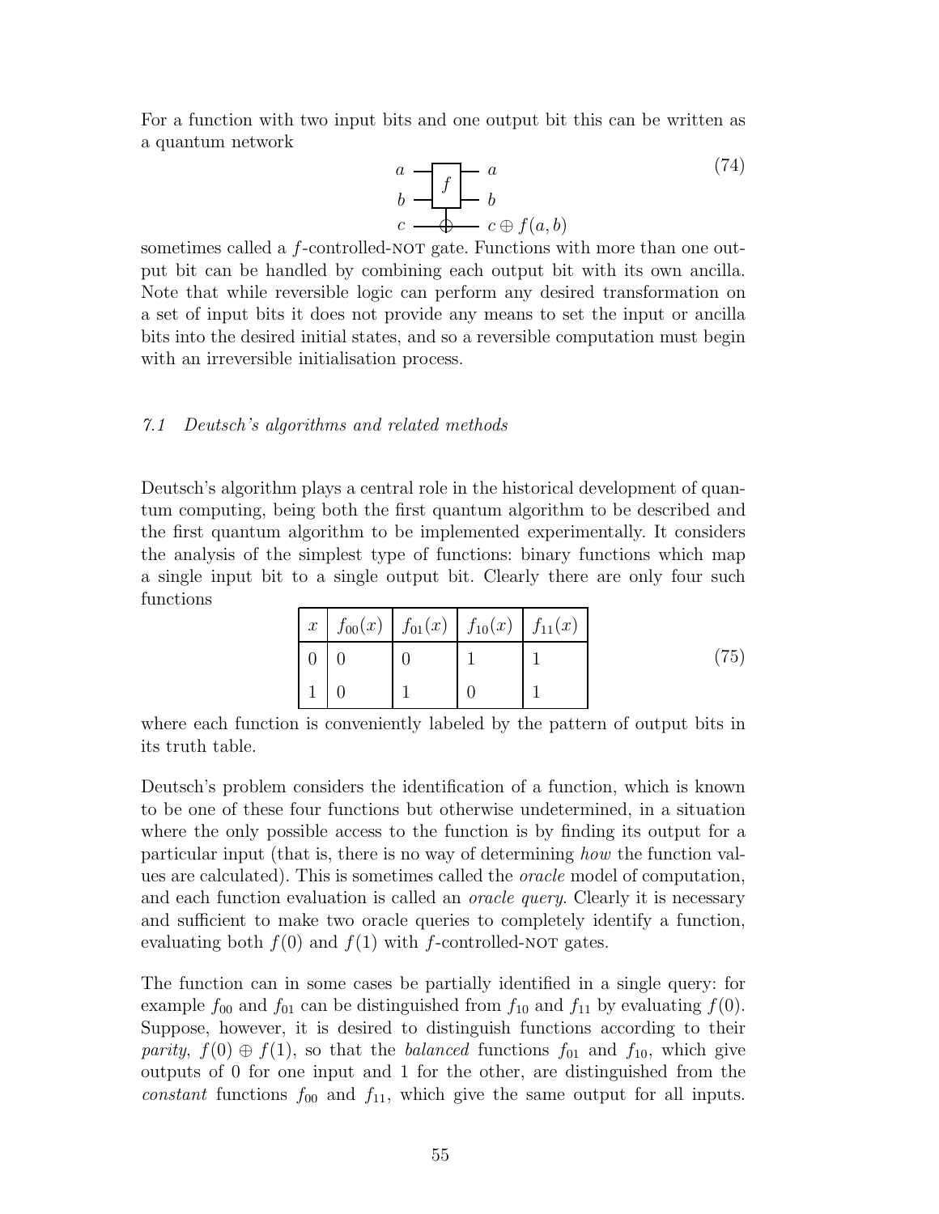For a function with two input bits and one output bit this can be written as a quantum network

$$
\begin{array}{ccc}
a & \multirow{2}{*}{$\boxed{f}$} & a \\
b & & b \\
c & \oplus & c \oplus f(a,b)
\end{array}
\tag{74}
$$

sometimes called a $f$-controlled-NOT gate. Functions with more than one output bit can be handled by combining each output bit with its own ancilla. Note that while reversible logic can perform any desired transformation on a set of input bits it does not provide any means to set the input or ancilla bits into the desired initial states, and so a reversible computation must begin with an irreversible initialisation process.

### *7.1 Deutsch's algorithms and related methods*

Deutsch's algorithm plays a central role in the historical development of quantum computing, being both the first quantum algorithm to be described and the first quantum algorithm to be implemented experimentally. It considers the analysis of the simplest type of functions: binary functions which map a single input bit to a single output bit. Clearly there are only four such functions

| $x$ | $f_{00}(x)$ | $f_{01}(x)$ | $f_{10}(x)$ | $f_{11}(x)$ |
|---|---|---|---|---|
| 0 | 0 | 0 | 1 | 1 |
| 1 | 0 | 1 | 0 | 1 |

(75)

where each function is conveniently labeled by the pattern of output bits in its truth table.

Deutsch's problem considers the identification of a function, which is known to be one of these four functions but otherwise undetermined, in a situation where the only possible access to the function is by finding its output for a particular input (that is, there is no way of determining *how* the function values are calculated). This is sometimes called the *oracle* model of computation, and each function evaluation is called an *oracle query*. Clearly it is necessary and sufficient to make two oracle queries to completely identify a function, evaluating both $f(0)$ and $f(1)$ with $f$-controlled-NOT gates.

The function can in some cases be partially identified in a single query: for example $f_{00}$ and $f_{01}$ can be distinguished from $f_{10}$ and $f_{11}$ by evaluating $f(0)$. Suppose, however, it is desired to distinguish functions according to their *parity*, $f(0) \oplus f(1)$, so that the *balanced* functions $f_{01}$ and $f_{10}$, which give outputs of 0 for one input and 1 for the other, are distinguished from the *constant* functions $f_{00}$ and $f_{11}$, which give the same output for all inputs.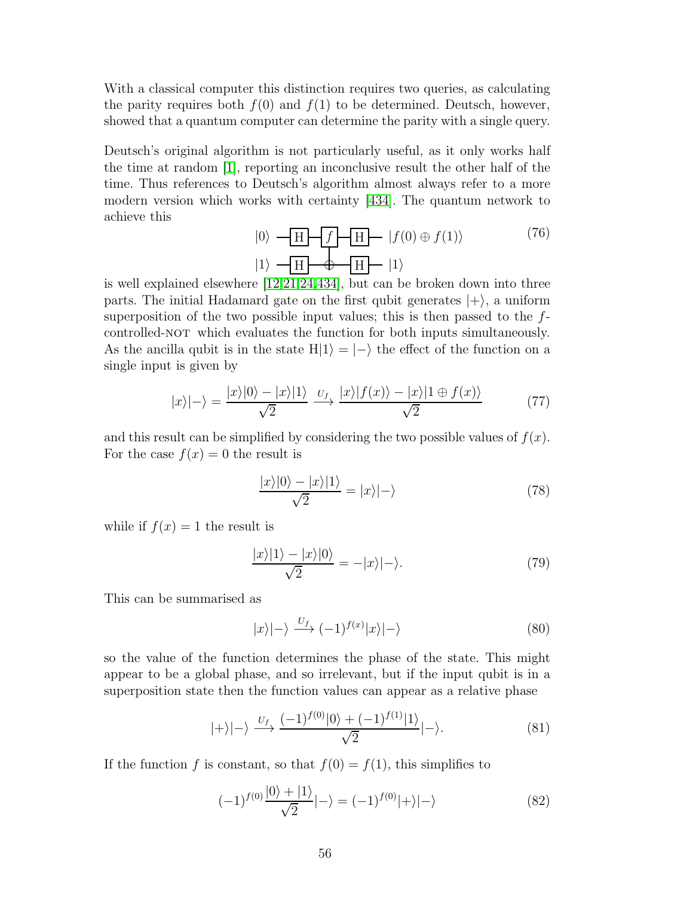With a classical computer this distinction requires two queries, as calculating the parity requires both $f(0)$ and $f(1)$ to be determined. Deutsch, however, showed that a quantum computer can determine the parity with a single query.

Deutsch's original algorithm is not particularly useful, as it only works half the time at random [1], reporting an inconclusive result the other half of the time. Thus references to Deutsch's algorithm almost always refer to a more modern version which works with certainty [434]. The quantum network to achieve this

$$
\begin{array}{l}
|0\rangle \;-\boxed{\mathrm{H}}-\boxed{f}-\boxed{\mathrm{H}}-\; |f(0) \oplus f(1)\rangle \\
|1\rangle \;-\boxed{\mathrm{H}}-\,\oplus\,-\boxed{\mathrm{H}}-\; |1\rangle
\end{array}
\tag{76}
$$

is well explained elsewhere [12,21,24,434], but can be broken down into three parts. The initial Hadamard gate on the first qubit generates $|+\rangle$, a uniform superposition of the two possible input values; this is then passed to the $f$-controlled-NOT which evaluates the function for both inputs simultaneously. As the ancilla qubit is in the state $\mathrm{H}|1\rangle = |-\rangle$ the effect of the function on a single input is given by

$$
|x\rangle|-\rangle = \frac{|x\rangle|0\rangle - |x\rangle|1\rangle}{\sqrt{2}} \xrightarrow{U_f} \frac{|x\rangle|f(x)\rangle - |x\rangle|1 \oplus f(x)\rangle}{\sqrt{2}} \tag{77}
$$

and this result can be simplified by considering the two possible values of $f(x)$. For the case $f(x) = 0$ the result is

$$
\frac{|x\rangle|0\rangle - |x\rangle|1\rangle}{\sqrt{2}} = |x\rangle|-\rangle \tag{78}
$$

while if $f(x) = 1$ the result is

$$
\frac{|x\rangle|1\rangle - |x\rangle|0\rangle}{\sqrt{2}} = -|x\rangle|-\rangle. \tag{79}
$$

This can be summarised as

$$
|x\rangle|-\rangle \xrightarrow{U_f} (-1)^{f(x)}|x\rangle|-\rangle \tag{80}
$$

so the value of the function determines the phase of the state. This might appear to be a global phase, and so irrelevant, but if the input qubit is in a superposition state then the function values can appear as a relative phase

$$
|+\rangle|-\rangle \xrightarrow{U_f} \frac{(-1)^{f(0)}|0\rangle + (-1)^{f(1)}|1\rangle}{\sqrt{2}}|-\rangle. \tag{81}
$$

If the function $f$ is constant, so that $f(0) = f(1)$, this simplifies to

$$
(-1)^{f(0)}\frac{|0\rangle + |1\rangle}{\sqrt{2}}|-\rangle = (-1)^{f(0)}|+\rangle|-\rangle \tag{82}
$$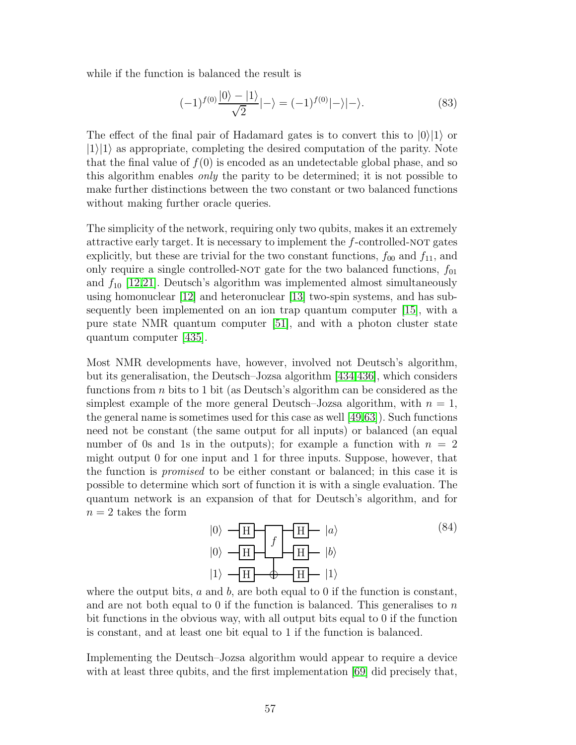while if the function is balanced the result is

$$(-1)^{f(0)}\frac{|0\rangle - |1\rangle}{\sqrt{2}}|-\rangle = (-1)^{f(0)}|-\rangle|-\rangle. \tag{83}$$

The effect of the final pair of Hadamard gates is to convert this to $|0\rangle|1\rangle$ or $|1\rangle|1\rangle$ as appropriate, completing the desired computation of the parity. Note that the final value of $f(0)$ is encoded as an undetectable global phase, and so this algorithm enables *only* the parity to be determined; it is not possible to make further distinctions between the two constant or two balanced functions without making further oracle queries.

The simplicity of the network, requiring only two qubits, makes it an extremely attractive early target. It is necessary to implement the $f$-controlled-NOT gates explicitly, but these are trivial for the two constant functions, $f_{00}$ and $f_{11}$, and only require a single controlled-NOT gate for the two balanced functions, $f_{01}$ and $f_{10}$ [12,21]. Deutsch's algorithm was implemented almost simultaneously using homonuclear [12] and heteronuclear [13] two-spin systems, and has subsequently been implemented on an ion trap quantum computer [15], with a pure state NMR quantum computer [51], and with a photon cluster state quantum computer [435].

Most NMR developments have, however, involved not Deutsch's algorithm, but its generalisation, the Deutsch–Jozsa algorithm [434,436], which considers functions from $n$ bits to 1 bit (as Deutsch's algorithm can be considered as the simplest example of the more general Deutsch–Jozsa algorithm, with $n = 1$, the general name is sometimes used for this case as well [49,63]). Such functions need not be constant (the same output for all inputs) or balanced (an equal number of 0s and 1s in the outputs); for example a function with $n = 2$ might output 0 for one input and 1 for three inputs. Suppose, however, that the function is *promised* to be either constant or balanced; in this case it is possible to determine which sort of function it is with a single evaluation. The quantum network is an expansion of that for Deutsch's algorithm, and for $n = 2$ takes the form

$$\begin{array}{lcccl} |0\rangle & -\boxed{H}- & \multirow{2}{*}{$\boxed{f}$} & -\boxed{H}- & |a\rangle \\ |0\rangle & -\boxed{H}- & & -\boxed{H}- & |b\rangle \\ |1\rangle & -\boxed{H}- & \oplus & -\boxed{H}- & |1\rangle \end{array} \tag{84}$$

where the output bits, $a$ and $b$, are both equal to 0 if the function is constant, and are not both equal to 0 if the function is balanced. This generalises to $n$ bit functions in the obvious way, with all output bits equal to 0 if the function is constant, and at least one bit equal to 1 if the function is balanced.

Implementing the Deutsch–Jozsa algorithm would appear to require a device with at least three qubits, and the first implementation [69] did precisely that,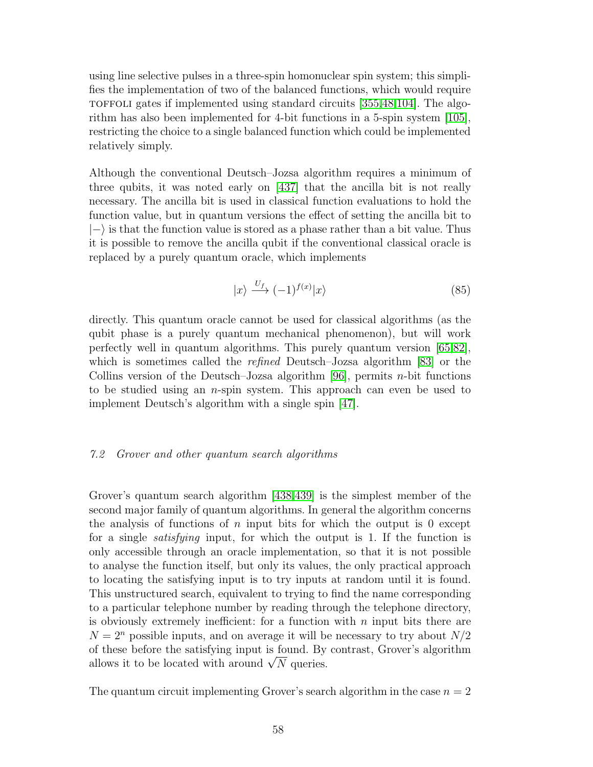using line selective pulses in a three-spin homonuclear spin system; this simplifies the implementation of two of the balanced functions, which would require TOFFOLI gates if implemented using standard circuits [355,48,104]. The algorithm has also been implemented for 4-bit functions in a 5-spin system [105], restricting the choice to a single balanced function which could be implemented relatively simply.

Although the conventional Deutsch–Jozsa algorithm requires a minimum of three qubits, it was noted early on [437] that the ancilla bit is not really necessary. The ancilla bit is used in classical function evaluations to hold the function value, but in quantum versions the effect of setting the ancilla bit to $|-\rangle$ is that the function value is stored as a phase rather than a bit value. Thus it is possible to remove the ancilla qubit if the conventional classical oracle is replaced by a purely quantum oracle, which implements

$$|x\rangle \xrightarrow{U_f} (-1)^{f(x)}|x\rangle \tag{85}$$

directly. This quantum oracle cannot be used for classical algorithms (as the qubit phase is a purely quantum mechanical phenomenon), but will work perfectly well in quantum algorithms. This purely quantum version [65,82], which is sometimes called the *refined* Deutsch–Jozsa algorithm [83] or the Collins version of the Deutsch–Jozsa algorithm [96], permits $n$-bit functions to be studied using an $n$-spin system. This approach can even be used to implement Deutsch's algorithm with a single spin [47].

### *7.2 Grover and other quantum search algorithms*

Grover's quantum search algorithm [438,439] is the simplest member of the second major family of quantum algorithms. In general the algorithm concerns the analysis of functions of $n$ input bits for which the output is 0 except for a single *satisfying* input, for which the output is 1. If the function is only accessible through an oracle implementation, so that it is not possible to analyse the function itself, but only its values, the only practical approach to locating the satisfying input is to try inputs at random until it is found. This unstructured search, equivalent to trying to find the name corresponding to a particular telephone number by reading through the telephone directory, is obviously extremely inefficient: for a function with $n$ input bits there are $N = 2^n$ possible inputs, and on average it will be necessary to try about $N/2$ of these before the satisfying input is found. By contrast, Grover's algorithm allows it to be located with around $\sqrt{N}$ queries.

The quantum circuit implementing Grover's search algorithm in the case $n = 2$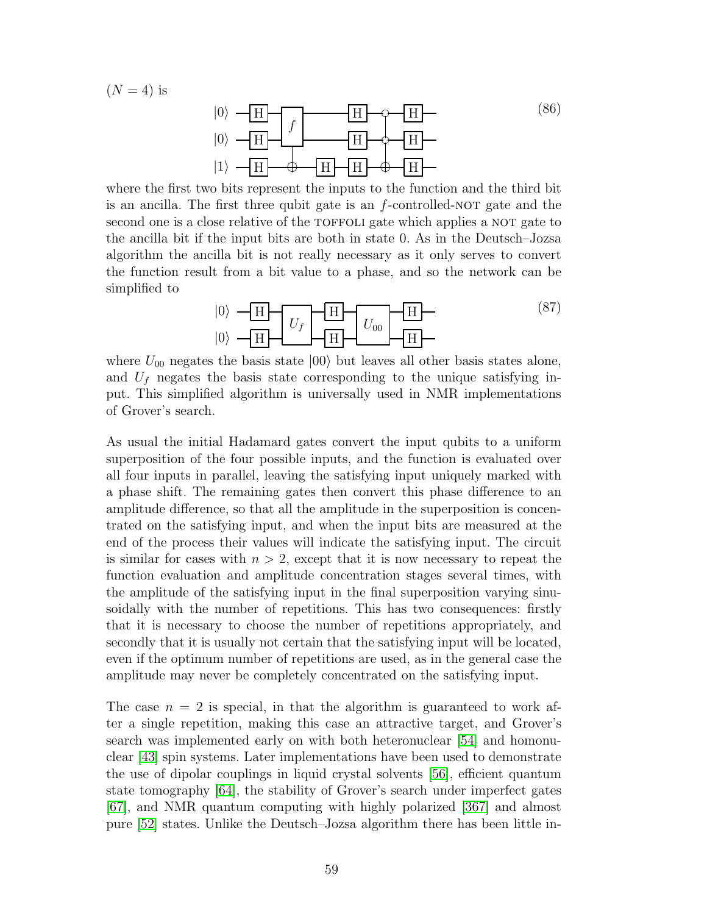$(N = 4)$ is

$$|0\rangle \; \text{—H—}[f]\text{——H—○—H—}$$
$$|0\rangle \; \text{—H—}[f]\text{——H—○—H—} \qquad (86)$$
$$|1\rangle \; \text{—H—}\oplus\text{—H—H—}\oplus\text{—H—}$$

where the first two bits represent the inputs to the function and the third bit is an ancilla. The first three qubit gate is an $f$-controlled-NOT gate and the second one is a close relative of the TOFFOLI gate which applies a NOT gate to the ancilla bit if the input bits are both in state 0. As in the Deutsch–Jozsa algorithm the ancilla bit is not really necessary as it only serves to convert the function result from a bit value to a phase, and so the network can be simplified to

$$|0\rangle \; \text{—H—}[U_f]\text{—H—}[U_{00}]\text{—H—}$$
$$|0\rangle \; \text{—H—}[U_f]\text{—H—}[U_{00}]\text{—H—} \qquad (87)$$

where $U_{00}$ negates the basis state $|00\rangle$ but leaves all other basis states alone, and $U_f$ negates the basis state corresponding to the unique satisfying input. This simplified algorithm is universally used in NMR implementations of Grover's search.

As usual the initial Hadamard gates convert the input qubits to a uniform superposition of the four possible inputs, and the function is evaluated over all four inputs in parallel, leaving the satisfying input uniquely marked with a phase shift. The remaining gates then convert this phase difference to an amplitude difference, so that all the amplitude in the superposition is concentrated on the satisfying input, and when the input bits are measured at the end of the process their values will indicate the satisfying input. The circuit is similar for cases with $n > 2$, except that it is now necessary to repeat the function evaluation and amplitude concentration stages several times, with the amplitude of the satisfying input in the final superposition varying sinusoidally with the number of repetitions. This has two consequences: firstly that it is necessary to choose the number of repetitions appropriately, and secondly that it is usually not certain that the satisfying input will be located, even if the optimum number of repetitions are used, as in the general case the amplitude may never be completely concentrated on the satisfying input.

The case $n = 2$ is special, in that the algorithm is guaranteed to work after a single repetition, making this case an attractive target, and Grover's search was implemented early on with both heteronuclear [54] and homonuclear [43] spin systems. Later implementations have been used to demonstrate the use of dipolar couplings in liquid crystal solvents [56], efficient quantum state tomography [64], the stability of Grover's search under imperfect gates [67], and NMR quantum computing with highly polarized [367] and almost pure [52] states. Unlike the Deutsch–Jozsa algorithm there has been little in-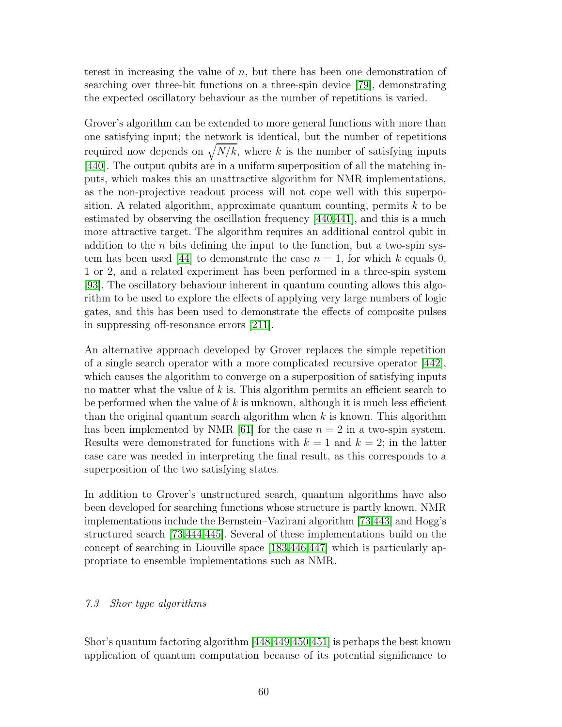terest in increasing the value of $n$, but there has been one demonstration of searching over three-bit functions on a three-spin device [79], demonstrating the expected oscillatory behaviour as the number of repetitions is varied.

Grover's algorithm can be extended to more general functions with more than one satisfying input; the network is identical, but the number of repetitions required now depends on $\sqrt{N/k}$, where $k$ is the number of satisfying inputs [440]. The output qubits are in a uniform superposition of all the matching inputs, which makes this an unattractive algorithm for NMR implementations, as the non-projective readout process will not cope well with this superposition. A related algorithm, approximate quantum counting, permits $k$ to be estimated by observing the oscillation frequency [440,441], and this is a much more attractive target. The algorithm requires an additional control qubit in addition to the $n$ bits defining the input to the function, but a two-spin system has been used [44] to demonstrate the case $n = 1$, for which $k$ equals 0, 1 or 2, and a related experiment has been performed in a three-spin system [93]. The oscillatory behaviour inherent in quantum counting allows this algorithm to be used to explore the effects of applying very large numbers of logic gates, and this has been used to demonstrate the effects of composite pulses in suppressing off-resonance errors [211].

An alternative approach developed by Grover replaces the simple repetition of a single search operator with a more complicated recursive operator [442], which causes the algorithm to converge on a superposition of satisfying inputs no matter what the value of $k$ is. This algorithm permits an efficient search to be performed when the value of $k$ is unknown, although it is much less efficient than the original quantum search algorithm when $k$ is known. This algorithm has been implemented by NMR [61] for the case $n = 2$ in a two-spin system. Results were demonstrated for functions with $k = 1$ and $k = 2$; in the latter case care was needed in interpreting the final result, as this corresponds to a superposition of the two satisfying states.

In addition to Grover's unstructured search, quantum algorithms have also been developed for searching functions whose structure is partly known. NMR implementations include the Bernstein–Vazirani algorithm [73,443] and Hogg's structured search [73,444,445]. Several of these implementations build on the concept of searching in Liouville space [183,446,447] which is particularly appropriate to ensemble implementations such as NMR.

### *7.3 Shor type algorithms*

Shor's quantum factoring algorithm [448,449,450,451] is perhaps the best known application of quantum computation because of its potential significance to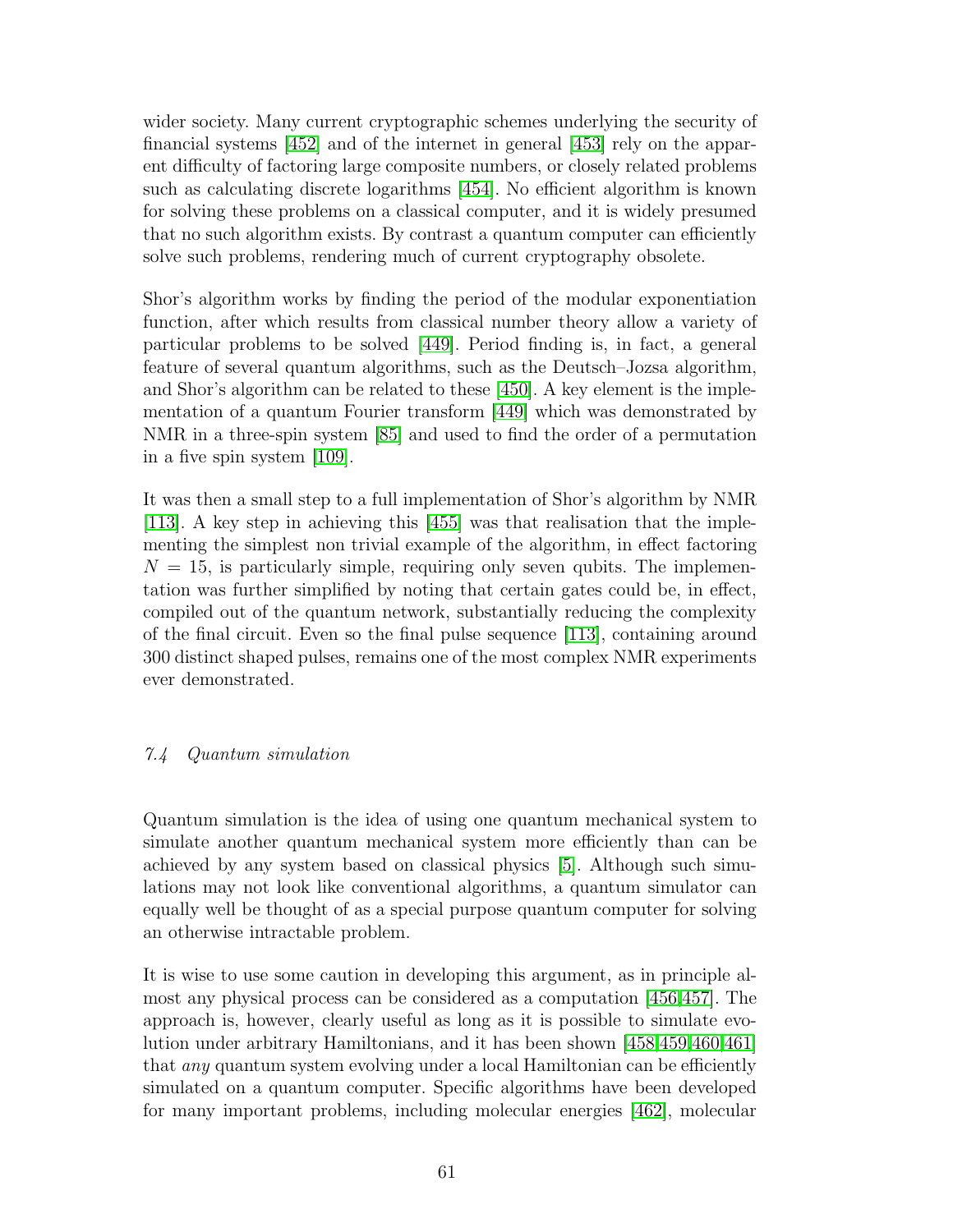wider society. Many current cryptographic schemes underlying the security of financial systems [452] and of the internet in general [453] rely on the apparent difficulty of factoring large composite numbers, or closely related problems such as calculating discrete logarithms [454]. No efficient algorithm is known for solving these problems on a classical computer, and it is widely presumed that no such algorithm exists. By contrast a quantum computer can efficiently solve such problems, rendering much of current cryptography obsolete.

Shor's algorithm works by finding the period of the modular exponentiation function, after which results from classical number theory allow a variety of particular problems to be solved [449]. Period finding is, in fact, a general feature of several quantum algorithms, such as the Deutsch–Jozsa algorithm, and Shor's algorithm can be related to these [450]. A key element is the implementation of a quantum Fourier transform [449] which was demonstrated by NMR in a three-spin system [85] and used to find the order of a permutation in a five spin system [109].

It was then a small step to a full implementation of Shor's algorithm by NMR [113]. A key step in achieving this [455] was that realisation that the implementing the simplest non trivial example of the algorithm, in effect factoring $N = 15$, is particularly simple, requiring only seven qubits. The implementation was further simplified by noting that certain gates could be, in effect, compiled out of the quantum network, substantially reducing the complexity of the final circuit. Even so the final pulse sequence [113], containing around 300 distinct shaped pulses, remains one of the most complex NMR experiments ever demonstrated.

### *7.4 Quantum simulation*

Quantum simulation is the idea of using one quantum mechanical system to simulate another quantum mechanical system more efficiently than can be achieved by any system based on classical physics [5]. Although such simulations may not look like conventional algorithms, a quantum simulator can equally well be thought of as a special purpose quantum computer for solving an otherwise intractable problem.

It is wise to use some caution in developing this argument, as in principle almost any physical process can be considered as a computation [456,457]. The approach is, however, clearly useful as long as it is possible to simulate evolution under arbitrary Hamiltonians, and it has been shown [458,459,460,461] that *any* quantum system evolving under a local Hamiltonian can be efficiently simulated on a quantum computer. Specific algorithms have been developed for many important problems, including molecular energies [462], molecular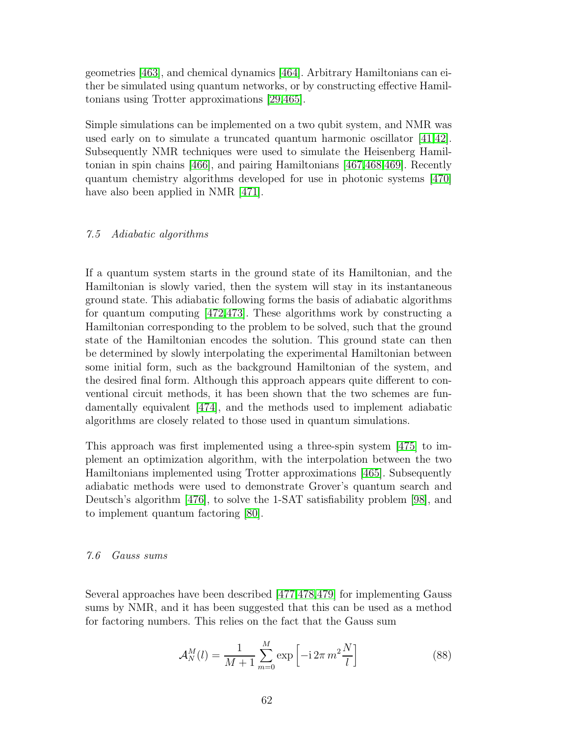geometries [463], and chemical dynamics [464]. Arbitrary Hamiltonians can either be simulated using quantum networks, or by constructing effective Hamiltonians using Trotter approximations [29,465].

Simple simulations can be implemented on a two qubit system, and NMR was used early on to simulate a truncated quantum harmonic oscillator [41,42]. Subsequently NMR techniques were used to simulate the Heisenberg Hamiltonian in spin chains [466], and pairing Hamiltonians [467,468,469]. Recently quantum chemistry algorithms developed for use in photonic systems [470] have also been applied in NMR [471].

### *7.5 Adiabatic algorithms*

If a quantum system starts in the ground state of its Hamiltonian, and the Hamiltonian is slowly varied, then the system will stay in its instantaneous ground state. This adiabatic following forms the basis of adiabatic algorithms for quantum computing [472,473]. These algorithms work by constructing a Hamiltonian corresponding to the problem to be solved, such that the ground state of the Hamiltonian encodes the solution. This ground state can then be determined by slowly interpolating the experimental Hamiltonian between some initial form, such as the background Hamiltonian of the system, and the desired final form. Although this approach appears quite different to conventional circuit methods, it has been shown that the two schemes are fundamentally equivalent [474], and the methods used to implement adiabatic algorithms are closely related to those used in quantum simulations.

This approach was first implemented using a three-spin system [475] to implement an optimization algorithm, with the interpolation between the two Hamiltonians implemented using Trotter approximations [465]. Subsequently adiabatic methods were used to demonstrate Grover's quantum search and Deutsch's algorithm [476], to solve the 1-SAT satisfiability problem [98], and to implement quantum factoring [80].

### *7.6 Gauss sums*

Several approaches have been described [477,478,479] for implementing Gauss sums by NMR, and it has been suggested that this can be used as a method for factoring numbers. This relies on the fact that the Gauss sum

$$\mathcal{A}_N^M(l) = \frac{1}{M+1} \sum_{m=0}^{M} \exp\left[-\mathrm{i}\, 2\pi\, m^2 \frac{N}{l}\right] \tag{88}$$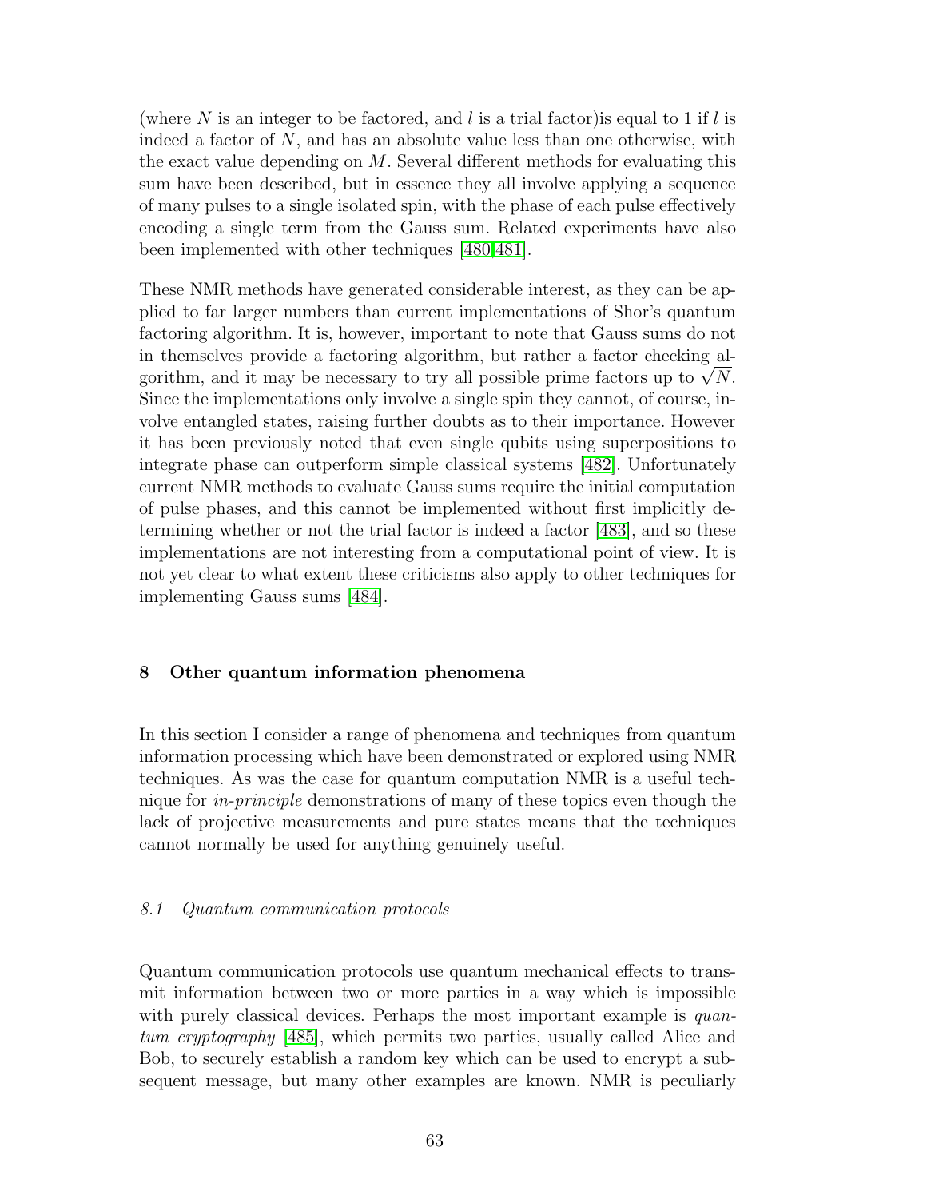(where $N$ is an integer to be factored, and $l$ is a trial factor)is equal to 1 if $l$ is indeed a factor of $N$, and has an absolute value less than one otherwise, with the exact value depending on $M$. Several different methods for evaluating this sum have been described, but in essence they all involve applying a sequence of many pulses to a single isolated spin, with the phase of each pulse effectively encoding a single term from the Gauss sum. Related experiments have also been implemented with other techniques [480,481].

These NMR methods have generated considerable interest, as they can be applied to far larger numbers than current implementations of Shor's quantum factoring algorithm. It is, however, important to note that Gauss sums do not in themselves provide a factoring algorithm, but rather a factor checking algorithm, and it may be necessary to try all possible prime factors up to $\sqrt{N}$. Since the implementations only involve a single spin they cannot, of course, involve entangled states, raising further doubts as to their importance. However it has been previously noted that even single qubits using superpositions to integrate phase can outperform simple classical systems [482]. Unfortunately current NMR methods to evaluate Gauss sums require the initial computation of pulse phases, and this cannot be implemented without first implicitly determining whether or not the trial factor is indeed a factor [483], and so these implementations are not interesting from a computational point of view. It is not yet clear to what extent these criticisms also apply to other techniques for implementing Gauss sums [484].

## 8 Other quantum information phenomena

In this section I consider a range of phenomena and techniques from quantum information processing which have been demonstrated or explored using NMR techniques. As was the case for quantum computation NMR is a useful technique for *in-principle* demonstrations of many of these topics even though the lack of projective measurements and pure states means that the techniques cannot normally be used for anything genuinely useful.

### *8.1 Quantum communication protocols*

Quantum communication protocols use quantum mechanical effects to transmit information between two or more parties in a way which is impossible with purely classical devices. Perhaps the most important example is *quantum cryptography* [485], which permits two parties, usually called Alice and Bob, to securely establish a random key which can be used to encrypt a subsequent message, but many other examples are known. NMR is peculiarly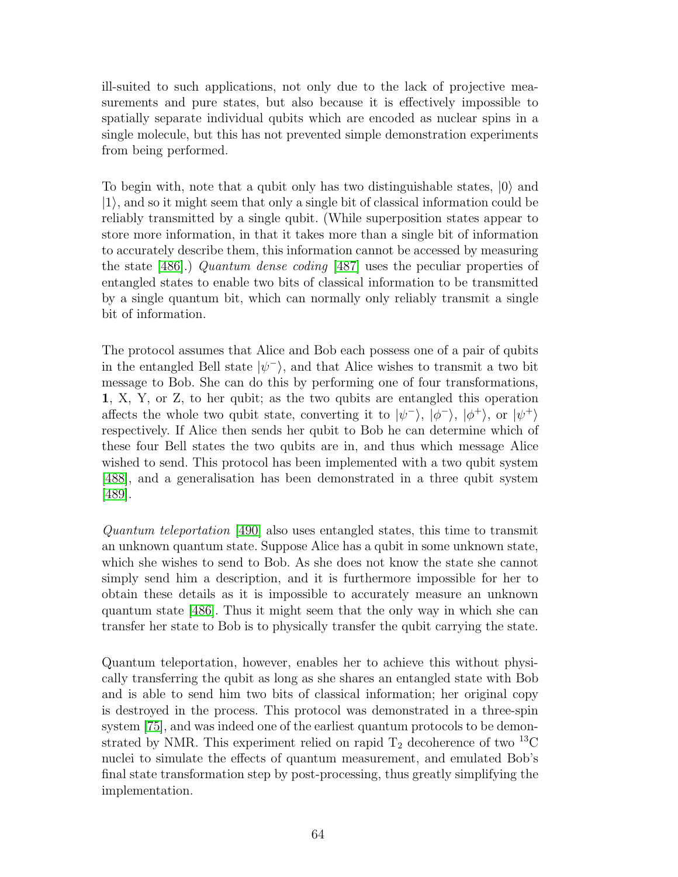ill-suited to such applications, not only due to the lack of projective measurements and pure states, but also because it is effectively impossible to spatially separate individual qubits which are encoded as nuclear spins in a single molecule, but this has not prevented simple demonstration experiments from being performed.

To begin with, note that a qubit only has two distinguishable states, $|0\rangle$ and $|1\rangle$, and so it might seem that only a single bit of classical information could be reliably transmitted by a single qubit. (While superposition states appear to store more information, in that it takes more than a single bit of information to accurately describe them, this information cannot be accessed by measuring the state [486].) *Quantum dense coding* [487] uses the peculiar properties of entangled states to enable two bits of classical information to be transmitted by a single quantum bit, which can normally only reliably transmit a single bit of information.

The protocol assumes that Alice and Bob each possess one of a pair of qubits in the entangled Bell state $|\psi^-\rangle$, and that Alice wishes to transmit a two bit message to Bob. She can do this by performing one of four transformations, $\mathbf{1}$, X, Y, or Z, to her qubit; as the two qubits are entangled this operation affects the whole two qubit state, converting it to $|\psi^-\rangle$, $|\phi^-\rangle$, $|\phi^+\rangle$, or $|\psi^+\rangle$ respectively. If Alice then sends her qubit to Bob he can determine which of these four Bell states the two qubits are in, and thus which message Alice wished to send. This protocol has been implemented with a two qubit system [488], and a generalisation has been demonstrated in a three qubit system [489].

*Quantum teleportation* [490] also uses entangled states, this time to transmit an unknown quantum state. Suppose Alice has a qubit in some unknown state, which she wishes to send to Bob. As she does not know the state she cannot simply send him a description, and it is furthermore impossible for her to obtain these details as it is impossible to accurately measure an unknown quantum state [486]. Thus it might seem that the only way in which she can transfer her state to Bob is to physically transfer the qubit carrying the state.

Quantum teleportation, however, enables her to achieve this without physically transferring the qubit as long as she shares an entangled state with Bob and is able to send him two bits of classical information; her original copy is destroyed in the process. This protocol was demonstrated in a three-spin system [75], and was indeed one of the earliest quantum protocols to be demonstrated by NMR. This experiment relied on rapid $T_2$ decoherence of two $^{13}C$ nuclei to simulate the effects of quantum measurement, and emulated Bob's final state transformation step by post-processing, thus greatly simplifying the implementation.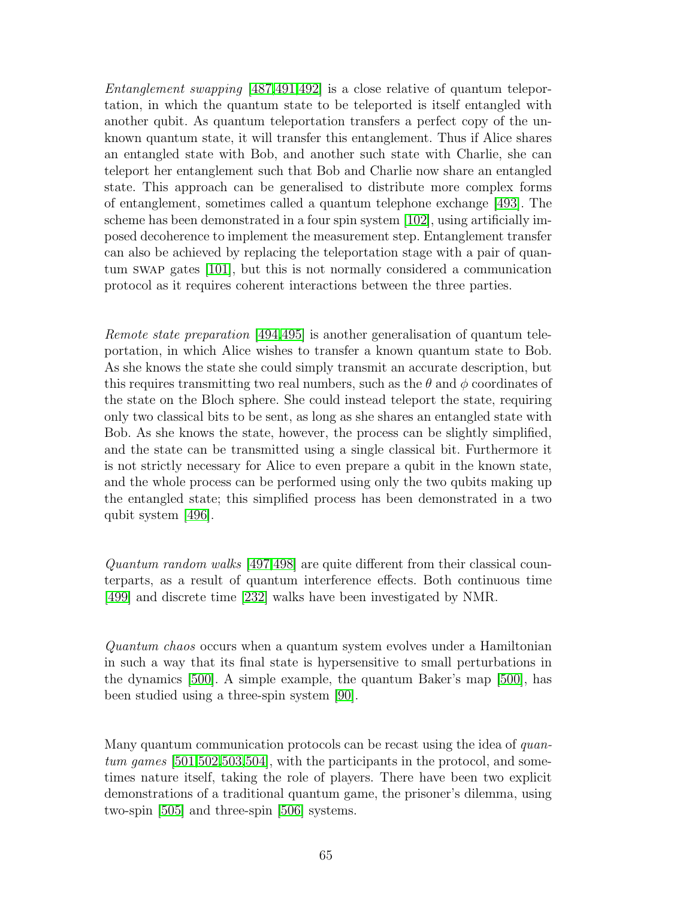*Entanglement swapping* [487,491,492] is a close relative of quantum teleportation, in which the quantum state to be teleported is itself entangled with another qubit. As quantum teleportation transfers a perfect copy of the unknown quantum state, it will transfer this entanglement. Thus if Alice shares an entangled state with Bob, and another such state with Charlie, she can teleport her entanglement such that Bob and Charlie now share an entangled state. This approach can be generalised to distribute more complex forms of entanglement, sometimes called a quantum telephone exchange [493]. The scheme has been demonstrated in a four spin system [102], using artificially imposed decoherence to implement the measurement step. Entanglement transfer can also be achieved by replacing the teleportation stage with a pair of quantum SWAP gates [101], but this is not normally considered a communication protocol as it requires coherent interactions between the three parties.

*Remote state preparation* [494,495] is another generalisation of quantum teleportation, in which Alice wishes to transfer a known quantum state to Bob. As she knows the state she could simply transmit an accurate description, but this requires transmitting two real numbers, such as the $\theta$ and $\phi$ coordinates of the state on the Bloch sphere. She could instead teleport the state, requiring only two classical bits to be sent, as long as she shares an entangled state with Bob. As she knows the state, however, the process can be slightly simplified, and the state can be transmitted using a single classical bit. Furthermore it is not strictly necessary for Alice to even prepare a qubit in the known state, and the whole process can be performed using only the two qubits making up the entangled state; this simplified process has been demonstrated in a two qubit system [496].

*Quantum random walks* [497,498] are quite different from their classical counterparts, as a result of quantum interference effects. Both continuous time [499] and discrete time [232] walks have been investigated by NMR.

*Quantum chaos* occurs when a quantum system evolves under a Hamiltonian in such a way that its final state is hypersensitive to small perturbations in the dynamics [500]. A simple example, the quantum Baker's map [500], has been studied using a three-spin system [90].

Many quantum communication protocols can be recast using the idea of *quantum games* [501,502,503,504], with the participants in the protocol, and sometimes nature itself, taking the role of players. There have been two explicit demonstrations of a traditional quantum game, the prisoner's dilemma, using two-spin [505] and three-spin [506] systems.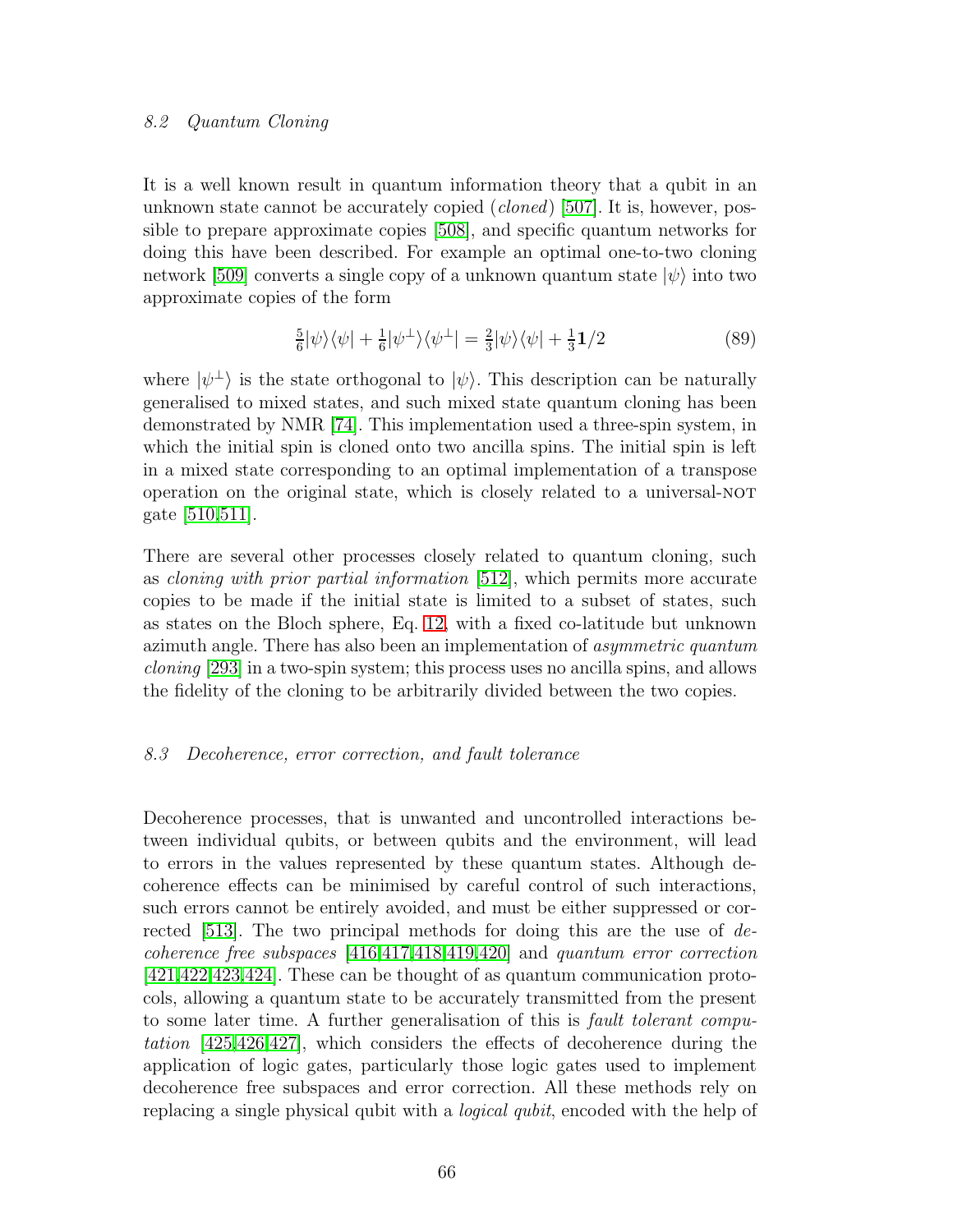### 8.2 Quantum Cloning

It is a well known result in quantum information theory that a qubit in an unknown state cannot be accurately copied (*cloned*) [507]. It is, however, possible to prepare approximate copies [508], and specific quantum networks for doing this have been described. For example an optimal one-to-two cloning network [509] converts a single copy of a unknown quantum state $|\psi\rangle$ into two approximate copies of the form

$$\tfrac{5}{6}|\psi\rangle\langle\psi| + \tfrac{1}{6}|\psi^{\perp}\rangle\langle\psi^{\perp}| = \tfrac{2}{3}|\psi\rangle\langle\psi| + \tfrac{1}{3}\mathbf{1}/2 \tag{89}$$

where $|\psi^{\perp}\rangle$ is the state orthogonal to $|\psi\rangle$. This description can be naturally generalised to mixed states, and such mixed state quantum cloning has been demonstrated by NMR [74]. This implementation used a three-spin system, in which the initial spin is cloned onto two ancilla spins. The initial spin is left in a mixed state corresponding to an optimal implementation of a transpose operation on the original state, which is closely related to a universal-NOT gate [510,511].

There are several other processes closely related to quantum cloning, such as *cloning with prior partial information* [512], which permits more accurate copies to be made if the initial state is limited to a subset of states, such as states on the Bloch sphere, Eq. 12, with a fixed co-latitude but unknown azimuth angle. There has also been an implementation of *asymmetric quantum cloning* [293] in a two-spin system; this process uses no ancilla spins, and allows the fidelity of the cloning to be arbitrarily divided between the two copies.

### 8.3 Decoherence, error correction, and fault tolerance

Decoherence processes, that is unwanted and uncontrolled interactions between individual qubits, or between qubits and the environment, will lead to errors in the values represented by these quantum states. Although decoherence effects can be minimised by careful control of such interactions, such errors cannot be entirely avoided, and must be either suppressed or corrected [513]. The two principal methods for doing this are the use of *decoherence free subspaces* [416,417,418,419,420] and *quantum error correction* [421,422,423,424]. These can be thought of as quantum communication protocols, allowing a quantum state to be accurately transmitted from the present to some later time. A further generalisation of this is *fault tolerant computation* [425,426,427], which considers the effects of decoherence during the application of logic gates, particularly those logic gates used to implement decoherence free subspaces and error correction. All these methods rely on replacing a single physical qubit with a *logical qubit*, encoded with the help of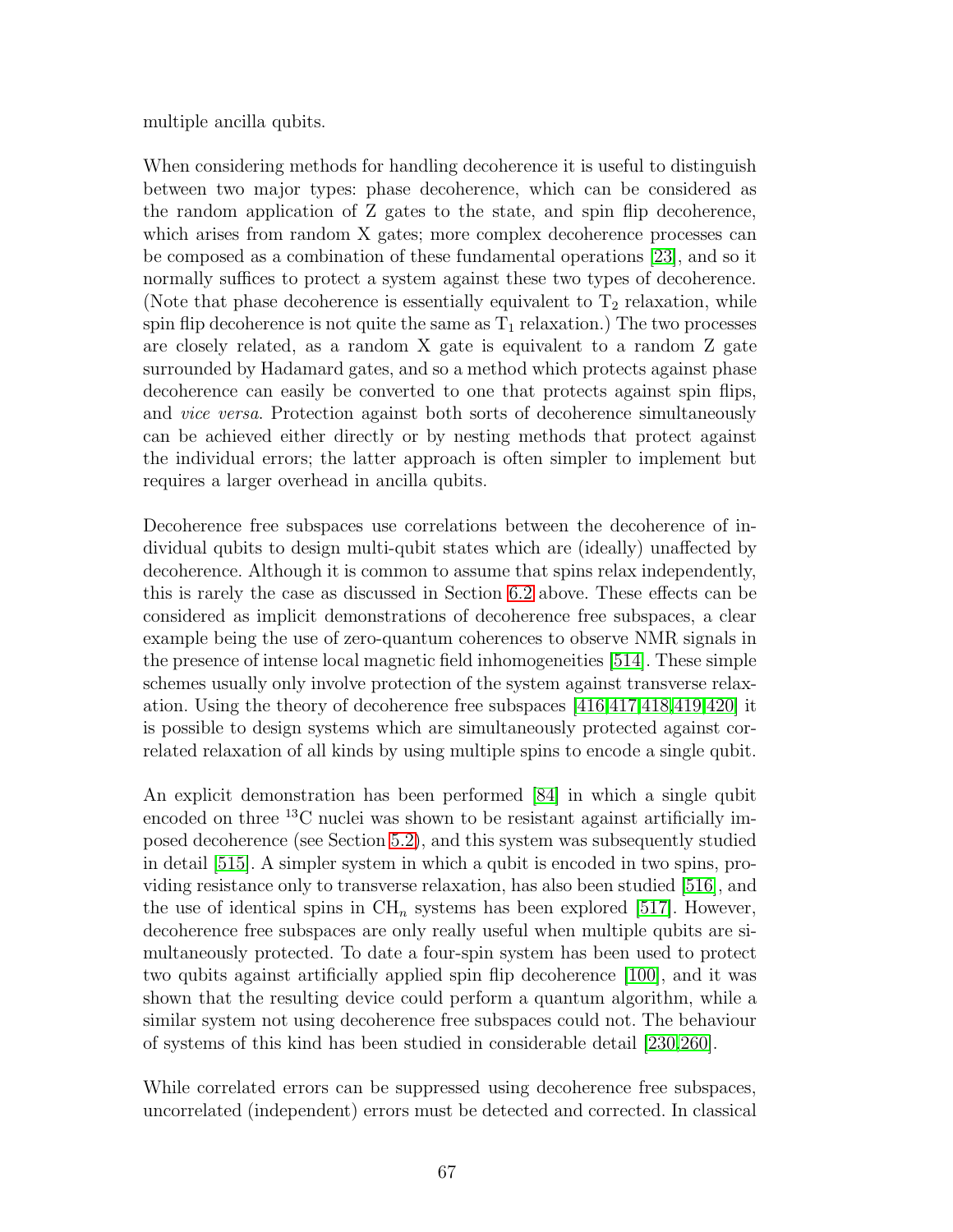multiple ancilla qubits.

When considering methods for handling decoherence it is useful to distinguish between two major types: phase decoherence, which can be considered as the random application of Z gates to the state, and spin flip decoherence, which arises from random X gates; more complex decoherence processes can be composed as a combination of these fundamental operations [23], and so it normally suffices to protect a system against these two types of decoherence. (Note that phase decoherence is essentially equivalent to $T_2$ relaxation, while spin flip decoherence is not quite the same as $T_1$ relaxation.) The two processes are closely related, as a random X gate is equivalent to a random Z gate surrounded by Hadamard gates, and so a method which protects against phase decoherence can easily be converted to one that protects against spin flips, and *vice versa*. Protection against both sorts of decoherence simultaneously can be achieved either directly or by nesting methods that protect against the individual errors; the latter approach is often simpler to implement but requires a larger overhead in ancilla qubits.

Decoherence free subspaces use correlations between the decoherence of individual qubits to design multi-qubit states which are (ideally) unaffected by decoherence. Although it is common to assume that spins relax independently, this is rarely the case as discussed in Section 6.2 above. These effects can be considered as implicit demonstrations of decoherence free subspaces, a clear example being the use of zero-quantum coherences to observe NMR signals in the presence of intense local magnetic field inhomogeneities [514]. These simple schemes usually only involve protection of the system against transverse relaxation. Using the theory of decoherence free subspaces [416,417,418,419,420] it is possible to design systems which are simultaneously protected against correlated relaxation of all kinds by using multiple spins to encode a single qubit.

An explicit demonstration has been performed [84] in which a single qubit encoded on three $^{13}C$ nuclei was shown to be resistant against artificially imposed decoherence (see Section 5.2), and this system was subsequently studied in detail [515]. A simpler system in which a qubit is encoded in two spins, providing resistance only to transverse relaxation, has also been studied [516], and the use of identical spins in $CH_n$ systems has been explored [517]. However, decoherence free subspaces are only really useful when multiple qubits are simultaneously protected. To date a four-spin system has been used to protect two qubits against artificially applied spin flip decoherence [100], and it was shown that the resulting device could perform a quantum algorithm, while a similar system not using decoherence free subspaces could not. The behaviour of systems of this kind has been studied in considerable detail [230,260].

While correlated errors can be suppressed using decoherence free subspaces, uncorrelated (independent) errors must be detected and corrected. In classical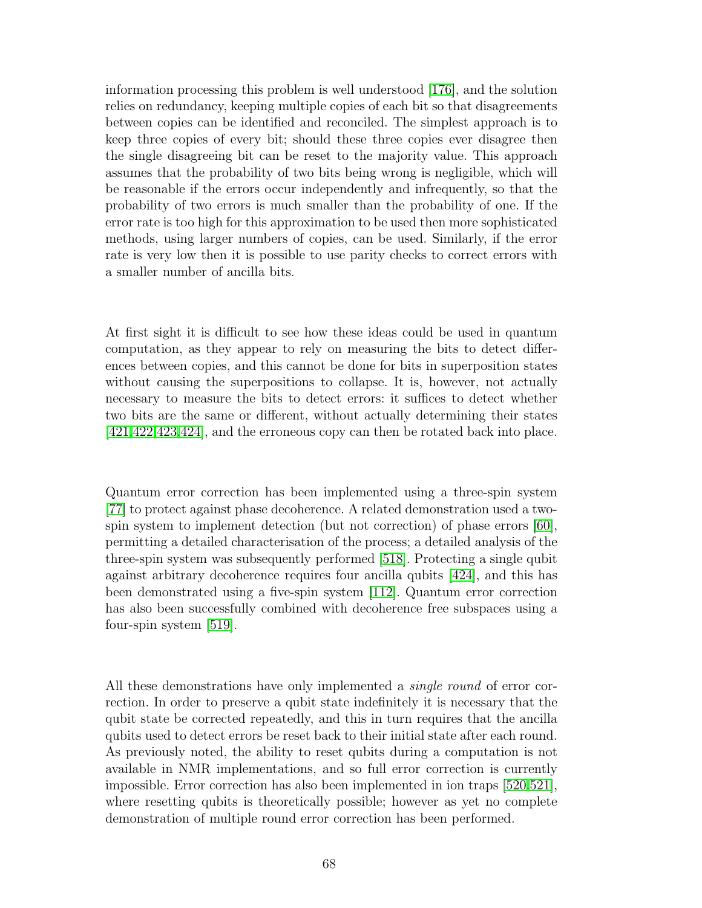information processing this problem is well understood [176], and the solution relies on redundancy, keeping multiple copies of each bit so that disagreements between copies can be identified and reconciled. The simplest approach is to keep three copies of every bit; should these three copies ever disagree then the single disagreeing bit can be reset to the majority value. This approach assumes that the probability of two bits being wrong is negligible, which will be reasonable if the errors occur independently and infrequently, so that the probability of two errors is much smaller than the probability of one. If the error rate is too high for this approximation to be used then more sophisticated methods, using larger numbers of copies, can be used. Similarly, if the error rate is very low then it is possible to use parity checks to correct errors with a smaller number of ancilla bits.

At first sight it is difficult to see how these ideas could be used in quantum computation, as they appear to rely on measuring the bits to detect differences between copies, and this cannot be done for bits in superposition states without causing the superpositions to collapse. It is, however, not actually necessary to measure the bits to detect errors: it suffices to detect whether two bits are the same or different, without actually determining their states [421,422,423,424], and the erroneous copy can then be rotated back into place.

Quantum error correction has been implemented using a three-spin system [77] to protect against phase decoherence. A related demonstration used a two-spin system to implement detection (but not correction) of phase errors [60], permitting a detailed characterisation of the process; a detailed analysis of the three-spin system was subsequently performed [518]. Protecting a single qubit against arbitrary decoherence requires four ancilla qubits [424], and this has been demonstrated using a five-spin system [112]. Quantum error correction has also been successfully combined with decoherence free subspaces using a four-spin system [519].

All these demonstrations have only implemented a *single round* of error correction. In order to preserve a qubit state indefinitely it is necessary that the qubit state be corrected repeatedly, and this in turn requires that the ancilla qubits used to detect errors be reset back to their initial state after each round. As previously noted, the ability to reset qubits during a computation is not available in NMR implementations, and so full error correction is currently impossible. Error correction has also been implemented in ion traps [520,521], where resetting qubits is theoretically possible; however as yet no complete demonstration of multiple round error correction has been performed.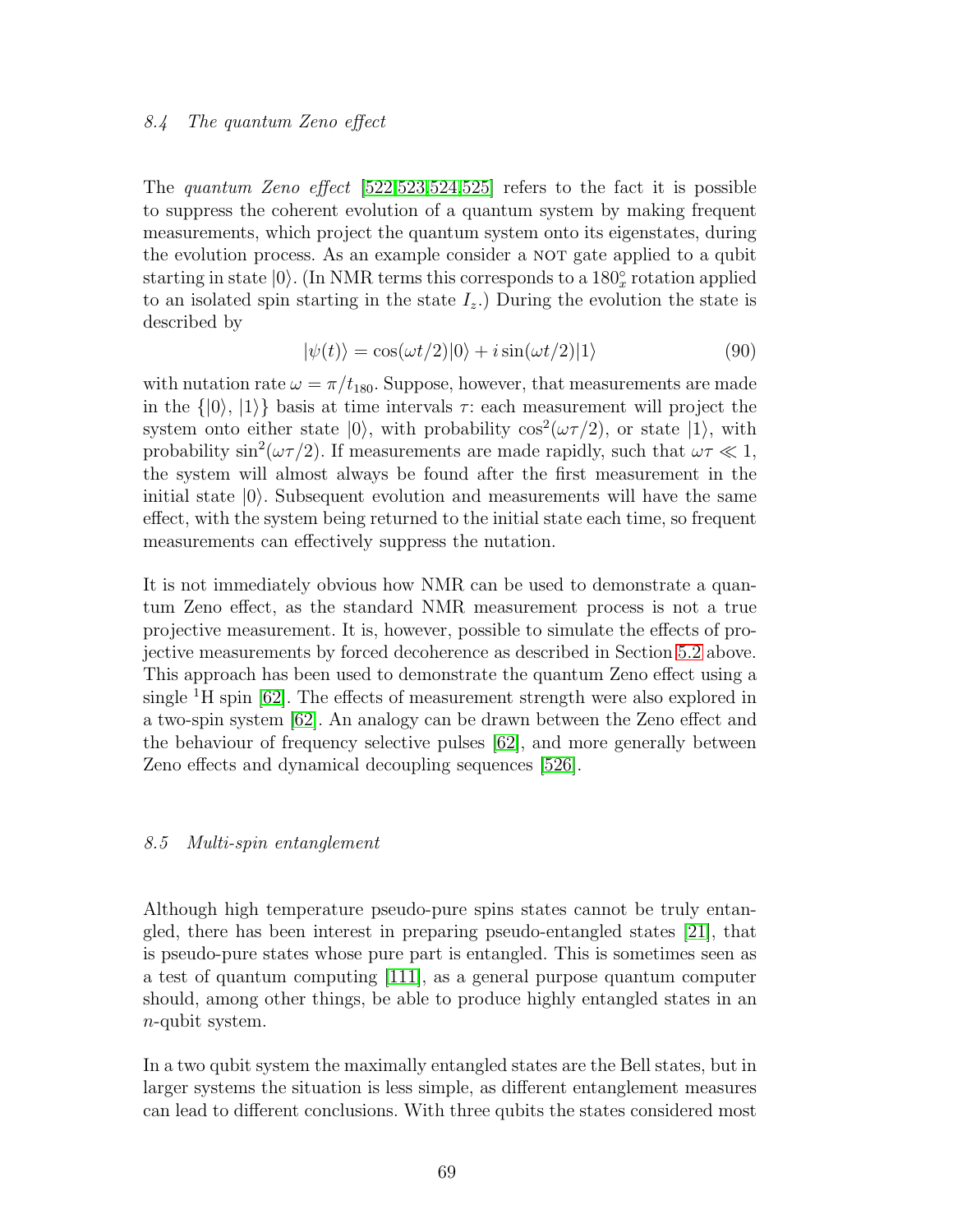### 8.4 The quantum Zeno effect

The *quantum Zeno effect* [522,523,524,525] refers to the fact it is possible to suppress the coherent evolution of a quantum system by making frequent measurements, which project the quantum system onto its eigenstates, during the evolution process. As an example consider a NOT gate applied to a qubit starting in state $|0\rangle$. (In NMR terms this corresponds to a $180^\circ_x$ rotation applied to an isolated spin starting in the state $I_z$.) During the evolution the state is described by

$$|\psi(t)\rangle = \cos(\omega t/2)|0\rangle + i\sin(\omega t/2)|1\rangle \tag{90}$$

with nutation rate $\omega = \pi/t_{180}$. Suppose, however, that measurements are made in the $\{|0\rangle, |1\rangle\}$ basis at time intervals $\tau$: each measurement will project the system onto either state $|0\rangle$, with probability $\cos^2(\omega\tau/2)$, or state $|1\rangle$, with probability $\sin^2(\omega\tau/2)$. If measurements are made rapidly, such that $\omega\tau \ll 1$, the system will almost always be found after the first measurement in the initial state $|0\rangle$. Subsequent evolution and measurements will have the same effect, with the system being returned to the initial state each time, so frequent measurements can effectively suppress the nutation.

It is not immediately obvious how NMR can be used to demonstrate a quantum Zeno effect, as the standard NMR measurement process is not a true projective measurement. It is, however, possible to simulate the effects of projective measurements by forced decoherence as described in Section 5.2 above. This approach has been used to demonstrate the quantum Zeno effect using a single $^1$H spin [62]. The effects of measurement strength were also explored in a two-spin system [62]. An analogy can be drawn between the Zeno effect and the behaviour of frequency selective pulses [62], and more generally between Zeno effects and dynamical decoupling sequences [526].

### 8.5 Multi-spin entanglement

Although high temperature pseudo-pure spins states cannot be truly entangled, there has been interest in preparing pseudo-entangled states [21], that is pseudo-pure states whose pure part is entangled. This is sometimes seen as a test of quantum computing [111], as a general purpose quantum computer should, among other things, be able to produce highly entangled states in an $n$-qubit system.

In a two qubit system the maximally entangled states are the Bell states, but in larger systems the situation is less simple, as different entanglement measures can lead to different conclusions. With three qubits the states considered most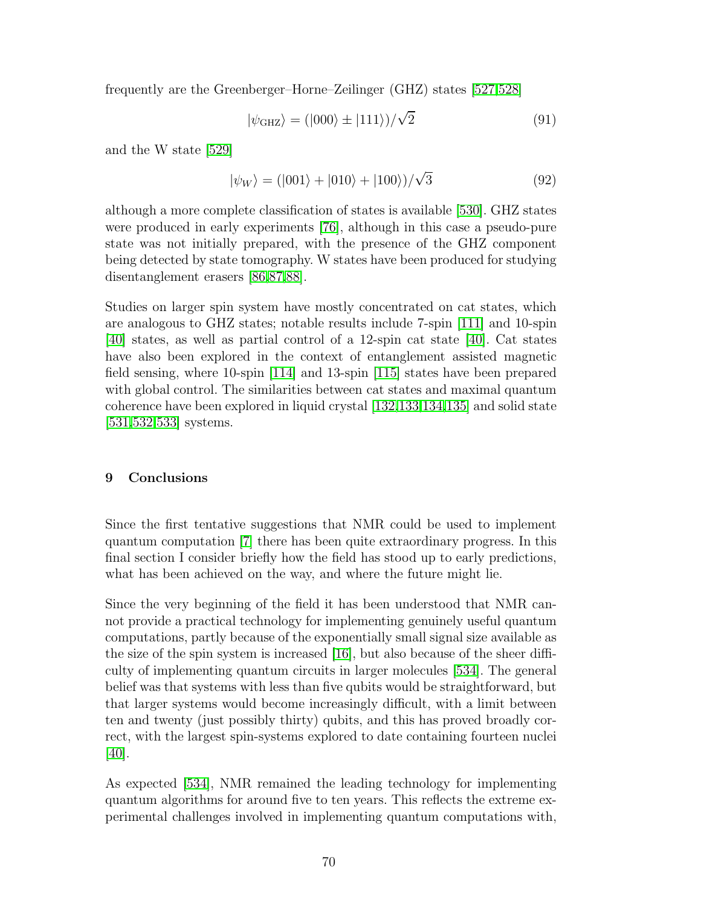frequently are the Greenberger–Horne–Zeilinger (GHZ) states [527,528]

$$|\psi_{\text{GHZ}}\rangle = (|000\rangle \pm |111\rangle)/\sqrt{2} \tag{91}$$

and the W state [529]

$$|\psi_W\rangle = (|001\rangle + |010\rangle + |100\rangle)/\sqrt{3} \tag{92}$$

although a more complete classification of states is available [530]. GHZ states were produced in early experiments [76], although in this case a pseudo-pure state was not initially prepared, with the presence of the GHZ component being detected by state tomography. W states have been produced for studying disentanglement erasers [86,87,88].

Studies on larger spin system have mostly concentrated on cat states, which are analogous to GHZ states; notable results include 7-spin [111] and 10-spin [40] states, as well as partial control of a 12-spin cat state [40]. Cat states have also been explored in the context of entanglement assisted magnetic field sensing, where 10-spin [114] and 13-spin [115] states have been prepared with global control. The similarities between cat states and maximal quantum coherence have been explored in liquid crystal [132,133,134,135] and solid state [531,532,533] systems.

## 9 Conclusions

Since the first tentative suggestions that NMR could be used to implement quantum computation [7] there has been quite extraordinary progress. In this final section I consider briefly how the field has stood up to early predictions, what has been achieved on the way, and where the future might lie.

Since the very beginning of the field it has been understood that NMR cannot provide a practical technology for implementing genuinely useful quantum computations, partly because of the exponentially small signal size available as the size of the spin system is increased [16], but also because of the sheer difficulty of implementing quantum circuits in larger molecules [534]. The general belief was that systems with less than five qubits would be straightforward, but that larger systems would become increasingly difficult, with a limit between ten and twenty (just possibly thirty) qubits, and this has proved broadly correct, with the largest spin-systems explored to date containing fourteen nuclei [40].

As expected [534], NMR remained the leading technology for implementing quantum algorithms for around five to ten years. This reflects the extreme experimental challenges involved in implementing quantum computations with,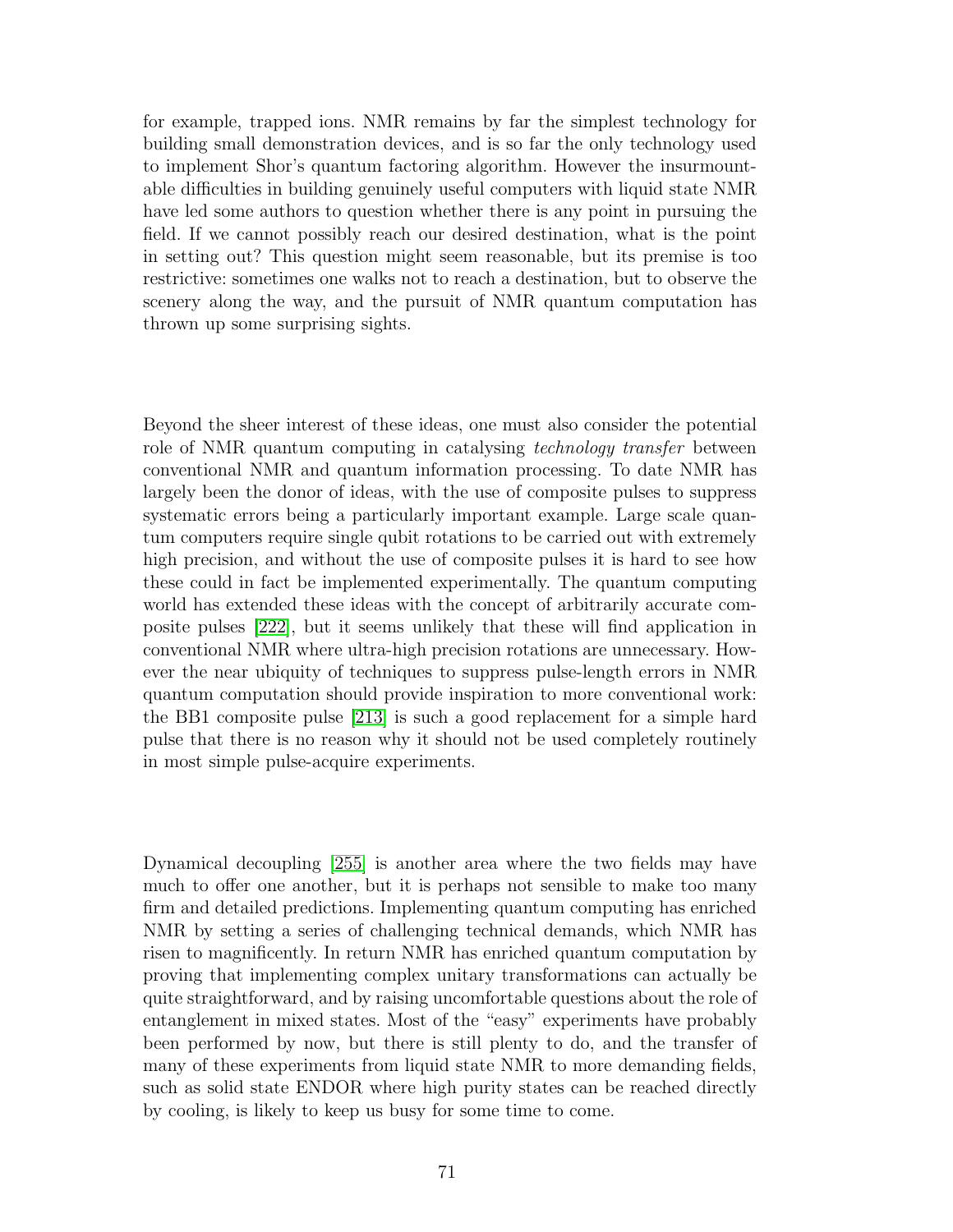for example, trapped ions. NMR remains by far the simplest technology for building small demonstration devices, and is so far the only technology used to implement Shor's quantum factoring algorithm. However the insurmountable difficulties in building genuinely useful computers with liquid state NMR have led some authors to question whether there is any point in pursuing the field. If we cannot possibly reach our desired destination, what is the point in setting out? This question might seem reasonable, but its premise is too restrictive: sometimes one walks not to reach a destination, but to observe the scenery along the way, and the pursuit of NMR quantum computation has thrown up some surprising sights.

Beyond the sheer interest of these ideas, one must also consider the potential role of NMR quantum computing in catalysing *technology transfer* between conventional NMR and quantum information processing. To date NMR has largely been the donor of ideas, with the use of composite pulses to suppress systematic errors being a particularly important example. Large scale quantum computers require single qubit rotations to be carried out with extremely high precision, and without the use of composite pulses it is hard to see how these could in fact be implemented experimentally. The quantum computing world has extended these ideas with the concept of arbitrarily accurate composite pulses [222], but it seems unlikely that these will find application in conventional NMR where ultra-high precision rotations are unnecessary. However the near ubiquity of techniques to suppress pulse-length errors in NMR quantum computation should provide inspiration to more conventional work: the BB1 composite pulse [213] is such a good replacement for a simple hard pulse that there is no reason why it should not be used completely routinely in most simple pulse-acquire experiments.

Dynamical decoupling [255] is another area where the two fields may have much to offer one another, but it is perhaps not sensible to make too many firm and detailed predictions. Implementing quantum computing has enriched NMR by setting a series of challenging technical demands, which NMR has risen to magnificently. In return NMR has enriched quantum computation by proving that implementing complex unitary transformations can actually be quite straightforward, and by raising uncomfortable questions about the role of entanglement in mixed states. Most of the "easy" experiments have probably been performed by now, but there is still plenty to do, and the transfer of many of these experiments from liquid state NMR to more demanding fields, such as solid state ENDOR where high purity states can be reached directly by cooling, is likely to keep us busy for some time to come.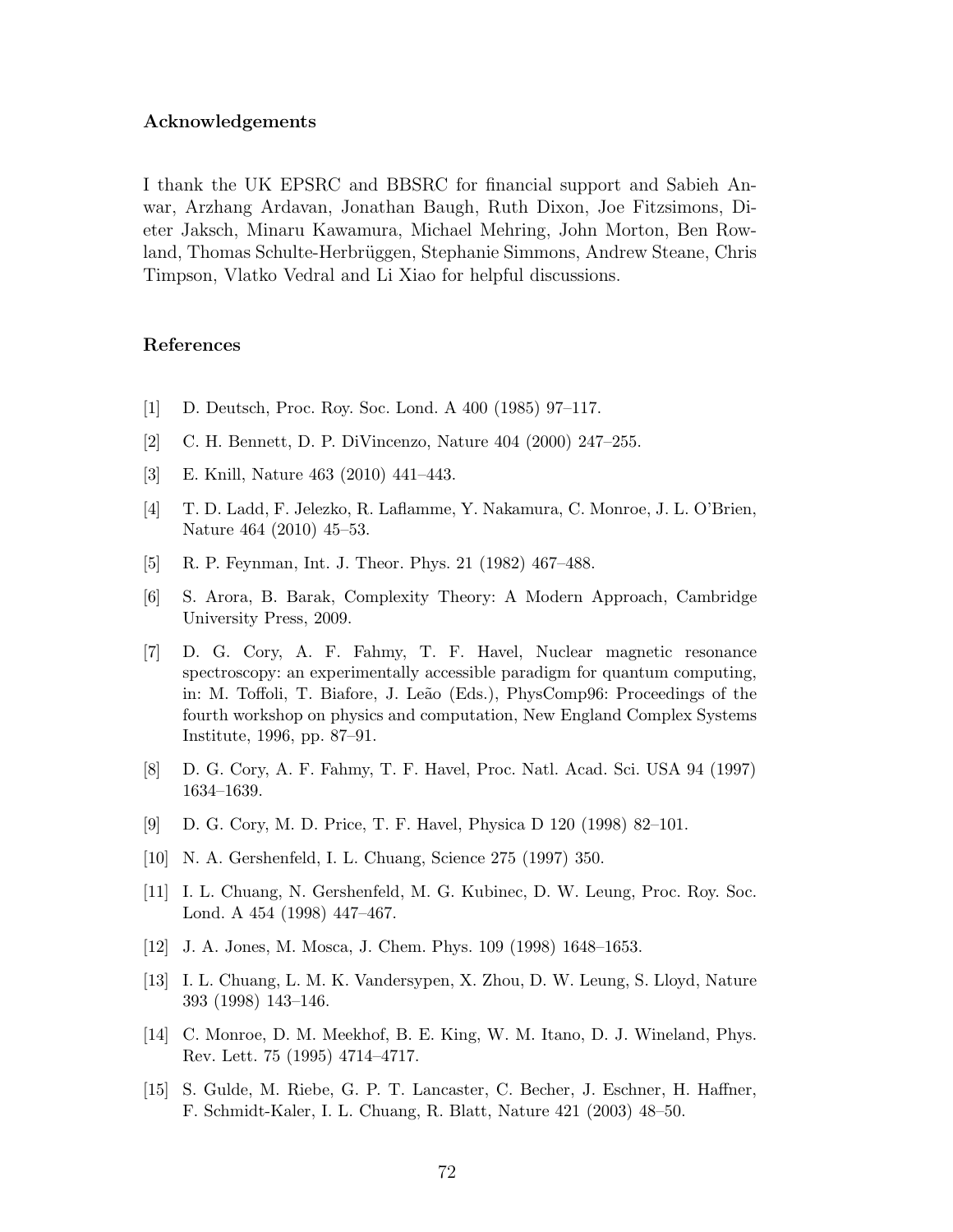## Acknowledgements

I thank the UK EPSRC and BBSRC for financial support and Sabieh Anwar, Arzhang Ardavan, Jonathan Baugh, Ruth Dixon, Joe Fitzsimons, Dieter Jaksch, Minaru Kawamura, Michael Mehring, John Morton, Ben Rowland, Thomas Schulte-Herbrüggen, Stephanie Simmons, Andrew Steane, Chris Timpson, Vlatko Vedral and Li Xiao for helpful discussions.

## References

[1] D. Deutsch, Proc. Roy. Soc. Lond. A 400 (1985) 97–117.

[2] C. H. Bennett, D. P. DiVincenzo, Nature 404 (2000) 247–255.

[3] E. Knill, Nature 463 (2010) 441–443.

[4] T. D. Ladd, F. Jelezko, R. Laflamme, Y. Nakamura, C. Monroe, J. L. O'Brien, Nature 464 (2010) 45–53.

[5] R. P. Feynman, Int. J. Theor. Phys. 21 (1982) 467–488.

[6] S. Arora, B. Barak, Complexity Theory: A Modern Approach, Cambridge University Press, 2009.

[7] D. G. Cory, A. F. Fahmy, T. F. Havel, Nuclear magnetic resonance spectroscopy: an experimentally accessible paradigm for quantum computing, in: M. Toffoli, T. Biafore, J. Leão (Eds.), PhysComp96: Proceedings of the fourth workshop on physics and computation, New England Complex Systems Institute, 1996, pp. 87–91.

[8] D. G. Cory, A. F. Fahmy, T. F. Havel, Proc. Natl. Acad. Sci. USA 94 (1997) 1634–1639.

[9] D. G. Cory, M. D. Price, T. F. Havel, Physica D 120 (1998) 82–101.

[10] N. A. Gershenfeld, I. L. Chuang, Science 275 (1997) 350.

[11] I. L. Chuang, N. Gershenfeld, M. G. Kubinec, D. W. Leung, Proc. Roy. Soc. Lond. A 454 (1998) 447–467.

[12] J. A. Jones, M. Mosca, J. Chem. Phys. 109 (1998) 1648–1653.

[13] I. L. Chuang, L. M. K. Vandersypen, X. Zhou, D. W. Leung, S. Lloyd, Nature 393 (1998) 143–146.

[14] C. Monroe, D. M. Meekhof, B. E. King, W. M. Itano, D. J. Wineland, Phys. Rev. Lett. 75 (1995) 4714–4717.

[15] S. Gulde, M. Riebe, G. P. T. Lancaster, C. Becher, J. Eschner, H. Haffner, F. Schmidt-Kaler, I. L. Chuang, R. Blatt, Nature 421 (2003) 48–50.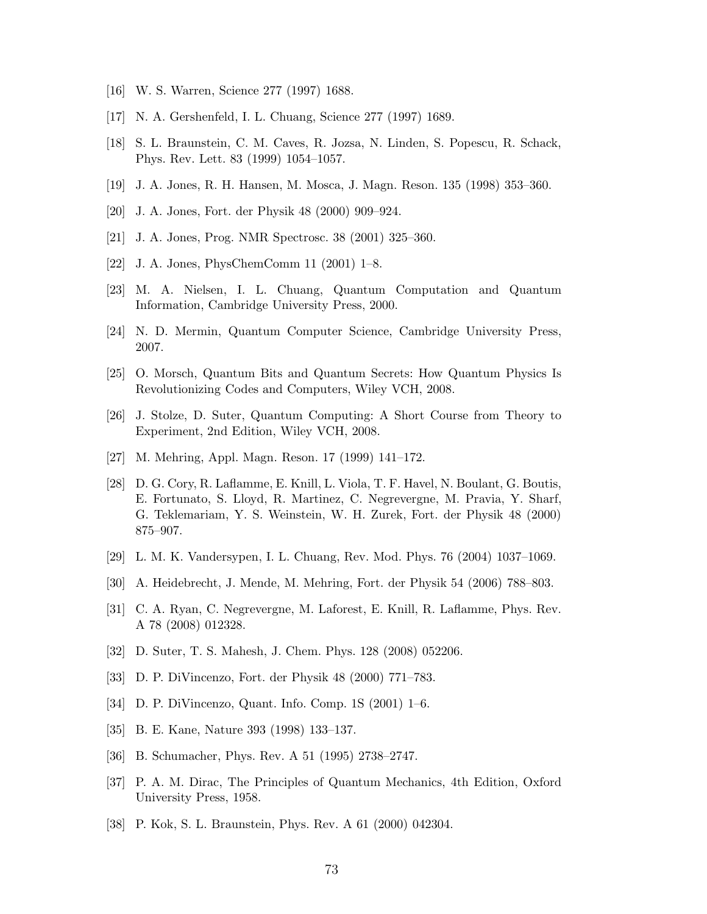[16] W. S. Warren, Science 277 (1997) 1688.

[17] N. A. Gershenfeld, I. L. Chuang, Science 277 (1997) 1689.

[18] S. L. Braunstein, C. M. Caves, R. Jozsa, N. Linden, S. Popescu, R. Schack, Phys. Rev. Lett. 83 (1999) 1054–1057.

[19] J. A. Jones, R. H. Hansen, M. Mosca, J. Magn. Reson. 135 (1998) 353–360.

[20] J. A. Jones, Fort. der Physik 48 (2000) 909–924.

[21] J. A. Jones, Prog. NMR Spectrosc. 38 (2001) 325–360.

[22] J. A. Jones, PhysChemComm 11 (2001) 1–8.

[23] M. A. Nielsen, I. L. Chuang, Quantum Computation and Quantum Information, Cambridge University Press, 2000.

[24] N. D. Mermin, Quantum Computer Science, Cambridge University Press, 2007.

[25] O. Morsch, Quantum Bits and Quantum Secrets: How Quantum Physics Is Revolutionizing Codes and Computers, Wiley VCH, 2008.

[26] J. Stolze, D. Suter, Quantum Computing: A Short Course from Theory to Experiment, 2nd Edition, Wiley VCH, 2008.

[27] M. Mehring, Appl. Magn. Reson. 17 (1999) 141–172.

[28] D. G. Cory, R. Laflamme, E. Knill, L. Viola, T. F. Havel, N. Boulant, G. Boutis, E. Fortunato, S. Lloyd, R. Martinez, C. Negrevergne, M. Pravia, Y. Sharf, G. Teklemariam, Y. S. Weinstein, W. H. Zurek, Fort. der Physik 48 (2000) 875–907.

[29] L. M. K. Vandersypen, I. L. Chuang, Rev. Mod. Phys. 76 (2004) 1037–1069.

[30] A. Heidebrecht, J. Mende, M. Mehring, Fort. der Physik 54 (2006) 788–803.

[31] C. A. Ryan, C. Negrevergne, M. Laforest, E. Knill, R. Laflamme, Phys. Rev. A 78 (2008) 012328.

[32] D. Suter, T. S. Mahesh, J. Chem. Phys. 128 (2008) 052206.

[33] D. P. DiVincenzo, Fort. der Physik 48 (2000) 771–783.

[34] D. P. DiVincenzo, Quant. Info. Comp. 1S (2001) 1–6.

[35] B. E. Kane, Nature 393 (1998) 133–137.

[36] B. Schumacher, Phys. Rev. A 51 (1995) 2738–2747.

[37] P. A. M. Dirac, The Principles of Quantum Mechanics, 4th Edition, Oxford University Press, 1958.

[38] P. Kok, S. L. Braunstein, Phys. Rev. A 61 (2000) 042304.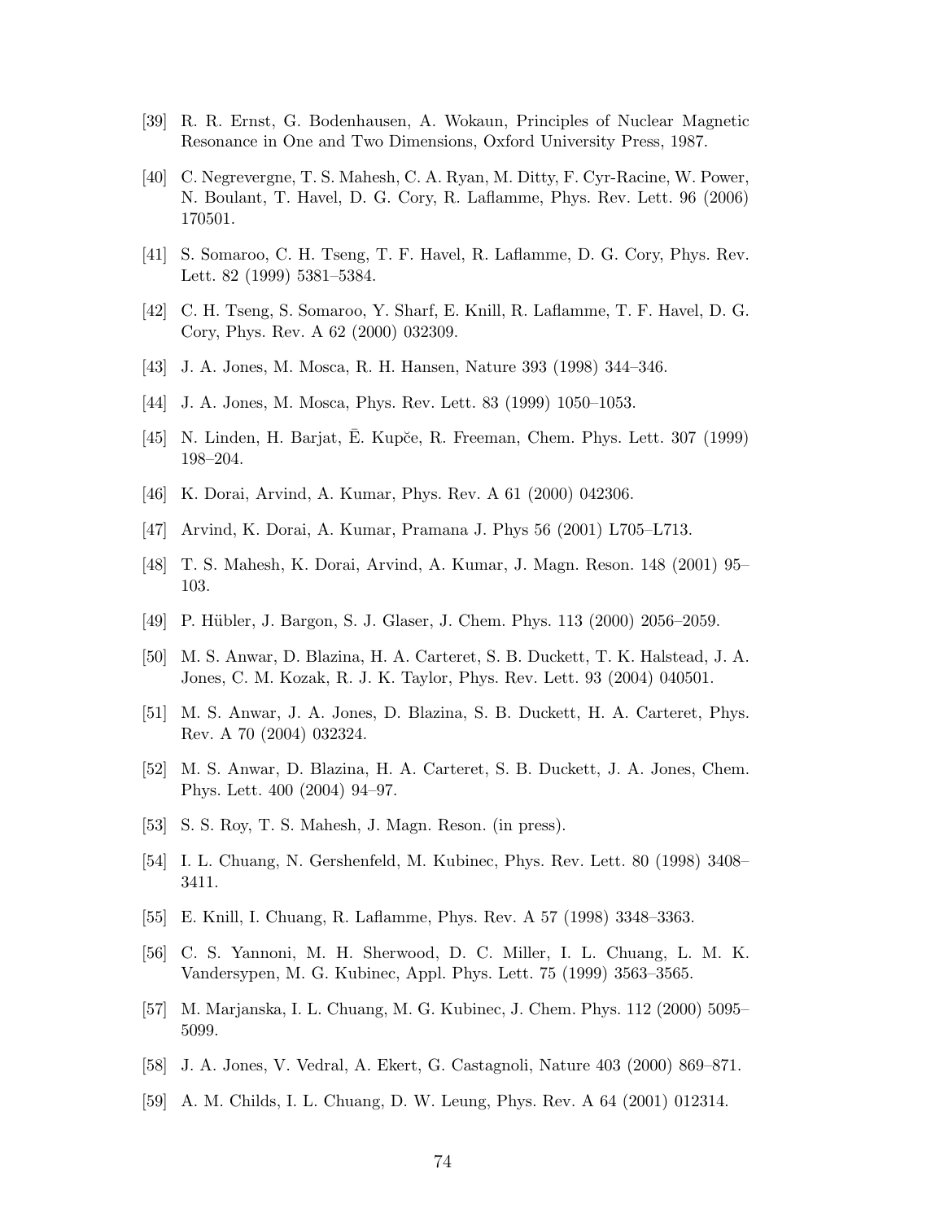[39] R. R. Ernst, G. Bodenhausen, A. Wokaun, Principles of Nuclear Magnetic Resonance in One and Two Dimensions, Oxford University Press, 1987.

[40] C. Negrevergne, T. S. Mahesh, C. A. Ryan, M. Ditty, F. Cyr-Racine, W. Power, N. Boulant, T. Havel, D. G. Cory, R. Laflamme, Phys. Rev. Lett. 96 (2006) 170501.

[41] S. Somaroo, C. H. Tseng, T. F. Havel, R. Laflamme, D. G. Cory, Phys. Rev. Lett. 82 (1999) 5381–5384.

[42] C. H. Tseng, S. Somaroo, Y. Sharf, E. Knill, R. Laflamme, T. F. Havel, D. G. Cory, Phys. Rev. A 62 (2000) 032309.

[43] J. A. Jones, M. Mosca, R. H. Hansen, Nature 393 (1998) 344–346.

[44] J. A. Jones, M. Mosca, Phys. Rev. Lett. 83 (1999) 1050–1053.

[45] N. Linden, H. Barjat, Ē. Kupče, R. Freeman, Chem. Phys. Lett. 307 (1999) 198–204.

[46] K. Dorai, Arvind, A. Kumar, Phys. Rev. A 61 (2000) 042306.

[47] Arvind, K. Dorai, A. Kumar, Pramana J. Phys 56 (2001) L705–L713.

[48] T. S. Mahesh, K. Dorai, Arvind, A. Kumar, J. Magn. Reson. 148 (2001) 95–103.

[49] P. Hübler, J. Bargon, S. J. Glaser, J. Chem. Phys. 113 (2000) 2056–2059.

[50] M. S. Anwar, D. Blazina, H. A. Carteret, S. B. Duckett, T. K. Halstead, J. A. Jones, C. M. Kozak, R. J. K. Taylor, Phys. Rev. Lett. 93 (2004) 040501.

[51] M. S. Anwar, J. A. Jones, D. Blazina, S. B. Duckett, H. A. Carteret, Phys. Rev. A 70 (2004) 032324.

[52] M. S. Anwar, D. Blazina, H. A. Carteret, S. B. Duckett, J. A. Jones, Chem. Phys. Lett. 400 (2004) 94–97.

[53] S. S. Roy, T. S. Mahesh, J. Magn. Reson. (in press).

[54] I. L. Chuang, N. Gershenfeld, M. Kubinec, Phys. Rev. Lett. 80 (1998) 3408–3411.

[55] E. Knill, I. Chuang, R. Laflamme, Phys. Rev. A 57 (1998) 3348–3363.

[56] C. S. Yannoni, M. H. Sherwood, D. C. Miller, I. L. Chuang, L. M. K. Vandersypen, M. G. Kubinec, Appl. Phys. Lett. 75 (1999) 3563–3565.

[57] M. Marjanska, I. L. Chuang, M. G. Kubinec, J. Chem. Phys. 112 (2000) 5095–5099.

[58] J. A. Jones, V. Vedral, A. Ekert, G. Castagnoli, Nature 403 (2000) 869–871.

[59] A. M. Childs, I. L. Chuang, D. W. Leung, Phys. Rev. A 64 (2001) 012314.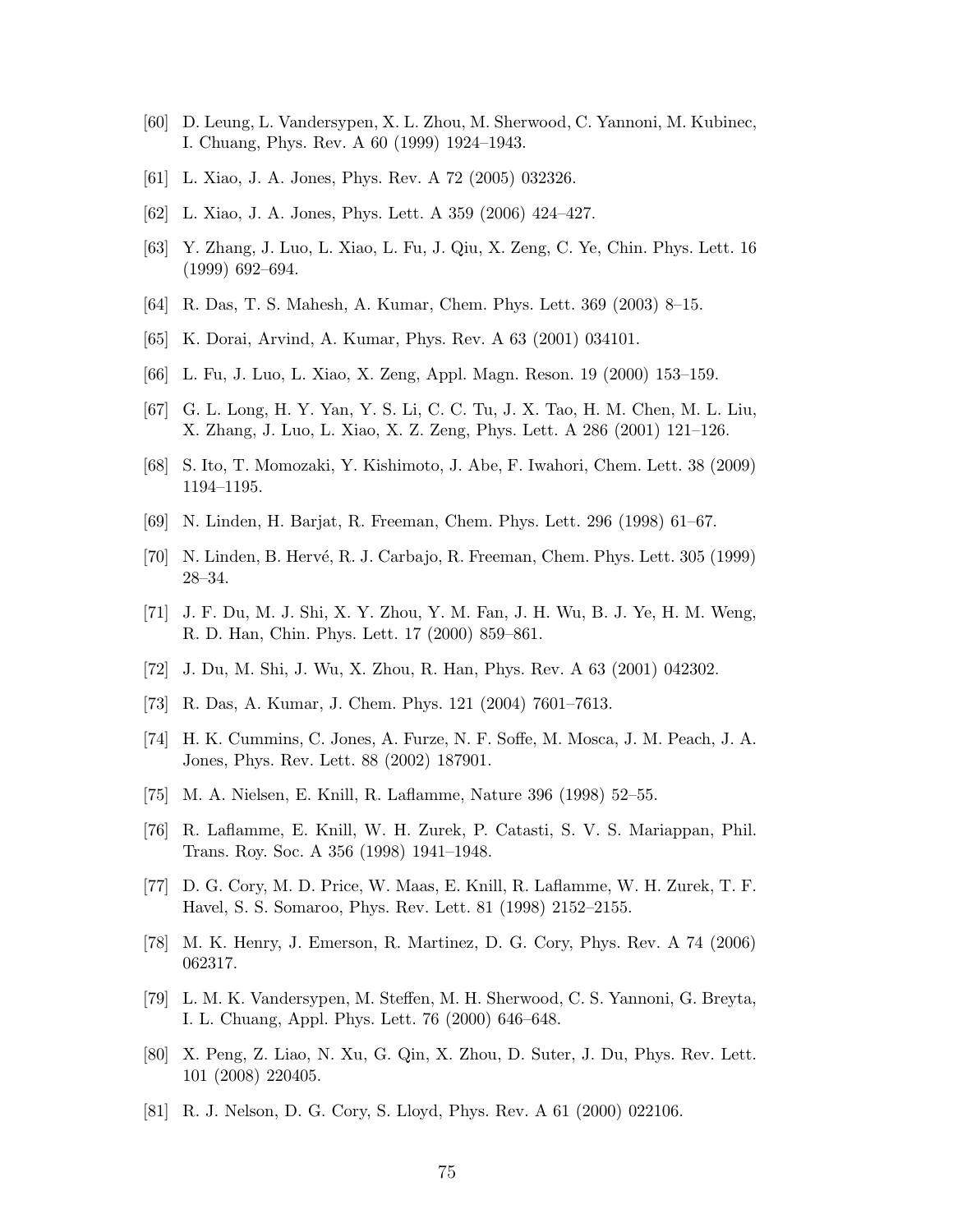[60] D. Leung, L. Vandersypen, X. L. Zhou, M. Sherwood, C. Yannoni, M. Kubinec, I. Chuang, Phys. Rev. A 60 (1999) 1924–1943.

[61] L. Xiao, J. A. Jones, Phys. Rev. A 72 (2005) 032326.

[62] L. Xiao, J. A. Jones, Phys. Lett. A 359 (2006) 424–427.

[63] Y. Zhang, J. Luo, L. Xiao, L. Fu, J. Qiu, X. Zeng, C. Ye, Chin. Phys. Lett. 16 (1999) 692–694.

[64] R. Das, T. S. Mahesh, A. Kumar, Chem. Phys. Lett. 369 (2003) 8–15.

[65] K. Dorai, Arvind, A. Kumar, Phys. Rev. A 63 (2001) 034101.

[66] L. Fu, J. Luo, L. Xiao, X. Zeng, Appl. Magn. Reson. 19 (2000) 153–159.

[67] G. L. Long, H. Y. Yan, Y. S. Li, C. C. Tu, J. X. Tao, H. M. Chen, M. L. Liu, X. Zhang, J. Luo, L. Xiao, X. Z. Zeng, Phys. Lett. A 286 (2001) 121–126.

[68] S. Ito, T. Momozaki, Y. Kishimoto, J. Abe, F. Iwahori, Chem. Lett. 38 (2009) 1194–1195.

[69] N. Linden, H. Barjat, R. Freeman, Chem. Phys. Lett. 296 (1998) 61–67.

[70] N. Linden, B. Hervé, R. J. Carbajo, R. Freeman, Chem. Phys. Lett. 305 (1999) 28–34.

[71] J. F. Du, M. J. Shi, X. Y. Zhou, Y. M. Fan, J. H. Wu, B. J. Ye, H. M. Weng, R. D. Han, Chin. Phys. Lett. 17 (2000) 859–861.

[72] J. Du, M. Shi, J. Wu, X. Zhou, R. Han, Phys. Rev. A 63 (2001) 042302.

[73] R. Das, A. Kumar, J. Chem. Phys. 121 (2004) 7601–7613.

[74] H. K. Cummins, C. Jones, A. Furze, N. F. Soffe, M. Mosca, J. M. Peach, J. A. Jones, Phys. Rev. Lett. 88 (2002) 187901.

[75] M. A. Nielsen, E. Knill, R. Laflamme, Nature 396 (1998) 52–55.

[76] R. Laflamme, E. Knill, W. H. Zurek, P. Catasti, S. V. S. Mariappan, Phil. Trans. Roy. Soc. A 356 (1998) 1941–1948.

[77] D. G. Cory, M. D. Price, W. Maas, E. Knill, R. Laflamme, W. H. Zurek, T. F. Havel, S. S. Somaroo, Phys. Rev. Lett. 81 (1998) 2152–2155.

[78] M. K. Henry, J. Emerson, R. Martinez, D. G. Cory, Phys. Rev. A 74 (2006) 062317.

[79] L. M. K. Vandersypen, M. Steffen, M. H. Sherwood, C. S. Yannoni, G. Breyta, I. L. Chuang, Appl. Phys. Lett. 76 (2000) 646–648.

[80] X. Peng, Z. Liao, N. Xu, G. Qin, X. Zhou, D. Suter, J. Du, Phys. Rev. Lett. 101 (2008) 220405.

[81] R. J. Nelson, D. G. Cory, S. Lloyd, Phys. Rev. A 61 (2000) 022106.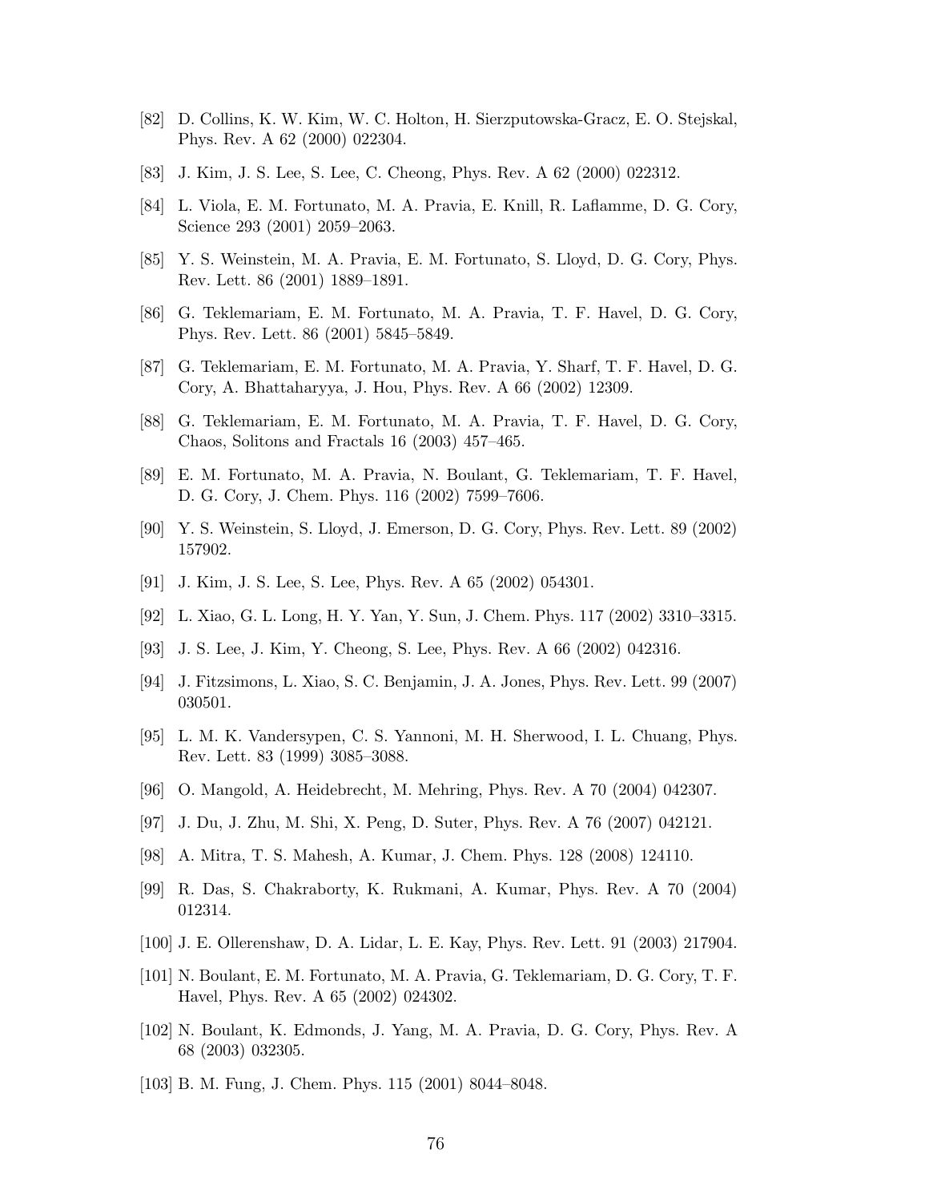[82] D. Collins, K. W. Kim, W. C. Holton, H. Sierzputowska-Gracz, E. O. Stejskal, Phys. Rev. A 62 (2000) 022304.

[83] J. Kim, J. S. Lee, S. Lee, C. Cheong, Phys. Rev. A 62 (2000) 022312.

[84] L. Viola, E. M. Fortunato, M. A. Pravia, E. Knill, R. Laflamme, D. G. Cory, Science 293 (2001) 2059–2063.

[85] Y. S. Weinstein, M. A. Pravia, E. M. Fortunato, S. Lloyd, D. G. Cory, Phys. Rev. Lett. 86 (2001) 1889–1891.

[86] G. Teklemariam, E. M. Fortunato, M. A. Pravia, T. F. Havel, D. G. Cory, Phys. Rev. Lett. 86 (2001) 5845–5849.

[87] G. Teklemariam, E. M. Fortunato, M. A. Pravia, Y. Sharf, T. F. Havel, D. G. Cory, A. Bhattaharyya, J. Hou, Phys. Rev. A 66 (2002) 12309.

[88] G. Teklemariam, E. M. Fortunato, M. A. Pravia, T. F. Havel, D. G. Cory, Chaos, Solitons and Fractals 16 (2003) 457–465.

[89] E. M. Fortunato, M. A. Pravia, N. Boulant, G. Teklemariam, T. F. Havel, D. G. Cory, J. Chem. Phys. 116 (2002) 7599–7606.

[90] Y. S. Weinstein, S. Lloyd, J. Emerson, D. G. Cory, Phys. Rev. Lett. 89 (2002) 157902.

[91] J. Kim, J. S. Lee, S. Lee, Phys. Rev. A 65 (2002) 054301.

[92] L. Xiao, G. L. Long, H. Y. Yan, Y. Sun, J. Chem. Phys. 117 (2002) 3310–3315.

[93] J. S. Lee, J. Kim, Y. Cheong, S. Lee, Phys. Rev. A 66 (2002) 042316.

[94] J. Fitzsimons, L. Xiao, S. C. Benjamin, J. A. Jones, Phys. Rev. Lett. 99 (2007) 030501.

[95] L. M. K. Vandersypen, C. S. Yannoni, M. H. Sherwood, I. L. Chuang, Phys. Rev. Lett. 83 (1999) 3085–3088.

[96] O. Mangold, A. Heidebrecht, M. Mehring, Phys. Rev. A 70 (2004) 042307.

[97] J. Du, J. Zhu, M. Shi, X. Peng, D. Suter, Phys. Rev. A 76 (2007) 042121.

[98] A. Mitra, T. S. Mahesh, A. Kumar, J. Chem. Phys. 128 (2008) 124110.

[99] R. Das, S. Chakraborty, K. Rukmani, A. Kumar, Phys. Rev. A 70 (2004) 012314.

[100] J. E. Ollerenshaw, D. A. Lidar, L. E. Kay, Phys. Rev. Lett. 91 (2003) 217904.

[101] N. Boulant, E. M. Fortunato, M. A. Pravia, G. Teklemariam, D. G. Cory, T. F. Havel, Phys. Rev. A 65 (2002) 024302.

[102] N. Boulant, K. Edmonds, J. Yang, M. A. Pravia, D. G. Cory, Phys. Rev. A 68 (2003) 032305.

[103] B. M. Fung, J. Chem. Phys. 115 (2001) 8044–8048.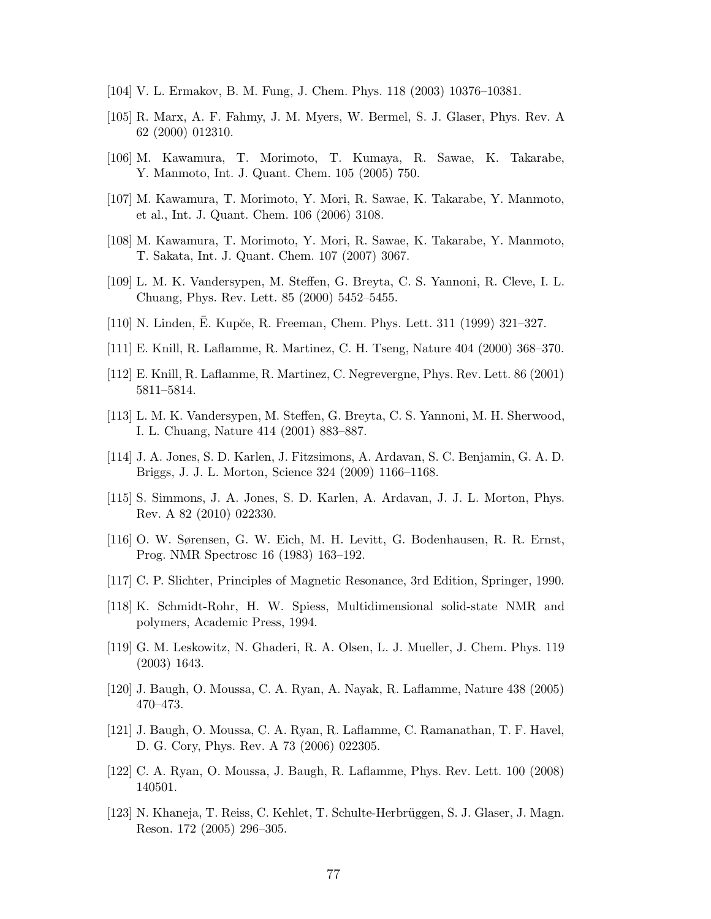[104] V. L. Ermakov, B. M. Fung, J. Chem. Phys. 118 (2003) 10376–10381.

[105] R. Marx, A. F. Fahmy, J. M. Myers, W. Bermel, S. J. Glaser, Phys. Rev. A 62 (2000) 012310.

[106] M. Kawamura, T. Morimoto, T. Kumaya, R. Sawae, K. Takarabe, Y. Manmoto, Int. J. Quant. Chem. 105 (2005) 750.

[107] M. Kawamura, T. Morimoto, Y. Mori, R. Sawae, K. Takarabe, Y. Manmoto, et al., Int. J. Quant. Chem. 106 (2006) 3108.

[108] M. Kawamura, T. Morimoto, Y. Mori, R. Sawae, K. Takarabe, Y. Manmoto, T. Sakata, Int. J. Quant. Chem. 107 (2007) 3067.

[109] L. M. K. Vandersypen, M. Steffen, G. Breyta, C. S. Yannoni, R. Cleve, I. L. Chuang, Phys. Rev. Lett. 85 (2000) 5452–5455.

[110] N. Linden, Ē. Kupče, R. Freeman, Chem. Phys. Lett. 311 (1999) 321–327.

[111] E. Knill, R. Laflamme, R. Martinez, C. H. Tseng, Nature 404 (2000) 368–370.

[112] E. Knill, R. Laflamme, R. Martinez, C. Negrevergne, Phys. Rev. Lett. 86 (2001) 5811–5814.

[113] L. M. K. Vandersypen, M. Steffen, G. Breyta, C. S. Yannoni, M. H. Sherwood, I. L. Chuang, Nature 414 (2001) 883–887.

[114] J. A. Jones, S. D. Karlen, J. Fitzsimons, A. Ardavan, S. C. Benjamin, G. A. D. Briggs, J. J. L. Morton, Science 324 (2009) 1166–1168.

[115] S. Simmons, J. A. Jones, S. D. Karlen, A. Ardavan, J. J. L. Morton, Phys. Rev. A 82 (2010) 022330.

[116] O. W. Sørensen, G. W. Eich, M. H. Levitt, G. Bodenhausen, R. R. Ernst, Prog. NMR Spectrosc 16 (1983) 163–192.

[117] C. P. Slichter, Principles of Magnetic Resonance, 3rd Edition, Springer, 1990.

[118] K. Schmidt-Rohr, H. W. Spiess, Multidimensional solid-state NMR and polymers, Academic Press, 1994.

[119] G. M. Leskowitz, N. Ghaderi, R. A. Olsen, L. J. Mueller, J. Chem. Phys. 119 (2003) 1643.

[120] J. Baugh, O. Moussa, C. A. Ryan, A. Nayak, R. Laflamme, Nature 438 (2005) 470–473.

[121] J. Baugh, O. Moussa, C. A. Ryan, R. Laflamme, C. Ramanathan, T. F. Havel, D. G. Cory, Phys. Rev. A 73 (2006) 022305.

[122] C. A. Ryan, O. Moussa, J. Baugh, R. Laflamme, Phys. Rev. Lett. 100 (2008) 140501.

[123] N. Khaneja, T. Reiss, C. Kehlet, T. Schulte-Herbrüggen, S. J. Glaser, J. Magn. Reson. 172 (2005) 296–305.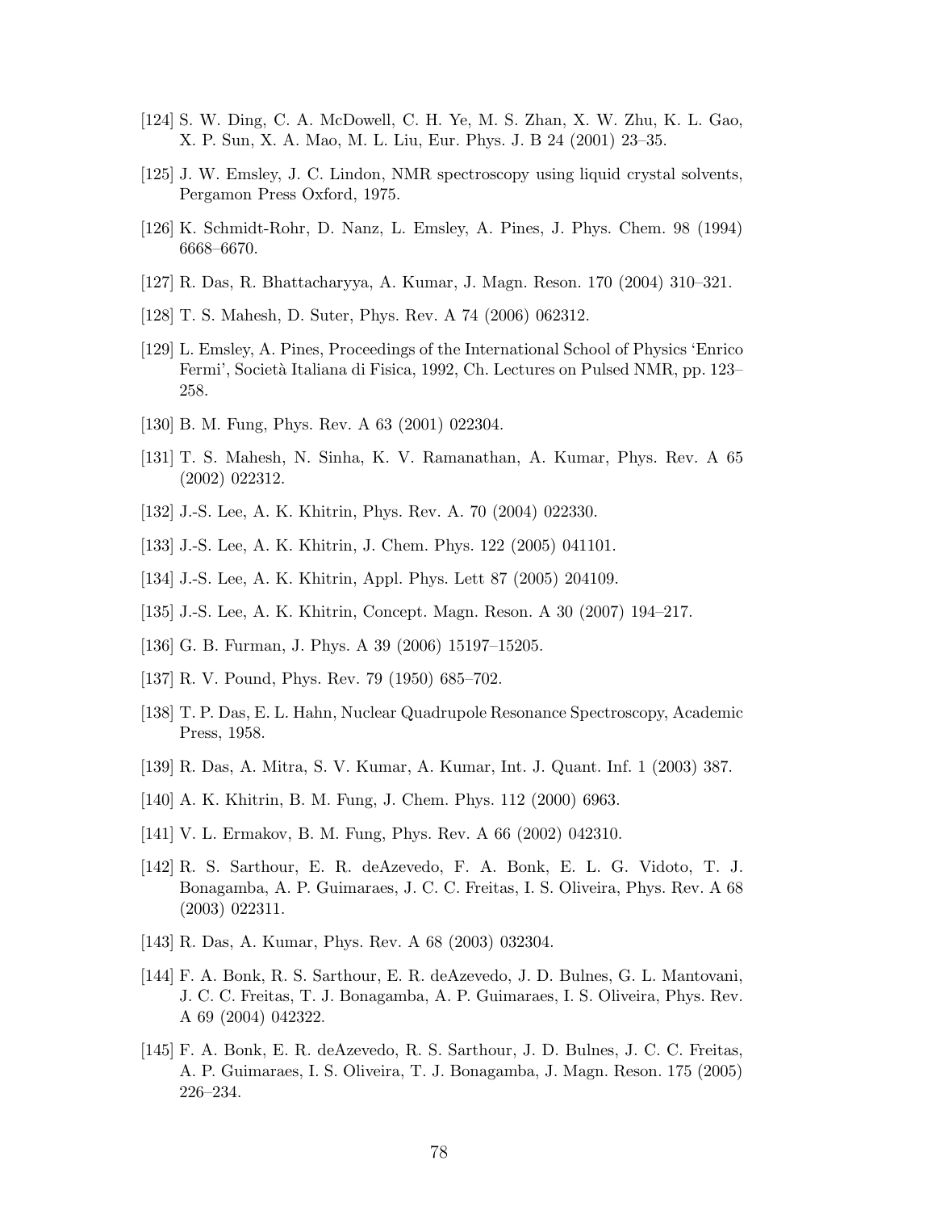[124] S. W. Ding, C. A. McDowell, C. H. Ye, M. S. Zhan, X. W. Zhu, K. L. Gao, X. P. Sun, X. A. Mao, M. L. Liu, Eur. Phys. J. B 24 (2001) 23–35.

[125] J. W. Emsley, J. C. Lindon, NMR spectroscopy using liquid crystal solvents, Pergamon Press Oxford, 1975.

[126] K. Schmidt-Rohr, D. Nanz, L. Emsley, A. Pines, J. Phys. Chem. 98 (1994) 6668–6670.

[127] R. Das, R. Bhattacharyya, A. Kumar, J. Magn. Reson. 170 (2004) 310–321.

[128] T. S. Mahesh, D. Suter, Phys. Rev. A 74 (2006) 062312.

[129] L. Emsley, A. Pines, Proceedings of the International School of Physics 'Enrico Fermi', Società Italiana di Fisica, 1992, Ch. Lectures on Pulsed NMR, pp. 123–258.

[130] B. M. Fung, Phys. Rev. A 63 (2001) 022304.

[131] T. S. Mahesh, N. Sinha, K. V. Ramanathan, A. Kumar, Phys. Rev. A 65 (2002) 022312.

[132] J.-S. Lee, A. K. Khitrin, Phys. Rev. A. 70 (2004) 022330.

[133] J.-S. Lee, A. K. Khitrin, J. Chem. Phys. 122 (2005) 041101.

[134] J.-S. Lee, A. K. Khitrin, Appl. Phys. Lett 87 (2005) 204109.

[135] J.-S. Lee, A. K. Khitrin, Concept. Magn. Reson. A 30 (2007) 194–217.

[136] G. B. Furman, J. Phys. A 39 (2006) 15197–15205.

[137] R. V. Pound, Phys. Rev. 79 (1950) 685–702.

[138] T. P. Das, E. L. Hahn, Nuclear Quadrupole Resonance Spectroscopy, Academic Press, 1958.

[139] R. Das, A. Mitra, S. V. Kumar, A. Kumar, Int. J. Quant. Inf. 1 (2003) 387.

[140] A. K. Khitrin, B. M. Fung, J. Chem. Phys. 112 (2000) 6963.

[141] V. L. Ermakov, B. M. Fung, Phys. Rev. A 66 (2002) 042310.

[142] R. S. Sarthour, E. R. deAzevedo, F. A. Bonk, E. L. G. Vidoto, T. J. Bonagamba, A. P. Guimaraes, J. C. C. Freitas, I. S. Oliveira, Phys. Rev. A 68 (2003) 022311.

[143] R. Das, A. Kumar, Phys. Rev. A 68 (2003) 032304.

[144] F. A. Bonk, R. S. Sarthour, E. R. deAzevedo, J. D. Bulnes, G. L. Mantovani, J. C. C. Freitas, T. J. Bonagamba, A. P. Guimaraes, I. S. Oliveira, Phys. Rev. A 69 (2004) 042322.

[145] F. A. Bonk, E. R. deAzevedo, R. S. Sarthour, J. D. Bulnes, J. C. C. Freitas, A. P. Guimaraes, I. S. Oliveira, T. J. Bonagamba, J. Magn. Reson. 175 (2005) 226–234.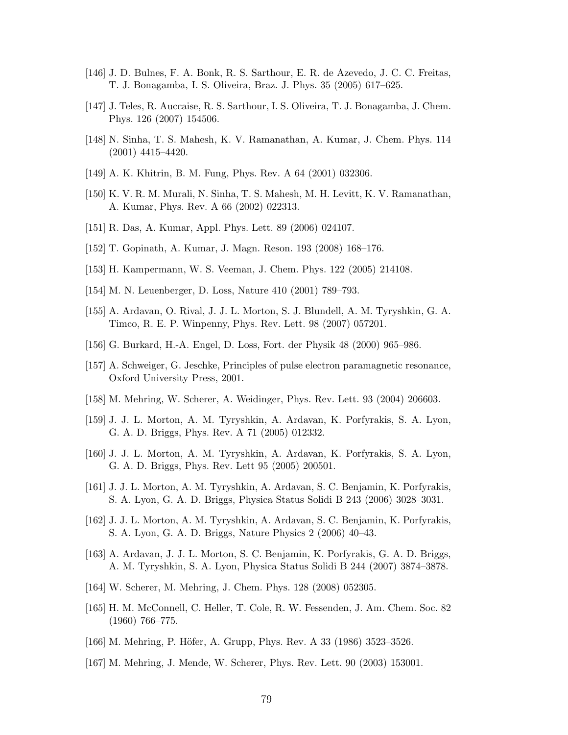[146] J. D. Bulnes, F. A. Bonk, R. S. Sarthour, E. R. de Azevedo, J. C. C. Freitas, T. J. Bonagamba, I. S. Oliveira, Braz. J. Phys. 35 (2005) 617–625.

[147] J. Teles, R. Auccaise, R. S. Sarthour, I. S. Oliveira, T. J. Bonagamba, J. Chem. Phys. 126 (2007) 154506.

[148] N. Sinha, T. S. Mahesh, K. V. Ramanathan, A. Kumar, J. Chem. Phys. 114 (2001) 4415–4420.

[149] A. K. Khitrin, B. M. Fung, Phys. Rev. A 64 (2001) 032306.

[150] K. V. R. M. Murali, N. Sinha, T. S. Mahesh, M. H. Levitt, K. V. Ramanathan, A. Kumar, Phys. Rev. A 66 (2002) 022313.

[151] R. Das, A. Kumar, Appl. Phys. Lett. 89 (2006) 024107.

[152] T. Gopinath, A. Kumar, J. Magn. Reson. 193 (2008) 168–176.

[153] H. Kampermann, W. S. Veeman, J. Chem. Phys. 122 (2005) 214108.

[154] M. N. Leuenberger, D. Loss, Nature 410 (2001) 789–793.

[155] A. Ardavan, O. Rival, J. J. L. Morton, S. J. Blundell, A. M. Tyryshkin, G. A. Timco, R. E. P. Winpenny, Phys. Rev. Lett. 98 (2007) 057201.

[156] G. Burkard, H.-A. Engel, D. Loss, Fort. der Physik 48 (2000) 965–986.

[157] A. Schweiger, G. Jeschke, Principles of pulse electron paramagnetic resonance, Oxford University Press, 2001.

[158] M. Mehring, W. Scherer, A. Weidinger, Phys. Rev. Lett. 93 (2004) 206603.

[159] J. J. L. Morton, A. M. Tyryshkin, A. Ardavan, K. Porfyrakis, S. A. Lyon, G. A. D. Briggs, Phys. Rev. A 71 (2005) 012332.

[160] J. J. L. Morton, A. M. Tyryshkin, A. Ardavan, K. Porfyrakis, S. A. Lyon, G. A. D. Briggs, Phys. Rev. Lett 95 (2005) 200501.

[161] J. J. L. Morton, A. M. Tyryshkin, A. Ardavan, S. C. Benjamin, K. Porfyrakis, S. A. Lyon, G. A. D. Briggs, Physica Status Solidi B 243 (2006) 3028–3031.

[162] J. J. L. Morton, A. M. Tyryshkin, A. Ardavan, S. C. Benjamin, K. Porfyrakis, S. A. Lyon, G. A. D. Briggs, Nature Physics 2 (2006) 40–43.

[163] A. Ardavan, J. J. L. Morton, S. C. Benjamin, K. Porfyrakis, G. A. D. Briggs, A. M. Tyryshkin, S. A. Lyon, Physica Status Solidi B 244 (2007) 3874–3878.

[164] W. Scherer, M. Mehring, J. Chem. Phys. 128 (2008) 052305.

[165] H. M. McConnell, C. Heller, T. Cole, R. W. Fessenden, J. Am. Chem. Soc. 82 (1960) 766–775.

[166] M. Mehring, P. Höfer, A. Grupp, Phys. Rev. A 33 (1986) 3523–3526.

[167] M. Mehring, J. Mende, W. Scherer, Phys. Rev. Lett. 90 (2003) 153001.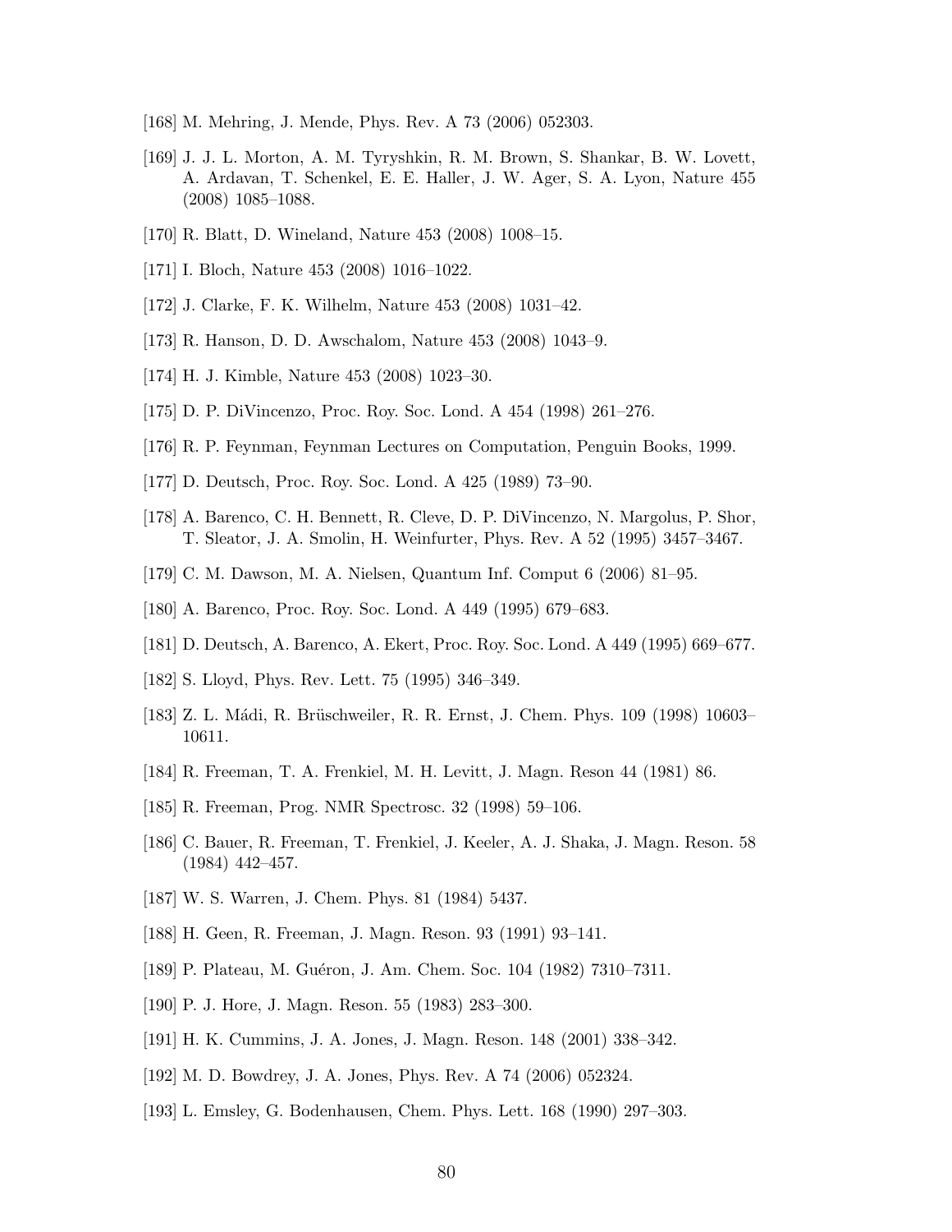[168] M. Mehring, J. Mende, Phys. Rev. A 73 (2006) 052303.

[169] J. J. L. Morton, A. M. Tyryshkin, R. M. Brown, S. Shankar, B. W. Lovett, A. Ardavan, T. Schenkel, E. E. Haller, J. W. Ager, S. A. Lyon, Nature 455 (2008) 1085–1088.

[170] R. Blatt, D. Wineland, Nature 453 (2008) 1008–15.

[171] I. Bloch, Nature 453 (2008) 1016–1022.

[172] J. Clarke, F. K. Wilhelm, Nature 453 (2008) 1031–42.

[173] R. Hanson, D. D. Awschalom, Nature 453 (2008) 1043–9.

[174] H. J. Kimble, Nature 453 (2008) 1023–30.

[175] D. P. DiVincenzo, Proc. Roy. Soc. Lond. A 454 (1998) 261–276.

[176] R. P. Feynman, Feynman Lectures on Computation, Penguin Books, 1999.

[177] D. Deutsch, Proc. Roy. Soc. Lond. A 425 (1989) 73–90.

[178] A. Barenco, C. H. Bennett, R. Cleve, D. P. DiVincenzo, N. Margolus, P. Shor, T. Sleator, J. A. Smolin, H. Weinfurter, Phys. Rev. A 52 (1995) 3457–3467.

[179] C. M. Dawson, M. A. Nielsen, Quantum Inf. Comput 6 (2006) 81–95.

[180] A. Barenco, Proc. Roy. Soc. Lond. A 449 (1995) 679–683.

[181] D. Deutsch, A. Barenco, A. Ekert, Proc. Roy. Soc. Lond. A 449 (1995) 669–677.

[182] S. Lloyd, Phys. Rev. Lett. 75 (1995) 346–349.

[183] Z. L. Mádi, R. Brüschweiler, R. R. Ernst, J. Chem. Phys. 109 (1998) 10603–10611.

[184] R. Freeman, T. A. Frenkiel, M. H. Levitt, J. Magn. Reson 44 (1981) 86.

[185] R. Freeman, Prog. NMR Spectrosc. 32 (1998) 59–106.

[186] C. Bauer, R. Freeman, T. Frenkiel, J. Keeler, A. J. Shaka, J. Magn. Reson. 58 (1984) 442–457.

[187] W. S. Warren, J. Chem. Phys. 81 (1984) 5437.

[188] H. Geen, R. Freeman, J. Magn. Reson. 93 (1991) 93–141.

[189] P. Plateau, M. Guéron, J. Am. Chem. Soc. 104 (1982) 7310–7311.

[190] P. J. Hore, J. Magn. Reson. 55 (1983) 283–300.

[191] H. K. Cummins, J. A. Jones, J. Magn. Reson. 148 (2001) 338–342.

[192] M. D. Bowdrey, J. A. Jones, Phys. Rev. A 74 (2006) 052324.

[193] L. Emsley, G. Bodenhausen, Chem. Phys. Lett. 168 (1990) 297–303.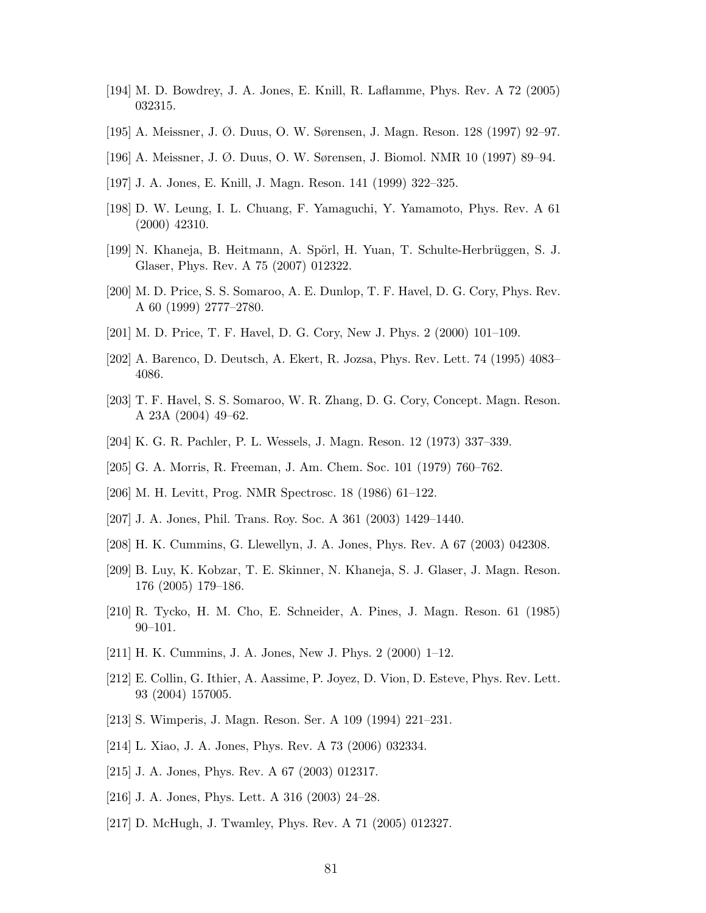[194] M. D. Bowdrey, J. A. Jones, E. Knill, R. Laflamme, Phys. Rev. A 72 (2005) 032315.

[195] A. Meissner, J. Ø. Duus, O. W. Sørensen, J. Magn. Reson. 128 (1997) 92–97.

[196] A. Meissner, J. Ø. Duus, O. W. Sørensen, J. Biomol. NMR 10 (1997) 89–94.

[197] J. A. Jones, E. Knill, J. Magn. Reson. 141 (1999) 322–325.

[198] D. W. Leung, I. L. Chuang, F. Yamaguchi, Y. Yamamoto, Phys. Rev. A 61 (2000) 42310.

[199] N. Khaneja, B. Heitmann, A. Spörl, H. Yuan, T. Schulte-Herbrüggen, S. J. Glaser, Phys. Rev. A 75 (2007) 012322.

[200] M. D. Price, S. S. Somaroo, A. E. Dunlop, T. F. Havel, D. G. Cory, Phys. Rev. A 60 (1999) 2777–2780.

[201] M. D. Price, T. F. Havel, D. G. Cory, New J. Phys. 2 (2000) 101–109.

[202] A. Barenco, D. Deutsch, A. Ekert, R. Jozsa, Phys. Rev. Lett. 74 (1995) 4083–4086.

[203] T. F. Havel, S. S. Somaroo, W. R. Zhang, D. G. Cory, Concept. Magn. Reson. A 23A (2004) 49–62.

[204] K. G. R. Pachler, P. L. Wessels, J. Magn. Reson. 12 (1973) 337–339.

[205] G. A. Morris, R. Freeman, J. Am. Chem. Soc. 101 (1979) 760–762.

[206] M. H. Levitt, Prog. NMR Spectrosc. 18 (1986) 61–122.

[207] J. A. Jones, Phil. Trans. Roy. Soc. A 361 (2003) 1429–1440.

[208] H. K. Cummins, G. Llewellyn, J. A. Jones, Phys. Rev. A 67 (2003) 042308.

[209] B. Luy, K. Kobzar, T. E. Skinner, N. Khaneja, S. J. Glaser, J. Magn. Reson. 176 (2005) 179–186.

[210] R. Tycko, H. M. Cho, E. Schneider, A. Pines, J. Magn. Reson. 61 (1985) 90–101.

[211] H. K. Cummins, J. A. Jones, New J. Phys. 2 (2000) 1–12.

[212] E. Collin, G. Ithier, A. Aassime, P. Joyez, D. Vion, D. Esteve, Phys. Rev. Lett. 93 (2004) 157005.

[213] S. Wimperis, J. Magn. Reson. Ser. A 109 (1994) 221–231.

[214] L. Xiao, J. A. Jones, Phys. Rev. A 73 (2006) 032334.

[215] J. A. Jones, Phys. Rev. A 67 (2003) 012317.

[216] J. A. Jones, Phys. Lett. A 316 (2003) 24–28.

[217] D. McHugh, J. Twamley, Phys. Rev. A 71 (2005) 012327.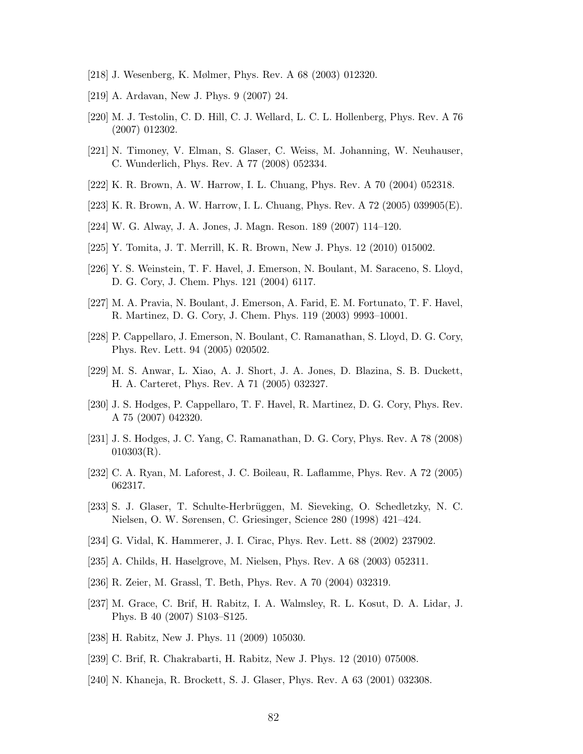[218] J. Wesenberg, K. Mølmer, Phys. Rev. A 68 (2003) 012320.

[219] A. Ardavan, New J. Phys. 9 (2007) 24.

[220] M. J. Testolin, C. D. Hill, C. J. Wellard, L. C. L. Hollenberg, Phys. Rev. A 76 (2007) 012302.

[221] N. Timoney, V. Elman, S. Glaser, C. Weiss, M. Johanning, W. Neuhauser, C. Wunderlich, Phys. Rev. A 77 (2008) 052334.

[222] K. R. Brown, A. W. Harrow, I. L. Chuang, Phys. Rev. A 70 (2004) 052318.

[223] K. R. Brown, A. W. Harrow, I. L. Chuang, Phys. Rev. A 72 (2005) 039905(E).

[224] W. G. Alway, J. A. Jones, J. Magn. Reson. 189 (2007) 114–120.

[225] Y. Tomita, J. T. Merrill, K. R. Brown, New J. Phys. 12 (2010) 015002.

[226] Y. S. Weinstein, T. F. Havel, J. Emerson, N. Boulant, M. Saraceno, S. Lloyd, D. G. Cory, J. Chem. Phys. 121 (2004) 6117.

[227] M. A. Pravia, N. Boulant, J. Emerson, A. Farid, E. M. Fortunato, T. F. Havel, R. Martinez, D. G. Cory, J. Chem. Phys. 119 (2003) 9993–10001.

[228] P. Cappellaro, J. Emerson, N. Boulant, C. Ramanathan, S. Lloyd, D. G. Cory, Phys. Rev. Lett. 94 (2005) 020502.

[229] M. S. Anwar, L. Xiao, A. J. Short, J. A. Jones, D. Blazina, S. B. Duckett, H. A. Carteret, Phys. Rev. A 71 (2005) 032327.

[230] J. S. Hodges, P. Cappellaro, T. F. Havel, R. Martinez, D. G. Cory, Phys. Rev. A 75 (2007) 042320.

[231] J. S. Hodges, J. C. Yang, C. Ramanathan, D. G. Cory, Phys. Rev. A 78 (2008) 010303(R).

[232] C. A. Ryan, M. Laforest, J. C. Boileau, R. Laflamme, Phys. Rev. A 72 (2005) 062317.

[233] S. J. Glaser, T. Schulte-Herbrüggen, M. Sieveking, O. Schedletzky, N. C. Nielsen, O. W. Sørensen, C. Griesinger, Science 280 (1998) 421–424.

[234] G. Vidal, K. Hammerer, J. I. Cirac, Phys. Rev. Lett. 88 (2002) 237902.

[235] A. Childs, H. Haselgrove, M. Nielsen, Phys. Rev. A 68 (2003) 052311.

[236] R. Zeier, M. Grassl, T. Beth, Phys. Rev. A 70 (2004) 032319.

[237] M. Grace, C. Brif, H. Rabitz, I. A. Walmsley, R. L. Kosut, D. A. Lidar, J. Phys. B 40 (2007) S103–S125.

[238] H. Rabitz, New J. Phys. 11 (2009) 105030.

[239] C. Brif, R. Chakrabarti, H. Rabitz, New J. Phys. 12 (2010) 075008.

[240] N. Khaneja, R. Brockett, S. J. Glaser, Phys. Rev. A 63 (2001) 032308.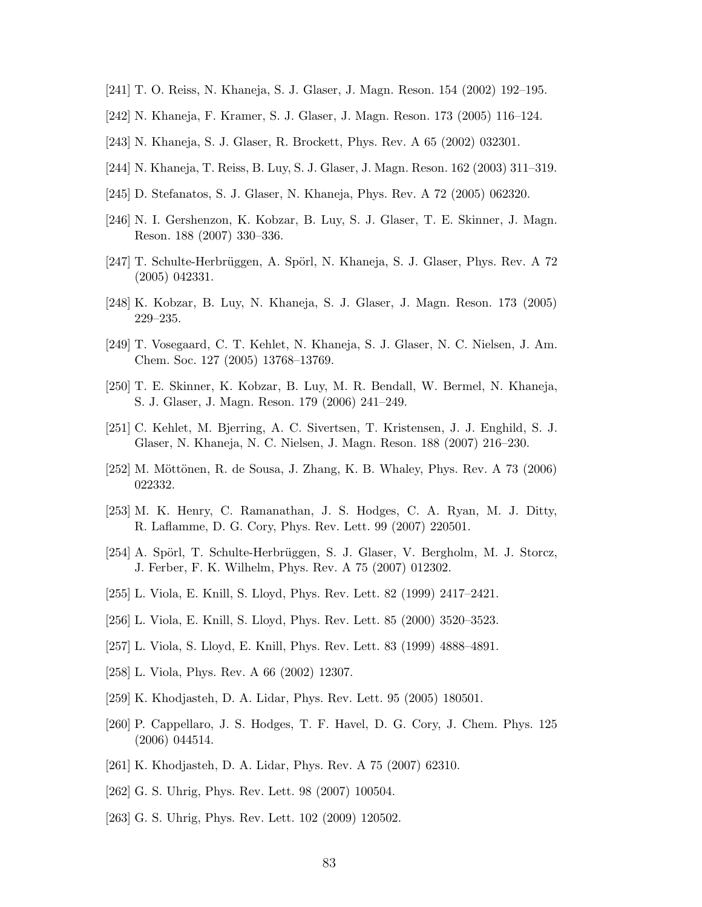[241] T. O. Reiss, N. Khaneja, S. J. Glaser, J. Magn. Reson. 154 (2002) 192–195.

[242] N. Khaneja, F. Kramer, S. J. Glaser, J. Magn. Reson. 173 (2005) 116–124.

[243] N. Khaneja, S. J. Glaser, R. Brockett, Phys. Rev. A 65 (2002) 032301.

[244] N. Khaneja, T. Reiss, B. Luy, S. J. Glaser, J. Magn. Reson. 162 (2003) 311–319.

[245] D. Stefanatos, S. J. Glaser, N. Khaneja, Phys. Rev. A 72 (2005) 062320.

[246] N. I. Gershenzon, K. Kobzar, B. Luy, S. J. Glaser, T. E. Skinner, J. Magn. Reson. 188 (2007) 330–336.

[247] T. Schulte-Herbrüggen, A. Spörl, N. Khaneja, S. J. Glaser, Phys. Rev. A 72 (2005) 042331.

[248] K. Kobzar, B. Luy, N. Khaneja, S. J. Glaser, J. Magn. Reson. 173 (2005) 229–235.

[249] T. Vosegaard, C. T. Kehlet, N. Khaneja, S. J. Glaser, N. C. Nielsen, J. Am. Chem. Soc. 127 (2005) 13768–13769.

[250] T. E. Skinner, K. Kobzar, B. Luy, M. R. Bendall, W. Bermel, N. Khaneja, S. J. Glaser, J. Magn. Reson. 179 (2006) 241–249.

[251] C. Kehlet, M. Bjerring, A. C. Sivertsen, T. Kristensen, J. J. Enghild, S. J. Glaser, N. Khaneja, N. C. Nielsen, J. Magn. Reson. 188 (2007) 216–230.

[252] M. Möttönen, R. de Sousa, J. Zhang, K. B. Whaley, Phys. Rev. A 73 (2006) 022332.

[253] M. K. Henry, C. Ramanathan, J. S. Hodges, C. A. Ryan, M. J. Ditty, R. Laflamme, D. G. Cory, Phys. Rev. Lett. 99 (2007) 220501.

[254] A. Spörl, T. Schulte-Herbrüggen, S. J. Glaser, V. Bergholm, M. J. Storcz, J. Ferber, F. K. Wilhelm, Phys. Rev. A 75 (2007) 012302.

[255] L. Viola, E. Knill, S. Lloyd, Phys. Rev. Lett. 82 (1999) 2417–2421.

[256] L. Viola, E. Knill, S. Lloyd, Phys. Rev. Lett. 85 (2000) 3520–3523.

[257] L. Viola, S. Lloyd, E. Knill, Phys. Rev. Lett. 83 (1999) 4888–4891.

[258] L. Viola, Phys. Rev. A 66 (2002) 12307.

[259] K. Khodjasteh, D. A. Lidar, Phys. Rev. Lett. 95 (2005) 180501.

[260] P. Cappellaro, J. S. Hodges, T. F. Havel, D. G. Cory, J. Chem. Phys. 125 (2006) 044514.

[261] K. Khodjasteh, D. A. Lidar, Phys. Rev. A 75 (2007) 62310.

[262] G. S. Uhrig, Phys. Rev. Lett. 98 (2007) 100504.

[263] G. S. Uhrig, Phys. Rev. Lett. 102 (2009) 120502.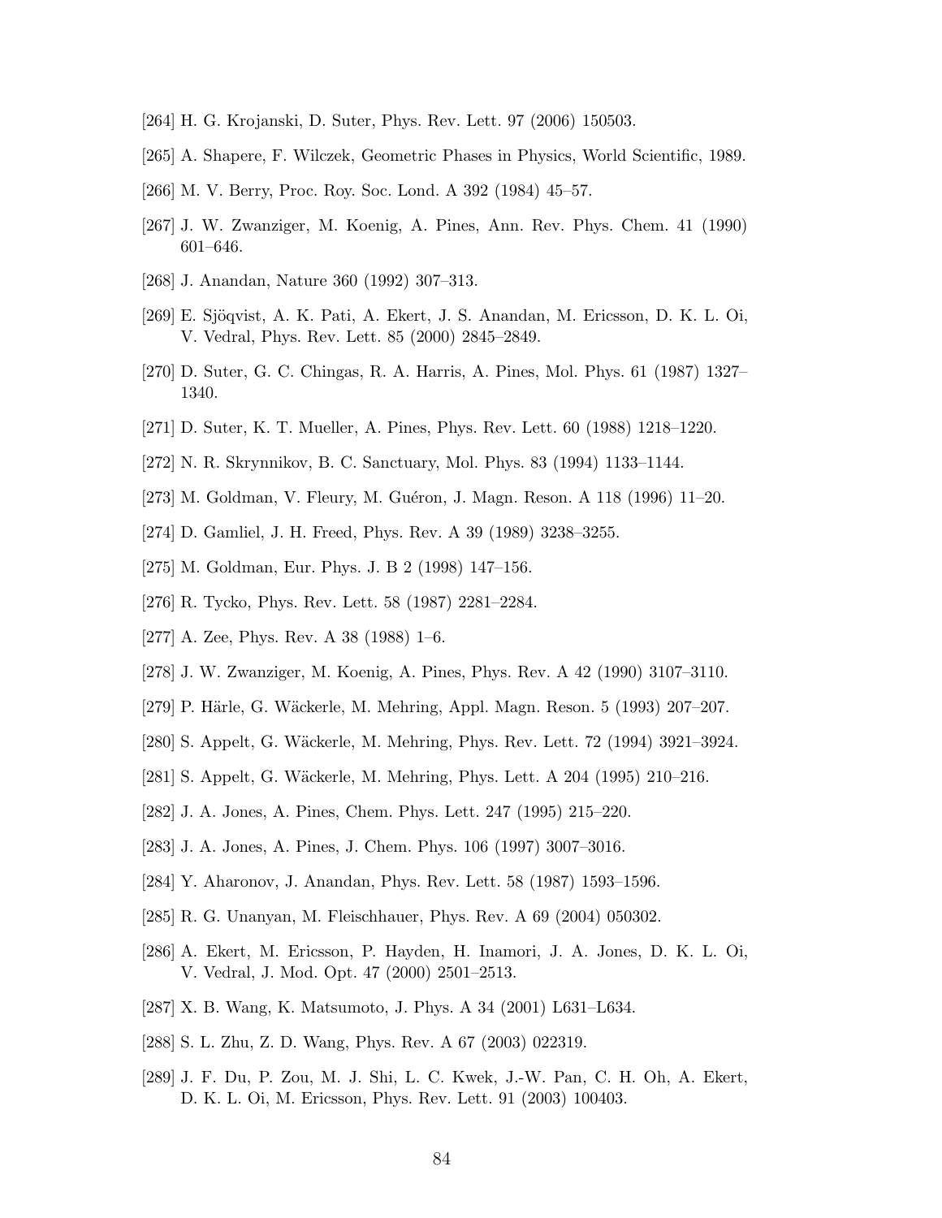[264] H. G. Krojanski, D. Suter, Phys. Rev. Lett. 97 (2006) 150503.

[265] A. Shapere, F. Wilczek, Geometric Phases in Physics, World Scientific, 1989.

[266] M. V. Berry, Proc. Roy. Soc. Lond. A 392 (1984) 45–57.

[267] J. W. Zwanziger, M. Koenig, A. Pines, Ann. Rev. Phys. Chem. 41 (1990) 601–646.

[268] J. Anandan, Nature 360 (1992) 307–313.

[269] E. Sjöqvist, A. K. Pati, A. Ekert, J. S. Anandan, M. Ericsson, D. K. L. Oi, V. Vedral, Phys. Rev. Lett. 85 (2000) 2845–2849.

[270] D. Suter, G. C. Chingas, R. A. Harris, A. Pines, Mol. Phys. 61 (1987) 1327–1340.

[271] D. Suter, K. T. Mueller, A. Pines, Phys. Rev. Lett. 60 (1988) 1218–1220.

[272] N. R. Skrynnikov, B. C. Sanctuary, Mol. Phys. 83 (1994) 1133–1144.

[273] M. Goldman, V. Fleury, M. Guéron, J. Magn. Reson. A 118 (1996) 11–20.

[274] D. Gamliel, J. H. Freed, Phys. Rev. A 39 (1989) 3238–3255.

[275] M. Goldman, Eur. Phys. J. B 2 (1998) 147–156.

[276] R. Tycko, Phys. Rev. Lett. 58 (1987) 2281–2284.

[277] A. Zee, Phys. Rev. A 38 (1988) 1–6.

[278] J. W. Zwanziger, M. Koenig, A. Pines, Phys. Rev. A 42 (1990) 3107–3110.

[279] P. Härle, G. Wäckerle, M. Mehring, Appl. Magn. Reson. 5 (1993) 207–207.

[280] S. Appelt, G. Wäckerle, M. Mehring, Phys. Rev. Lett. 72 (1994) 3921–3924.

[281] S. Appelt, G. Wäckerle, M. Mehring, Phys. Lett. A 204 (1995) 210–216.

[282] J. A. Jones, A. Pines, Chem. Phys. Lett. 247 (1995) 215–220.

[283] J. A. Jones, A. Pines, J. Chem. Phys. 106 (1997) 3007–3016.

[284] Y. Aharonov, J. Anandan, Phys. Rev. Lett. 58 (1987) 1593–1596.

[285] R. G. Unanyan, M. Fleischhauer, Phys. Rev. A 69 (2004) 050302.

[286] A. Ekert, M. Ericsson, P. Hayden, H. Inamori, J. A. Jones, D. K. L. Oi, V. Vedral, J. Mod. Opt. 47 (2000) 2501–2513.

[287] X. B. Wang, K. Matsumoto, J. Phys. A 34 (2001) L631–L634.

[288] S. L. Zhu, Z. D. Wang, Phys. Rev. A 67 (2003) 022319.

[289] J. F. Du, P. Zou, M. J. Shi, L. C. Kwek, J.-W. Pan, C. H. Oh, A. Ekert, D. K. L. Oi, M. Ericsson, Phys. Rev. Lett. 91 (2003) 100403.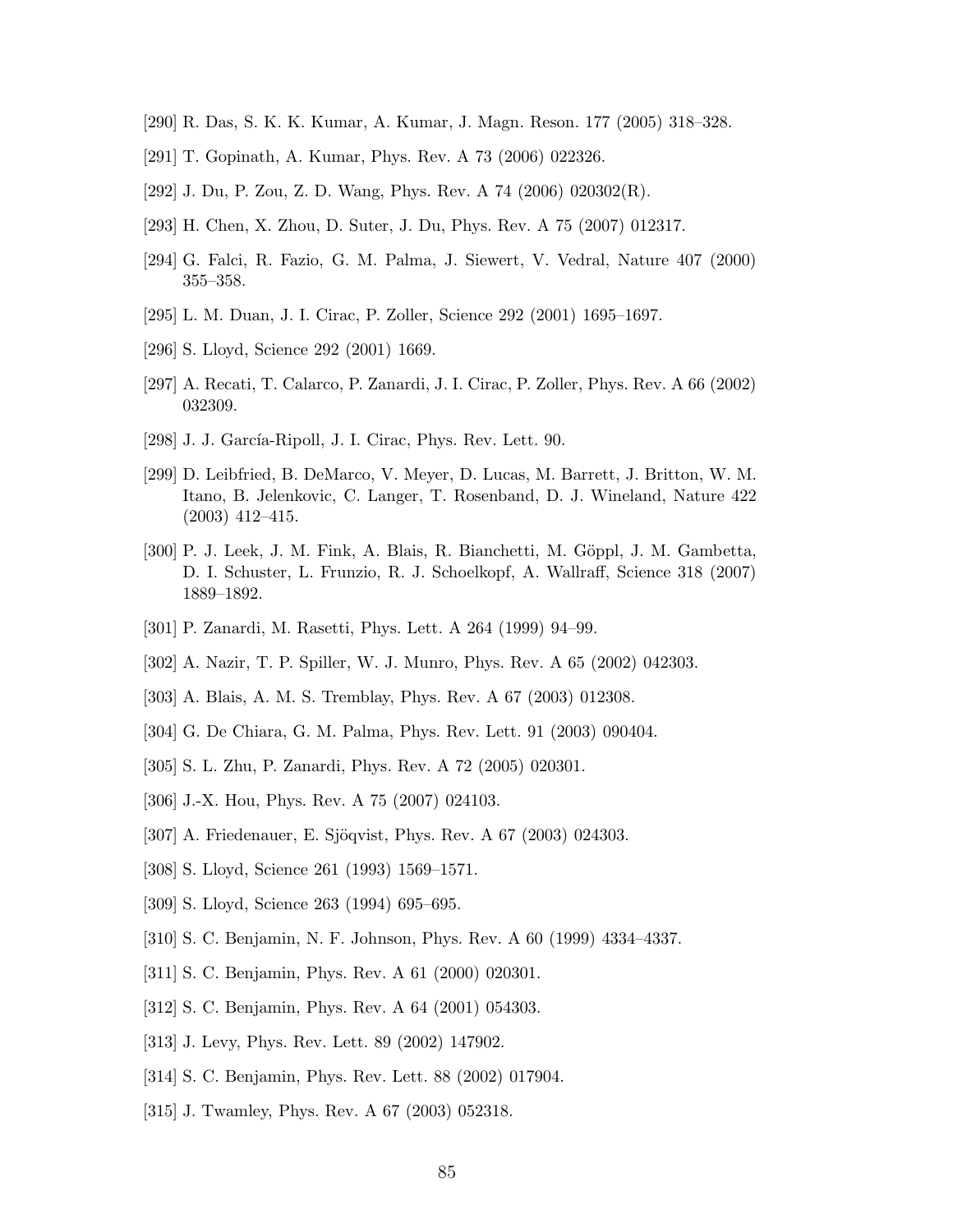[290] R. Das, S. K. K. Kumar, A. Kumar, J. Magn. Reson. 177 (2005) 318–328.

[291] T. Gopinath, A. Kumar, Phys. Rev. A 73 (2006) 022326.

[292] J. Du, P. Zou, Z. D. Wang, Phys. Rev. A 74 (2006) 020302(R).

[293] H. Chen, X. Zhou, D. Suter, J. Du, Phys. Rev. A 75 (2007) 012317.

[294] G. Falci, R. Fazio, G. M. Palma, J. Siewert, V. Vedral, Nature 407 (2000) 355–358.

[295] L. M. Duan, J. I. Cirac, P. Zoller, Science 292 (2001) 1695–1697.

[296] S. Lloyd, Science 292 (2001) 1669.

[297] A. Recati, T. Calarco, P. Zanardi, J. I. Cirac, P. Zoller, Phys. Rev. A 66 (2002) 032309.

[298] J. J. García-Ripoll, J. I. Cirac, Phys. Rev. Lett. 90.

[299] D. Leibfried, B. DeMarco, V. Meyer, D. Lucas, M. Barrett, J. Britton, W. M. Itano, B. Jelenkovic, C. Langer, T. Rosenband, D. J. Wineland, Nature 422 (2003) 412–415.

[300] P. J. Leek, J. M. Fink, A. Blais, R. Bianchetti, M. Göppl, J. M. Gambetta, D. I. Schuster, L. Frunzio, R. J. Schoelkopf, A. Wallraff, Science 318 (2007) 1889–1892.

[301] P. Zanardi, M. Rasetti, Phys. Lett. A 264 (1999) 94–99.

[302] A. Nazir, T. P. Spiller, W. J. Munro, Phys. Rev. A 65 (2002) 042303.

[303] A. Blais, A. M. S. Tremblay, Phys. Rev. A 67 (2003) 012308.

[304] G. De Chiara, G. M. Palma, Phys. Rev. Lett. 91 (2003) 090404.

[305] S. L. Zhu, P. Zanardi, Phys. Rev. A 72 (2005) 020301.

[306] J.-X. Hou, Phys. Rev. A 75 (2007) 024103.

[307] A. Friedenauer, E. Sjöqvist, Phys. Rev. A 67 (2003) 024303.

[308] S. Lloyd, Science 261 (1993) 1569–1571.

[309] S. Lloyd, Science 263 (1994) 695–695.

[310] S. C. Benjamin, N. F. Johnson, Phys. Rev. A 60 (1999) 4334–4337.

[311] S. C. Benjamin, Phys. Rev. A 61 (2000) 020301.

[312] S. C. Benjamin, Phys. Rev. A 64 (2001) 054303.

[313] J. Levy, Phys. Rev. Lett. 89 (2002) 147902.

[314] S. C. Benjamin, Phys. Rev. Lett. 88 (2002) 017904.

[315] J. Twamley, Phys. Rev. A 67 (2003) 052318.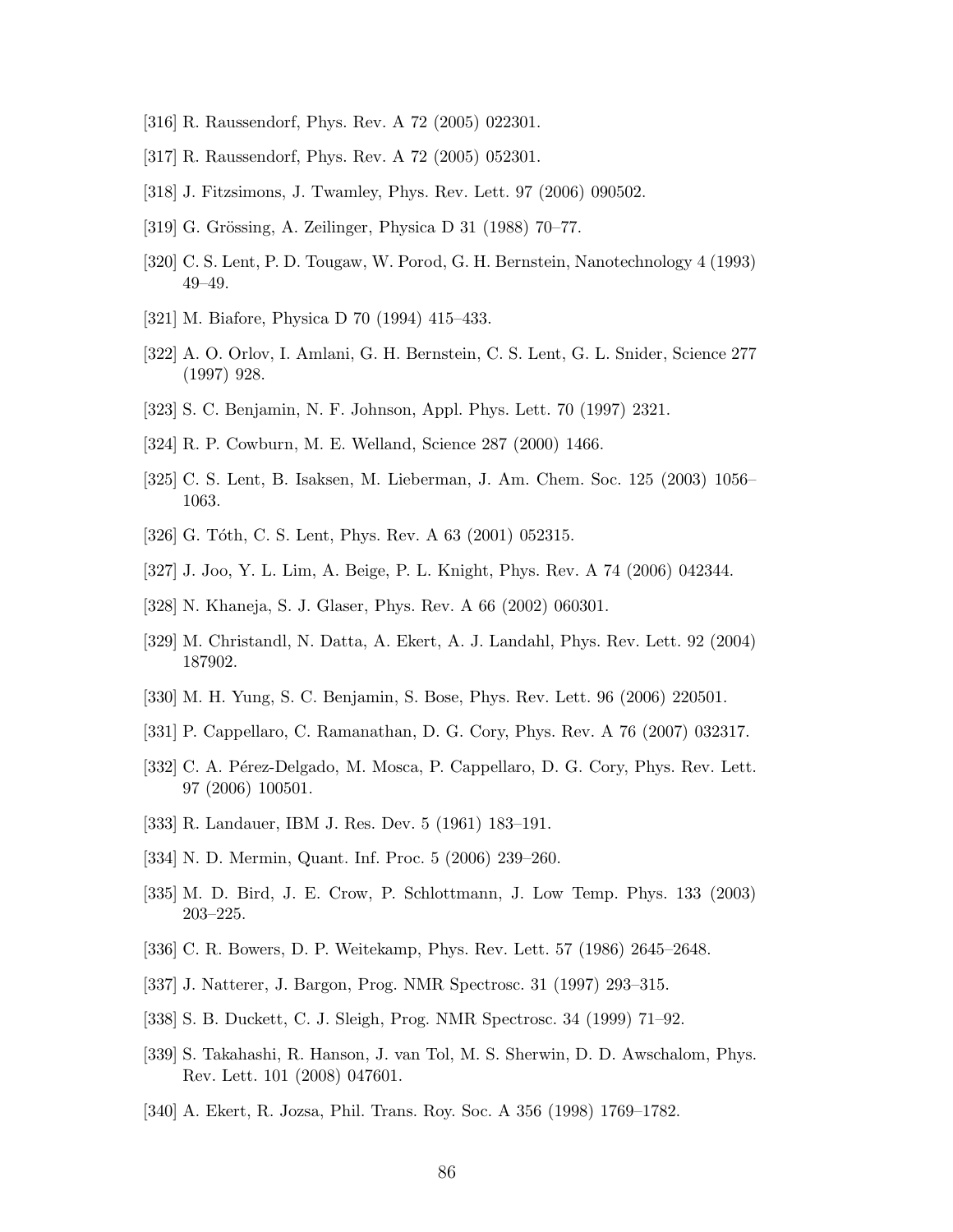[316] R. Raussendorf, Phys. Rev. A 72 (2005) 022301.

[317] R. Raussendorf, Phys. Rev. A 72 (2005) 052301.

[318] J. Fitzsimons, J. Twamley, Phys. Rev. Lett. 97 (2006) 090502.

[319] G. Grössing, A. Zeilinger, Physica D 31 (1988) 70–77.

[320] C. S. Lent, P. D. Tougaw, W. Porod, G. H. Bernstein, Nanotechnology 4 (1993) 49–49.

[321] M. Biafore, Physica D 70 (1994) 415–433.

[322] A. O. Orlov, I. Amlani, G. H. Bernstein, C. S. Lent, G. L. Snider, Science 277 (1997) 928.

[323] S. C. Benjamin, N. F. Johnson, Appl. Phys. Lett. 70 (1997) 2321.

[324] R. P. Cowburn, M. E. Welland, Science 287 (2000) 1466.

[325] C. S. Lent, B. Isaksen, M. Lieberman, J. Am. Chem. Soc. 125 (2003) 1056–1063.

[326] G. Tóth, C. S. Lent, Phys. Rev. A 63 (2001) 052315.

[327] J. Joo, Y. L. Lim, A. Beige, P. L. Knight, Phys. Rev. A 74 (2006) 042344.

[328] N. Khaneja, S. J. Glaser, Phys. Rev. A 66 (2002) 060301.

[329] M. Christandl, N. Datta, A. Ekert, A. J. Landahl, Phys. Rev. Lett. 92 (2004) 187902.

[330] M. H. Yung, S. C. Benjamin, S. Bose, Phys. Rev. Lett. 96 (2006) 220501.

[331] P. Cappellaro, C. Ramanathan, D. G. Cory, Phys. Rev. A 76 (2007) 032317.

[332] C. A. Pérez-Delgado, M. Mosca, P. Cappellaro, D. G. Cory, Phys. Rev. Lett. 97 (2006) 100501.

[333] R. Landauer, IBM J. Res. Dev. 5 (1961) 183–191.

[334] N. D. Mermin, Quant. Inf. Proc. 5 (2006) 239–260.

[335] M. D. Bird, J. E. Crow, P. Schlottmann, J. Low Temp. Phys. 133 (2003) 203–225.

[336] C. R. Bowers, D. P. Weitekamp, Phys. Rev. Lett. 57 (1986) 2645–2648.

[337] J. Natterer, J. Bargon, Prog. NMR Spectrosc. 31 (1997) 293–315.

[338] S. B. Duckett, C. J. Sleigh, Prog. NMR Spectrosc. 34 (1999) 71–92.

[339] S. Takahashi, R. Hanson, J. van Tol, M. S. Sherwin, D. D. Awschalom, Phys. Rev. Lett. 101 (2008) 047601.

[340] A. Ekert, R. Jozsa, Phil. Trans. Roy. Soc. A 356 (1998) 1769–1782.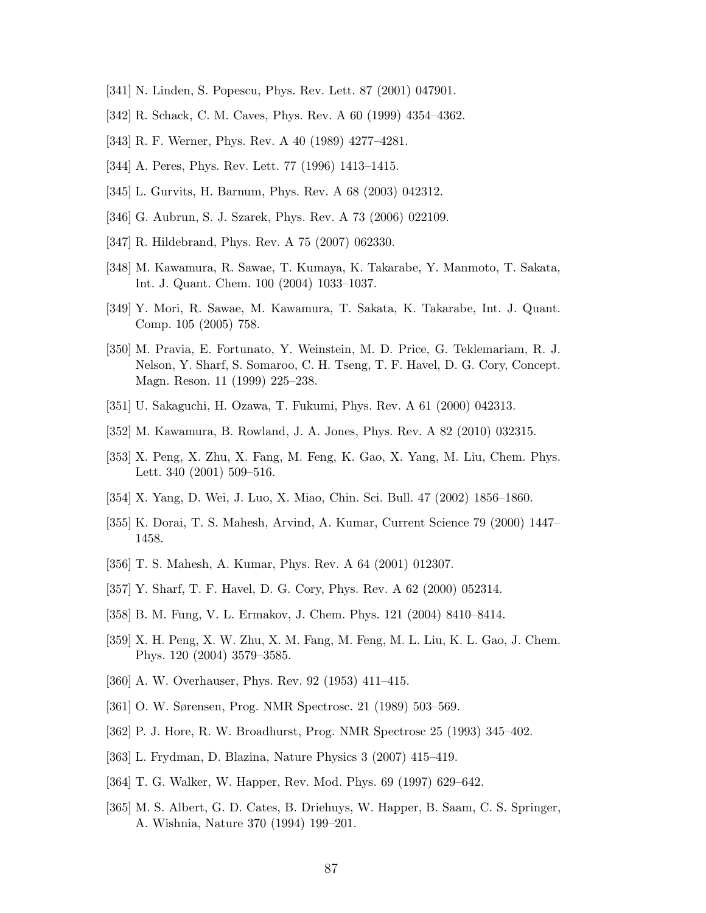[341] N. Linden, S. Popescu, Phys. Rev. Lett. 87 (2001) 047901.

[342] R. Schack, C. M. Caves, Phys. Rev. A 60 (1999) 4354–4362.

[343] R. F. Werner, Phys. Rev. A 40 (1989) 4277–4281.

[344] A. Peres, Phys. Rev. Lett. 77 (1996) 1413–1415.

[345] L. Gurvits, H. Barnum, Phys. Rev. A 68 (2003) 042312.

[346] G. Aubrun, S. J. Szarek, Phys. Rev. A 73 (2006) 022109.

[347] R. Hildebrand, Phys. Rev. A 75 (2007) 062330.

[348] M. Kawamura, R. Sawae, T. Kumaya, K. Takarabe, Y. Manmoto, T. Sakata, Int. J. Quant. Chem. 100 (2004) 1033–1037.

[349] Y. Mori, R. Sawae, M. Kawamura, T. Sakata, K. Takarabe, Int. J. Quant. Comp. 105 (2005) 758.

[350] M. Pravia, E. Fortunato, Y. Weinstein, M. D. Price, G. Teklemariam, R. J. Nelson, Y. Sharf, S. Somaroo, C. H. Tseng, T. F. Havel, D. G. Cory, Concept. Magn. Reson. 11 (1999) 225–238.

[351] U. Sakaguchi, H. Ozawa, T. Fukumi, Phys. Rev. A 61 (2000) 042313.

[352] M. Kawamura, B. Rowland, J. A. Jones, Phys. Rev. A 82 (2010) 032315.

[353] X. Peng, X. Zhu, X. Fang, M. Feng, K. Gao, X. Yang, M. Liu, Chem. Phys. Lett. 340 (2001) 509–516.

[354] X. Yang, D. Wei, J. Luo, X. Miao, Chin. Sci. Bull. 47 (2002) 1856–1860.

[355] K. Dorai, T. S. Mahesh, Arvind, A. Kumar, Current Science 79 (2000) 1447–1458.

[356] T. S. Mahesh, A. Kumar, Phys. Rev. A 64 (2001) 012307.

[357] Y. Sharf, T. F. Havel, D. G. Cory, Phys. Rev. A 62 (2000) 052314.

[358] B. M. Fung, V. L. Ermakov, J. Chem. Phys. 121 (2004) 8410–8414.

[359] X. H. Peng, X. W. Zhu, X. M. Fang, M. Feng, M. L. Liu, K. L. Gao, J. Chem. Phys. 120 (2004) 3579–3585.

[360] A. W. Overhauser, Phys. Rev. 92 (1953) 411–415.

[361] O. W. Sørensen, Prog. NMR Spectrosc. 21 (1989) 503–569.

[362] P. J. Hore, R. W. Broadhurst, Prog. NMR Spectrosc 25 (1993) 345–402.

[363] L. Frydman, D. Blazina, Nature Physics 3 (2007) 415–419.

[364] T. G. Walker, W. Happer, Rev. Mod. Phys. 69 (1997) 629–642.

[365] M. S. Albert, G. D. Cates, B. Driehuys, W. Happer, B. Saam, C. S. Springer, A. Wishnia, Nature 370 (1994) 199–201.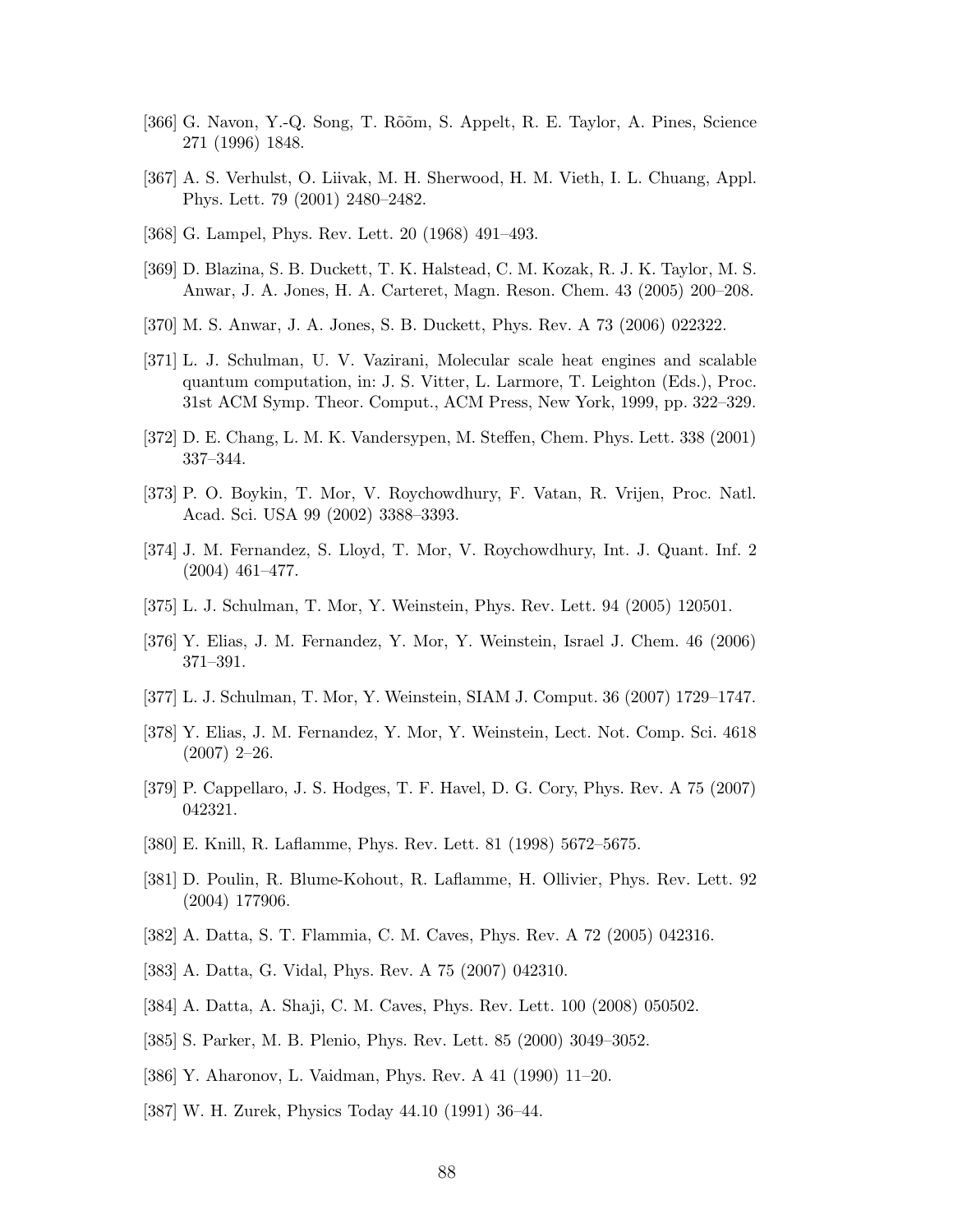[366] G. Navon, Y.-Q. Song, T. Rõõm, S. Appelt, R. E. Taylor, A. Pines, Science 271 (1996) 1848.

[367] A. S. Verhulst, O. Liivak, M. H. Sherwood, H. M. Vieth, I. L. Chuang, Appl. Phys. Lett. 79 (2001) 2480–2482.

[368] G. Lampel, Phys. Rev. Lett. 20 (1968) 491–493.

[369] D. Blazina, S. B. Duckett, T. K. Halstead, C. M. Kozak, R. J. K. Taylor, M. S. Anwar, J. A. Jones, H. A. Carteret, Magn. Reson. Chem. 43 (2005) 200–208.

[370] M. S. Anwar, J. A. Jones, S. B. Duckett, Phys. Rev. A 73 (2006) 022322.

[371] L. J. Schulman, U. V. Vazirani, Molecular scale heat engines and scalable quantum computation, in: J. S. Vitter, L. Larmore, T. Leighton (Eds.), Proc. 31st ACM Symp. Theor. Comput., ACM Press, New York, 1999, pp. 322–329.

[372] D. E. Chang, L. M. K. Vandersypen, M. Steffen, Chem. Phys. Lett. 338 (2001) 337–344.

[373] P. O. Boykin, T. Mor, V. Roychowdhury, F. Vatan, R. Vrijen, Proc. Natl. Acad. Sci. USA 99 (2002) 3388–3393.

[374] J. M. Fernandez, S. Lloyd, T. Mor, V. Roychowdhury, Int. J. Quant. Inf. 2 (2004) 461–477.

[375] L. J. Schulman, T. Mor, Y. Weinstein, Phys. Rev. Lett. 94 (2005) 120501.

[376] Y. Elias, J. M. Fernandez, Y. Mor, Y. Weinstein, Israel J. Chem. 46 (2006) 371–391.

[377] L. J. Schulman, T. Mor, Y. Weinstein, SIAM J. Comput. 36 (2007) 1729–1747.

[378] Y. Elias, J. M. Fernandez, Y. Mor, Y. Weinstein, Lect. Not. Comp. Sci. 4618 (2007) 2–26.

[379] P. Cappellaro, J. S. Hodges, T. F. Havel, D. G. Cory, Phys. Rev. A 75 (2007) 042321.

[380] E. Knill, R. Laflamme, Phys. Rev. Lett. 81 (1998) 5672–5675.

[381] D. Poulin, R. Blume-Kohout, R. Laflamme, H. Ollivier, Phys. Rev. Lett. 92 (2004) 177906.

[382] A. Datta, S. T. Flammia, C. M. Caves, Phys. Rev. A 72 (2005) 042316.

[383] A. Datta, G. Vidal, Phys. Rev. A 75 (2007) 042310.

[384] A. Datta, A. Shaji, C. M. Caves, Phys. Rev. Lett. 100 (2008) 050502.

[385] S. Parker, M. B. Plenio, Phys. Rev. Lett. 85 (2000) 3049–3052.

[386] Y. Aharonov, L. Vaidman, Phys. Rev. A 41 (1990) 11–20.

[387] W. H. Zurek, Physics Today 44.10 (1991) 36–44.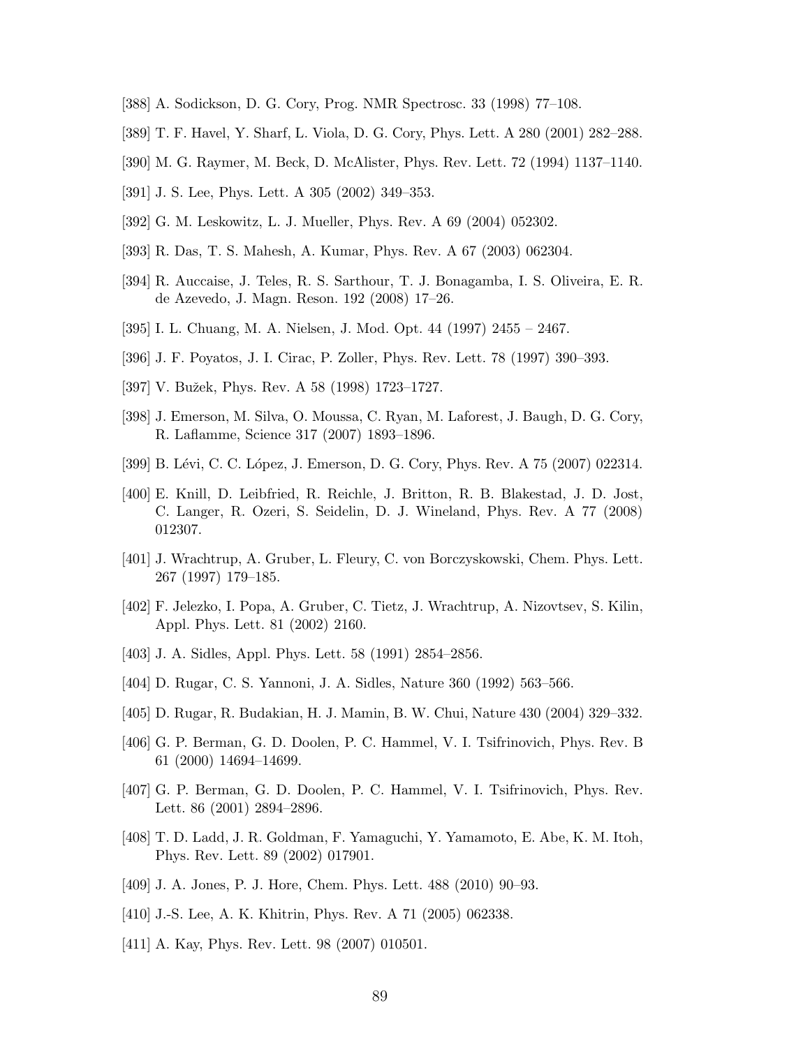[388] A. Sodickson, D. G. Cory, Prog. NMR Spectrosc. 33 (1998) 77–108.

[389] T. F. Havel, Y. Sharf, L. Viola, D. G. Cory, Phys. Lett. A 280 (2001) 282–288.

[390] M. G. Raymer, M. Beck, D. McAlister, Phys. Rev. Lett. 72 (1994) 1137–1140.

[391] J. S. Lee, Phys. Lett. A 305 (2002) 349–353.

[392] G. M. Leskowitz, L. J. Mueller, Phys. Rev. A 69 (2004) 052302.

[393] R. Das, T. S. Mahesh, A. Kumar, Phys. Rev. A 67 (2003) 062304.

[394] R. Auccaise, J. Teles, R. S. Sarthour, T. J. Bonagamba, I. S. Oliveira, E. R. de Azevedo, J. Magn. Reson. 192 (2008) 17–26.

[395] I. L. Chuang, M. A. Nielsen, J. Mod. Opt. 44 (1997) 2455 – 2467.

[396] J. F. Poyatos, J. I. Cirac, P. Zoller, Phys. Rev. Lett. 78 (1997) 390–393.

[397] V. Bužek, Phys. Rev. A 58 (1998) 1723–1727.

[398] J. Emerson, M. Silva, O. Moussa, C. Ryan, M. Laforest, J. Baugh, D. G. Cory, R. Laflamme, Science 317 (2007) 1893–1896.

[399] B. Lévi, C. C. López, J. Emerson, D. G. Cory, Phys. Rev. A 75 (2007) 022314.

[400] E. Knill, D. Leibfried, R. Reichle, J. Britton, R. B. Blakestad, J. D. Jost, C. Langer, R. Ozeri, S. Seidelin, D. J. Wineland, Phys. Rev. A 77 (2008) 012307.

[401] J. Wrachtrup, A. Gruber, L. Fleury, C. von Borczyskowski, Chem. Phys. Lett. 267 (1997) 179–185.

[402] F. Jelezko, I. Popa, A. Gruber, C. Tietz, J. Wrachtrup, A. Nizovtsev, S. Kilin, Appl. Phys. Lett. 81 (2002) 2160.

[403] J. A. Sidles, Appl. Phys. Lett. 58 (1991) 2854–2856.

[404] D. Rugar, C. S. Yannoni, J. A. Sidles, Nature 360 (1992) 563–566.

[405] D. Rugar, R. Budakian, H. J. Mamin, B. W. Chui, Nature 430 (2004) 329–332.

[406] G. P. Berman, G. D. Doolen, P. C. Hammel, V. I. Tsifrinovich, Phys. Rev. B 61 (2000) 14694–14699.

[407] G. P. Berman, G. D. Doolen, P. C. Hammel, V. I. Tsifrinovich, Phys. Rev. Lett. 86 (2001) 2894–2896.

[408] T. D. Ladd, J. R. Goldman, F. Yamaguchi, Y. Yamamoto, E. Abe, K. M. Itoh, Phys. Rev. Lett. 89 (2002) 017901.

[409] J. A. Jones, P. J. Hore, Chem. Phys. Lett. 488 (2010) 90–93.

[410] J.-S. Lee, A. K. Khitrin, Phys. Rev. A 71 (2005) 062338.

[411] A. Kay, Phys. Rev. Lett. 98 (2007) 010501.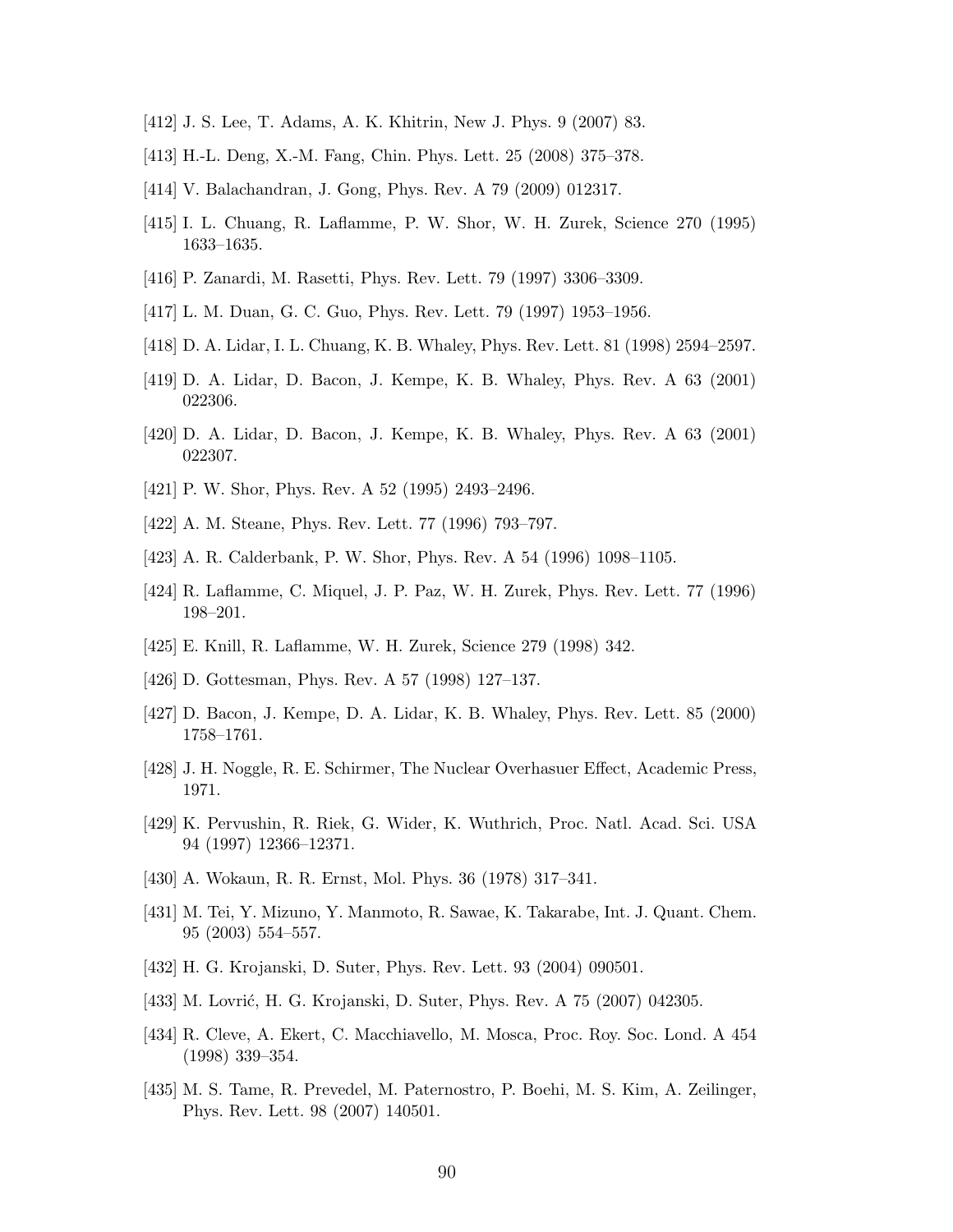[412] J. S. Lee, T. Adams, A. K. Khitrin, New J. Phys. 9 (2007) 83.

[413] H.-L. Deng, X.-M. Fang, Chin. Phys. Lett. 25 (2008) 375–378.

[414] V. Balachandran, J. Gong, Phys. Rev. A 79 (2009) 012317.

[415] I. L. Chuang, R. Laflamme, P. W. Shor, W. H. Zurek, Science 270 (1995) 1633–1635.

[416] P. Zanardi, M. Rasetti, Phys. Rev. Lett. 79 (1997) 3306–3309.

[417] L. M. Duan, G. C. Guo, Phys. Rev. Lett. 79 (1997) 1953–1956.

[418] D. A. Lidar, I. L. Chuang, K. B. Whaley, Phys. Rev. Lett. 81 (1998) 2594–2597.

[419] D. A. Lidar, D. Bacon, J. Kempe, K. B. Whaley, Phys. Rev. A 63 (2001) 022306.

[420] D. A. Lidar, D. Bacon, J. Kempe, K. B. Whaley, Phys. Rev. A 63 (2001) 022307.

[421] P. W. Shor, Phys. Rev. A 52 (1995) 2493–2496.

[422] A. M. Steane, Phys. Rev. Lett. 77 (1996) 793–797.

[423] A. R. Calderbank, P. W. Shor, Phys. Rev. A 54 (1996) 1098–1105.

[424] R. Laflamme, C. Miquel, J. P. Paz, W. H. Zurek, Phys. Rev. Lett. 77 (1996) 198–201.

[425] E. Knill, R. Laflamme, W. H. Zurek, Science 279 (1998) 342.

[426] D. Gottesman, Phys. Rev. A 57 (1998) 127–137.

[427] D. Bacon, J. Kempe, D. A. Lidar, K. B. Whaley, Phys. Rev. Lett. 85 (2000) 1758–1761.

[428] J. H. Noggle, R. E. Schirmer, The Nuclear Overhasuer Effect, Academic Press, 1971.

[429] K. Pervushin, R. Riek, G. Wider, K. Wuthrich, Proc. Natl. Acad. Sci. USA 94 (1997) 12366–12371.

[430] A. Wokaun, R. R. Ernst, Mol. Phys. 36 (1978) 317–341.

[431] M. Tei, Y. Mizuno, Y. Manmoto, R. Sawae, K. Takarabe, Int. J. Quant. Chem. 95 (2003) 554–557.

[432] H. G. Krojanski, D. Suter, Phys. Rev. Lett. 93 (2004) 090501.

[433] M. Lovrić, H. G. Krojanski, D. Suter, Phys. Rev. A 75 (2007) 042305.

[434] R. Cleve, A. Ekert, C. Macchiavello, M. Mosca, Proc. Roy. Soc. Lond. A 454 (1998) 339–354.

[435] M. S. Tame, R. Prevedel, M. Paternostro, P. Boehi, M. S. Kim, A. Zeilinger, Phys. Rev. Lett. 98 (2007) 140501.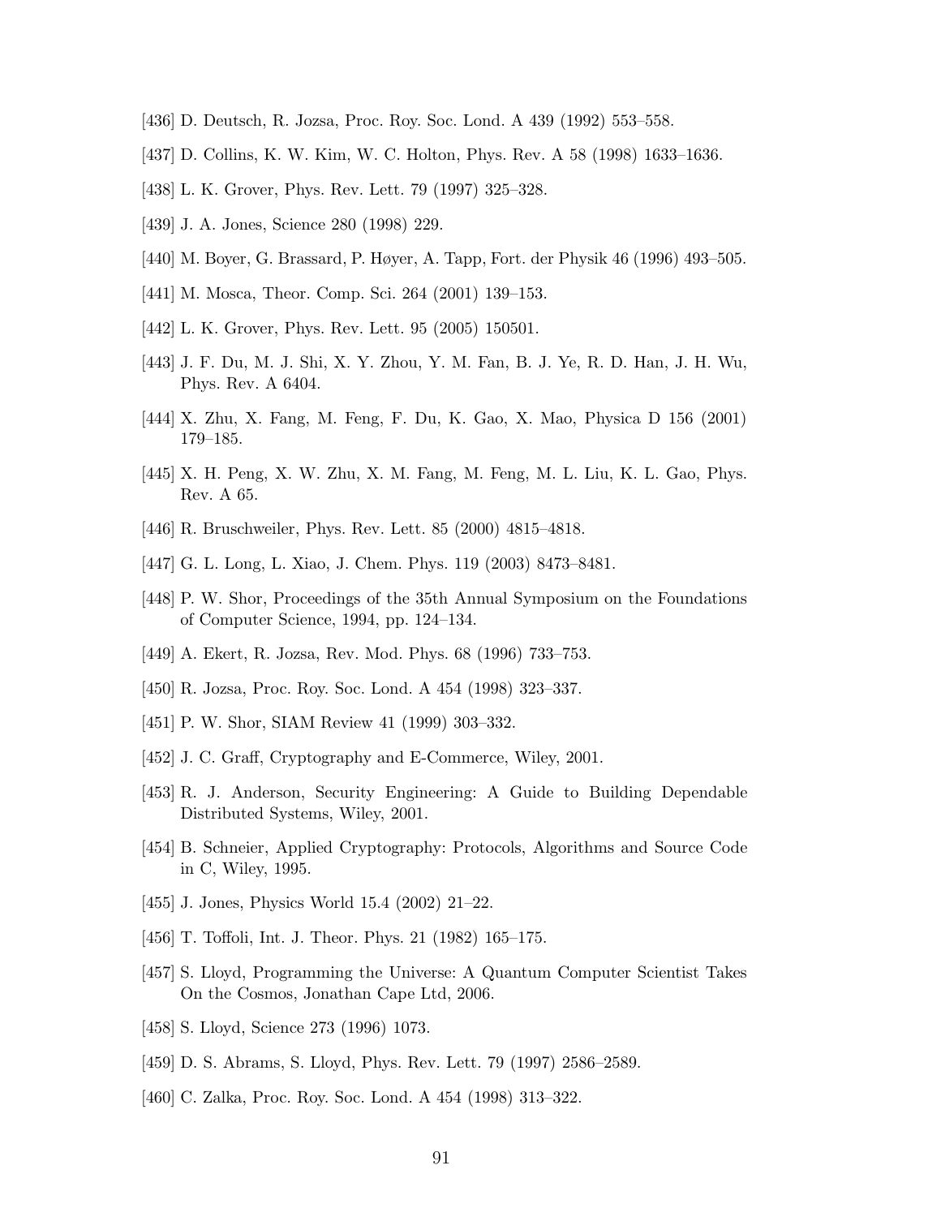[436] D. Deutsch, R. Jozsa, Proc. Roy. Soc. Lond. A 439 (1992) 553–558.

[437] D. Collins, K. W. Kim, W. C. Holton, Phys. Rev. A 58 (1998) 1633–1636.

[438] L. K. Grover, Phys. Rev. Lett. 79 (1997) 325–328.

[439] J. A. Jones, Science 280 (1998) 229.

[440] M. Boyer, G. Brassard, P. Høyer, A. Tapp, Fort. der Physik 46 (1996) 493–505.

[441] M. Mosca, Theor. Comp. Sci. 264 (2001) 139–153.

[442] L. K. Grover, Phys. Rev. Lett. 95 (2005) 150501.

[443] J. F. Du, M. J. Shi, X. Y. Zhou, Y. M. Fan, B. J. Ye, R. D. Han, J. H. Wu, Phys. Rev. A 6404.

[444] X. Zhu, X. Fang, M. Feng, F. Du, K. Gao, X. Mao, Physica D 156 (2001) 179–185.

[445] X. H. Peng, X. W. Zhu, X. M. Fang, M. Feng, M. L. Liu, K. L. Gao, Phys. Rev. A 65.

[446] R. Bruschweiler, Phys. Rev. Lett. 85 (2000) 4815–4818.

[447] G. L. Long, L. Xiao, J. Chem. Phys. 119 (2003) 8473–8481.

[448] P. W. Shor, Proceedings of the 35th Annual Symposium on the Foundations of Computer Science, 1994, pp. 124–134.

[449] A. Ekert, R. Jozsa, Rev. Mod. Phys. 68 (1996) 733–753.

[450] R. Jozsa, Proc. Roy. Soc. Lond. A 454 (1998) 323–337.

[451] P. W. Shor, SIAM Review 41 (1999) 303–332.

[452] J. C. Graff, Cryptography and E-Commerce, Wiley, 2001.

[453] R. J. Anderson, Security Engineering: A Guide to Building Dependable Distributed Systems, Wiley, 2001.

[454] B. Schneier, Applied Cryptography: Protocols, Algorithms and Source Code in C, Wiley, 1995.

[455] J. Jones, Physics World 15.4 (2002) 21–22.

[456] T. Toffoli, Int. J. Theor. Phys. 21 (1982) 165–175.

[457] S. Lloyd, Programming the Universe: A Quantum Computer Scientist Takes On the Cosmos, Jonathan Cape Ltd, 2006.

[458] S. Lloyd, Science 273 (1996) 1073.

[459] D. S. Abrams, S. Lloyd, Phys. Rev. Lett. 79 (1997) 2586–2589.

[460] C. Zalka, Proc. Roy. Soc. Lond. A 454 (1998) 313–322.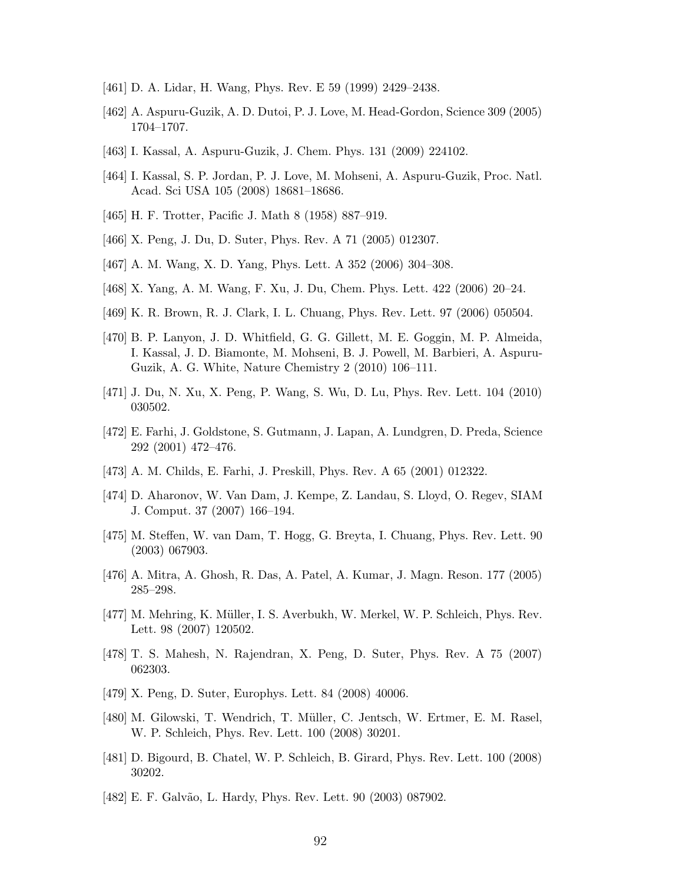[461] D. A. Lidar, H. Wang, Phys. Rev. E 59 (1999) 2429–2438.

[462] A. Aspuru-Guzik, A. D. Dutoi, P. J. Love, M. Head-Gordon, Science 309 (2005) 1704–1707.

[463] I. Kassal, A. Aspuru-Guzik, J. Chem. Phys. 131 (2009) 224102.

[464] I. Kassal, S. P. Jordan, P. J. Love, M. Mohseni, A. Aspuru-Guzik, Proc. Natl. Acad. Sci USA 105 (2008) 18681–18686.

[465] H. F. Trotter, Pacific J. Math 8 (1958) 887–919.

[466] X. Peng, J. Du, D. Suter, Phys. Rev. A 71 (2005) 012307.

[467] A. M. Wang, X. D. Yang, Phys. Lett. A 352 (2006) 304–308.

[468] X. Yang, A. M. Wang, F. Xu, J. Du, Chem. Phys. Lett. 422 (2006) 20–24.

[469] K. R. Brown, R. J. Clark, I. L. Chuang, Phys. Rev. Lett. 97 (2006) 050504.

[470] B. P. Lanyon, J. D. Whitfield, G. G. Gillett, M. E. Goggin, M. P. Almeida, I. Kassal, J. D. Biamonte, M. Mohseni, B. J. Powell, M. Barbieri, A. Aspuru-Guzik, A. G. White, Nature Chemistry 2 (2010) 106–111.

[471] J. Du, N. Xu, X. Peng, P. Wang, S. Wu, D. Lu, Phys. Rev. Lett. 104 (2010) 030502.

[472] E. Farhi, J. Goldstone, S. Gutmann, J. Lapan, A. Lundgren, D. Preda, Science 292 (2001) 472–476.

[473] A. M. Childs, E. Farhi, J. Preskill, Phys. Rev. A 65 (2001) 012322.

[474] D. Aharonov, W. Van Dam, J. Kempe, Z. Landau, S. Lloyd, O. Regev, SIAM J. Comput. 37 (2007) 166–194.

[475] M. Steffen, W. van Dam, T. Hogg, G. Breyta, I. Chuang, Phys. Rev. Lett. 90 (2003) 067903.

[476] A. Mitra, A. Ghosh, R. Das, A. Patel, A. Kumar, J. Magn. Reson. 177 (2005) 285–298.

[477] M. Mehring, K. Müller, I. S. Averbukh, W. Merkel, W. P. Schleich, Phys. Rev. Lett. 98 (2007) 120502.

[478] T. S. Mahesh, N. Rajendran, X. Peng, D. Suter, Phys. Rev. A 75 (2007) 062303.

[479] X. Peng, D. Suter, Europhys. Lett. 84 (2008) 40006.

[480] M. Gilowski, T. Wendrich, T. Müller, C. Jentsch, W. Ertmer, E. M. Rasel, W. P. Schleich, Phys. Rev. Lett. 100 (2008) 30201.

[481] D. Bigourd, B. Chatel, W. P. Schleich, B. Girard, Phys. Rev. Lett. 100 (2008) 30202.

[482] E. F. Galvão, L. Hardy, Phys. Rev. Lett. 90 (2003) 087902.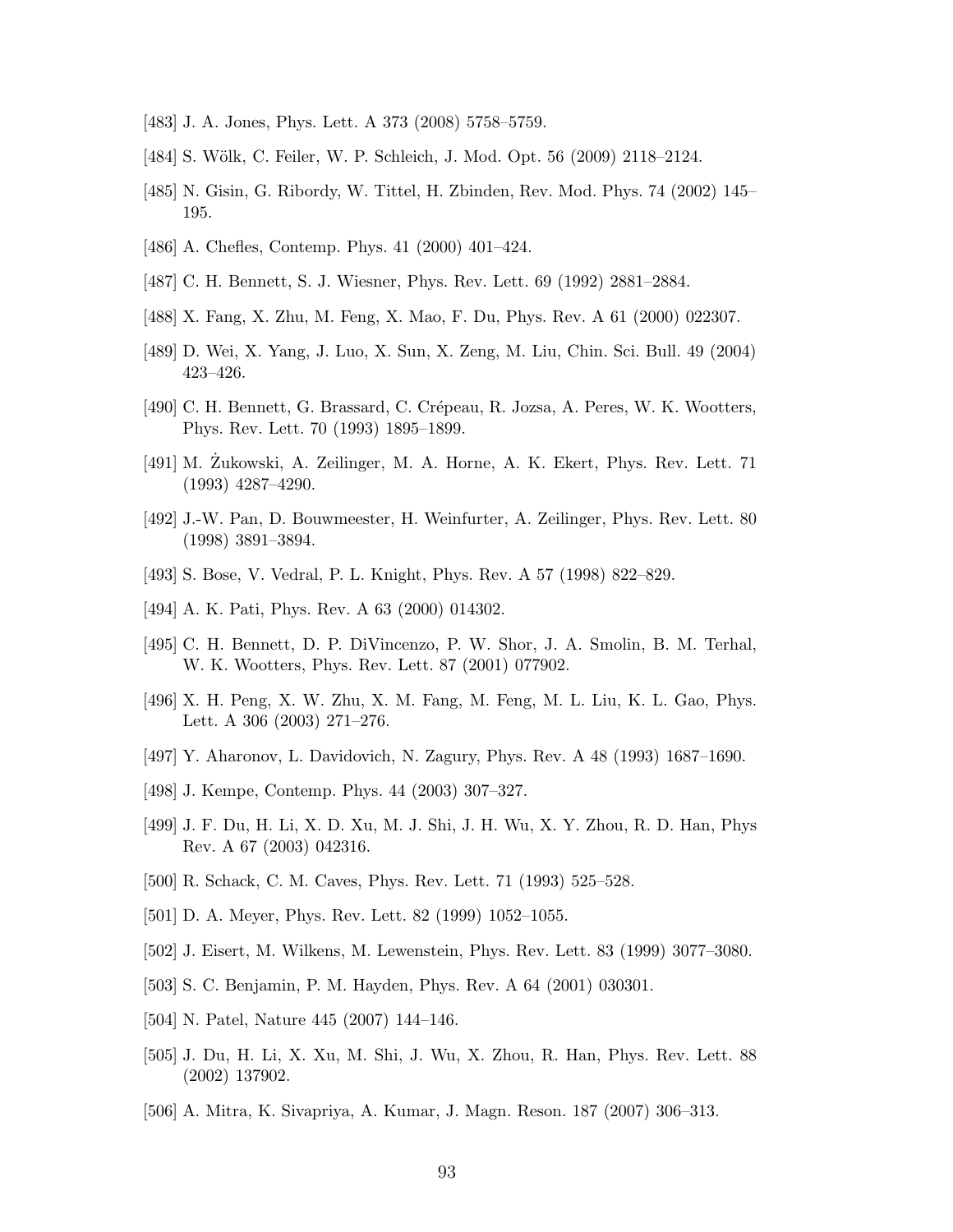[483] J. A. Jones, Phys. Lett. A 373 (2008) 5758–5759.

[484] S. Wölk, C. Feiler, W. P. Schleich, J. Mod. Opt. 56 (2009) 2118–2124.

[485] N. Gisin, G. Ribordy, W. Tittel, H. Zbinden, Rev. Mod. Phys. 74 (2002) 145–195.

[486] A. Chefles, Contemp. Phys. 41 (2000) 401–424.

[487] C. H. Bennett, S. J. Wiesner, Phys. Rev. Lett. 69 (1992) 2881–2884.

[488] X. Fang, X. Zhu, M. Feng, X. Mao, F. Du, Phys. Rev. A 61 (2000) 022307.

[489] D. Wei, X. Yang, J. Luo, X. Sun, X. Zeng, M. Liu, Chin. Sci. Bull. 49 (2004) 423–426.

[490] C. H. Bennett, G. Brassard, C. Crépeau, R. Jozsa, A. Peres, W. K. Wootters, Phys. Rev. Lett. 70 (1993) 1895–1899.

[491] M. Żukowski, A. Zeilinger, M. A. Horne, A. K. Ekert, Phys. Rev. Lett. 71 (1993) 4287–4290.

[492] J.-W. Pan, D. Bouwmeester, H. Weinfurter, A. Zeilinger, Phys. Rev. Lett. 80 (1998) 3891–3894.

[493] S. Bose, V. Vedral, P. L. Knight, Phys. Rev. A 57 (1998) 822–829.

[494] A. K. Pati, Phys. Rev. A 63 (2000) 014302.

[495] C. H. Bennett, D. P. DiVincenzo, P. W. Shor, J. A. Smolin, B. M. Terhal, W. K. Wootters, Phys. Rev. Lett. 87 (2001) 077902.

[496] X. H. Peng, X. W. Zhu, X. M. Fang, M. Feng, M. L. Liu, K. L. Gao, Phys. Lett. A 306 (2003) 271–276.

[497] Y. Aharonov, L. Davidovich, N. Zagury, Phys. Rev. A 48 (1993) 1687–1690.

[498] J. Kempe, Contemp. Phys. 44 (2003) 307–327.

[499] J. F. Du, H. Li, X. D. Xu, M. J. Shi, J. H. Wu, X. Y. Zhou, R. D. Han, Phys Rev. A 67 (2003) 042316.

[500] R. Schack, C. M. Caves, Phys. Rev. Lett. 71 (1993) 525–528.

[501] D. A. Meyer, Phys. Rev. Lett. 82 (1999) 1052–1055.

[502] J. Eisert, M. Wilkens, M. Lewenstein, Phys. Rev. Lett. 83 (1999) 3077–3080.

[503] S. C. Benjamin, P. M. Hayden, Phys. Rev. A 64 (2001) 030301.

[504] N. Patel, Nature 445 (2007) 144–146.

[505] J. Du, H. Li, X. Xu, M. Shi, J. Wu, X. Zhou, R. Han, Phys. Rev. Lett. 88 (2002) 137902.

[506] A. Mitra, K. Sivapriya, A. Kumar, J. Magn. Reson. 187 (2007) 306–313.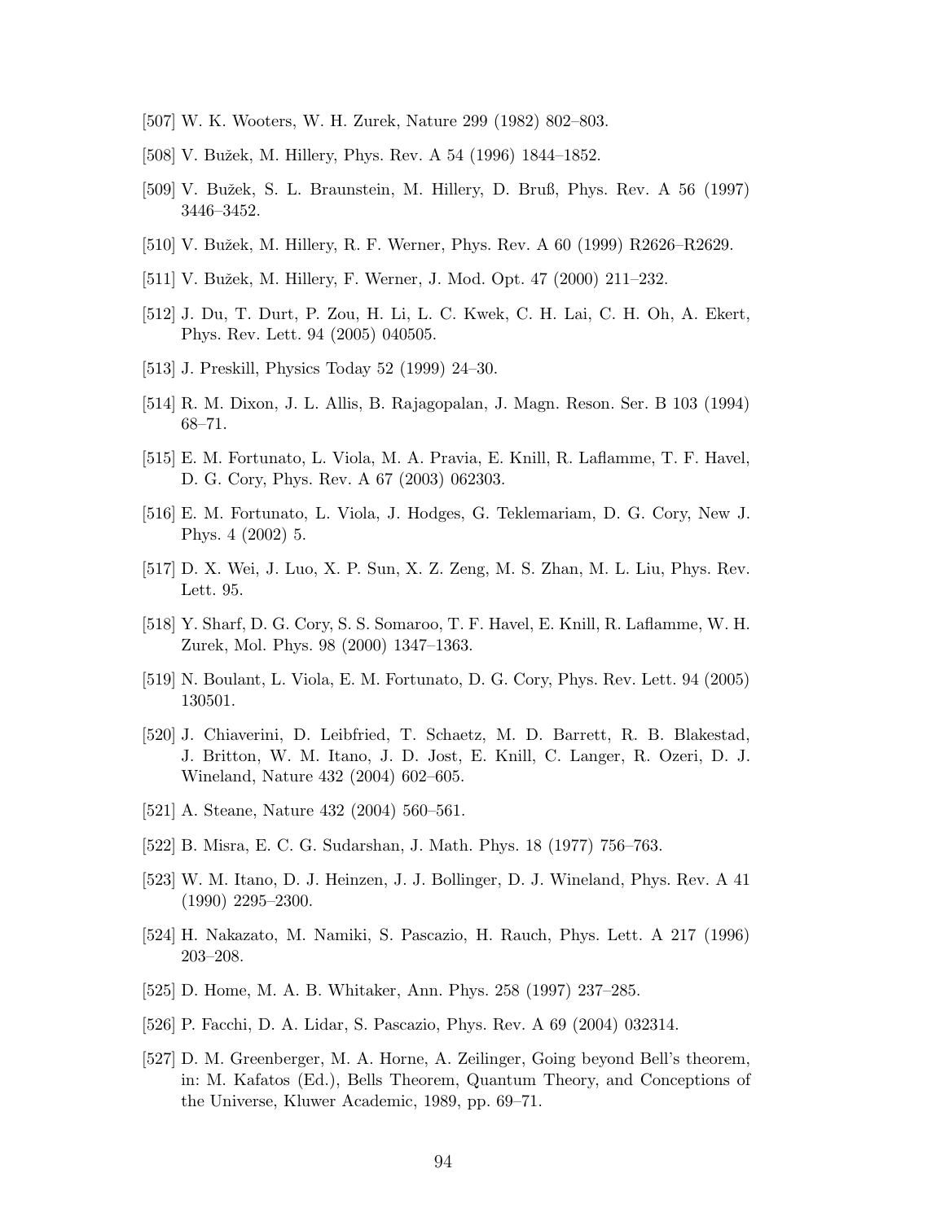[507] W. K. Wooters, W. H. Zurek, Nature 299 (1982) 802–803.

[508] V. Bužek, M. Hillery, Phys. Rev. A 54 (1996) 1844–1852.

[509] V. Bužek, S. L. Braunstein, M. Hillery, D. Bruß, Phys. Rev. A 56 (1997) 3446–3452.

[510] V. Bužek, M. Hillery, R. F. Werner, Phys. Rev. A 60 (1999) R2626–R2629.

[511] V. Bužek, M. Hillery, F. Werner, J. Mod. Opt. 47 (2000) 211–232.

[512] J. Du, T. Durt, P. Zou, H. Li, L. C. Kwek, C. H. Lai, C. H. Oh, A. Ekert, Phys. Rev. Lett. 94 (2005) 040505.

[513] J. Preskill, Physics Today 52 (1999) 24–30.

[514] R. M. Dixon, J. L. Allis, B. Rajagopalan, J. Magn. Reson. Ser. B 103 (1994) 68–71.

[515] E. M. Fortunato, L. Viola, M. A. Pravia, E. Knill, R. Laflamme, T. F. Havel, D. G. Cory, Phys. Rev. A 67 (2003) 062303.

[516] E. M. Fortunato, L. Viola, J. Hodges, G. Teklemariam, D. G. Cory, New J. Phys. 4 (2002) 5.

[517] D. X. Wei, J. Luo, X. P. Sun, X. Z. Zeng, M. S. Zhan, M. L. Liu, Phys. Rev. Lett. 95.

[518] Y. Sharf, D. G. Cory, S. S. Somaroo, T. F. Havel, E. Knill, R. Laflamme, W. H. Zurek, Mol. Phys. 98 (2000) 1347–1363.

[519] N. Boulant, L. Viola, E. M. Fortunato, D. G. Cory, Phys. Rev. Lett. 94 (2005) 130501.

[520] J. Chiaverini, D. Leibfried, T. Schaetz, M. D. Barrett, R. B. Blakestad, J. Britton, W. M. Itano, J. D. Jost, E. Knill, C. Langer, R. Ozeri, D. J. Wineland, Nature 432 (2004) 602–605.

[521] A. Steane, Nature 432 (2004) 560–561.

[522] B. Misra, E. C. G. Sudarshan, J. Math. Phys. 18 (1977) 756–763.

[523] W. M. Itano, D. J. Heinzen, J. J. Bollinger, D. J. Wineland, Phys. Rev. A 41 (1990) 2295–2300.

[524] H. Nakazato, M. Namiki, S. Pascazio, H. Rauch, Phys. Lett. A 217 (1996) 203–208.

[525] D. Home, M. A. B. Whitaker, Ann. Phys. 258 (1997) 237–285.

[526] P. Facchi, D. A. Lidar, S. Pascazio, Phys. Rev. A 69 (2004) 032314.

[527] D. M. Greenberger, M. A. Horne, A. Zeilinger, Going beyond Bell's theorem, in: M. Kafatos (Ed.), Bells Theorem, Quantum Theory, and Conceptions of the Universe, Kluwer Academic, 1989, pp. 69–71.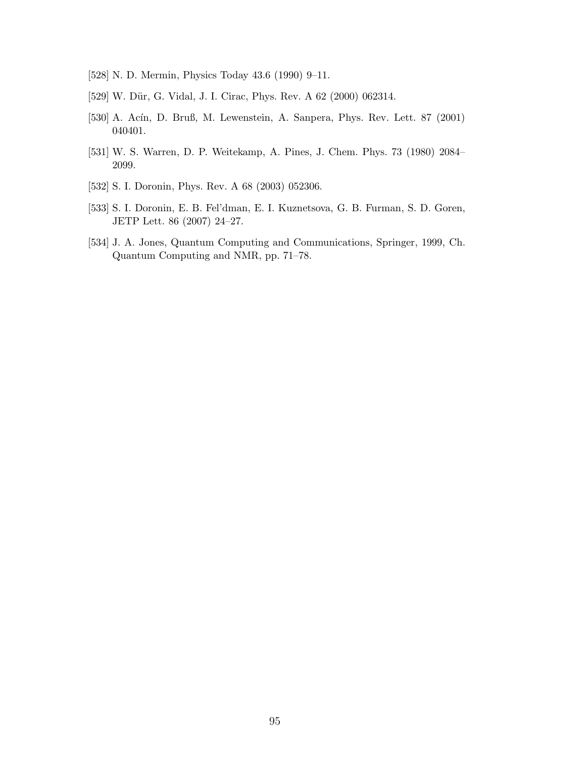[528] N. D. Mermin, Physics Today 43.6 (1990) 9–11.

[529] W. Dür, G. Vidal, J. I. Cirac, Phys. Rev. A 62 (2000) 062314.

[530] A. Acín, D. Bruß, M. Lewenstein, A. Sanpera, Phys. Rev. Lett. 87 (2001) 040401.

[531] W. S. Warren, D. P. Weitekamp, A. Pines, J. Chem. Phys. 73 (1980) 2084–2099.

[532] S. I. Doronin, Phys. Rev. A 68 (2003) 052306.

[533] S. I. Doronin, E. B. Fel'dman, E. I. Kuznetsova, G. B. Furman, S. D. Goren, JETP Lett. 86 (2007) 24–27.

[534] J. A. Jones, Quantum Computing and Communications, Springer, 1999, Ch. Quantum Computing and NMR, pp. 71–78.